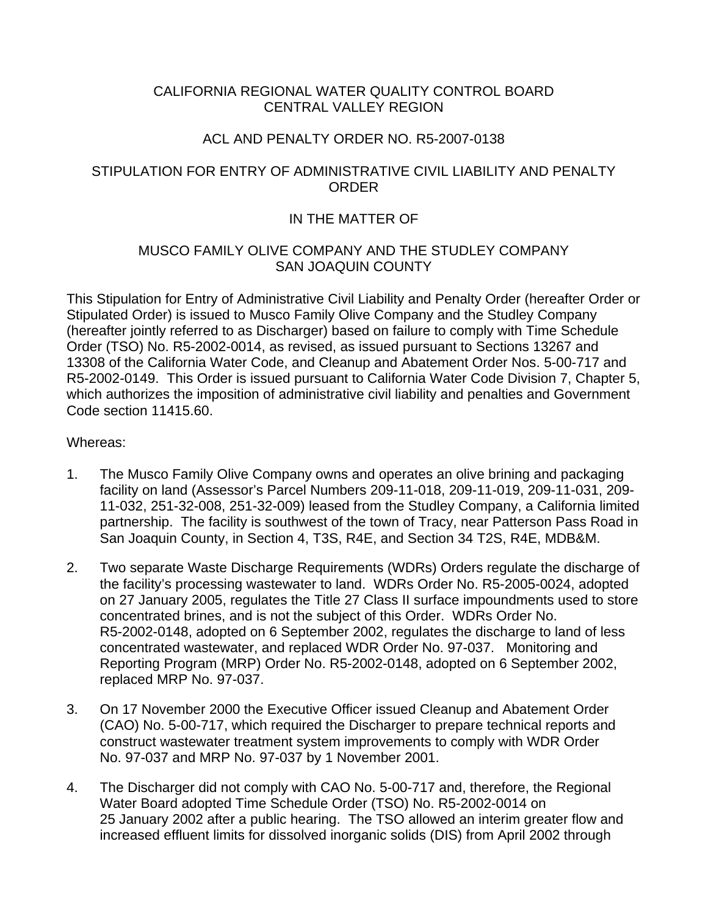CALIFORNIA REGIONAL WATER QUALITY CONTROL BOARD
CENTRAL VALLEY REGION

ACL AND PENALTY ORDER NO. R5-2007-0138

STIPULATION FOR ENTRY OF ADMINISTRATIVE CIVIL LIABILITY AND PENALTY ORDER

IN THE MATTER OF

MUSCO FAMILY OLIVE COMPANY AND THE STUDLEY COMPANY
SAN JOAQUIN COUNTY

This Stipulation for Entry of Administrative Civil Liability and Penalty Order (hereafter Order or Stipulated Order) is issued to Musco Family Olive Company and the Studley Company (hereafter jointly referred to as Discharger) based on failure to comply with Time Schedule Order (TSO) No. R5-2002-0014, as revised, as issued pursuant to Sections 13267 and 13308 of the California Water Code, and Cleanup and Abatement Order Nos. 5-00-717 and R5-2002-0149. This Order is issued pursuant to California Water Code Division 7, Chapter 5, which authorizes the imposition of administrative civil liability and penalties and Government Code section 11415.60.

Whereas:

1. The Musco Family Olive Company owns and operates an olive brining and packaging facility on land (Assessor's Parcel Numbers 209-11-018, 209-11-019, 209-11-031, 209-11-032, 251-32-008, 251-32-009) leased from the Studley Company, a California limited partnership. The facility is southwest of the town of Tracy, near Patterson Pass Road in San Joaquin County, in Section 4, T3S, R4E, and Section 34 T2S, R4E, MDB&M.

2. Two separate Waste Discharge Requirements (WDRs) Orders regulate the discharge of the facility's processing wastewater to land. WDRs Order No. R5-2005-0024, adopted on 27 January 2005, regulates the Title 27 Class II surface impoundments used to store concentrated brines, and is not the subject of this Order. WDRs Order No. R5-2002-0148, adopted on 6 September 2002, regulates the discharge to land of less concentrated wastewater, and replaced WDR Order No. 97-037. Monitoring and Reporting Program (MRP) Order No. R5-2002-0148, adopted on 6 September 2002, replaced MRP No. 97-037.

3. On 17 November 2000 the Executive Officer issued Cleanup and Abatement Order (CAO) No. 5-00-717, which required the Discharger to prepare technical reports and construct wastewater treatment system improvements to comply with WDR Order No. 97-037 and MRP No. 97-037 by 1 November 2001.

4. The Discharger did not comply with CAO No. 5-00-717 and, therefore, the Regional Water Board adopted Time Schedule Order (TSO) No. R5-2002-0014 on 25 January 2002 after a public hearing. The TSO allowed an interim greater flow and increased effluent limits for dissolved inorganic solids (DIS) from April 2002 through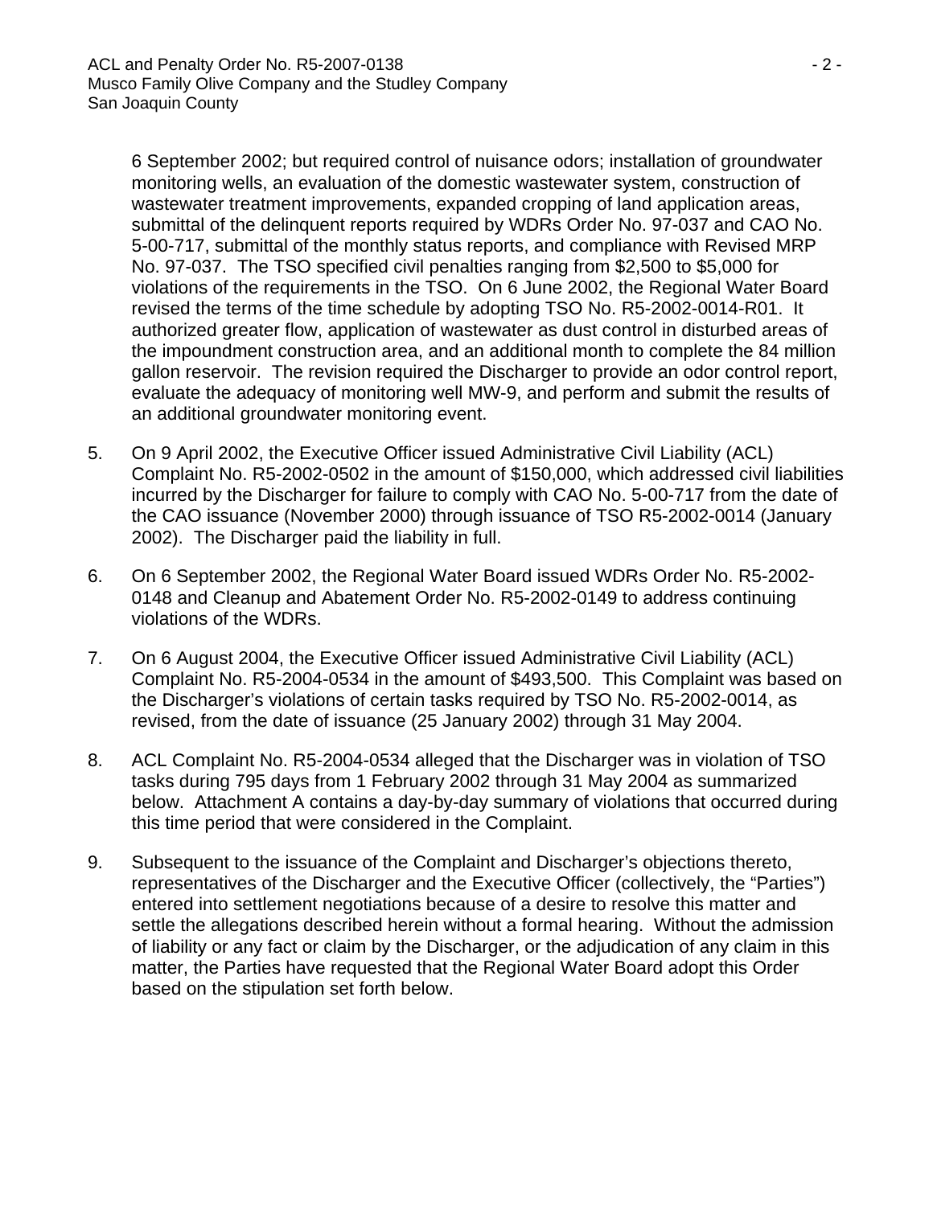6 September 2002; but required control of nuisance odors; installation of groundwater monitoring wells, an evaluation of the domestic wastewater system, construction of wastewater treatment improvements, expanded cropping of land application areas, submittal of the delinquent reports required by WDRs Order No. 97-037 and CAO No. 5-00-717, submittal of the monthly status reports, and compliance with Revised MRP No. 97-037. The TSO specified civil penalties ranging from $2,500 to $5,000 for violations of the requirements in the TSO. On 6 June 2002, the Regional Water Board revised the terms of the time schedule by adopting TSO No. R5-2002-0014-R01. It authorized greater flow, application of wastewater as dust control in disturbed areas of the impoundment construction area, and an additional month to complete the 84 million gallon reservoir. The revision required the Discharger to provide an odor control report, evaluate the adequacy of monitoring well MW-9, and perform and submit the results of an additional groundwater monitoring event.

5. On 9 April 2002, the Executive Officer issued Administrative Civil Liability (ACL) Complaint No. R5-2002-0502 in the amount of $150,000, which addressed civil liabilities incurred by the Discharger for failure to comply with CAO No. 5-00-717 from the date of the CAO issuance (November 2000) through issuance of TSO R5-2002-0014 (January 2002). The Discharger paid the liability in full.

6. On 6 September 2002, the Regional Water Board issued WDRs Order No. R5-2002-0148 and Cleanup and Abatement Order No. R5-2002-0149 to address continuing violations of the WDRs.

7. On 6 August 2004, the Executive Officer issued Administrative Civil Liability (ACL) Complaint No. R5-2004-0534 in the amount of $493,500. This Complaint was based on the Discharger's violations of certain tasks required by TSO No. R5-2002-0014, as revised, from the date of issuance (25 January 2002) through 31 May 2004.

8. ACL Complaint No. R5-2004-0534 alleged that the Discharger was in violation of TSO tasks during 795 days from 1 February 2002 through 31 May 2004 as summarized below. Attachment A contains a day-by-day summary of violations that occurred during this time period that were considered in the Complaint.

9. Subsequent to the issuance of the Complaint and Discharger's objections thereto, representatives of the Discharger and the Executive Officer (collectively, the "Parties") entered into settlement negotiations because of a desire to resolve this matter and settle the allegations described herein without a formal hearing. Without the admission of liability or any fact or claim by the Discharger, or the adjudication of any claim in this matter, the Parties have requested that the Regional Water Board adopt this Order based on the stipulation set forth below.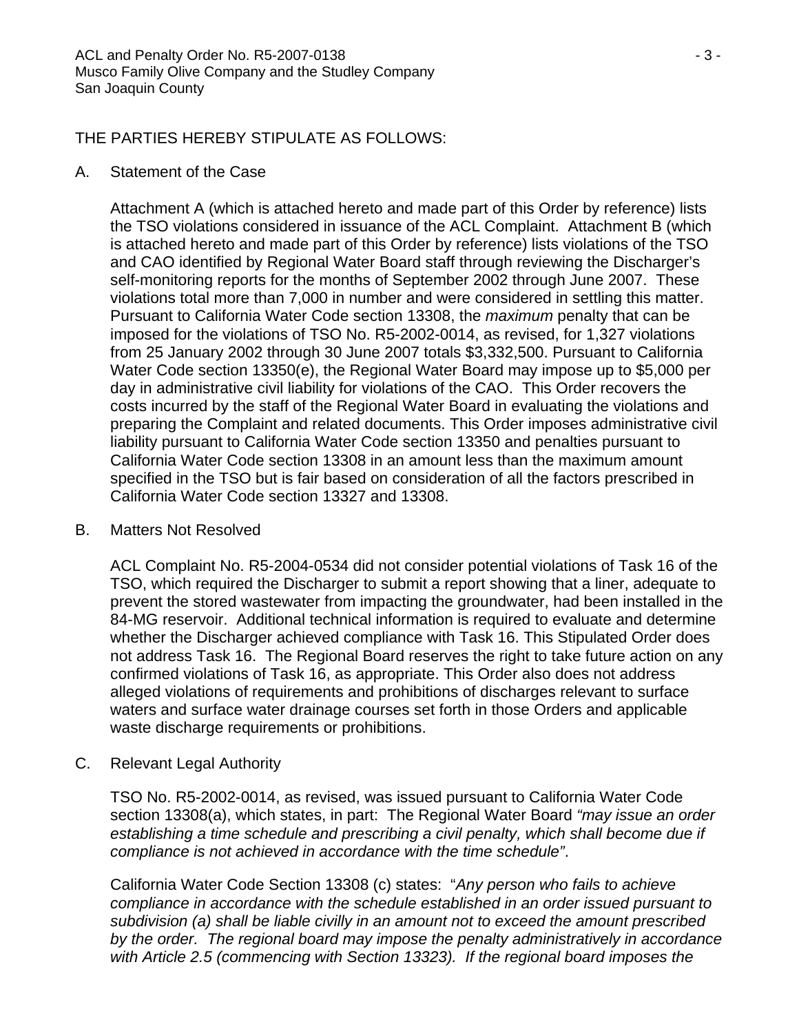THE PARTIES HEREBY STIPULATE AS FOLLOWS:

A. Statement of the Case

Attachment A (which is attached hereto and made part of this Order by reference) lists the TSO violations considered in issuance of the ACL Complaint. Attachment B (which is attached hereto and made part of this Order by reference) lists violations of the TSO and CAO identified by Regional Water Board staff through reviewing the Discharger's self-monitoring reports for the months of September 2002 through June 2007. These violations total more than 7,000 in number and were considered in settling this matter. Pursuant to California Water Code section 13308, the *maximum* penalty that can be imposed for the violations of TSO No. R5-2002-0014, as revised, for 1,327 violations from 25 January 2002 through 30 June 2007 totals $3,332,500. Pursuant to California Water Code section 13350(e), the Regional Water Board may impose up to $5,000 per day in administrative civil liability for violations of the CAO. This Order recovers the costs incurred by the staff of the Regional Water Board in evaluating the violations and preparing the Complaint and related documents. This Order imposes administrative civil liability pursuant to California Water Code section 13350 and penalties pursuant to California Water Code section 13308 in an amount less than the maximum amount specified in the TSO but is fair based on consideration of all the factors prescribed in California Water Code section 13327 and 13308.

B. Matters Not Resolved

ACL Complaint No. R5-2004-0534 did not consider potential violations of Task 16 of the TSO, which required the Discharger to submit a report showing that a liner, adequate to prevent the stored wastewater from impacting the groundwater, had been installed in the 84-MG reservoir. Additional technical information is required to evaluate and determine whether the Discharger achieved compliance with Task 16. This Stipulated Order does not address Task 16. The Regional Board reserves the right to take future action on any confirmed violations of Task 16, as appropriate. This Order also does not address alleged violations of requirements and prohibitions of discharges relevant to surface waters and surface water drainage courses set forth in those Orders and applicable waste discharge requirements or prohibitions.

C. Relevant Legal Authority

TSO No. R5-2002-0014, as revised, was issued pursuant to California Water Code section 13308(a), which states, in part: The Regional Water Board *"may issue an order establishing a time schedule and prescribing a civil penalty, which shall become due if compliance is not achieved in accordance with the time schedule"*.

California Water Code Section 13308 (c) states: "*Any person who fails to achieve compliance in accordance with the schedule established in an order issued pursuant to subdivision (a) shall be liable civilly in an amount not to exceed the amount prescribed by the order. The regional board may impose the penalty administratively in accordance with Article 2.5 (commencing with Section 13323). If the regional board imposes the*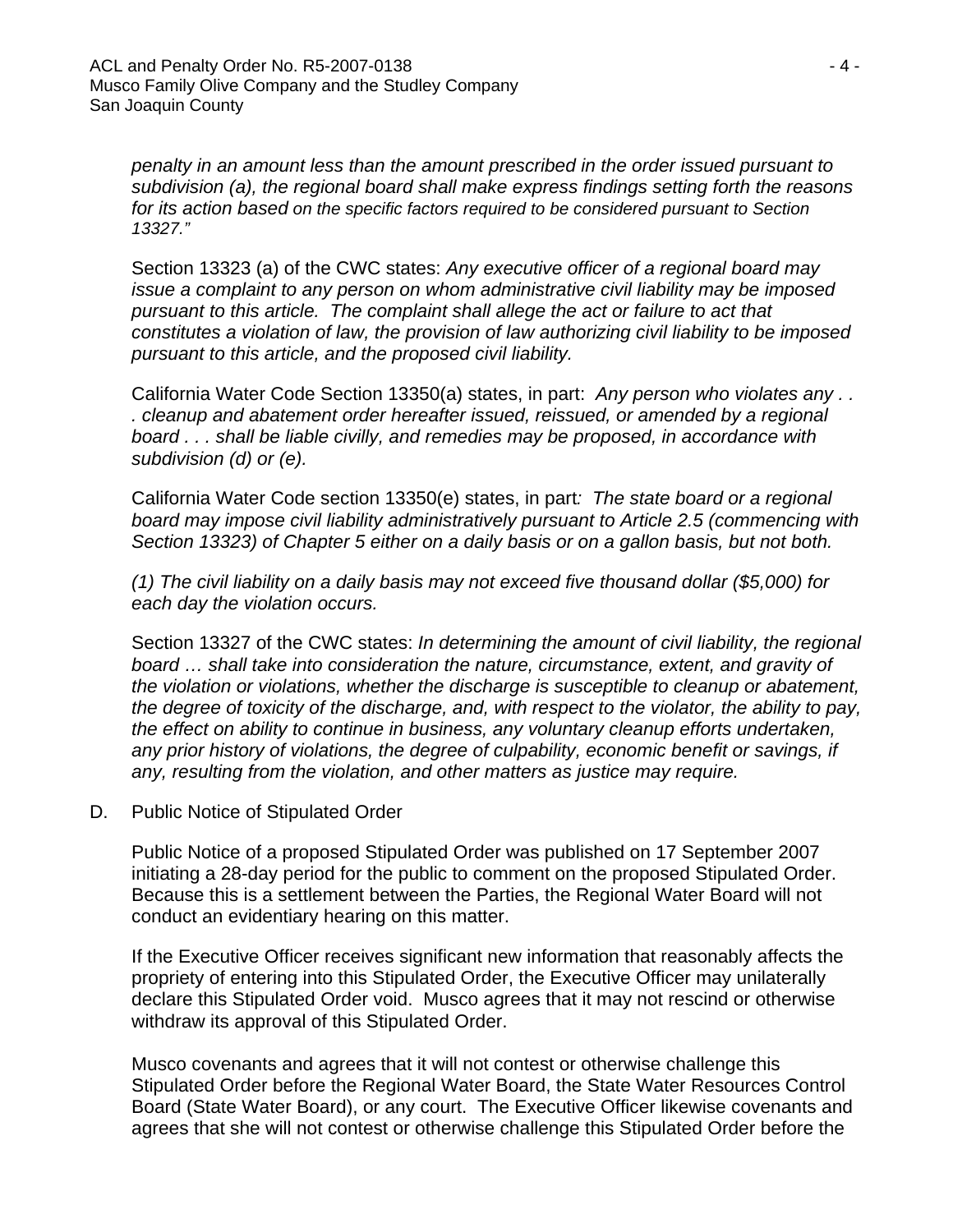*penalty in an amount less than the amount prescribed in the order issued pursuant to subdivision (a), the regional board shall make express findings setting forth the reasons for its action based on the specific factors required to be considered pursuant to Section 13327."*

Section 13323 (a) of the CWC states: *Any executive officer of a regional board may issue a complaint to any person on whom administrative civil liability may be imposed pursuant to this article. The complaint shall allege the act or failure to act that constitutes a violation of law, the provision of law authorizing civil liability to be imposed pursuant to this article, and the proposed civil liability.*

California Water Code Section 13350(a) states, in part: *Any person who violates any . . . cleanup and abatement order hereafter issued, reissued, or amended by a regional board . . . shall be liable civilly, and remedies may be proposed, in accordance with subdivision (d) or (e).*

California Water Code section 13350(e) states, in part*: The state board or a regional board may impose civil liability administratively pursuant to Article 2.5 (commencing with Section 13323) of Chapter 5 either on a daily basis or on a gallon basis, but not both.*

*(1) The civil liability on a daily basis may not exceed five thousand dollar ($5,000) for each day the violation occurs.*

Section 13327 of the CWC states: *In determining the amount of civil liability, the regional board … shall take into consideration the nature, circumstance, extent, and gravity of the violation or violations, whether the discharge is susceptible to cleanup or abatement, the degree of toxicity of the discharge, and, with respect to the violator, the ability to pay, the effect on ability to continue in business, any voluntary cleanup efforts undertaken, any prior history of violations, the degree of culpability, economic benefit or savings, if any, resulting from the violation, and other matters as justice may require.*

D. Public Notice of Stipulated Order

Public Notice of a proposed Stipulated Order was published on 17 September 2007 initiating a 28-day period for the public to comment on the proposed Stipulated Order. Because this is a settlement between the Parties, the Regional Water Board will not conduct an evidentiary hearing on this matter.

If the Executive Officer receives significant new information that reasonably affects the propriety of entering into this Stipulated Order, the Executive Officer may unilaterally declare this Stipulated Order void. Musco agrees that it may not rescind or otherwise withdraw its approval of this Stipulated Order.

Musco covenants and agrees that it will not contest or otherwise challenge this Stipulated Order before the Regional Water Board, the State Water Resources Control Board (State Water Board), or any court. The Executive Officer likewise covenants and agrees that she will not contest or otherwise challenge this Stipulated Order before the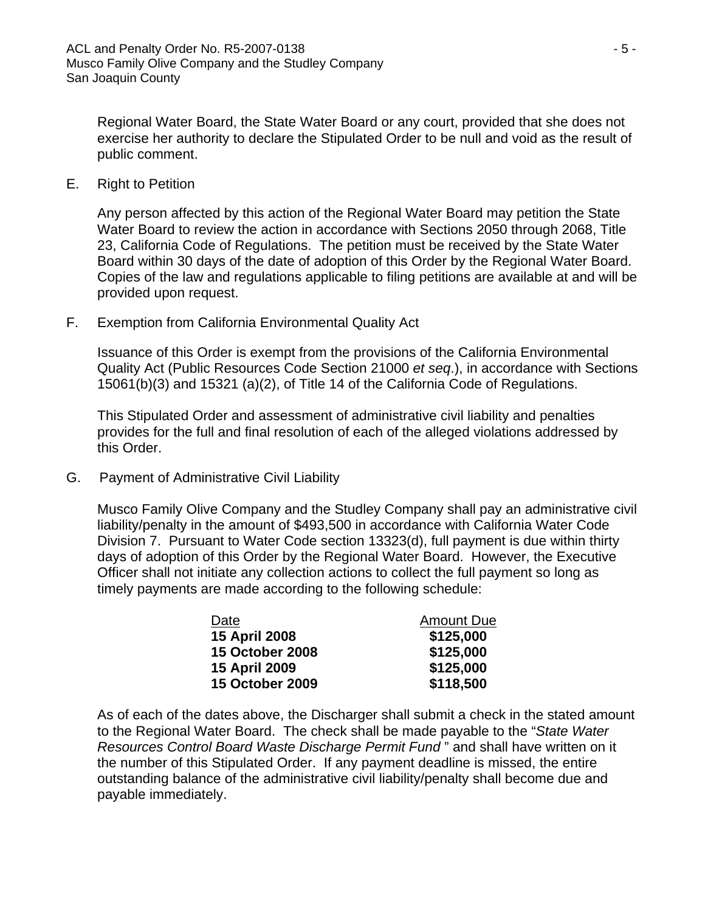Regional Water Board, the State Water Board or any court, provided that she does not exercise her authority to declare the Stipulated Order to be null and void as the result of public comment.

E. Right to Petition

Any person affected by this action of the Regional Water Board may petition the State Water Board to review the action in accordance with Sections 2050 through 2068, Title 23, California Code of Regulations. The petition must be received by the State Water Board within 30 days of the date of adoption of this Order by the Regional Water Board. Copies of the law and regulations applicable to filing petitions are available at and will be provided upon request.

F. Exemption from California Environmental Quality Act

Issuance of this Order is exempt from the provisions of the California Environmental Quality Act (Public Resources Code Section 21000 *et seq*.), in accordance with Sections 15061(b)(3) and 15321 (a)(2), of Title 14 of the California Code of Regulations.

This Stipulated Order and assessment of administrative civil liability and penalties provides for the full and final resolution of each of the alleged violations addressed by this Order.

G. Payment of Administrative Civil Liability

Musco Family Olive Company and the Studley Company shall pay an administrative civil liability/penalty in the amount of $493,500 in accordance with California Water Code Division 7. Pursuant to Water Code section 13323(d), full payment is due within thirty days of adoption of this Order by the Regional Water Board. However, the Executive Officer shall not initiate any collection actions to collect the full payment so long as timely payments are made according to the following schedule:

| Date | Amount Due |
|---|---|
| **15 April 2008** | **$125,000** |
| **15 October 2008** | **$125,000** |
| **15 April 2009** | **$125,000** |
| **15 October 2009** | **$118,500** |

As of each of the dates above, the Discharger shall submit a check in the stated amount to the Regional Water Board. The check shall be made payable to the "*State Water Resources Control Board Waste Discharge Permit Fund* " and shall have written on it the number of this Stipulated Order. If any payment deadline is missed, the entire outstanding balance of the administrative civil liability/penalty shall become due and payable immediately.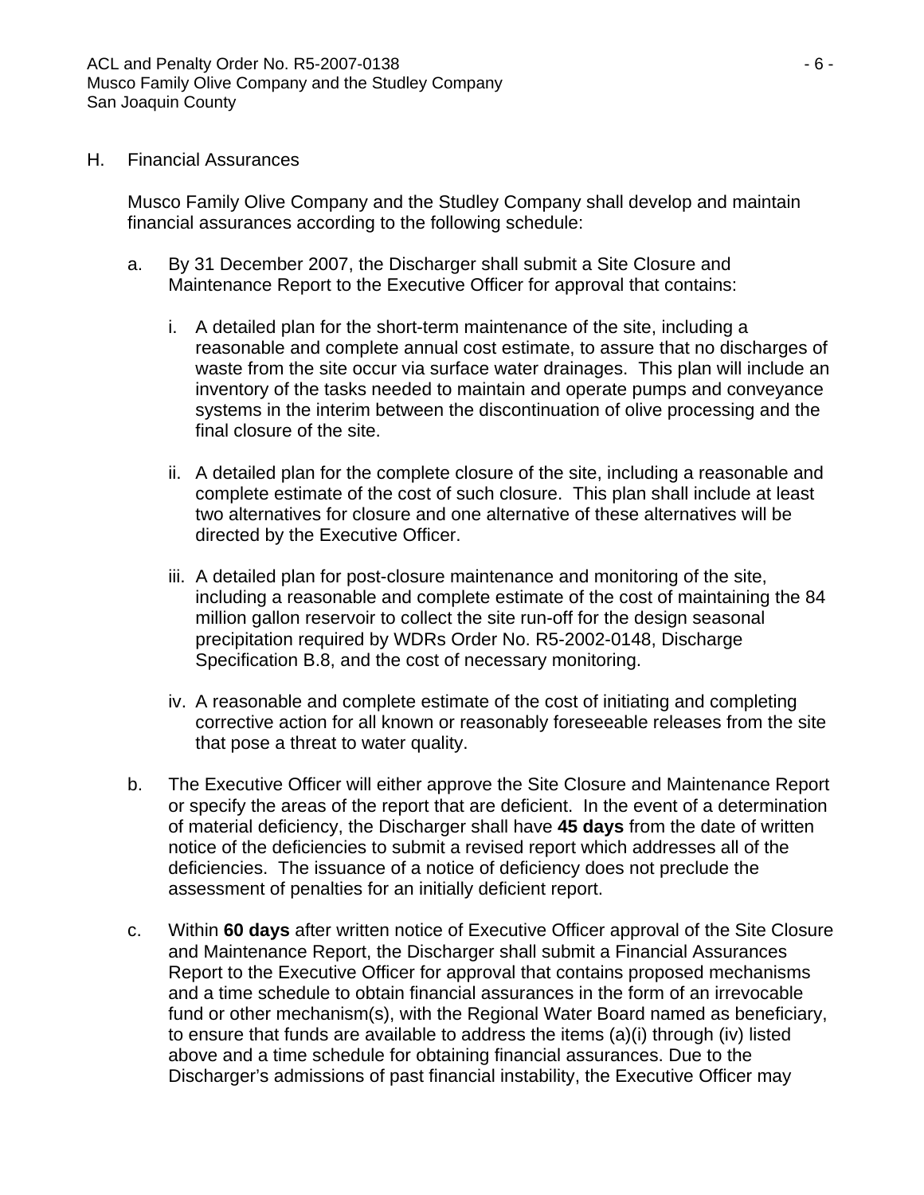H. Financial Assurances

Musco Family Olive Company and the Studley Company shall develop and maintain financial assurances according to the following schedule:

a. By 31 December 2007, the Discharger shall submit a Site Closure and Maintenance Report to the Executive Officer for approval that contains:

   i. A detailed plan for the short-term maintenance of the site, including a reasonable and complete annual cost estimate, to assure that no discharges of waste from the site occur via surface water drainages. This plan will include an inventory of the tasks needed to maintain and operate pumps and conveyance systems in the interim between the discontinuation of olive processing and the final closure of the site.

   ii. A detailed plan for the complete closure of the site, including a reasonable and complete estimate of the cost of such closure. This plan shall include at least two alternatives for closure and one alternative of these alternatives will be directed by the Executive Officer.

   iii. A detailed plan for post-closure maintenance and monitoring of the site, including a reasonable and complete estimate of the cost of maintaining the 84 million gallon reservoir to collect the site run-off for the design seasonal precipitation required by WDRs Order No. R5-2002-0148, Discharge Specification B.8, and the cost of necessary monitoring.

   iv. A reasonable and complete estimate of the cost of initiating and completing corrective action for all known or reasonably foreseeable releases from the site that pose a threat to water quality.

b. The Executive Officer will either approve the Site Closure and Maintenance Report or specify the areas of the report that are deficient. In the event of a determination of material deficiency, the Discharger shall have **45 days** from the date of written notice of the deficiencies to submit a revised report which addresses all of the deficiencies. The issuance of a notice of deficiency does not preclude the assessment of penalties for an initially deficient report.

c. Within **60 days** after written notice of Executive Officer approval of the Site Closure and Maintenance Report, the Discharger shall submit a Financial Assurances Report to the Executive Officer for approval that contains proposed mechanisms and a time schedule to obtain financial assurances in the form of an irrevocable fund or other mechanism(s), with the Regional Water Board named as beneficiary, to ensure that funds are available to address the items (a)(i) through (iv) listed above and a time schedule for obtaining financial assurances. Due to the Discharger's admissions of past financial instability, the Executive Officer may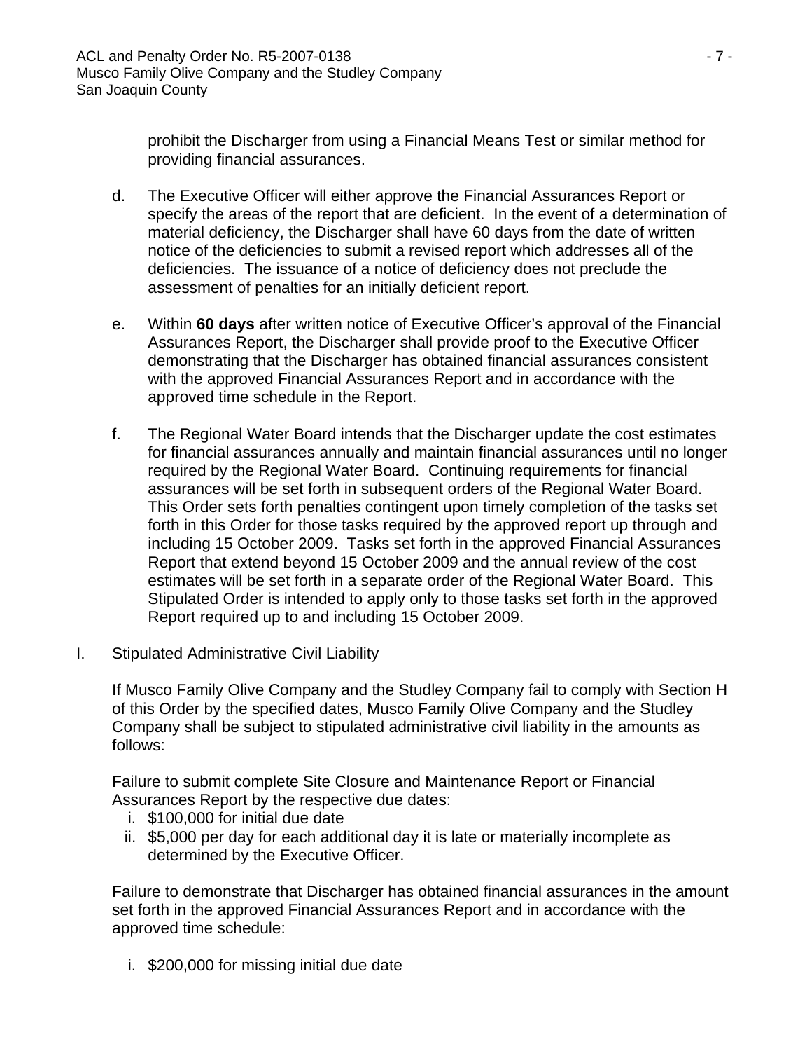prohibit the Discharger from using a Financial Means Test or similar method for providing financial assurances.

d. The Executive Officer will either approve the Financial Assurances Report or specify the areas of the report that are deficient. In the event of a determination of material deficiency, the Discharger shall have 60 days from the date of written notice of the deficiencies to submit a revised report which addresses all of the deficiencies. The issuance of a notice of deficiency does not preclude the assessment of penalties for an initially deficient report.

e. Within **60 days** after written notice of Executive Officer's approval of the Financial Assurances Report, the Discharger shall provide proof to the Executive Officer demonstrating that the Discharger has obtained financial assurances consistent with the approved Financial Assurances Report and in accordance with the approved time schedule in the Report.

f. The Regional Water Board intends that the Discharger update the cost estimates for financial assurances annually and maintain financial assurances until no longer required by the Regional Water Board. Continuing requirements for financial assurances will be set forth in subsequent orders of the Regional Water Board. This Order sets forth penalties contingent upon timely completion of the tasks set forth in this Order for those tasks required by the approved report up through and including 15 October 2009. Tasks set forth in the approved Financial Assurances Report that extend beyond 15 October 2009 and the annual review of the cost estimates will be set forth in a separate order of the Regional Water Board. This Stipulated Order is intended to apply only to those tasks set forth in the approved Report required up to and including 15 October 2009.

I. Stipulated Administrative Civil Liability

If Musco Family Olive Company and the Studley Company fail to comply with Section H of this Order by the specified dates, Musco Family Olive Company and the Studley Company shall be subject to stipulated administrative civil liability in the amounts as follows:

Failure to submit complete Site Closure and Maintenance Report or Financial Assurances Report by the respective due dates:

i. $100,000 for initial due date
ii. $5,000 per day for each additional day it is late or materially incomplete as determined by the Executive Officer.

Failure to demonstrate that Discharger has obtained financial assurances in the amount set forth in the approved Financial Assurances Report and in accordance with the approved time schedule:

i. $200,000 for missing initial due date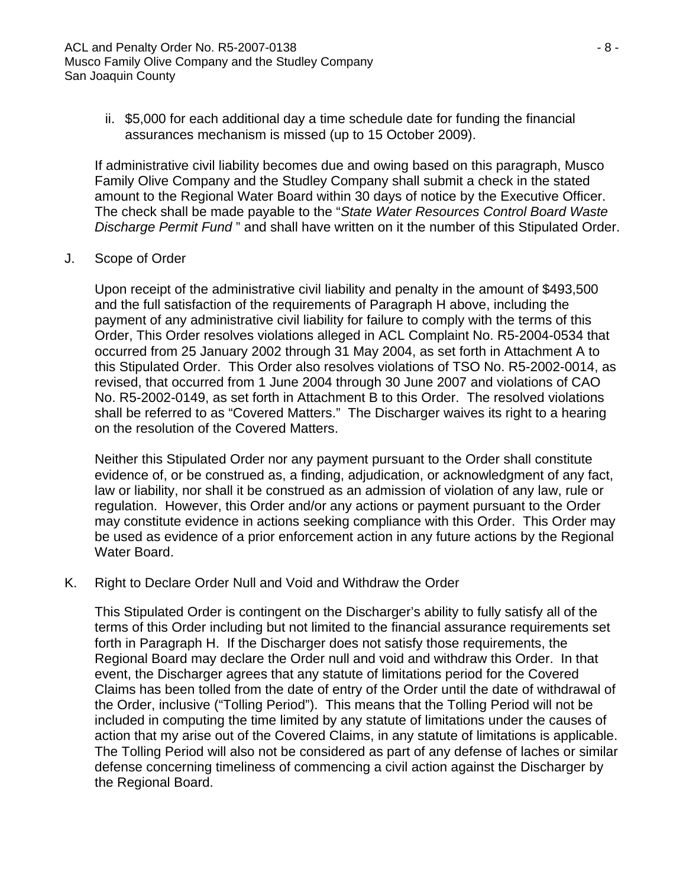ii. $5,000 for each additional day a time schedule date for funding the financial assurances mechanism is missed (up to 15 October 2009).

If administrative civil liability becomes due and owing based on this paragraph, Musco Family Olive Company and the Studley Company shall submit a check in the stated amount to the Regional Water Board within 30 days of notice by the Executive Officer. The check shall be made payable to the "*State Water Resources Control Board Waste Discharge Permit Fund* " and shall have written on it the number of this Stipulated Order.

J. Scope of Order

Upon receipt of the administrative civil liability and penalty in the amount of $493,500 and the full satisfaction of the requirements of Paragraph H above, including the payment of any administrative civil liability for failure to comply with the terms of this Order, This Order resolves violations alleged in ACL Complaint No. R5-2004-0534 that occurred from 25 January 2002 through 31 May 2004, as set forth in Attachment A to this Stipulated Order. This Order also resolves violations of TSO No. R5-2002-0014, as revised, that occurred from 1 June 2004 through 30 June 2007 and violations of CAO No. R5-2002-0149, as set forth in Attachment B to this Order. The resolved violations shall be referred to as "Covered Matters." The Discharger waives its right to a hearing on the resolution of the Covered Matters.

Neither this Stipulated Order nor any payment pursuant to the Order shall constitute evidence of, or be construed as, a finding, adjudication, or acknowledgment of any fact, law or liability, nor shall it be construed as an admission of violation of any law, rule or regulation. However, this Order and/or any actions or payment pursuant to the Order may constitute evidence in actions seeking compliance with this Order. This Order may be used as evidence of a prior enforcement action in any future actions by the Regional Water Board.

K. Right to Declare Order Null and Void and Withdraw the Order

This Stipulated Order is contingent on the Discharger's ability to fully satisfy all of the terms of this Order including but not limited to the financial assurance requirements set forth in Paragraph H. If the Discharger does not satisfy those requirements, the Regional Board may declare the Order null and void and withdraw this Order. In that event, the Discharger agrees that any statute of limitations period for the Covered Claims has been tolled from the date of entry of the Order until the date of withdrawal of the Order, inclusive ("Tolling Period"). This means that the Tolling Period will not be included in computing the time limited by any statute of limitations under the causes of action that my arise out of the Covered Claims, in any statute of limitations is applicable. The Tolling Period will also not be considered as part of any defense of laches or similar defense concerning timeliness of commencing a civil action against the Discharger by the Regional Board.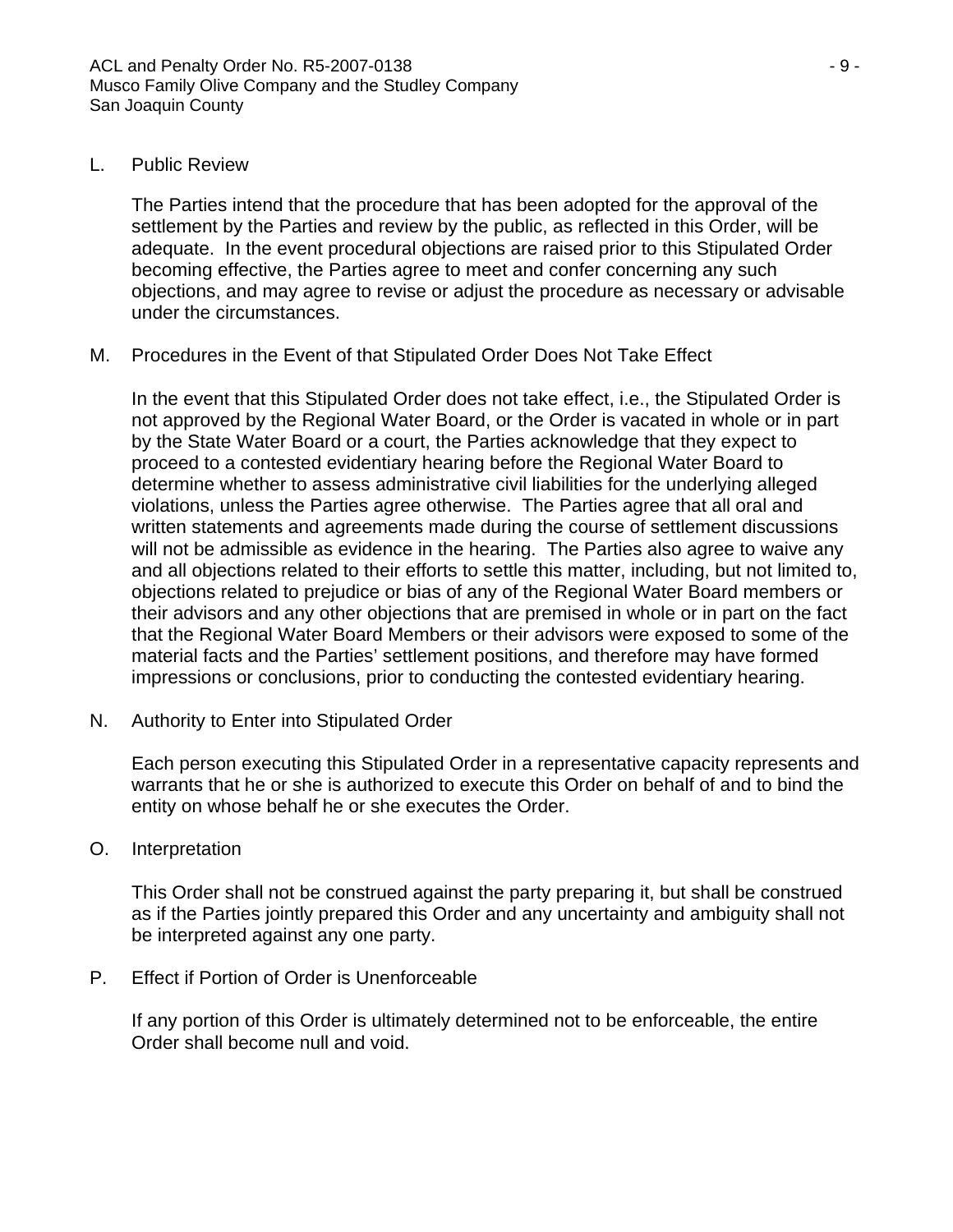L. Public Review

The Parties intend that the procedure that has been adopted for the approval of the settlement by the Parties and review by the public, as reflected in this Order, will be adequate. In the event procedural objections are raised prior to this Stipulated Order becoming effective, the Parties agree to meet and confer concerning any such objections, and may agree to revise or adjust the procedure as necessary or advisable under the circumstances.

M. Procedures in the Event of that Stipulated Order Does Not Take Effect

In the event that this Stipulated Order does not take effect, i.e., the Stipulated Order is not approved by the Regional Water Board, or the Order is vacated in whole or in part by the State Water Board or a court, the Parties acknowledge that they expect to proceed to a contested evidentiary hearing before the Regional Water Board to determine whether to assess administrative civil liabilities for the underlying alleged violations, unless the Parties agree otherwise. The Parties agree that all oral and written statements and agreements made during the course of settlement discussions will not be admissible as evidence in the hearing. The Parties also agree to waive any and all objections related to their efforts to settle this matter, including, but not limited to, objections related to prejudice or bias of any of the Regional Water Board members or their advisors and any other objections that are premised in whole or in part on the fact that the Regional Water Board Members or their advisors were exposed to some of the material facts and the Parties' settlement positions, and therefore may have formed impressions or conclusions, prior to conducting the contested evidentiary hearing.

N. Authority to Enter into Stipulated Order

Each person executing this Stipulated Order in a representative capacity represents and warrants that he or she is authorized to execute this Order on behalf of and to bind the entity on whose behalf he or she executes the Order.

O. Interpretation

This Order shall not be construed against the party preparing it, but shall be construed as if the Parties jointly prepared this Order and any uncertainty and ambiguity shall not be interpreted against any one party.

P. Effect if Portion of Order is Unenforceable

If any portion of this Order is ultimately determined not to be enforceable, the entire Order shall become null and void.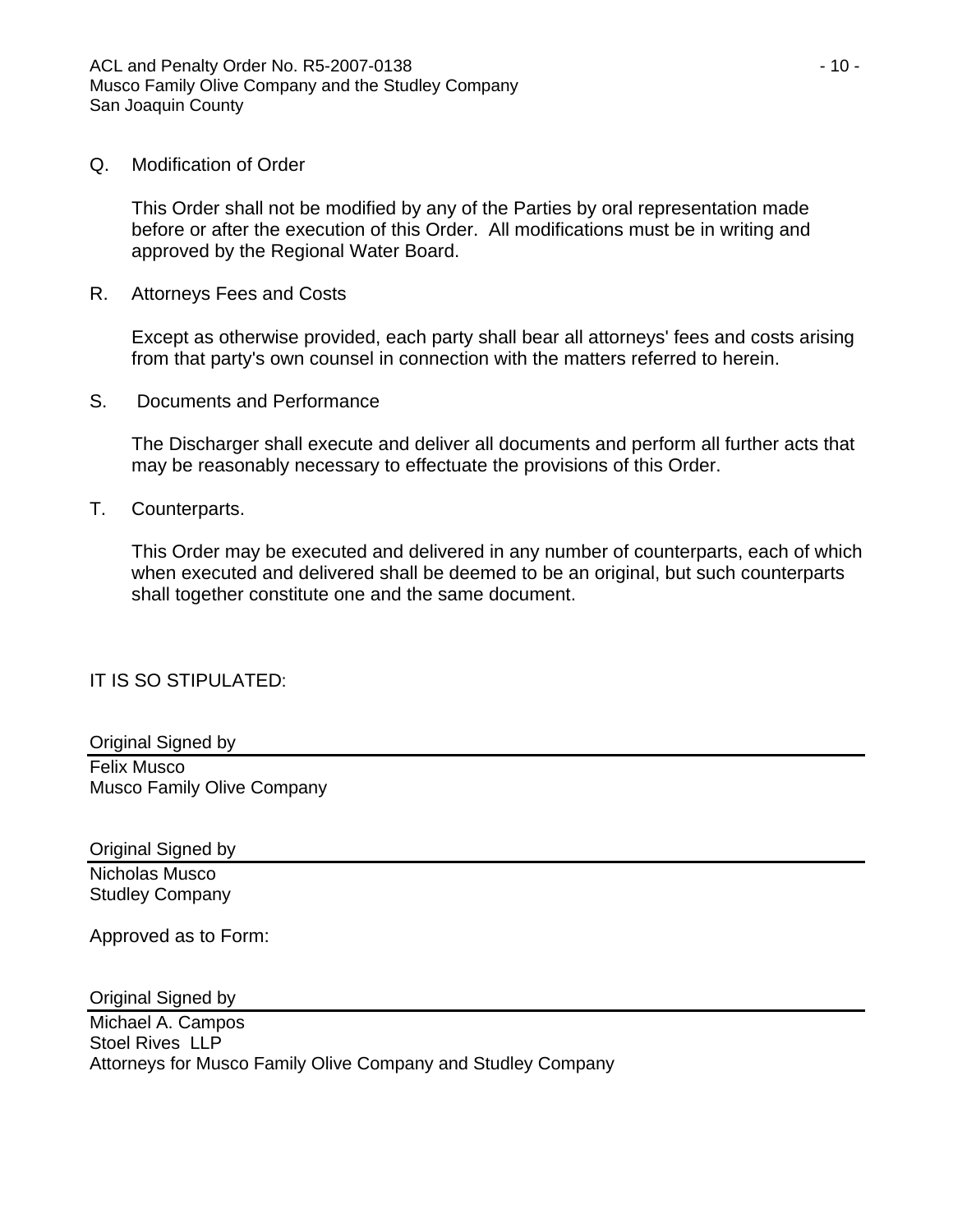Q. Modification of Order

This Order shall not be modified by any of the Parties by oral representation made before or after the execution of this Order. All modifications must be in writing and approved by the Regional Water Board.

R. Attorneys Fees and Costs

Except as otherwise provided, each party shall bear all attorneys' fees and costs arising from that party's own counsel in connection with the matters referred to herein.

S. Documents and Performance

The Discharger shall execute and deliver all documents and perform all further acts that may be reasonably necessary to effectuate the provisions of this Order.

T. Counterparts.

This Order may be executed and delivered in any number of counterparts, each of which when executed and delivered shall be deemed to be an original, but such counterparts shall together constitute one and the same document.

IT IS SO STIPULATED:

Original Signed by

Felix Musco
Musco Family Olive Company

Original Signed by

Nicholas Musco
Studley Company

Approved as to Form:

Original Signed by

Michael A. Campos
Stoel Rives LLP
Attorneys for Musco Family Olive Company and Studley Company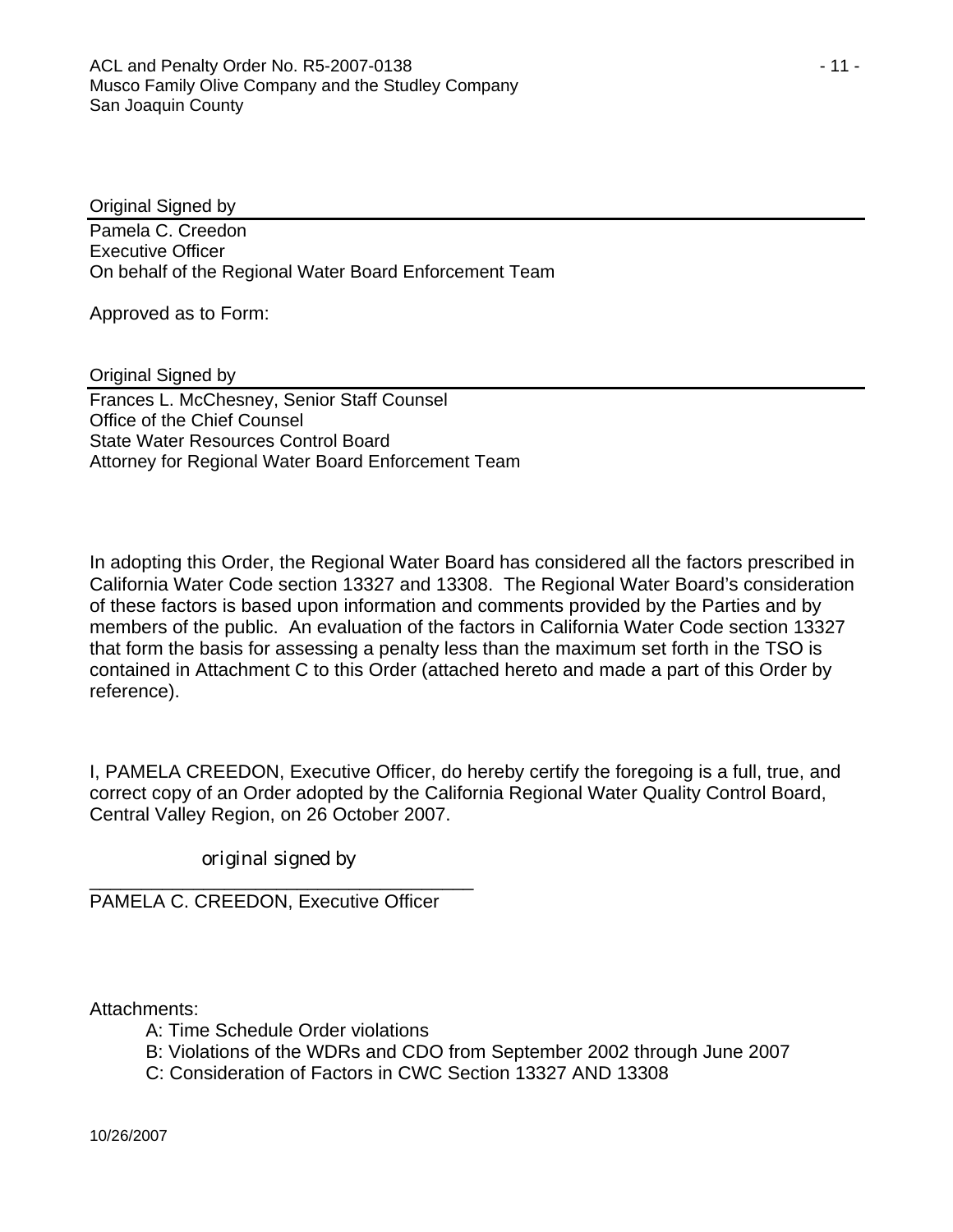Original Signed by

Pamela C. Creedon
Executive Officer
On behalf of the Regional Water Board Enforcement Team

Approved as to Form:

Original Signed by

Frances L. McChesney, Senior Staff Counsel
Office of the Chief Counsel
State Water Resources Control Board
Attorney for Regional Water Board Enforcement Team

In adopting this Order, the Regional Water Board has considered all the factors prescribed in California Water Code section 13327 and 13308. The Regional Water Board's consideration of these factors is based upon information and comments provided by the Parties and by members of the public. An evaluation of the factors in California Water Code section 13327 that form the basis for assessing a penalty less than the maximum set forth in the TSO is contained in Attachment C to this Order (attached hereto and made a part of this Order by reference).

I, PAMELA CREEDON, Executive Officer, do hereby certify the foregoing is a full, true, and correct copy of an Order adopted by the California Regional Water Quality Control Board, Central Valley Region, on 26 October 2007.

*original signed by*
\_\_\_\_\_\_\_\_\_\_\_\_\_\_\_\_\_\_\_\_\_\_\_\_\_\_\_\_\_\_\_\_\_\_\_\_\_\_
PAMELA C. CREEDON, Executive Officer

Attachments:

- A: Time Schedule Order violations
- B: Violations of the WDRs and CDO from September 2002 through June 2007
- C: Consideration of Factors in CWC Section 13327 AND 13308

10/26/2007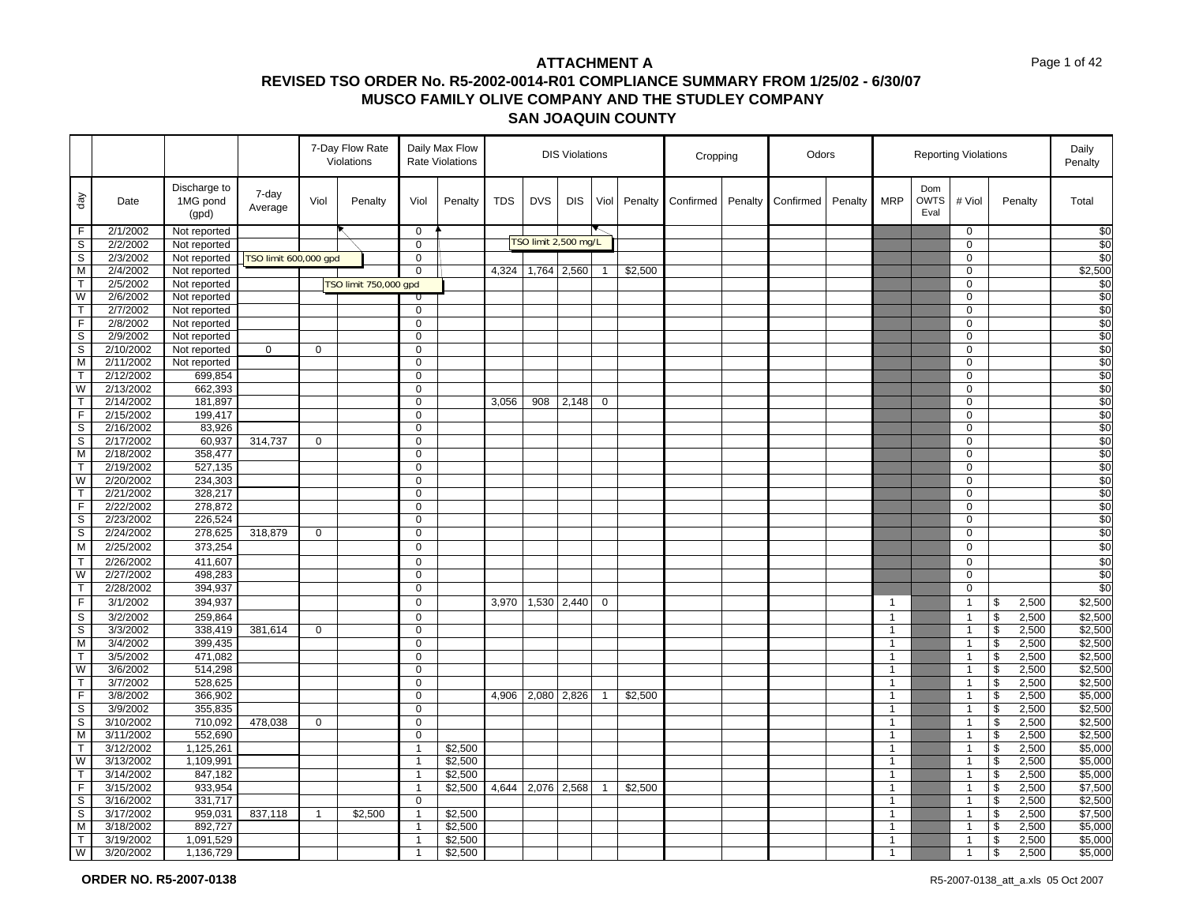# ATTACHMENT A

## REVISED TSO ORDER No. R5-2002-0014-R01 COMPLIANCE SUMMARY FROM 1/25/02 - 6/30/07

## MUSCO FAMILY OLIVE COMPANY AND THE STUDLEY COMPANY

## SAN JOAQUIN COUNTY

| | | | | 7-Day Flow Rate Violations | | Daily Max Flow Rate Violations | | DIS Violations | | | | | Cropping | | Odors | | Reporting Violations | | | | Daily Penalty |
|---|---|---|---|---|---|---|---|---|---|---|---|---|---|---|---|---|---|---|---|---|---|
| day | Date | Discharge to 1MG pond (gpd) | 7-day Average | Viol | Penalty | Viol | Penalty | TDS | DVS | DIS | Viol | Penalty | Confirmed | Penalty | Confirmed | Penalty | MRP | Dom OWTS Eval | # Viol | Penalty | Total |
| F | 2/1/2002 | Not reported | | | | 0 | | | | | | | | | | | | | 0 | | $0 |
| S | 2/2/2002 | Not reported | | | | 0 | | TSO limit 2,500 mg/L | | | | | | | | | | | 0 | | $0 |
| S | 2/3/2002 | Not reported | TSO limit 600,000 gpd | | | 0 | | | | | | | | | | | | | 0 | | $0 |
| M | 2/4/2002 | Not reported | | | | 0 | | 4,324 | 1,764 | 2,560 | 1 | $2,500 | | | | | | | 0 | | $2,500 |
| T | 2/5/2002 | Not reported | | | TSO limit 750,000 gpd | 0 | | | | | | | | | | | | | 0 | | $0 |
| W | 2/6/2002 | Not reported | | | | 0 | | | | | | | | | | | | | 0 | | $0 |
| T | 2/7/2002 | Not reported | | | | 0 | | | | | | | | | | | | | 0 | | $0 |
| F | 2/8/2002 | Not reported | | | | 0 | | | | | | | | | | | | | 0 | | $0 |
| S | 2/9/2002 | Not reported | | | | 0 | | | | | | | | | | | | | 0 | | $0 |
| S | 2/10/2002 | Not reported | 0 | 0 | | 0 | | | | | | | | | | | | | 0 | | $0 |
| M | 2/11/2002 | Not reported | | | | 0 | | | | | | | | | | | | | 0 | | $0 |
| T | 2/12/2002 | 699,854 | | | | 0 | | | | | | | | | | | | | 0 | | $0 |
| W | 2/13/2002 | 662,393 | | | | 0 | | | | | | | | | | | | | 0 | | $0 |
| T | 2/14/2002 | 181,897 | | | | 0 | | 3,056 | 908 | 2,148 | 0 | | | | | | | | 0 | | $0 |
| F | 2/15/2002 | 199,417 | | | | 0 | | | | | | | | | | | | | 0 | | $0 |
| S | 2/16/2002 | 83,926 | | | | 0 | | | | | | | | | | | | | 0 | | $0 |
| S | 2/17/2002 | 60,937 | 314,737 | 0 | | 0 | | | | | | | | | | | | | 0 | | $0 |
| M | 2/18/2002 | 358,477 | | | | 0 | | | | | | | | | | | | | 0 | | $0 |
| T | 2/19/2002 | 527,135 | | | | 0 | | | | | | | | | | | | | 0 | | $0 |
| W | 2/20/2002 | 234,303 | | | | 0 | | | | | | | | | | | | | 0 | | $0 |
| T | 2/21/2002 | 328,217 | | | | 0 | | | | | | | | | | | | | 0 | | $0 |
| F | 2/22/2002 | 278,872 | | | | 0 | | | | | | | | | | | | | 0 | | $0 |
| S | 2/23/2002 | 226,524 | | | | 0 | | | | | | | | | | | | | 0 | | $0 |
| S | 2/24/2002 | 278,625 | 318,879 | 0 | | 0 | | | | | | | | | | | | | 0 | | $0 |
| M | 2/25/2002 | 373,254 | | | | 0 | | | | | | | | | | | | | 0 | | $0 |
| T | 2/26/2002 | 411,607 | | | | 0 | | | | | | | | | | | | | 0 | | $0 |
| W | 2/27/2002 | 498,283 | | | | 0 | | | | | | | | | | | | | 0 | | $0 |
| T | 2/28/2002 | 394,937 | | | | 0 | | | | | | | | | | | | | 0 | | $0 |
| F | 3/1/2002 | 394,937 | | | | 0 | | 3,970 | 1,530 | 2,440 | 0 | | | | | | 1 | | 1 | $ 2,500 | $2,500 |
| S | 3/2/2002 | 259,864 | | | | 0 | | | | | | | | | | | 1 | | 1 | $ 2,500 | $2,500 |
| S | 3/3/2002 | 338,419 | 381,614 | 0 | | 0 | | | | | | | | | | | 1 | | 1 | $ 2,500 | $2,500 |
| M | 3/4/2002 | 399,435 | | | | 0 | | | | | | | | | | | 1 | | 1 | $ 2,500 | $2,500 |
| T | 3/5/2002 | 471,082 | | | | 0 | | | | | | | | | | | 1 | | 1 | $ 2,500 | $2,500 |
| W | 3/6/2002 | 514,298 | | | | 0 | | | | | | | | | | | 1 | | 1 | $ 2,500 | $2,500 |
| T | 3/7/2002 | 528,625 | | | | 0 | | | | | | | | | | | 1 | | 1 | $ 2,500 | $2,500 |
| F | 3/8/2002 | 366,902 | | | | 0 | | 4,906 | 2,080 | 2,826 | 1 | $2,500 | | | | | 1 | | 1 | $ 2,500 | $5,000 |
| S | 3/9/2002 | 355,835 | | | | 0 | | | | | | | | | | | 1 | | 1 | $ 2,500 | $2,500 |
| S | 3/10/2002 | 710,092 | 478,038 | 0 | | 0 | | | | | | | | | | | 1 | | 1 | $ 2,500 | $2,500 |
| M | 3/11/2002 | 552,690 | | | | 0 | | | | | | | | | | | 1 | | 1 | $ 2,500 | $2,500 |
| T | 3/12/2002 | 1,125,261 | | | | 1 | $2,500 | | | | | | | | | | 1 | | 1 | $ 2,500 | $5,000 |
| W | 3/13/2002 | 1,109,991 | | | | 1 | $2,500 | | | | | | | | | | 1 | | 1 | $ 2,500 | $5,000 |
| T | 3/14/2002 | 847,182 | | | | 1 | $2,500 | | | | | | | | | | 1 | | 1 | $ 2,500 | $5,000 |
| F | 3/15/2002 | 933,954 | | | | 1 | $2,500 | 4,644 | 2,076 | 2,568 | 1 | $2,500 | | | | | 1 | | 1 | $ 2,500 | $7,500 |
| S | 3/16/2002 | 331,717 | | | | 0 | | | | | | | | | | | 1 | | 1 | $ 2,500 | $2,500 |
| S | 3/17/2002 | 959,031 | 837,118 | 1 | $2,500 | 1 | $2,500 | | | | | | | | | | 1 | | 1 | $ 2,500 | $7,500 |
| M | 3/18/2002 | 892,727 | | | | 1 | $2,500 | | | | | | | | | | 1 | | 1 | $ 2,500 | $5,000 |
| T | 3/19/2002 | 1,091,529 | | | | 1 | $2,500 | | | | | | | | | | 1 | | 1 | $ 2,500 | $5,000 |
| W | 3/20/2002 | 1,136,729 | | | | 1 | $2,500 | | | | | | | | | | 1 | | 1 | $ 2,500 | $5,000 |

**ORDER NO. R5-2007-0138**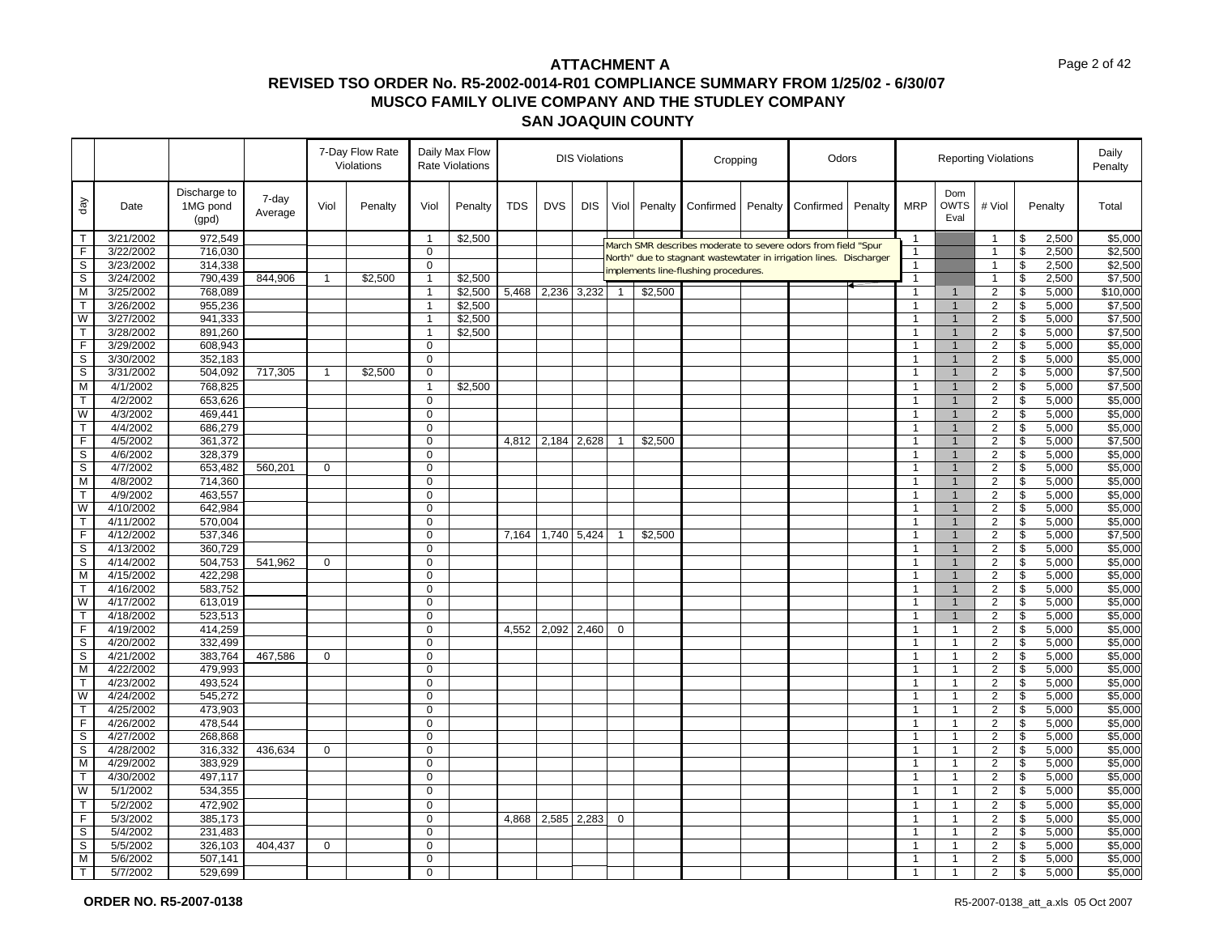# ATTACHMENT A

## REVISED TSO ORDER No. R5-2002-0014-R01 COMPLIANCE SUMMARY FROM 1/25/02 - 6/30/07

## MUSCO FAMILY OLIVE COMPANY AND THE STUDLEY COMPANY

## SAN JOAQUIN COUNTY

| | | | | 7-Day Flow Rate Violations | | Daily Max Flow Rate Violations | | DIS Violations | | | | | Cropping | | Odors | | Reporting Violations | | | | Daily Penalty |
|---|---|---|---|---|---|---|---|---|---|---|---|---|---|---|---|---|---|---|---|---|---|
| day | Date | Discharge to 1MG pond (gpd) | 7-day Average | Viol | Penalty | Viol | Penalty | TDS | DVS | DIS | Viol | Penalty | Confirmed | Penalty | Confirmed | Penalty | MRP | Dom OWTS Eval | # Viol | Penalty | Total |
| T | 3/21/2002 | 972,549 | | | | 1 | $2,500 | | | | | | | | | | 1 | | 1 | $ 2,500 | $5,000 |
| F | 3/22/2002 | 716,030 | | | | 0 | | | | | | | | | | | 1 | | 1 | $ 2,500 | $2,500 |
| S | 3/23/2002 | 314,338 | | | | 0 | | | | | | | | | | | 1 | | 1 | $ 2,500 | $2,500 |
| S | 3/24/2002 | 790,439 | 844,906 | 1 | $2,500 | 1 | $2,500 | | | | | | | | | | 1 | | 1 | $ 2,500 | $7,500 |
| M | 3/25/2002 | 768,089 | | | | 1 | $2,500 | 5,468 | 2,236 | 3,232 | 1 | $2,500 | | | | | 1 | 1 | 2 | $ 5,000 | $10,000 |
| T | 3/26/2002 | 955,236 | | | | 1 | $2,500 | | | | | | | | | | 1 | 1 | 2 | $ 5,000 | $7,500 |
| W | 3/27/2002 | 941,333 | | | | 1 | $2,500 | | | | | | | | | | 1 | 1 | 2 | $ 5,000 | $7,500 |
| T | 3/28/2002 | 891,260 | | | | 1 | $2,500 | | | | | | | | | | 1 | 1 | 2 | $ 5,000 | $7,500 |
| F | 3/29/2002 | 608,943 | | | | 0 | | | | | | | | | | | 1 | 1 | 2 | $ 5,000 | $5,000 |
| S | 3/30/2002 | 352,183 | | | | 0 | | | | | | | | | | | 1 | 1 | 2 | $ 5,000 | $5,000 |
| S | 3/31/2002 | 504,092 | 717,305 | 1 | $2,500 | 0 | | | | | | | | | | | 1 | 1 | 2 | $ 5,000 | $7,500 |
| M | 4/1/2002 | 768,825 | | | | 1 | $2,500 | | | | | | | | | | 1 | 1 | 2 | $ 5,000 | $7,500 |
| T | 4/2/2002 | 653,626 | | | | 0 | | | | | | | | | | | 1 | 1 | 2 | $ 5,000 | $5,000 |
| W | 4/3/2002 | 469,441 | | | | 0 | | | | | | | | | | | 1 | 1 | 2 | $ 5,000 | $5,000 |
| T | 4/4/2002 | 686,279 | | | | 0 | | | | | | | | | | | 1 | 1 | 2 | $ 5,000 | $5,000 |
| F | 4/5/2002 | 361,372 | | | | 0 | | 4,812 | 2,184 | 2,628 | 1 | $2,500 | | | | | 1 | 1 | 2 | $ 5,000 | $7,500 |
| S | 4/6/2002 | 328,379 | | | | 0 | | | | | | | | | | | 1 | 1 | 2 | $ 5,000 | $5,000 |
| S | 4/7/2002 | 653,482 | 560,201 | 0 | | 0 | | | | | | | | | | | 1 | 1 | 2 | $ 5,000 | $5,000 |
| M | 4/8/2002 | 714,360 | | | | 0 | | | | | | | | | | | 1 | 1 | 2 | $ 5,000 | $5,000 |
| T | 4/9/2002 | 463,557 | | | | 0 | | | | | | | | | | | 1 | 1 | 2 | $ 5,000 | $5,000 |
| W | 4/10/2002 | 642,984 | | | | 0 | | | | | | | | | | | 1 | 1 | 2 | $ 5,000 | $5,000 |
| T | 4/11/2002 | 570,004 | | | | 0 | | | | | | | | | | | 1 | 1 | 2 | $ 5,000 | $5,000 |
| F | 4/12/2002 | 537,346 | | | | 0 | | 7,164 | 1,740 | 5,424 | 1 | $2,500 | | | | | 1 | 1 | 2 | $ 5,000 | $7,500 |
| S | 4/13/2002 | 360,729 | | | | 0 | | | | | | | | | | | 1 | 1 | 2 | $ 5,000 | $5,000 |
| S | 4/14/2002 | 504,753 | 541,962 | 0 | | 0 | | | | | | | | | | | 1 | 1 | 2 | $ 5,000 | $5,000 |
| M | 4/15/2002 | 422,298 | | | | 0 | | | | | | | | | | | 1 | 1 | 2 | $ 5,000 | $5,000 |
| T | 4/16/2002 | 583,752 | | | | 0 | | | | | | | | | | | 1 | 1 | 2 | $ 5,000 | $5,000 |
| W | 4/17/2002 | 613,019 | | | | 0 | | | | | | | | | | | 1 | 1 | 2 | $ 5,000 | $5,000 |
| T | 4/18/2002 | 523,513 | | | | 0 | | | | | | | | | | | 1 | 1 | 2 | $ 5,000 | $5,000 |
| F | 4/19/2002 | 414,259 | | | | 0 | | 4,552 | 2,092 | 2,460 | 0 | | | | | | 1 | 1 | 2 | $ 5,000 | $5,000 |
| S | 4/20/2002 | 332,499 | | | | 0 | | | | | | | | | | | 1 | 1 | 2 | $ 5,000 | $5,000 |
| S | 4/21/2002 | 383,764 | 467,586 | 0 | | 0 | | | | | | | | | | | 1 | 1 | 2 | $ 5,000 | $5,000 |
| M | 4/22/2002 | 479,993 | | | | 0 | | | | | | | | | | | 1 | 1 | 2 | $ 5,000 | $5,000 |
| T | 4/23/2002 | 493,524 | | | | 0 | | | | | | | | | | | 1 | 1 | 2 | $ 5,000 | $5,000 |
| W | 4/24/2002 | 545,272 | | | | 0 | | | | | | | | | | | 1 | 1 | 2 | $ 5,000 | $5,000 |
| T | 4/25/2002 | 473,903 | | | | 0 | | | | | | | | | | | 1 | 1 | 2 | $ 5,000 | $5,000 |
| F | 4/26/2002 | 478,544 | | | | 0 | | | | | | | | | | | 1 | 1 | 2 | $ 5,000 | $5,000 |
| S | 4/27/2002 | 268,868 | | | | 0 | | | | | | | | | | | 1 | 1 | 2 | $ 5,000 | $5,000 |
| S | 4/28/2002 | 316,332 | 436,634 | 0 | | 0 | | | | | | | | | | | 1 | 1 | 2 | $ 5,000 | $5,000 |
| M | 4/29/2002 | 383,929 | | | | 0 | | | | | | | | | | | 1 | 1 | 2 | $ 5,000 | $5,000 |
| T | 4/30/2002 | 497,117 | | | | 0 | | | | | | | | | | | 1 | 1 | 2 | $ 5,000 | $5,000 |
| W | 5/1/2002 | 534,355 | | | | 0 | | | | | | | | | | | 1 | 1 | 2 | $ 5,000 | $5,000 |
| T | 5/2/2002 | 472,902 | | | | 0 | | | | | | | | | | | 1 | 1 | 2 | $ 5,000 | $5,000 |
| F | 5/3/2002 | 385,173 | | | | 0 | | 4,868 | 2,585 | 2,283 | 0 | | | | | | 1 | 1 | 2 | $ 5,000 | $5,000 |
| S | 5/4/2002 | 231,483 | | | | 0 | | | | | | | | | | | 1 | 1 | 2 | $ 5,000 | $5,000 |
| S | 5/5/2002 | 326,103 | 404,437 | 0 | | 0 | | | | | | | | | | | 1 | 1 | 2 | $ 5,000 | $5,000 |
| M | 5/6/2002 | 507,141 | | | | 0 | | | | | | | | | | | 1 | 1 | 2 | $ 5,000 | $5,000 |
| T | 5/7/2002 | 529,699 | | | | 0 | | | | | | | | | | | 1 | 1 | 2 | $ 5,000 | $5,000 |

March SMR describes moderate to severe odors from field "Spur North" due to stagnant wastewtater in irrigation lines. Discharger implements line-flushing procedures.

**ORDER NO. R5-2007-0138**

R5-2007-0138_att_a.xls 05 Oct 2007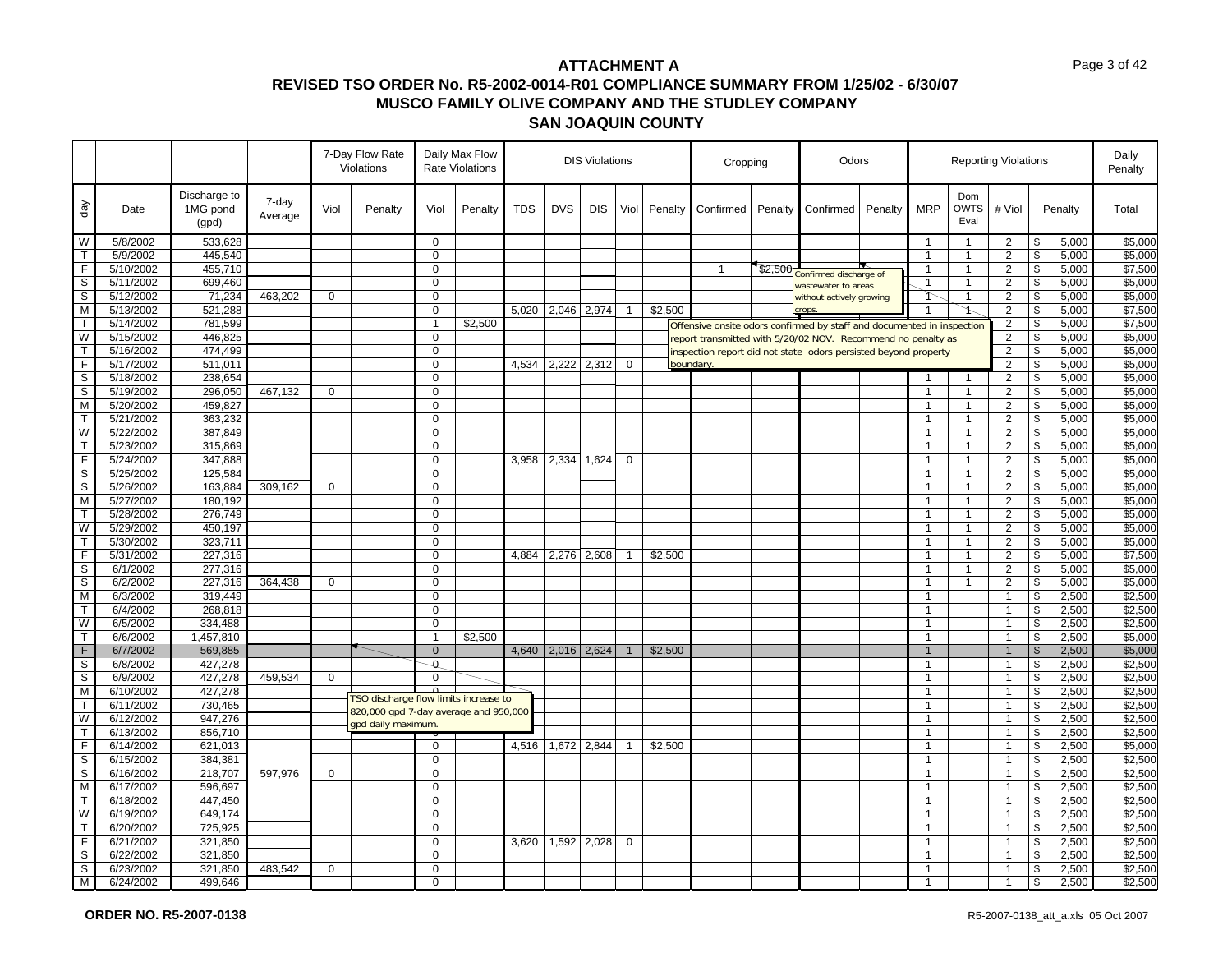# ATTACHMENT A

## REVISED TSO ORDER No. R5-2002-0014-R01 COMPLIANCE SUMMARY FROM 1/25/02 - 6/30/07

## MUSCO FAMILY OLIVE COMPANY AND THE STUDLEY COMPANY

## SAN JOAQUIN COUNTY

| | | | | 7-Day Flow Rate Violations | | Daily Max Flow Rate Violations | | DIS Violations | | | | | Cropping | | Odors | | Reporting Violations | | | | Daily Penalty |
|---|---|---|---|---|---|---|---|---|---|---|---|---|---|---|---|---|---|---|---|---|---|
| day | Date | Discharge to 1MG pond (gpd) | 7-day Average | Viol | Penalty | Viol | Penalty | TDS | DVS | DIS | Viol | Penalty | Confirmed | Penalty | Confirmed | Penalty | MRP | Dom OWTS Eval | # Viol | Penalty | Total |
| W | 5/8/2002 | 533,628 | | | | 0 | | | | | | | | | | | 1 | 1 | 2 | $ 5,000 | $5,000 |
| T | 5/9/2002 | 445,540 | | | | 0 | | | | | | | | | | | 1 | 1 | 2 | $ 5,000 | $5,000 |
| F | 5/10/2002 | 455,710 | | | | 0 | | | | | | | 1 | $2,500 | | | 1 | 1 | 2 | $ 5,000 | $7,500 |
| S | 5/11/2002 | 699,460 | | | | 0 | | | | | | | | | | | 1 | 1 | 2 | $ 5,000 | $5,000 |
| S | 5/12/2002 | 71,234 | 463,202 | 0 | | 0 | | | | | | | | | | | 1 | 1 | 2 | $ 5,000 | $5,000 |
| M | 5/13/2002 | 521,288 | | | | 0 | | 5,020 | 2,046 | 2,974 | 1 | $2,500 | | | | | 1 | 1 | 2 | $ 5,000 | $7,500 |
| T | 5/14/2002 | 781,599 | | | | 1 | $2,500 | | | | | | | | | | | | 2 | $ 5,000 | $7,500 |
| W | 5/15/2002 | 446,825 | | | | 0 | | | | | | | | | | | | | 2 | $ 5,000 | $5,000 |
| T | 5/16/2002 | 474,499 | | | | 0 | | | | | | | | | | | | | 2 | $ 5,000 | $5,000 |
| F | 5/17/2002 | 511,011 | | | | 0 | | 4,534 | 2,222 | 2,312 | 0 | | | | | | | | 2 | $ 5,000 | $5,000 |
| S | 5/18/2002 | 238,654 | | | | 0 | | | | | | | | | | | 1 | 1 | 2 | $ 5,000 | $5,000 |
| S | 5/19/2002 | 296,050 | 467,132 | 0 | | 0 | | | | | | | | | | | 1 | 1 | 2 | $ 5,000 | $5,000 |
| M | 5/20/2002 | 459,827 | | | | 0 | | | | | | | | | | | 1 | 1 | 2 | $ 5,000 | $5,000 |
| T | 5/21/2002 | 363,232 | | | | 0 | | | | | | | | | | | 1 | 1 | 2 | $ 5,000 | $5,000 |
| W | 5/22/2002 | 387,849 | | | | 0 | | | | | | | | | | | 1 | 1 | 2 | $ 5,000 | $5,000 |
| T | 5/23/2002 | 315,869 | | | | 0 | | | | | | | | | | | 1 | 1 | 2 | $ 5,000 | $5,000 |
| F | 5/24/2002 | 347,888 | | | | 0 | | 3,958 | 2,334 | 1,624 | 0 | | | | | | 1 | 1 | 2 | $ 5,000 | $5,000 |
| S | 5/25/2002 | 125,584 | | | | 0 | | | | | | | | | | | 1 | 1 | 2 | $ 5,000 | $5,000 |
| S | 5/26/2002 | 163,884 | 309,162 | 0 | | 0 | | | | | | | | | | | 1 | 1 | 2 | $ 5,000 | $5,000 |
| M | 5/27/2002 | 180,192 | | | | 0 | | | | | | | | | | | 1 | 1 | 2 | $ 5,000 | $5,000 |
| T | 5/28/2002 | 276,749 | | | | 0 | | | | | | | | | | | 1 | 1 | 2 | $ 5,000 | $5,000 |
| W | 5/29/2002 | 450,197 | | | | 0 | | | | | | | | | | | 1 | 1 | 2 | $ 5,000 | $5,000 |
| T | 5/30/2002 | 323,711 | | | | 0 | | | | | | | | | | | 1 | 1 | 2 | $ 5,000 | $5,000 |
| F | 5/31/2002 | 227,316 | | | | 0 | | 4,884 | 2,276 | 2,608 | 1 | $2,500 | | | | | 1 | 1 | 2 | $ 5,000 | $7,500 |
| S | 6/1/2002 | 277,316 | | | | 0 | | | | | | | | | | | 1 | 1 | 2 | $ 5,000 | $5,000 |
| S | 6/2/2002 | 227,316 | 364,438 | 0 | | 0 | | | | | | | | | | | 1 | 1 | 2 | $ 5,000 | $5,000 |
| M | 6/3/2002 | 319,449 | | | | 0 | | | | | | | | | | | 1 | | 1 | $ 2,500 | $2,500 |
| T | 6/4/2002 | 268,818 | | | | 0 | | | | | | | | | | | 1 | | 1 | $ 2,500 | $2,500 |
| W | 6/5/2002 | 334,488 | | | | 0 | | | | | | | | | | | 1 | | 1 | $ 2,500 | $2,500 |
| T | 6/6/2002 | 1,457,810 | | | | 1 | $2,500 | | | | | | | | | | 1 | | 1 | $ 2,500 | $5,000 |
| F | 6/7/2002 | 569,885 | | | | 0 | | 4,640 | 2,016 | 2,624 | 1 | $2,500 | | | | | 1 | | 1 | $ 2,500 | $5,000 |
| S | 6/8/2002 | 427,278 | | | | 0 | | | | | | | | | | | 1 | | 1 | $ 2,500 | $2,500 |
| S | 6/9/2002 | 427,278 | 459,534 | 0 | | 0 | | | | | | | | | | | 1 | | 1 | $ 2,500 | $2,500 |
| M | 6/10/2002 | 427,278 | | | | 0 | | | | | | | | | | | 1 | | 1 | $ 2,500 | $2,500 |
| T | 6/11/2002 | 730,465 | | | | 0 | | | | | | | | | | | 1 | | 1 | $ 2,500 | $2,500 |
| W | 6/12/2002 | 947,276 | | | | 0 | | | | | | | | | | | 1 | | 1 | $ 2,500 | $2,500 |
| T | 6/13/2002 | 856,710 | | | | 0 | | | | | | | | | | | 1 | | 1 | $ 2,500 | $2,500 |
| F | 6/14/2002 | 621,013 | | | | 0 | | 4,516 | 1,672 | 2,844 | 1 | $2,500 | | | | | 1 | | 1 | $ 2,500 | $5,000 |
| S | 6/15/2002 | 384,381 | | | | 0 | | | | | | | | | | | 1 | | 1 | $ 2,500 | $2,500 |
| S | 6/16/2002 | 218,707 | 597,976 | 0 | | 0 | | | | | | | | | | | 1 | | 1 | $ 2,500 | $2,500 |
| M | 6/17/2002 | 596,697 | | | | 0 | | | | | | | | | | | 1 | | 1 | $ 2,500 | $2,500 |
| T | 6/18/2002 | 447,450 | | | | 0 | | | | | | | | | | | 1 | | 1 | $ 2,500 | $2,500 |
| W | 6/19/2002 | 649,174 | | | | 0 | | | | | | | | | | | 1 | | 1 | $ 2,500 | $2,500 |
| T | 6/20/2002 | 725,925 | | | | 0 | | | | | | | | | | | 1 | | 1 | $ 2,500 | $2,500 |
| F | 6/21/2002 | 321,850 | | | | 0 | | 3,620 | 1,592 | 2,028 | 0 | | | | | | 1 | | 1 | $ 2,500 | $2,500 |
| S | 6/22/2002 | 321,850 | | | | 0 | | | | | | | | | | | 1 | | 1 | $ 2,500 | $2,500 |
| S | 6/23/2002 | 321,850 | 483,542 | 0 | | 0 | | | | | | | | | | | 1 | | 1 | $ 2,500 | $2,500 |
| M | 6/24/2002 | 499,646 | | | | 0 | | | | | | | | | | | 1 | | 1 | $ 2,500 | $2,500 |

Notes:
- (5/10/2002, Cropping) Confirmed discharge of wastewater to areas without actively growing crops.
- (5/14/2002, Odors) Offensive onsite odors confirmed by staff and documented in inspection report transmitted with 5/20/02 NOV. Recommend no penalty as inspection report did not state odors persisted beyond property boundary.
- (6/7/2002) TSO discharge flow limits increase to 820,000 gpd 7-day average and 950,000 gpd daily maximum.

**ORDER NO. R5-2007-0138**

R5-2007-0138_att_a.xls 05 Oct 2007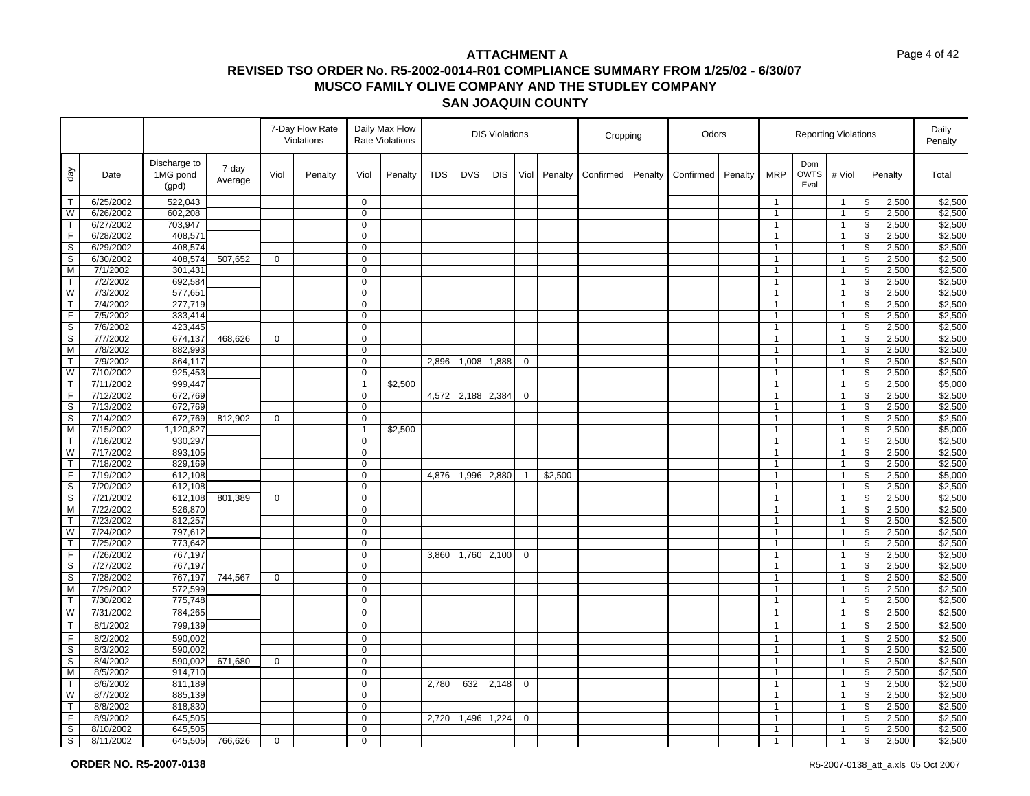# ATTACHMENT A

## REVISED TSO ORDER No. R5-2002-0014-R01 COMPLIANCE SUMMARY FROM 1/25/02 - 6/30/07
## MUSCO FAMILY OLIVE COMPANY AND THE STUDLEY COMPANY
## SAN JOAQUIN COUNTY

| | | | | 7-Day Flow Rate Violations | | Daily Max Flow Rate Violations | | DIS Violations | | | | | Cropping | | Odors | | Reporting Violations | | | | Daily Penalty |
|---|---|---|---|---|---|---|---|---|---|---|---|---|---|---|---|---|---|---|---|---|---|
| day | Date | Discharge to 1MG pond (gpd) | 7-day Average | Viol | Penalty | Viol | Penalty | TDS | DVS | DIS | Viol | Penalty | Confirmed | Penalty | Confirmed | Penalty | MRP | Dom OWTS Eval | # Viol | Penalty | Total |
| T | 6/25/2002 | 522,043 | | | | 0 | | | | | | | | | | | 1 | | 1 | $ 2,500 | $2,500 |
| W | 6/26/2002 | 602,208 | | | | 0 | | | | | | | | | | | 1 | | 1 | $ 2,500 | $2,500 |
| T | 6/27/2002 | 703,947 | | | | 0 | | | | | | | | | | | 1 | | 1 | $ 2,500 | $2,500 |
| F | 6/28/2002 | 408,571 | | | | 0 | | | | | | | | | | | 1 | | 1 | $ 2,500 | $2,500 |
| S | 6/29/2002 | 408,574 | | | | 0 | | | | | | | | | | | 1 | | 1 | $ 2,500 | $2,500 |
| S | 6/30/2002 | 408,574 | 507,652 | 0 | | 0 | | | | | | | | | | | 1 | | 1 | $ 2,500 | $2,500 |
| M | 7/1/2002 | 301,431 | | | | 0 | | | | | | | | | | | 1 | | 1 | $ 2,500 | $2,500 |
| T | 7/2/2002 | 692,584 | | | | 0 | | | | | | | | | | | 1 | | 1 | $ 2,500 | $2,500 |
| W | 7/3/2002 | 577,651 | | | | 0 | | | | | | | | | | | 1 | | 1 | $ 2,500 | $2,500 |
| T | 7/4/2002 | 277,719 | | | | 0 | | | | | | | | | | | 1 | | 1 | $ 2,500 | $2,500 |
| F | 7/5/2002 | 333,414 | | | | 0 | | | | | | | | | | | 1 | | 1 | $ 2,500 | $2,500 |
| S | 7/6/2002 | 423,445 | | | | 0 | | | | | | | | | | | 1 | | 1 | $ 2,500 | $2,500 |
| S | 7/7/2002 | 674,137 | 468,626 | 0 | | 0 | | | | | | | | | | | 1 | | 1 | $ 2,500 | $2,500 |
| M | 7/8/2002 | 882,993 | | | | 0 | | | | | | | | | | | 1 | | 1 | $ 2,500 | $2,500 |
| T | 7/9/2002 | 864,117 | | | | 0 | | 2,896 | 1,008 | 1,888 | 0 | | | | | | 1 | | 1 | $ 2,500 | $2,500 |
| W | 7/10/2002 | 925,453 | | | | 0 | | | | | | | | | | | 1 | | 1 | $ 2,500 | $2,500 |
| T | 7/11/2002 | 999,447 | | | | 1 | $2,500 | | | | | | | | | | 1 | | 1 | $ 2,500 | $5,000 |
| F | 7/12/2002 | 672,769 | | | | 0 | | 4,572 | 2,188 | 2,384 | 0 | | | | | | 1 | | 1 | $ 2,500 | $2,500 |
| S | 7/13/2002 | 672,769 | | | | 0 | | | | | | | | | | | 1 | | 1 | $ 2,500 | $2,500 |
| S | 7/14/2002 | 672,769 | 812,902 | 0 | | 0 | | | | | | | | | | | 1 | | 1 | $ 2,500 | $2,500 |
| M | 7/15/2002 | 1,120,827 | | | | 1 | $2,500 | | | | | | | | | | 1 | | 1 | $ 2,500 | $5,000 |
| T | 7/16/2002 | 930,297 | | | | 0 | | | | | | | | | | | 1 | | 1 | $ 2,500 | $2,500 |
| W | 7/17/2002 | 893,105 | | | | 0 | | | | | | | | | | | 1 | | 1 | $ 2,500 | $2,500 |
| T | 7/18/2002 | 829,169 | | | | 0 | | | | | | | | | | | 1 | | 1 | $ 2,500 | $2,500 |
| F | 7/19/2002 | 612,108 | | | | 0 | | 4,876 | 1,996 | 2,880 | 1 | $2,500 | | | | | 1 | | 1 | $ 2,500 | $5,000 |
| S | 7/20/2002 | 612,108 | | | | 0 | | | | | | | | | | | 1 | | 1 | $ 2,500 | $2,500 |
| S | 7/21/2002 | 612,108 | 801,389 | 0 | | 0 | | | | | | | | | | | 1 | | 1 | $ 2,500 | $2,500 |
| M | 7/22/2002 | 526,870 | | | | 0 | | | | | | | | | | | 1 | | 1 | $ 2,500 | $2,500 |
| T | 7/23/2002 | 812,257 | | | | 0 | | | | | | | | | | | 1 | | 1 | $ 2,500 | $2,500 |
| W | 7/24/2002 | 797,612 | | | | 0 | | | | | | | | | | | 1 | | 1 | $ 2,500 | $2,500 |
| T | 7/25/2002 | 773,642 | | | | 0 | | | | | | | | | | | 1 | | 1 | $ 2,500 | $2,500 |
| F | 7/26/2002 | 767,197 | | | | 0 | | 3,860 | 1,760 | 2,100 | 0 | | | | | | 1 | | 1 | $ 2,500 | $2,500 |
| S | 7/27/2002 | 767,197 | | | | 0 | | | | | | | | | | | 1 | | 1 | $ 2,500 | $2,500 |
| S | 7/28/2002 | 767,197 | 744,567 | 0 | | 0 | | | | | | | | | | | 1 | | 1 | $ 2,500 | $2,500 |
| M | 7/29/2002 | 572,599 | | | | 0 | | | | | | | | | | | 1 | | 1 | $ 2,500 | $2,500 |
| T | 7/30/2002 | 775,748 | | | | 0 | | | | | | | | | | | 1 | | 1 | $ 2,500 | $2,500 |
| W | 7/31/2002 | 784,265 | | | | 0 | | | | | | | | | | | 1 | | 1 | $ 2,500 | $2,500 |
| T | 8/1/2002 | 799,139 | | | | 0 | | | | | | | | | | | 1 | | 1 | $ 2,500 | $2,500 |
| F | 8/2/2002 | 590,002 | | | | 0 | | | | | | | | | | | 1 | | 1 | $ 2,500 | $2,500 |
| S | 8/3/2002 | 590,002 | | | | 0 | | | | | | | | | | | 1 | | 1 | $ 2,500 | $2,500 |
| S | 8/4/2002 | 590,002 | 671,680 | 0 | | 0 | | | | | | | | | | | 1 | | 1 | $ 2,500 | $2,500 |
| M | 8/5/2002 | 914,710 | | | | 0 | | | | | | | | | | | 1 | | 1 | $ 2,500 | $2,500 |
| T | 8/6/2002 | 811,189 | | | | 0 | | 2,780 | 632 | 2,148 | 0 | | | | | | 1 | | 1 | $ 2,500 | $2,500 |
| W | 8/7/2002 | 885,139 | | | | 0 | | | | | | | | | | | 1 | | 1 | $ 2,500 | $2,500 |
| T | 8/8/2002 | 818,830 | | | | 0 | | | | | | | | | | | 1 | | 1 | $ 2,500 | $2,500 |
| F | 8/9/2002 | 645,505 | | | | 0 | | 2,720 | 1,496 | 1,224 | 0 | | | | | | 1 | | 1 | $ 2,500 | $2,500 |
| S | 8/10/2002 | 645,505 | | | | 0 | | | | | | | | | | | 1 | | 1 | $ 2,500 | $2,500 |
| S | 8/11/2002 | 645,505 | 766,626 | 0 | | 0 | | | | | | | | | | | 1 | | 1 | $ 2,500 | $2,500 |

**ORDER NO. R5-2007-0138**

R5-2007-0138_att_a.xls 05 Oct 2007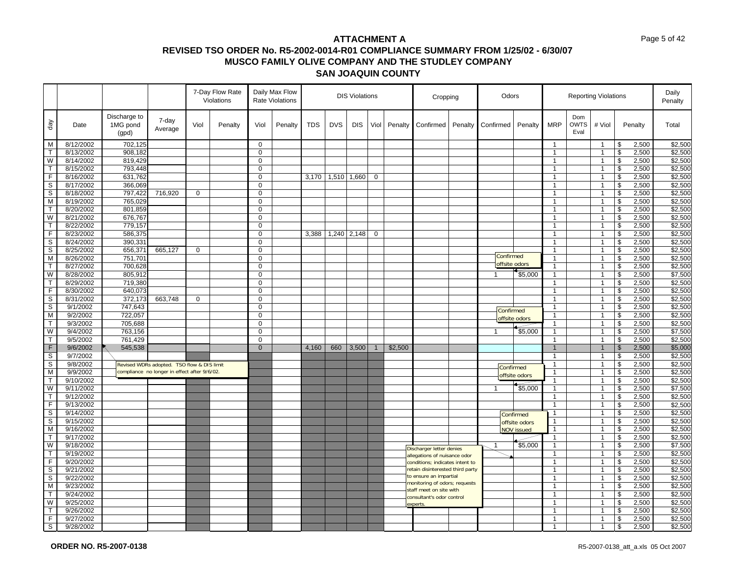# ATTACHMENT A
## REVISED TSO ORDER No. R5-2002-0014-R01 COMPLIANCE SUMMARY FROM 1/25/02 - 6/30/07
## MUSCO FAMILY OLIVE COMPANY AND THE STUDLEY COMPANY
## SAN JOAQUIN COUNTY

| | | | | 7-Day Flow Rate Violations | | Daily Max Flow Rate Violations | | DIS Violations | | | | | Cropping | | Odors | | Reporting Violations | | | | Daily Penalty |
|---|---|---|---|---|---|---|---|---|---|---|---|---|---|---|---|---|---|---|---|---|---|
| day | Date | Discharge to 1MG pond (gpd) | 7-day Average | Viol | Penalty | Viol | Penalty | TDS | DVS | DIS | Viol | Penalty | Confirmed | Penalty | Confirmed | Penalty | MRP | Dom OWTS Eval | # Viol | Penalty | Total |
| M | 8/12/2002 | 702,125 | | | | 0 | | | | | | | | | | | 1 | | 1 | $ 2,500 | $2,500 |
| T | 8/13/2002 | 908,182 | | | | 0 | | | | | | | | | | | 1 | | 1 | $ 2,500 | $2,500 |
| W | 8/14/2002 | 819,429 | | | | 0 | | | | | | | | | | | 1 | | 1 | $ 2,500 | $2,500 |
| T | 8/15/2002 | 793,448 | | | | 0 | | | | | | | | | | | 1 | | 1 | $ 2,500 | $2,500 |
| F | 8/16/2002 | 631,762 | | | | 0 | | 3,170 | 1,510 | 1,660 | 0 | | | | | | 1 | | 1 | $ 2,500 | $2,500 |
| S | 8/17/2002 | 366,069 | | | | 0 | | | | | | | | | | | 1 | | 1 | $ 2,500 | $2,500 |
| S | 8/18/2002 | 797,422 | 716,920 | 0 | | 0 | | | | | | | | | | | 1 | | 1 | $ 2,500 | $2,500 |
| M | 8/19/2002 | 765,029 | | | | 0 | | | | | | | | | | | 1 | | 1 | $ 2,500 | $2,500 |
| T | 8/20/2002 | 801,859 | | | | 0 | | | | | | | | | | | 1 | | 1 | $ 2,500 | $2,500 |
| W | 8/21/2002 | 676,767 | | | | 0 | | | | | | | | | | | 1 | | 1 | $ 2,500 | $2,500 |
| T | 8/22/2002 | 779,157 | | | | 0 | | | | | | | | | | | 1 | | 1 | $ 2,500 | $2,500 |
| F | 8/23/2002 | 586,375 | | | | 0 | | 3,388 | 1,240 | 2,148 | 0 | | | | | | 1 | | 1 | $ 2,500 | $2,500 |
| S | 8/24/2002 | 390,331 | | | | 0 | | | | | | | | | | | 1 | | 1 | $ 2,500 | $2,500 |
| S | 8/25/2002 | 656,371 | 665,127 | 0 | | 0 | | | | | | | | | | | 1 | | 1 | $ 2,500 | $2,500 |
| M | 8/26/2002 | 751,701 | | | | 0 | | | | | | | | | Confirmed offsite odors | | 1 | | 1 | $ 2,500 | $2,500 |
| T | 8/27/2002 | 700,628 | | | | 0 | | | | | | | | | | | 1 | | 1 | $ 2,500 | $2,500 |
| W | 8/28/2002 | 805,912 | | | | 0 | | | | | | | | | 1 | $5,000 | 1 | | 1 | $ 2,500 | $7,500 |
| T | 8/29/2002 | 719,380 | | | | 0 | | | | | | | | | | | 1 | | 1 | $ 2,500 | $2,500 |
| F | 8/30/2002 | 640,073 | | | | 0 | | | | | | | | | | | 1 | | 1 | $ 2,500 | $2,500 |
| S | 8/31/2002 | 372,173 | 663,748 | 0 | | 0 | | | | | | | | | | | 1 | | 1 | $ 2,500 | $2,500 |
| S | 9/1/2002 | 747,643 | | | | 0 | | | | | | | | | | | 1 | | 1 | $ 2,500 | $2,500 |
| M | 9/2/2002 | 722,057 | | | | 0 | | | | | | | | | Confirmed offsite odors | | 1 | | 1 | $ 2,500 | $2,500 |
| T | 9/3/2002 | 705,688 | | | | 0 | | | | | | | | | | | 1 | | 1 | $ 2,500 | $2,500 |
| W | 9/4/2002 | 763,156 | | | | 0 | | | | | | | | | 1 | $5,000 | 1 | | 1 | $ 2,500 | $7,500 |
| T | 9/5/2002 | 761,429 | | | | 0 | | | | | | | | | | | 1 | | 1 | $ 2,500 | $2,500 |
| F | 9/6/2002 | 545,538 | | | | 0 | | 4,160 | 660 | 3,500 | 1 | $2,500 | | | | | 1 | | 1 | $ 2,500 | $5,000 |
| S | 9/7/2002 | | | | | | | | | | | | | | | | 1 | | 1 | $ 2,500 | $2,500 |
| S | 9/8/2002 | Revised WDRs adopted. TSO flow & DIS limit compliance no longer in effect after 9/6/02. | | | | | | | | | | | | | | | 1 | | 1 | $ 2,500 | $2,500 |
| M | 9/9/2002 | | | | | | | | | | | | | | Confirmed offsite odors | | 1 | | 1 | $ 2,500 | $2,500 |
| T | 9/10/2002 | | | | | | | | | | | | | | | | 1 | | 1 | $ 2,500 | $2,500 |
| W | 9/11/2002 | | | | | | | | | | | | | | 1 | $5,000 | 1 | | 1 | $ 2,500 | $7,500 |
| T | 9/12/2002 | | | | | | | | | | | | | | | | 1 | | 1 | $ 2,500 | $2,500 |
| F | 9/13/2002 | | | | | | | | | | | | | | | | 1 | | 1 | $ 2,500 | $2,500 |
| S | 9/14/2002 | | | | | | | | | | | | | | Confirmed offsite odors NOV issued | | 1 | | 1 | $ 2,500 | $2,500 |
| S | 9/15/2002 | | | | | | | | | | | | | | | | 1 | | 1 | $ 2,500 | $2,500 |
| M | 9/16/2002 | | | | | | | | | | | | | | | | 1 | | 1 | $ 2,500 | $2,500 |
| T | 9/17/2002 | | | | | | | | | | | | | | | | 1 | | 1 | $ 2,500 | $2,500 |
| W | 9/18/2002 | | | | | | | | | | | | Discharger letter denies allegations of nuisance odor conditions; indicates intent to retain disinterested third party to ensure an impartial monitoring of odors; requests staff meet on site with consultant's odor control experts. | | 1 | $5,000 | 1 | | 1 | $ 2,500 | $7,500 |
| T | 9/19/2002 | | | | | | | | | | | | | | | | 1 | | 1 | $ 2,500 | $2,500 |
| F | 9/20/2002 | | | | | | | | | | | | | | | | 1 | | 1 | $ 2,500 | $2,500 |
| S | 9/21/2002 | | | | | | | | | | | | | | | | 1 | | 1 | $ 2,500 | $2,500 |
| S | 9/22/2002 | | | | | | | | | | | | | | | | 1 | | 1 | $ 2,500 | $2,500 |
| M | 9/23/2002 | | | | | | | | | | | | | | | | 1 | | 1 | $ 2,500 | $2,500 |
| T | 9/24/2002 | | | | | | | | | | | | | | | | 1 | | 1 | $ 2,500 | $2,500 |
| W | 9/25/2002 | | | | | | | | | | | | | | | | 1 | | 1 | $ 2,500 | $2,500 |
| T | 9/26/2002 | | | | | | | | | | | | | | | | 1 | | 1 | $ 2,500 | $2,500 |
| F | 9/27/2002 | | | | | | | | | | | | | | | | 1 | | 1 | $ 2,500 | $2,500 |
| S | 9/28/2002 | | | | | | | | | | | | | | | | 1 | | 1 | $ 2,500 | $2,500 |

**ORDER NO. R5-2007-0138**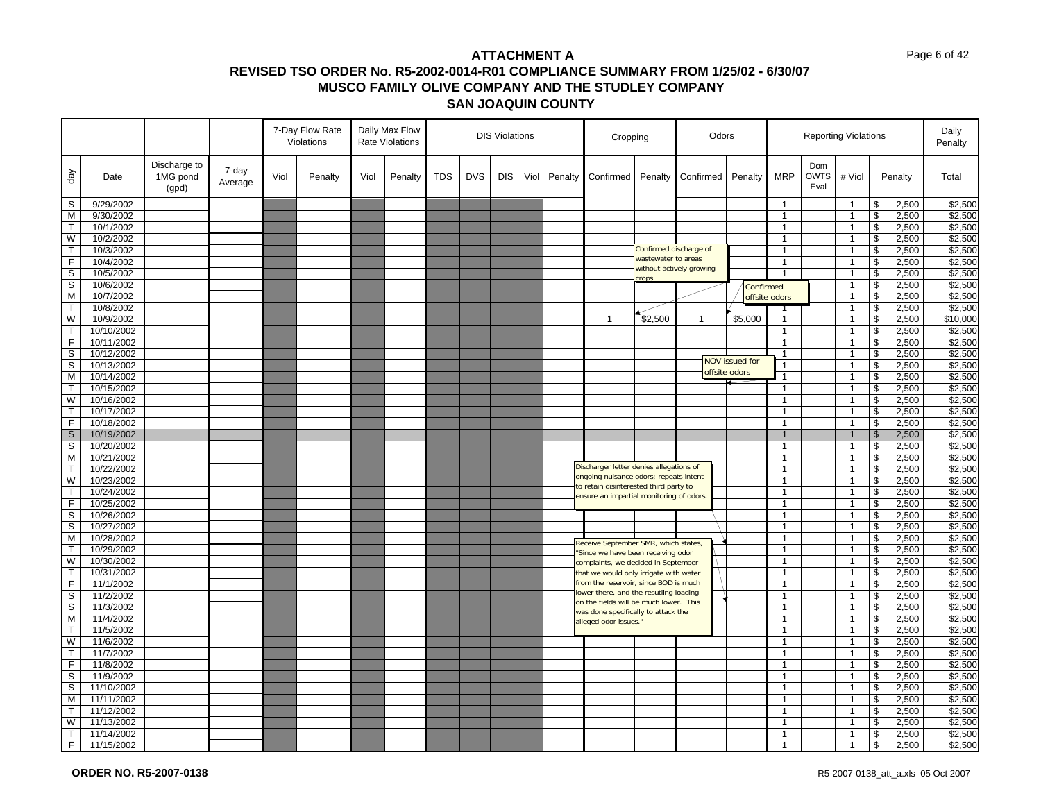# ATTACHMENT A

## REVISED TSO ORDER No. R5-2002-0014-R01 COMPLIANCE SUMMARY FROM 1/25/02 - 6/30/07

## MUSCO FAMILY OLIVE COMPANY AND THE STUDLEY COMPANY

## SAN JOAQUIN COUNTY

| | | | | 7-Day Flow Rate Violations | | Daily Max Flow Rate Violations | | DIS Violations | | | | | Cropping | | Odors | | Reporting Violations | | | | Daily Penalty |
|---|---|---|---|---|---|---|---|---|---|---|---|---|---|---|---|---|---|---|---|---|---|
| day | Date | Discharge to 1MG pond (gpd) | 7-day Average | Viol | Penalty | Viol | Penalty | TDS | DVS | DIS | Viol | Penalty | Confirmed | Penalty | Confirmed | Penalty | MRP | Dom OWTS Eval | # Viol | Penalty | Total |
| S | 9/29/2002 | | | | | | | | | | | | | | | | 1 | | 1 | $ 2,500 | $2,500 |
| M | 9/30/2002 | | | | | | | | | | | | | | | | 1 | | 1 | $ 2,500 | $2,500 |
| T | 10/1/2002 | | | | | | | | | | | | | | | | 1 | | 1 | $ 2,500 | $2,500 |
| W | 10/2/2002 | | | | | | | | | | | | | | | | 1 | | 1 | $ 2,500 | $2,500 |
| T | 10/3/2002 | | | | | | | | | | | | | | | | 1 | | 1 | $ 2,500 | $2,500 |
| F | 10/4/2002 | | | | | | | | | | | | | | | | 1 | | 1 | $ 2,500 | $2,500 |
| S | 10/5/2002 | | | | | | | | | | | | | | | | 1 | | 1 | $ 2,500 | $2,500 |
| S | 10/6/2002 | | | | | | | | | | | | | | | | 1 | | 1 | $ 2,500 | $2,500 |
| M | 10/7/2002 | | | | | | | | | | | | | | | | 1 | | 1 | $ 2,500 | $2,500 |
| T | 10/8/2002 | | | | | | | | | | | | | | | | 1 | | 1 | $ 2,500 | $2,500 |
| W | 10/9/2002 | | | | | | | | | | | | 1 | $2,500 | 1 | $5,000 | 1 | | 1 | $ 2,500 | $10,000 |
| T | 10/10/2002 | | | | | | | | | | | | | | | | 1 | | 1 | $ 2,500 | $2,500 |
| F | 10/11/2002 | | | | | | | | | | | | | | | | 1 | | 1 | $ 2,500 | $2,500 |
| S | 10/12/2002 | | | | | | | | | | | | | | | | 1 | | 1 | $ 2,500 | $2,500 |
| S | 10/13/2002 | | | | | | | | | | | | | | | | 1 | | 1 | $ 2,500 | $2,500 |
| M | 10/14/2002 | | | | | | | | | | | | | | | | 1 | | 1 | $ 2,500 | $2,500 |
| T | 10/15/2002 | | | | | | | | | | | | | | | | 1 | | 1 | $ 2,500 | $2,500 |
| W | 10/16/2002 | | | | | | | | | | | | | | | | 1 | | 1 | $ 2,500 | $2,500 |
| T | 10/17/2002 | | | | | | | | | | | | | | | | 1 | | 1 | $ 2,500 | $2,500 |
| F | 10/18/2002 | | | | | | | | | | | | | | | | 1 | | 1 | $ 2,500 | $2,500 |
| S | 10/19/2002 | | | | | | | | | | | | | | | | 1 | | 1 | $ 2,500 | $2,500 |
| S | 10/20/2002 | | | | | | | | | | | | | | | | 1 | | 1 | $ 2,500 | $2,500 |
| M | 10/21/2002 | | | | | | | | | | | | | | | | 1 | | 1 | $ 2,500 | $2,500 |
| T | 10/22/2002 | | | | | | | | | | | | | | | | 1 | | 1 | $ 2,500 | $2,500 |
| W | 10/23/2002 | | | | | | | | | | | | | | | | 1 | | 1 | $ 2,500 | $2,500 |
| T | 10/24/2002 | | | | | | | | | | | | | | | | 1 | | 1 | $ 2,500 | $2,500 |
| F | 10/25/2002 | | | | | | | | | | | | | | | | 1 | | 1 | $ 2,500 | $2,500 |
| S | 10/26/2002 | | | | | | | | | | | | | | | | 1 | | 1 | $ 2,500 | $2,500 |
| S | 10/27/2002 | | | | | | | | | | | | | | | | 1 | | 1 | $ 2,500 | $2,500 |
| M | 10/28/2002 | | | | | | | | | | | | | | | | 1 | | 1 | $ 2,500 | $2,500 |
| T | 10/29/2002 | | | | | | | | | | | | | | | | 1 | | 1 | $ 2,500 | $2,500 |
| W | 10/30/2002 | | | | | | | | | | | | | | | | 1 | | 1 | $ 2,500 | $2,500 |
| T | 10/31/2002 | | | | | | | | | | | | | | | | 1 | | 1 | $ 2,500 | $2,500 |
| F | 11/1/2002 | | | | | | | | | | | | | | | | 1 | | 1 | $ 2,500 | $2,500 |
| S | 11/2/2002 | | | | | | | | | | | | | | | | 1 | | 1 | $ 2,500 | $2,500 |
| S | 11/3/2002 | | | | | | | | | | | | | | | | 1 | | 1 | $ 2,500 | $2,500 |
| M | 11/4/2002 | | | | | | | | | | | | | | | | 1 | | 1 | $ 2,500 | $2,500 |
| T | 11/5/2002 | | | | | | | | | | | | | | | | 1 | | 1 | $ 2,500 | $2,500 |
| W | 11/6/2002 | | | | | | | | | | | | | | | | 1 | | 1 | $ 2,500 | $2,500 |
| T | 11/7/2002 | | | | | | | | | | | | | | | | 1 | | 1 | $ 2,500 | $2,500 |
| F | 11/8/2002 | | | | | | | | | | | | | | | | 1 | | 1 | $ 2,500 | $2,500 |
| S | 11/9/2002 | | | | | | | | | | | | | | | | 1 | | 1 | $ 2,500 | $2,500 |
| S | 11/10/2002 | | | | | | | | | | | | | | | | 1 | | 1 | $ 2,500 | $2,500 |
| M | 11/11/2002 | | | | | | | | | | | | | | | | 1 | | 1 | $ 2,500 | $2,500 |
| T | 11/12/2002 | | | | | | | | | | | | | | | | 1 | | 1 | $ 2,500 | $2,500 |
| W | 11/13/2002 | | | | | | | | | | | | | | | | 1 | | 1 | $ 2,500 | $2,500 |
| T | 11/14/2002 | | | | | | | | | | | | | | | | 1 | | 1 | $ 2,500 | $2,500 |
| F | 11/15/2002 | | | | | | | | | | | | | | | | 1 | | 1 | $ 2,500 | $2,500 |

Notes:

- Confirmed discharge of wastewater to areas without actively growing crops.
- Confirmed offsite odors
- NOV issued for offsite odors
- Discharger letter denies allegations of ongoing nuisance odors; repeats intent to retain disinterested third party to ensure an impartial monitoring of odors.
- Receive September SMR, which states, "Since we have been receiving odor complaints, we decided in September that we would only irrigate with water from the reservoir, since BOD is much lower there, and the resutling loading on the fields will be much lower. This was done specifically to attack the alleged odor issues."

**ORDER NO. R5-2007-0138**

R5-2007-0138_att_a.xls 05 Oct 2007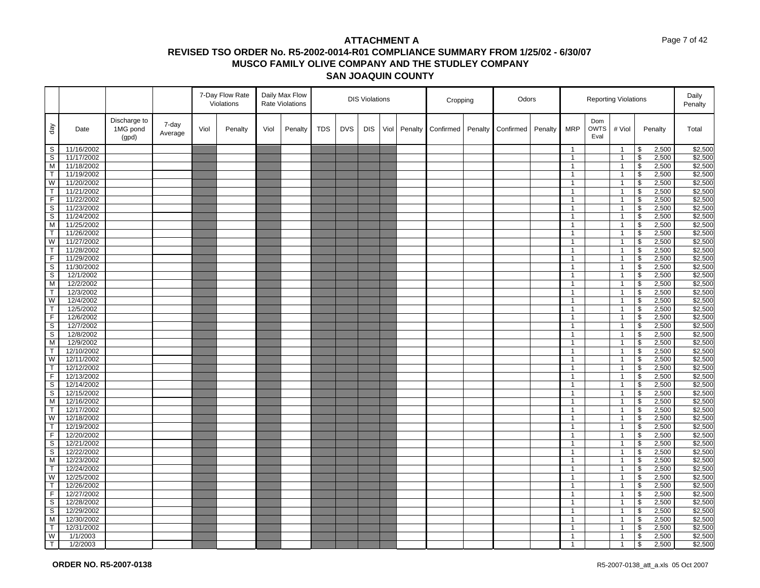# ATTACHMENT A

## REVISED TSO ORDER No. R5-2002-0014-R01 COMPLIANCE SUMMARY FROM 1/25/02 - 6/30/07

## MUSCO FAMILY OLIVE COMPANY AND THE STUDLEY COMPANY

## SAN JOAQUIN COUNTY

| | | | | 7-Day Flow Rate Violations | | Daily Max Flow Rate Violations | | DIS Violations | | | | | Cropping | | Odors | | Reporting Violations | | | | Daily Penalty |
|---|---|---|---|---|---|---|---|---|---|---|---|---|---|---|---|---|---|---|---|---|---|
| day | Date | Discharge to 1MG pond (gpd) | 7-day Average | Viol | Penalty | Viol | Penalty | TDS | DVS | DIS | Viol | Penalty | Confirmed | Penalty | Confirmed | Penalty | MRP | Dom OWTS Eval | # Viol | Penalty | Total |
| S | 11/16/2002 | | | | | | | | | | | | | | | | 1 | | 1 | $ 2,500 | $2,500 |
| S | 11/17/2002 | | | | | | | | | | | | | | | | 1 | | 1 | $ 2,500 | $2,500 |
| M | 11/18/2002 | | | | | | | | | | | | | | | | 1 | | 1 | $ 2,500 | $2,500 |
| T | 11/19/2002 | | | | | | | | | | | | | | | | 1 | | 1 | $ 2,500 | $2,500 |
| W | 11/20/2002 | | | | | | | | | | | | | | | | 1 | | 1 | $ 2,500 | $2,500 |
| T | 11/21/2002 | | | | | | | | | | | | | | | | 1 | | 1 | $ 2,500 | $2,500 |
| F | 11/22/2002 | | | | | | | | | | | | | | | | 1 | | 1 | $ 2,500 | $2,500 |
| S | 11/23/2002 | | | | | | | | | | | | | | | | 1 | | 1 | $ 2,500 | $2,500 |
| S | 11/24/2002 | | | | | | | | | | | | | | | | 1 | | 1 | $ 2,500 | $2,500 |
| M | 11/25/2002 | | | | | | | | | | | | | | | | 1 | | 1 | $ 2,500 | $2,500 |
| T | 11/26/2002 | | | | | | | | | | | | | | | | 1 | | 1 | $ 2,500 | $2,500 |
| W | 11/27/2002 | | | | | | | | | | | | | | | | 1 | | 1 | $ 2,500 | $2,500 |
| T | 11/28/2002 | | | | | | | | | | | | | | | | 1 | | 1 | $ 2,500 | $2,500 |
| F | 11/29/2002 | | | | | | | | | | | | | | | | 1 | | 1 | $ 2,500 | $2,500 |
| S | 11/30/2002 | | | | | | | | | | | | | | | | 1 | | 1 | $ 2,500 | $2,500 |
| S | 12/1/2002 | | | | | | | | | | | | | | | | 1 | | 1 | $ 2,500 | $2,500 |
| M | 12/2/2002 | | | | | | | | | | | | | | | | 1 | | 1 | $ 2,500 | $2,500 |
| T | 12/3/2002 | | | | | | | | | | | | | | | | 1 | | 1 | $ 2,500 | $2,500 |
| W | 12/4/2002 | | | | | | | | | | | | | | | | 1 | | 1 | $ 2,500 | $2,500 |
| T | 12/5/2002 | | | | | | | | | | | | | | | | 1 | | 1 | $ 2,500 | $2,500 |
| F | 12/6/2002 | | | | | | | | | | | | | | | | 1 | | 1 | $ 2,500 | $2,500 |
| S | 12/7/2002 | | | | | | | | | | | | | | | | 1 | | 1 | $ 2,500 | $2,500 |
| S | 12/8/2002 | | | | | | | | | | | | | | | | 1 | | 1 | $ 2,500 | $2,500 |
| M | 12/9/2002 | | | | | | | | | | | | | | | | 1 | | 1 | $ 2,500 | $2,500 |
| T | 12/10/2002 | | | | | | | | | | | | | | | | 1 | | 1 | $ 2,500 | $2,500 |
| W | 12/11/2002 | | | | | | | | | | | | | | | | 1 | | 1 | $ 2,500 | $2,500 |
| T | 12/12/2002 | | | | | | | | | | | | | | | | 1 | | 1 | $ 2,500 | $2,500 |
| F | 12/13/2002 | | | | | | | | | | | | | | | | 1 | | 1 | $ 2,500 | $2,500 |
| S | 12/14/2002 | | | | | | | | | | | | | | | | 1 | | 1 | $ 2,500 | $2,500 |
| S | 12/15/2002 | | | | | | | | | | | | | | | | 1 | | 1 | $ 2,500 | $2,500 |
| M | 12/16/2002 | | | | | | | | | | | | | | | | 1 | | 1 | $ 2,500 | $2,500 |
| T | 12/17/2002 | | | | | | | | | | | | | | | | 1 | | 1 | $ 2,500 | $2,500 |
| W | 12/18/2002 | | | | | | | | | | | | | | | | 1 | | 1 | $ 2,500 | $2,500 |
| T | 12/19/2002 | | | | | | | | | | | | | | | | 1 | | 1 | $ 2,500 | $2,500 |
| F | 12/20/2002 | | | | | | | | | | | | | | | | 1 | | 1 | $ 2,500 | $2,500 |
| S | 12/21/2002 | | | | | | | | | | | | | | | | 1 | | 1 | $ 2,500 | $2,500 |
| S | 12/22/2002 | | | | | | | | | | | | | | | | 1 | | 1 | $ 2,500 | $2,500 |
| M | 12/23/2002 | | | | | | | | | | | | | | | | 1 | | 1 | $ 2,500 | $2,500 |
| T | 12/24/2002 | | | | | | | | | | | | | | | | 1 | | 1 | $ 2,500 | $2,500 |
| W | 12/25/2002 | | | | | | | | | | | | | | | | 1 | | 1 | $ 2,500 | $2,500 |
| T | 12/26/2002 | | | | | | | | | | | | | | | | 1 | | 1 | $ 2,500 | $2,500 |
| F | 12/27/2002 | | | | | | | | | | | | | | | | 1 | | 1 | $ 2,500 | $2,500 |
| S | 12/28/2002 | | | | | | | | | | | | | | | | 1 | | 1 | $ 2,500 | $2,500 |
| S | 12/29/2002 | | | | | | | | | | | | | | | | 1 | | 1 | $ 2,500 | $2,500 |
| M | 12/30/2002 | | | | | | | | | | | | | | | | 1 | | 1 | $ 2,500 | $2,500 |
| T | 12/31/2002 | | | | | | | | | | | | | | | | 1 | | 1 | $ 2,500 | $2,500 |
| W | 1/1/2003 | | | | | | | | | | | | | | | | 1 | | 1 | $ 2,500 | $2,500 |
| T | 1/2/2003 | | | | | | | | | | | | | | | | 1 | | 1 | $ 2,500 | $2,500 |

**ORDER NO. R5-2007-0138**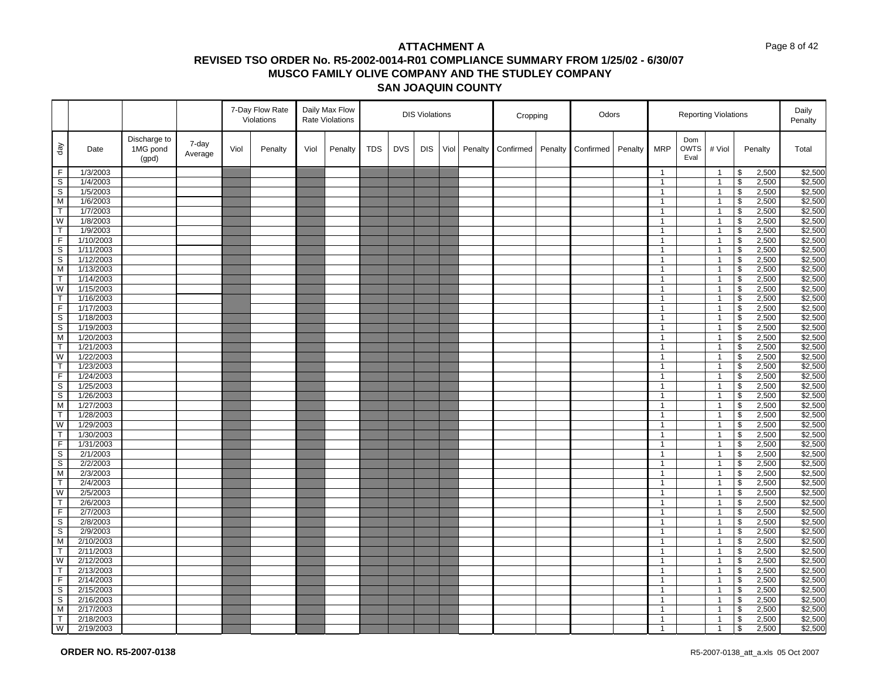# ATTACHMENT A

## REVISED TSO ORDER No. R5-2002-0014-R01 COMPLIANCE SUMMARY FROM 1/25/02 - 6/30/07

## MUSCO FAMILY OLIVE COMPANY AND THE STUDLEY COMPANY

## SAN JOAQUIN COUNTY

| | | | | 7-Day Flow Rate Violations | | Daily Max Flow Rate Violations | | DIS Violations | | | | | Cropping | | Odors | | Reporting Violations | | | | Daily Penalty |
|---|---|---|---|---|---|---|---|---|---|---|---|---|---|---|---|---|---|---|---|---|---|
| day | Date | Discharge to 1MG pond (gpd) | 7-day Average | Viol | Penalty | Viol | Penalty | TDS | DVS | DIS | Viol | Penalty | Confirmed | Penalty | Confirmed | Penalty | MRP | Dom OWTS Eval | # Viol | Penalty | Total |
| F | 1/3/2003 | | | | | | | | | | | | | | | | 1 | | 1 | $ 2,500 | $2,500 |
| S | 1/4/2003 | | | | | | | | | | | | | | | | 1 | | 1 | $ 2,500 | $2,500 |
| S | 1/5/2003 | | | | | | | | | | | | | | | | 1 | | 1 | $ 2,500 | $2,500 |
| M | 1/6/2003 | | | | | | | | | | | | | | | | 1 | | 1 | $ 2,500 | $2,500 |
| T | 1/7/2003 | | | | | | | | | | | | | | | | 1 | | 1 | $ 2,500 | $2,500 |
| W | 1/8/2003 | | | | | | | | | | | | | | | | 1 | | 1 | $ 2,500 | $2,500 |
| T | 1/9/2003 | | | | | | | | | | | | | | | | 1 | | 1 | $ 2,500 | $2,500 |
| F | 1/10/2003 | | | | | | | | | | | | | | | | 1 | | 1 | $ 2,500 | $2,500 |
| S | 1/11/2003 | | | | | | | | | | | | | | | | 1 | | 1 | $ 2,500 | $2,500 |
| S | 1/12/2003 | | | | | | | | | | | | | | | | 1 | | 1 | $ 2,500 | $2,500 |
| M | 1/13/2003 | | | | | | | | | | | | | | | | 1 | | 1 | $ 2,500 | $2,500 |
| T | 1/14/2003 | | | | | | | | | | | | | | | | 1 | | 1 | $ 2,500 | $2,500 |
| W | 1/15/2003 | | | | | | | | | | | | | | | | 1 | | 1 | $ 2,500 | $2,500 |
| T | 1/16/2003 | | | | | | | | | | | | | | | | 1 | | 1 | $ 2,500 | $2,500 |
| F | 1/17/2003 | | | | | | | | | | | | | | | | 1 | | 1 | $ 2,500 | $2,500 |
| S | 1/18/2003 | | | | | | | | | | | | | | | | 1 | | 1 | $ 2,500 | $2,500 |
| S | 1/19/2003 | | | | | | | | | | | | | | | | 1 | | 1 | $ 2,500 | $2,500 |
| M | 1/20/2003 | | | | | | | | | | | | | | | | 1 | | 1 | $ 2,500 | $2,500 |
| T | 1/21/2003 | | | | | | | | | | | | | | | | 1 | | 1 | $ 2,500 | $2,500 |
| W | 1/22/2003 | | | | | | | | | | | | | | | | 1 | | 1 | $ 2,500 | $2,500 |
| T | 1/23/2003 | | | | | | | | | | | | | | | | 1 | | 1 | $ 2,500 | $2,500 |
| F | 1/24/2003 | | | | | | | | | | | | | | | | 1 | | 1 | $ 2,500 | $2,500 |
| S | 1/25/2003 | | | | | | | | | | | | | | | | 1 | | 1 | $ 2,500 | $2,500 |
| S | 1/26/2003 | | | | | | | | | | | | | | | | 1 | | 1 | $ 2,500 | $2,500 |
| M | 1/27/2003 | | | | | | | | | | | | | | | | 1 | | 1 | $ 2,500 | $2,500 |
| T | 1/28/2003 | | | | | | | | | | | | | | | | 1 | | 1 | $ 2,500 | $2,500 |
| W | 1/29/2003 | | | | | | | | | | | | | | | | 1 | | 1 | $ 2,500 | $2,500 |
| T | 1/30/2003 | | | | | | | | | | | | | | | | 1 | | 1 | $ 2,500 | $2,500 |
| F | 1/31/2003 | | | | | | | | | | | | | | | | 1 | | 1 | $ 2,500 | $2,500 |
| S | 2/1/2003 | | | | | | | | | | | | | | | | 1 | | 1 | $ 2,500 | $2,500 |
| S | 2/2/2003 | | | | | | | | | | | | | | | | 1 | | 1 | $ 2,500 | $2,500 |
| M | 2/3/2003 | | | | | | | | | | | | | | | | 1 | | 1 | $ 2,500 | $2,500 |
| T | 2/4/2003 | | | | | | | | | | | | | | | | 1 | | 1 | $ 2,500 | $2,500 |
| W | 2/5/2003 | | | | | | | | | | | | | | | | 1 | | 1 | $ 2,500 | $2,500 |
| T | 2/6/2003 | | | | | | | | | | | | | | | | 1 | | 1 | $ 2,500 | $2,500 |
| F | 2/7/2003 | | | | | | | | | | | | | | | | 1 | | 1 | $ 2,500 | $2,500 |
| S | 2/8/2003 | | | | | | | | | | | | | | | | 1 | | 1 | $ 2,500 | $2,500 |
| S | 2/9/2003 | | | | | | | | | | | | | | | | 1 | | 1 | $ 2,500 | $2,500 |
| M | 2/10/2003 | | | | | | | | | | | | | | | | 1 | | 1 | $ 2,500 | $2,500 |
| T | 2/11/2003 | | | | | | | | | | | | | | | | 1 | | 1 | $ 2,500 | $2,500 |
| W | 2/12/2003 | | | | | | | | | | | | | | | | 1 | | 1 | $ 2,500 | $2,500 |
| T | 2/13/2003 | | | | | | | | | | | | | | | | 1 | | 1 | $ 2,500 | $2,500 |
| F | 2/14/2003 | | | | | | | | | | | | | | | | 1 | | 1 | $ 2,500 | $2,500 |
| S | 2/15/2003 | | | | | | | | | | | | | | | | 1 | | 1 | $ 2,500 | $2,500 |
| S | 2/16/2003 | | | | | | | | | | | | | | | | 1 | | 1 | $ 2,500 | $2,500 |
| M | 2/17/2003 | | | | | | | | | | | | | | | | 1 | | 1 | $ 2,500 | $2,500 |
| T | 2/18/2003 | | | | | | | | | | | | | | | | 1 | | 1 | $ 2,500 | $2,500 |
| W | 2/19/2003 | | | | | | | | | | | | | | | | 1 | | 1 | $ 2,500 | $2,500 |

**ORDER NO. R5-2007-0138** R5-2007-0138_att_a.xls 05 Oct 2007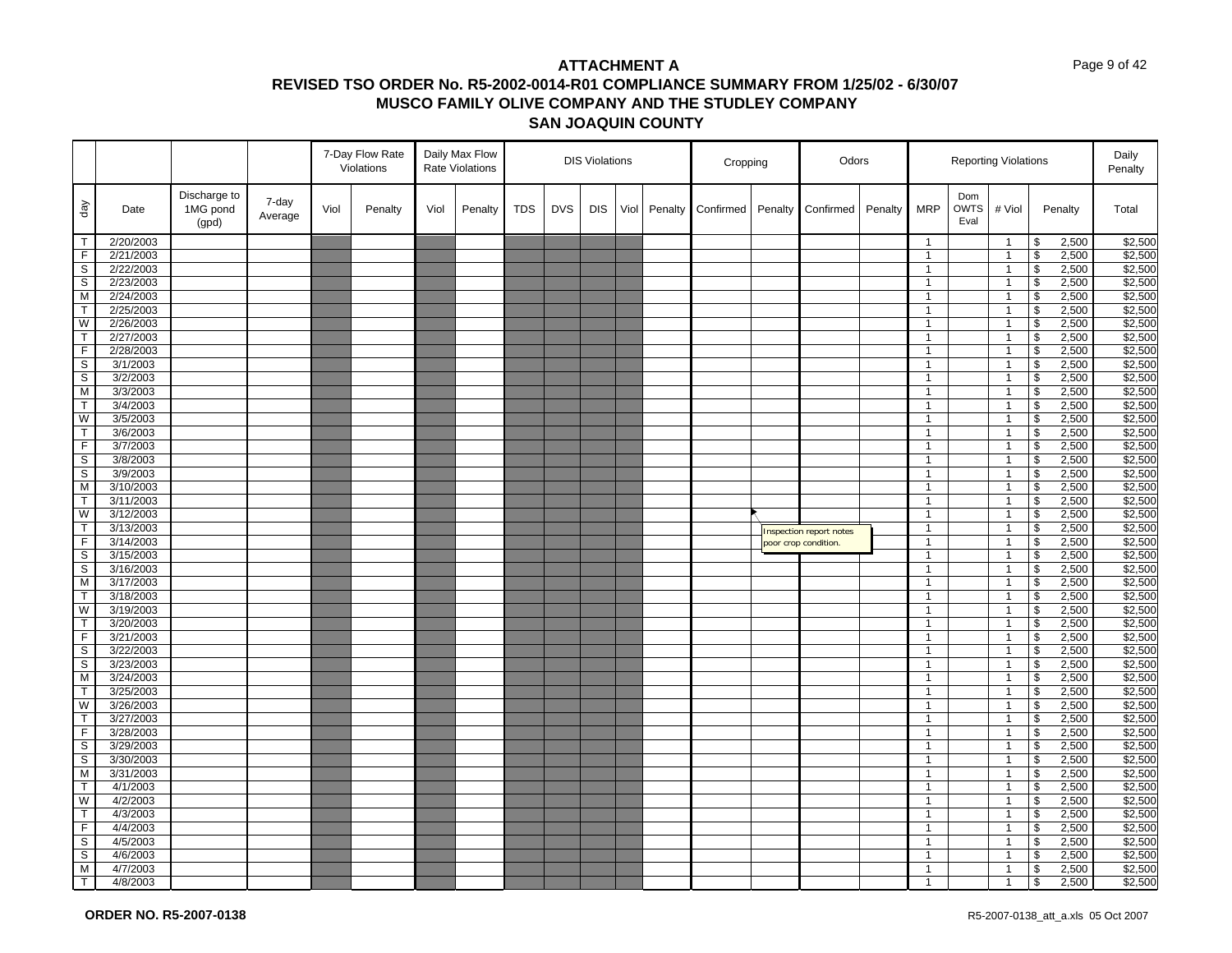# ATTACHMENT A

## REVISED TSO ORDER No. R5-2002-0014-R01 COMPLIANCE SUMMARY FROM 1/25/02 - 6/30/07

## MUSCO FAMILY OLIVE COMPANY AND THE STUDLEY COMPANY

## SAN JOAQUIN COUNTY

| | | | | 7-Day Flow Rate Violations | | Daily Max Flow Rate Violations | | DIS Violations | | | | | Cropping | | Odors | | Reporting Violations | | | | Daily Penalty |
|---|---|---|---|---|---|---|---|---|---|---|---|---|---|---|---|---|---|---|---|---|---|
| day | Date | Discharge to 1MG pond (gpd) | 7-day Average | Viol | Penalty | Viol | Penalty | TDS | DVS | DIS | Viol | Penalty | Confirmed | Penalty | Confirmed | Penalty | MRP | Dom OWTS Eval | # Viol | Penalty | Total |
| T | 2/20/2003 | | | | | | | | | | | | | | | | 1 | | 1 | $ 2,500 | $2,500 |
| F | 2/21/2003 | | | | | | | | | | | | | | | | 1 | | 1 | $ 2,500 | $2,500 |
| S | 2/22/2003 | | | | | | | | | | | | | | | | 1 | | 1 | $ 2,500 | $2,500 |
| S | 2/23/2003 | | | | | | | | | | | | | | | | 1 | | 1 | $ 2,500 | $2,500 |
| M | 2/24/2003 | | | | | | | | | | | | | | | | 1 | | 1 | $ 2,500 | $2,500 |
| T | 2/25/2003 | | | | | | | | | | | | | | | | 1 | | 1 | $ 2,500 | $2,500 |
| W | 2/26/2003 | | | | | | | | | | | | | | | | 1 | | 1 | $ 2,500 | $2,500 |
| T | 2/27/2003 | | | | | | | | | | | | | | | | 1 | | 1 | $ 2,500 | $2,500 |
| F | 2/28/2003 | | | | | | | | | | | | | | | | 1 | | 1 | $ 2,500 | $2,500 |
| S | 3/1/2003 | | | | | | | | | | | | | | | | 1 | | 1 | $ 2,500 | $2,500 |
| S | 3/2/2003 | | | | | | | | | | | | | | | | 1 | | 1 | $ 2,500 | $2,500 |
| M | 3/3/2003 | | | | | | | | | | | | | | | | 1 | | 1 | $ 2,500 | $2,500 |
| T | 3/4/2003 | | | | | | | | | | | | | | | | 1 | | 1 | $ 2,500 | $2,500 |
| W | 3/5/2003 | | | | | | | | | | | | | | | | 1 | | 1 | $ 2,500 | $2,500 |
| T | 3/6/2003 | | | | | | | | | | | | | | | | 1 | | 1 | $ 2,500 | $2,500 |
| F | 3/7/2003 | | | | | | | | | | | | | | | | 1 | | 1 | $ 2,500 | $2,500 |
| S | 3/8/2003 | | | | | | | | | | | | | | | | 1 | | 1 | $ 2,500 | $2,500 |
| S | 3/9/2003 | | | | | | | | | | | | | | | | 1 | | 1 | $ 2,500 | $2,500 |
| M | 3/10/2003 | | | | | | | | | | | | | | | | 1 | | 1 | $ 2,500 | $2,500 |
| T | 3/11/2003 | | | | | | | | | | | | | | | | 1 | | 1 | $ 2,500 | $2,500 |
| W | 3/12/2003 | | | | | | | | | | | | | | | | 1 | | 1 | $ 2,500 | $2,500 |
| T | 3/13/2003 | | | | | | | | | | | | | | Inspection report notes poor crop condition. | | 1 | | 1 | $ 2,500 | $2,500 |
| F | 3/14/2003 | | | | | | | | | | | | | | | | 1 | | 1 | $ 2,500 | $2,500 |
| S | 3/15/2003 | | | | | | | | | | | | | | | | 1 | | 1 | $ 2,500 | $2,500 |
| S | 3/16/2003 | | | | | | | | | | | | | | | | 1 | | 1 | $ 2,500 | $2,500 |
| M | 3/17/2003 | | | | | | | | | | | | | | | | 1 | | 1 | $ 2,500 | $2,500 |
| T | 3/18/2003 | | | | | | | | | | | | | | | | 1 | | 1 | $ 2,500 | $2,500 |
| W | 3/19/2003 | | | | | | | | | | | | | | | | 1 | | 1 | $ 2,500 | $2,500 |
| T | 3/20/2003 | | | | | | | | | | | | | | | | 1 | | 1 | $ 2,500 | $2,500 |
| F | 3/21/2003 | | | | | | | | | | | | | | | | 1 | | 1 | $ 2,500 | $2,500 |
| S | 3/22/2003 | | | | | | | | | | | | | | | | 1 | | 1 | $ 2,500 | $2,500 |
| S | 3/23/2003 | | | | | | | | | | | | | | | | 1 | | 1 | $ 2,500 | $2,500 |
| M | 3/24/2003 | | | | | | | | | | | | | | | | 1 | | 1 | $ 2,500 | $2,500 |
| T | 3/25/2003 | | | | | | | | | | | | | | | | 1 | | 1 | $ 2,500 | $2,500 |
| W | 3/26/2003 | | | | | | | | | | | | | | | | 1 | | 1 | $ 2,500 | $2,500 |
| T | 3/27/2003 | | | | | | | | | | | | | | | | 1 | | 1 | $ 2,500 | $2,500 |
| F | 3/28/2003 | | | | | | | | | | | | | | | | 1 | | 1 | $ 2,500 | $2,500 |
| S | 3/29/2003 | | | | | | | | | | | | | | | | 1 | | 1 | $ 2,500 | $2,500 |
| S | 3/30/2003 | | | | | | | | | | | | | | | | 1 | | 1 | $ 2,500 | $2,500 |
| M | 3/31/2003 | | | | | | | | | | | | | | | | 1 | | 1 | $ 2,500 | $2,500 |
| T | 4/1/2003 | | | | | | | | | | | | | | | | 1 | | 1 | $ 2,500 | $2,500 |
| W | 4/2/2003 | | | | | | | | | | | | | | | | 1 | | 1 | $ 2,500 | $2,500 |
| T | 4/3/2003 | | | | | | | | | | | | | | | | 1 | | 1 | $ 2,500 | $2,500 |
| F | 4/4/2003 | | | | | | | | | | | | | | | | 1 | | 1 | $ 2,500 | $2,500 |
| S | 4/5/2003 | | | | | | | | | | | | | | | | 1 | | 1 | $ 2,500 | $2,500 |
| S | 4/6/2003 | | | | | | | | | | | | | | | | 1 | | 1 | $ 2,500 | $2,500 |
| M | 4/7/2003 | | | | | | | | | | | | | | | | 1 | | 1 | $ 2,500 | $2,500 |
| T | 4/8/2003 | | | | | | | | | | | | | | | | 1 | | 1 | $ 2,500 | $2,500 |

**ORDER NO. R5-2007-0138**

R5-2007-0138_att_a.xls 05 Oct 2007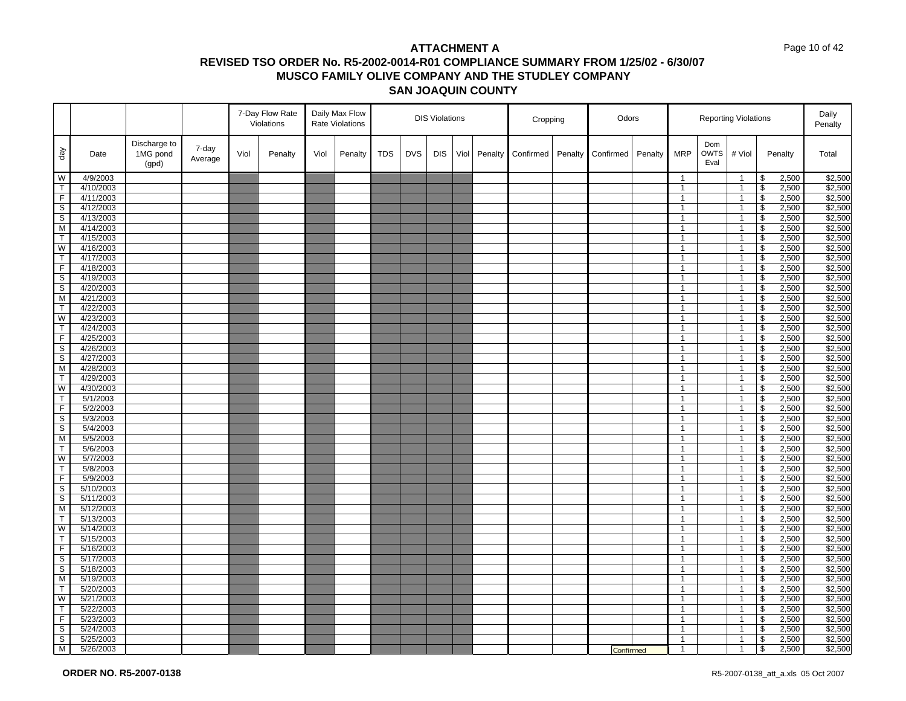# ATTACHMENT A

## REVISED TSO ORDER No. R5-2002-0014-R01 COMPLIANCE SUMMARY FROM 1/25/02 - 6/30/07

## MUSCO FAMILY OLIVE COMPANY AND THE STUDLEY COMPANY

## SAN JOAQUIN COUNTY

| | | | | 7-Day Flow Rate Violations | | Daily Max Flow Rate Violations | | DIS Violations | | | | | Cropping | | Odors | | Reporting Violations | | | | Daily Penalty |
|---|---|---|---|---|---|---|---|---|---|---|---|---|---|---|---|---|---|---|---|---|---|
| day | Date | Discharge to 1MG pond (gpd) | 7-day Average | Viol | Penalty | Viol | Penalty | TDS | DVS | DIS | Viol | Penalty | Confirmed | Penalty | Confirmed | Penalty | MRP | Dom OWTS Eval | # Viol | Penalty | Total |
| W | 4/9/2003 | | | | | | | | | | | | | | | | 1 | | 1 | $ 2,500 | $2,500 |
| T | 4/10/2003 | | | | | | | | | | | | | | | | 1 | | 1 | $ 2,500 | $2,500 |
| F | 4/11/2003 | | | | | | | | | | | | | | | | 1 | | 1 | $ 2,500 | $2,500 |
| S | 4/12/2003 | | | | | | | | | | | | | | | | 1 | | 1 | $ 2,500 | $2,500 |
| S | 4/13/2003 | | | | | | | | | | | | | | | | 1 | | 1 | $ 2,500 | $2,500 |
| M | 4/14/2003 | | | | | | | | | | | | | | | | 1 | | 1 | $ 2,500 | $2,500 |
| T | 4/15/2003 | | | | | | | | | | | | | | | | 1 | | 1 | $ 2,500 | $2,500 |
| W | 4/16/2003 | | | | | | | | | | | | | | | | 1 | | 1 | $ 2,500 | $2,500 |
| T | 4/17/2003 | | | | | | | | | | | | | | | | 1 | | 1 | $ 2,500 | $2,500 |
| F | 4/18/2003 | | | | | | | | | | | | | | | | 1 | | 1 | $ 2,500 | $2,500 |
| S | 4/19/2003 | | | | | | | | | | | | | | | | 1 | | 1 | $ 2,500 | $2,500 |
| S | 4/20/2003 | | | | | | | | | | | | | | | | 1 | | 1 | $ 2,500 | $2,500 |
| M | 4/21/2003 | | | | | | | | | | | | | | | | 1 | | 1 | $ 2,500 | $2,500 |
| T | 4/22/2003 | | | | | | | | | | | | | | | | 1 | | 1 | $ 2,500 | $2,500 |
| W | 4/23/2003 | | | | | | | | | | | | | | | | 1 | | 1 | $ 2,500 | $2,500 |
| T | 4/24/2003 | | | | | | | | | | | | | | | | 1 | | 1 | $ 2,500 | $2,500 |
| F | 4/25/2003 | | | | | | | | | | | | | | | | 1 | | 1 | $ 2,500 | $2,500 |
| S | 4/26/2003 | | | | | | | | | | | | | | | | 1 | | 1 | $ 2,500 | $2,500 |
| S | 4/27/2003 | | | | | | | | | | | | | | | | 1 | | 1 | $ 2,500 | $2,500 |
| M | 4/28/2003 | | | | | | | | | | | | | | | | 1 | | 1 | $ 2,500 | $2,500 |
| T | 4/29/2003 | | | | | | | | | | | | | | | | 1 | | 1 | $ 2,500 | $2,500 |
| W | 4/30/2003 | | | | | | | | | | | | | | | | 1 | | 1 | $ 2,500 | $2,500 |
| T | 5/1/2003 | | | | | | | | | | | | | | | | 1 | | 1 | $ 2,500 | $2,500 |
| F | 5/2/2003 | | | | | | | | | | | | | | | | 1 | | 1 | $ 2,500 | $2,500 |
| S | 5/3/2003 | | | | | | | | | | | | | | | | 1 | | 1 | $ 2,500 | $2,500 |
| S | 5/4/2003 | | | | | | | | | | | | | | | | 1 | | 1 | $ 2,500 | $2,500 |
| M | 5/5/2003 | | | | | | | | | | | | | | | | 1 | | 1 | $ 2,500 | $2,500 |
| T | 5/6/2003 | | | | | | | | | | | | | | | | 1 | | 1 | $ 2,500 | $2,500 |
| W | 5/7/2003 | | | | | | | | | | | | | | | | 1 | | 1 | $ 2,500 | $2,500 |
| T | 5/8/2003 | | | | | | | | | | | | | | | | 1 | | 1 | $ 2,500 | $2,500 |
| F | 5/9/2003 | | | | | | | | | | | | | | | | 1 | | 1 | $ 2,500 | $2,500 |
| S | 5/10/2003 | | | | | | | | | | | | | | | | 1 | | 1 | $ 2,500 | $2,500 |
| S | 5/11/2003 | | | | | | | | | | | | | | | | 1 | | 1 | $ 2,500 | $2,500 |
| M | 5/12/2003 | | | | | | | | | | | | | | | | 1 | | 1 | $ 2,500 | $2,500 |
| T | 5/13/2003 | | | | | | | | | | | | | | | | 1 | | 1 | $ 2,500 | $2,500 |
| W | 5/14/2003 | | | | | | | | | | | | | | | | 1 | | 1 | $ 2,500 | $2,500 |
| T | 5/15/2003 | | | | | | | | | | | | | | | | 1 | | 1 | $ 2,500 | $2,500 |
| F | 5/16/2003 | | | | | | | | | | | | | | | | 1 | | 1 | $ 2,500 | $2,500 |
| S | 5/17/2003 | | | | | | | | | | | | | | | | 1 | | 1 | $ 2,500 | $2,500 |
| S | 5/18/2003 | | | | | | | | | | | | | | | | 1 | | 1 | $ 2,500 | $2,500 |
| M | 5/19/2003 | | | | | | | | | | | | | | | | 1 | | 1 | $ 2,500 | $2,500 |
| T | 5/20/2003 | | | | | | | | | | | | | | | | 1 | | 1 | $ 2,500 | $2,500 |
| W | 5/21/2003 | | | | | | | | | | | | | | | | 1 | | 1 | $ 2,500 | $2,500 |
| T | 5/22/2003 | | | | | | | | | | | | | | | | 1 | | 1 | $ 2,500 | $2,500 |
| F | 5/23/2003 | | | | | | | | | | | | | | | | 1 | | 1 | $ 2,500 | $2,500 |
| S | 5/24/2003 | | | | | | | | | | | | | | | | 1 | | 1 | $ 2,500 | $2,500 |
| S | 5/25/2003 | | | | | | | | | | | | | | | | 1 | | 1 | $ 2,500 | $2,500 |
| M | 5/26/2003 | | | | | | | | | | | | | | | Confirmed | 1 | | 1 | $ 2,500 | $2,500 |

**ORDER NO. R5-2007-0138**

R5-2007-0138_att_a.xls 05 Oct 2007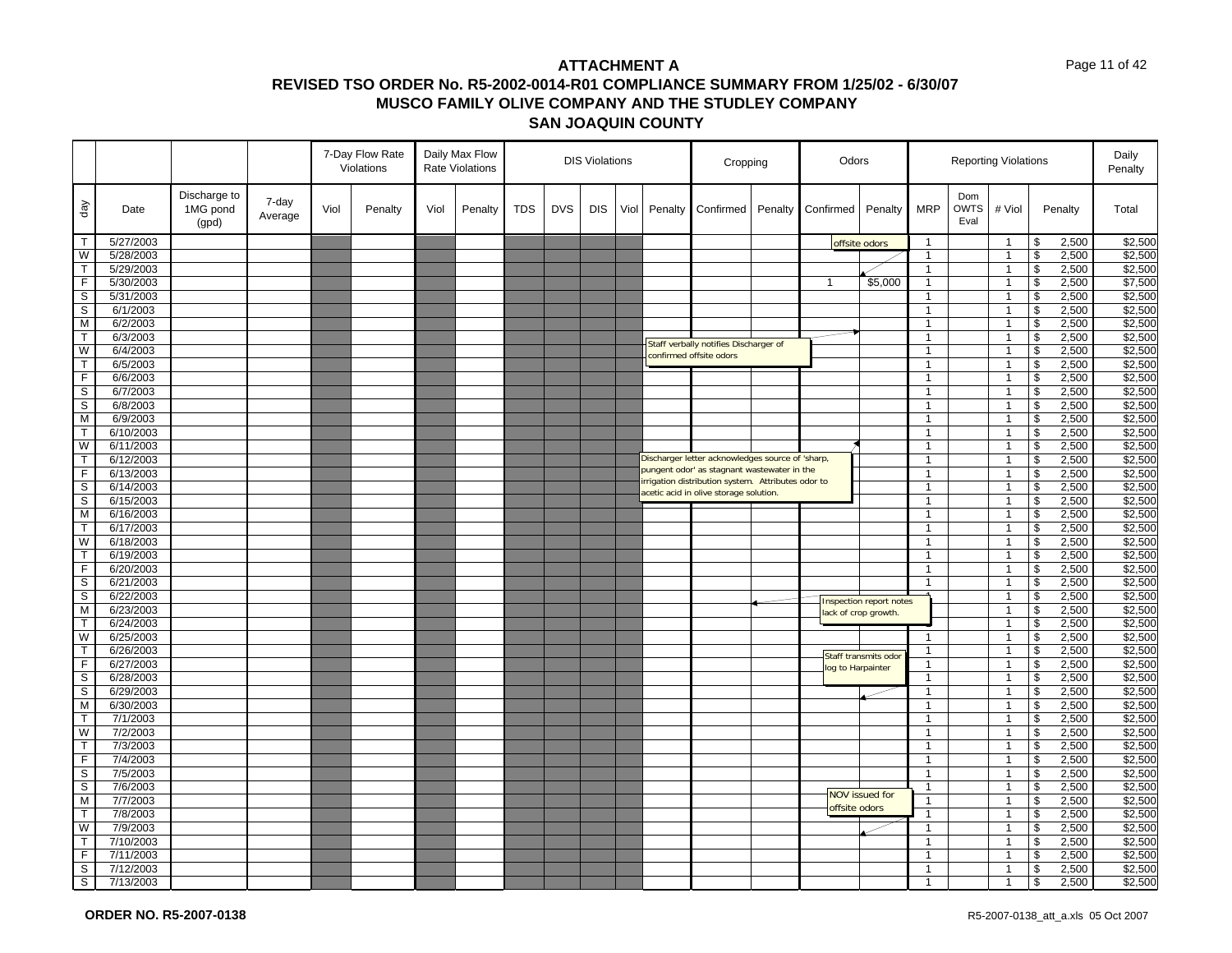# ATTACHMENT A
## REVISED TSO ORDER No. R5-2002-0014-R01 COMPLIANCE SUMMARY FROM 1/25/02 - 6/30/07
## MUSCO FAMILY OLIVE COMPANY AND THE STUDLEY COMPANY
## SAN JOAQUIN COUNTY

| | | | | 7-Day Flow Rate Violations | | Daily Max Flow Rate Violations | | DIS Violations | | | | | Cropping | | Odors | | Reporting Violations | | | | Daily Penalty |
|---|---|---|---|---|---|---|---|---|---|---|---|---|---|---|---|---|---|---|---|---|---|
| day | Date | Discharge to 1MG pond (gpd) | 7-day Average | Viol | Penalty | Viol | Penalty | TDS | DVS | DIS | Viol | Penalty | Confirmed | Penalty | Confirmed | Penalty | MRP | Dom OWTS Eval | # Viol | Penalty | Total |
| T | 5/27/2003 | | | | | | | | | | | | | | | | 1 | | 1 | $ 2,500 | $2,500 |
| W | 5/28/2003 | | | | | | | | | | | | | | | | 1 | | 1 | $ 2,500 | $2,500 |
| T | 5/29/2003 | | | | | | | | | | | | | | | | 1 | | 1 | $ 2,500 | $2,500 |
| F | 5/30/2003 | | | | | | | | | | | | | | 1 | $5,000 | 1 | | 1 | $ 2,500 | $7,500 |
| S | 5/31/2003 | | | | | | | | | | | | | | | | 1 | | 1 | $ 2,500 | $2,500 |
| S | 6/1/2003 | | | | | | | | | | | | | | | | 1 | | 1 | $ 2,500 | $2,500 |
| M | 6/2/2003 | | | | | | | | | | | | | | | | 1 | | 1 | $ 2,500 | $2,500 |
| T | 6/3/2003 | | | | | | | | | | | | | | | | 1 | | 1 | $ 2,500 | $2,500 |
| W | 6/4/2003 | | | | | | | | | | | | | | | | 1 | | 1 | $ 2,500 | $2,500 |
| T | 6/5/2003 | | | | | | | | | | | | | | | | 1 | | 1 | $ 2,500 | $2,500 |
| F | 6/6/2003 | | | | | | | | | | | | | | | | 1 | | 1 | $ 2,500 | $2,500 |
| S | 6/7/2003 | | | | | | | | | | | | | | | | 1 | | 1 | $ 2,500 | $2,500 |
| S | 6/8/2003 | | | | | | | | | | | | | | | | 1 | | 1 | $ 2,500 | $2,500 |
| M | 6/9/2003 | | | | | | | | | | | | | | | | 1 | | 1 | $ 2,500 | $2,500 |
| T | 6/10/2003 | | | | | | | | | | | | | | | | 1 | | 1 | $ 2,500 | $2,500 |
| W | 6/11/2003 | | | | | | | | | | | | | | | | 1 | | 1 | $ 2,500 | $2,500 |
| T | 6/12/2003 | | | | | | | | | | | | | | | | 1 | | 1 | $ 2,500 | $2,500 |
| F | 6/13/2003 | | | | | | | | | | | | | | | | 1 | | 1 | $ 2,500 | $2,500 |
| S | 6/14/2003 | | | | | | | | | | | | | | | | 1 | | 1 | $ 2,500 | $2,500 |
| S | 6/15/2003 | | | | | | | | | | | | | | | | 1 | | 1 | $ 2,500 | $2,500 |
| M | 6/16/2003 | | | | | | | | | | | | | | | | 1 | | 1 | $ 2,500 | $2,500 |
| T | 6/17/2003 | | | | | | | | | | | | | | | | 1 | | 1 | $ 2,500 | $2,500 |
| W | 6/18/2003 | | | | | | | | | | | | | | | | 1 | | 1 | $ 2,500 | $2,500 |
| T | 6/19/2003 | | | | | | | | | | | | | | | | 1 | | 1 | $ 2,500 | $2,500 |
| F | 6/20/2003 | | | | | | | | | | | | | | | | 1 | | 1 | $ 2,500 | $2,500 |
| S | 6/21/2003 | | | | | | | | | | | | | | | | 1 | | 1 | $ 2,500 | $2,500 |
| S | 6/22/2003 | | | | | | | | | | | | | | | | 1 | | 1 | $ 2,500 | $2,500 |
| M | 6/23/2003 | | | | | | | | | | | | | | | | 1 | | 1 | $ 2,500 | $2,500 |
| T | 6/24/2003 | | | | | | | | | | | | | | | | 1 | | 1 | $ 2,500 | $2,500 |
| W | 6/25/2003 | | | | | | | | | | | | | | | | 1 | | 1 | $ 2,500 | $2,500 |
| T | 6/26/2003 | | | | | | | | | | | | | | | | 1 | | 1 | $ 2,500 | $2,500 |
| F | 6/27/2003 | | | | | | | | | | | | | | | | 1 | | 1 | $ 2,500 | $2,500 |
| S | 6/28/2003 | | | | | | | | | | | | | | | | 1 | | 1 | $ 2,500 | $2,500 |
| S | 6/29/2003 | | | | | | | | | | | | | | | | 1 | | 1 | $ 2,500 | $2,500 |
| M | 6/30/2003 | | | | | | | | | | | | | | | | 1 | | 1 | $ 2,500 | $2,500 |
| T | 7/1/2003 | | | | | | | | | | | | | | | | 1 | | 1 | $ 2,500 | $2,500 |
| W | 7/2/2003 | | | | | | | | | | | | | | | | 1 | | 1 | $ 2,500 | $2,500 |
| T | 7/3/2003 | | | | | | | | | | | | | | | | 1 | | 1 | $ 2,500 | $2,500 |
| F | 7/4/2003 | | | | | | | | | | | | | | | | 1 | | 1 | $ 2,500 | $2,500 |
| S | 7/5/2003 | | | | | | | | | | | | | | | | 1 | | 1 | $ 2,500 | $2,500 |
| S | 7/6/2003 | | | | | | | | | | | | | | | | 1 | | 1 | $ 2,500 | $2,500 |
| M | 7/7/2003 | | | | | | | | | | | | | | | | 1 | | 1 | $ 2,500 | $2,500 |
| T | 7/8/2003 | | | | | | | | | | | | | | | | 1 | | 1 | $ 2,500 | $2,500 |
| W | 7/9/2003 | | | | | | | | | | | | | | | | 1 | | 1 | $ 2,500 | $2,500 |
| T | 7/10/2003 | | | | | | | | | | | | | | | | 1 | | 1 | $ 2,500 | $2,500 |
| F | 7/11/2003 | | | | | | | | | | | | | | | | 1 | | 1 | $ 2,500 | $2,500 |
| S | 7/12/2003 | | | | | | | | | | | | | | | | 1 | | 1 | $ 2,500 | $2,500 |
| S | 7/13/2003 | | | | | | | | | | | | | | | | 1 | | 1 | $ 2,500 | $2,500 |

Notes:
- offsite odors (5/27/2003)
- Staff verbally notifies Discharger of confirmed offsite odors (6/3/2003)
- Discharger letter acknowledges source of 'sharp, pungent odor' as stagnant wastewater in the irrigation distribution system. Attributes odor to acetic acid in olive storage solution. (6/11/2003)
- Inspection report notes lack of crop growth. (6/22/2003)
- Staff transmits odor log to Harpainter (6/29/2003)
- NOV issued for offsite odors (7/9/2003)

**ORDER NO. R5-2007-0138**

R5-2007-0138_att_a.xls 05 Oct 2007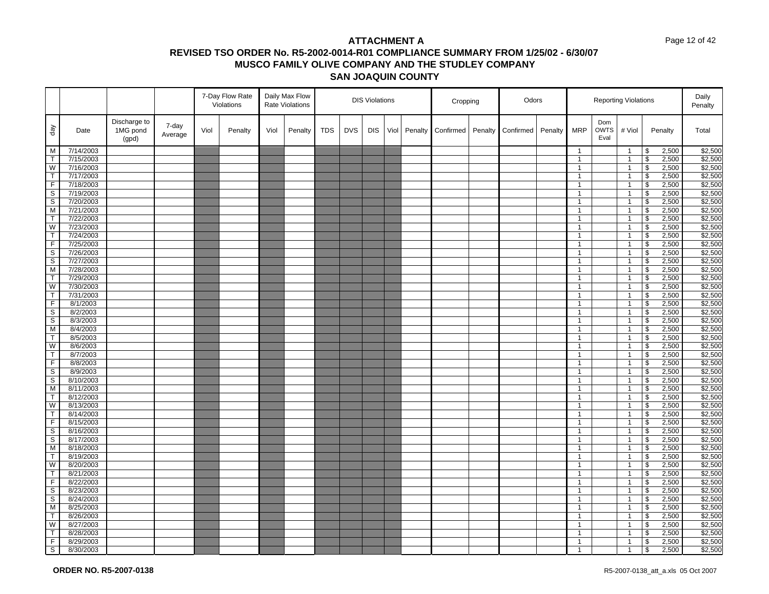# ATTACHMENT A

## REVISED TSO ORDER No. R5-2002-0014-R01 COMPLIANCE SUMMARY FROM 1/25/02 - 6/30/07

## MUSCO FAMILY OLIVE COMPANY AND THE STUDLEY COMPANY

## SAN JOAQUIN COUNTY

| | | | | 7-Day Flow Rate Violations | | Daily Max Flow Rate Violations | | DIS Violations | | | | | Cropping | | Odors | | Reporting Violations | | | | Daily Penalty |
|---|---|---|---|---|---|---|---|---|---|---|---|---|---|---|---|---|---|---|---|---|---|
| day | Date | Discharge to 1MG pond (gpd) | 7-day Average | Viol | Penalty | Viol | Penalty | TDS | DVS | DIS | Viol | Penalty | Confirmed | Penalty | Confirmed | Penalty | MRP | Dom OWTS Eval | # Viol | Penalty | Total |
| M | 7/14/2003 | | | | | | | | | | | | | | | | 1 | | 1 | $ 2,500 | $2,500 |
| T | 7/15/2003 | | | | | | | | | | | | | | | | 1 | | 1 | $ 2,500 | $2,500 |
| W | 7/16/2003 | | | | | | | | | | | | | | | | 1 | | 1 | $ 2,500 | $2,500 |
| T | 7/17/2003 | | | | | | | | | | | | | | | | 1 | | 1 | $ 2,500 | $2,500 |
| F | 7/18/2003 | | | | | | | | | | | | | | | | 1 | | 1 | $ 2,500 | $2,500 |
| S | 7/19/2003 | | | | | | | | | | | | | | | | 1 | | 1 | $ 2,500 | $2,500 |
| S | 7/20/2003 | | | | | | | | | | | | | | | | 1 | | 1 | $ 2,500 | $2,500 |
| M | 7/21/2003 | | | | | | | | | | | | | | | | 1 | | 1 | $ 2,500 | $2,500 |
| T | 7/22/2003 | | | | | | | | | | | | | | | | 1 | | 1 | $ 2,500 | $2,500 |
| W | 7/23/2003 | | | | | | | | | | | | | | | | 1 | | 1 | $ 2,500 | $2,500 |
| T | 7/24/2003 | | | | | | | | | | | | | | | | 1 | | 1 | $ 2,500 | $2,500 |
| F | 7/25/2003 | | | | | | | | | | | | | | | | 1 | | 1 | $ 2,500 | $2,500 |
| S | 7/26/2003 | | | | | | | | | | | | | | | | 1 | | 1 | $ 2,500 | $2,500 |
| S | 7/27/2003 | | | | | | | | | | | | | | | | 1 | | 1 | $ 2,500 | $2,500 |
| M | 7/28/2003 | | | | | | | | | | | | | | | | 1 | | 1 | $ 2,500 | $2,500 |
| T | 7/29/2003 | | | | | | | | | | | | | | | | 1 | | 1 | $ 2,500 | $2,500 |
| W | 7/30/2003 | | | | | | | | | | | | | | | | 1 | | 1 | $ 2,500 | $2,500 |
| T | 7/31/2003 | | | | | | | | | | | | | | | | 1 | | 1 | $ 2,500 | $2,500 |
| F | 8/1/2003 | | | | | | | | | | | | | | | | 1 | | 1 | $ 2,500 | $2,500 |
| S | 8/2/2003 | | | | | | | | | | | | | | | | 1 | | 1 | $ 2,500 | $2,500 |
| S | 8/3/2003 | | | | | | | | | | | | | | | | 1 | | 1 | $ 2,500 | $2,500 |
| M | 8/4/2003 | | | | | | | | | | | | | | | | 1 | | 1 | $ 2,500 | $2,500 |
| T | 8/5/2003 | | | | | | | | | | | | | | | | 1 | | 1 | $ 2,500 | $2,500 |
| W | 8/6/2003 | | | | | | | | | | | | | | | | 1 | | 1 | $ 2,500 | $2,500 |
| T | 8/7/2003 | | | | | | | | | | | | | | | | 1 | | 1 | $ 2,500 | $2,500 |
| F | 8/8/2003 | | | | | | | | | | | | | | | | 1 | | 1 | $ 2,500 | $2,500 |
| S | 8/9/2003 | | | | | | | | | | | | | | | | 1 | | 1 | $ 2,500 | $2,500 |
| S | 8/10/2003 | | | | | | | | | | | | | | | | 1 | | 1 | $ 2,500 | $2,500 |
| M | 8/11/2003 | | | | | | | | | | | | | | | | 1 | | 1 | $ 2,500 | $2,500 |
| T | 8/12/2003 | | | | | | | | | | | | | | | | 1 | | 1 | $ 2,500 | $2,500 |
| W | 8/13/2003 | | | | | | | | | | | | | | | | 1 | | 1 | $ 2,500 | $2,500 |
| T | 8/14/2003 | | | | | | | | | | | | | | | | 1 | | 1 | $ 2,500 | $2,500 |
| F | 8/15/2003 | | | | | | | | | | | | | | | | 1 | | 1 | $ 2,500 | $2,500 |
| S | 8/16/2003 | | | | | | | | | | | | | | | | 1 | | 1 | $ 2,500 | $2,500 |
| S | 8/17/2003 | | | | | | | | | | | | | | | | 1 | | 1 | $ 2,500 | $2,500 |
| M | 8/18/2003 | | | | | | | | | | | | | | | | 1 | | 1 | $ 2,500 | $2,500 |
| T | 8/19/2003 | | | | | | | | | | | | | | | | 1 | | 1 | $ 2,500 | $2,500 |
| W | 8/20/2003 | | | | | | | | | | | | | | | | 1 | | 1 | $ 2,500 | $2,500 |
| T | 8/21/2003 | | | | | | | | | | | | | | | | 1 | | 1 | $ 2,500 | $2,500 |
| F | 8/22/2003 | | | | | | | | | | | | | | | | 1 | | 1 | $ 2,500 | $2,500 |
| S | 8/23/2003 | | | | | | | | | | | | | | | | 1 | | 1 | $ 2,500 | $2,500 |
| S | 8/24/2003 | | | | | | | | | | | | | | | | 1 | | 1 | $ 2,500 | $2,500 |
| M | 8/25/2003 | | | | | | | | | | | | | | | | 1 | | 1 | $ 2,500 | $2,500 |
| T | 8/26/2003 | | | | | | | | | | | | | | | | 1 | | 1 | $ 2,500 | $2,500 |
| W | 8/27/2003 | | | | | | | | | | | | | | | | 1 | | 1 | $ 2,500 | $2,500 |
| T | 8/28/2003 | | | | | | | | | | | | | | | | 1 | | 1 | $ 2,500 | $2,500 |
| F | 8/29/2003 | | | | | | | | | | | | | | | | 1 | | 1 | $ 2,500 | $2,500 |
| S | 8/30/2003 | | | | | | | | | | | | | | | | 1 | | 1 | $ 2,500 | $2,500 |

**ORDER NO. R5-2007-0138**

R5-2007-0138_att_a.xls 05 Oct 2007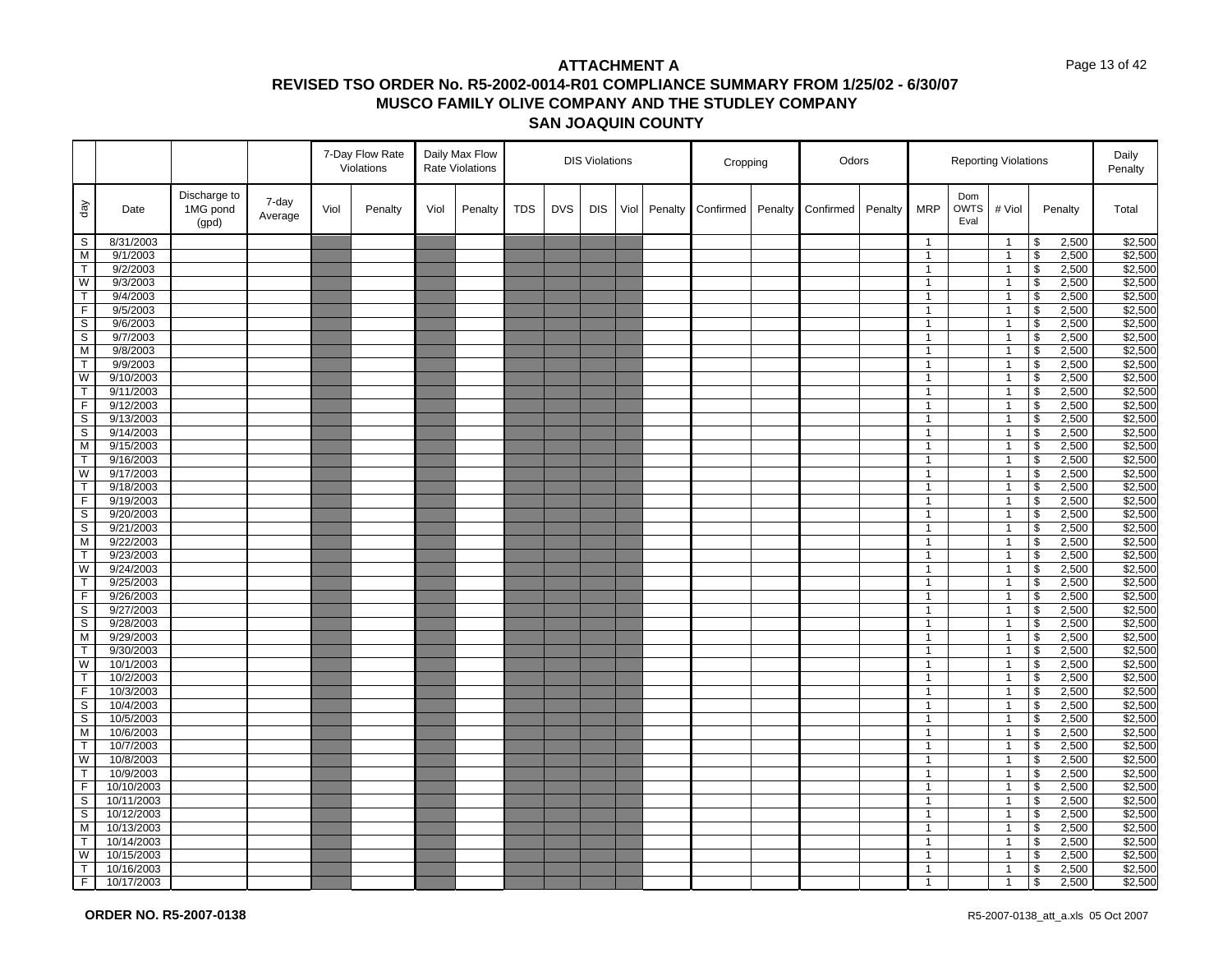# ATTACHMENT A

## REVISED TSO ORDER No. R5-2002-0014-R01 COMPLIANCE SUMMARY FROM 1/25/02 - 6/30/07

## MUSCO FAMILY OLIVE COMPANY AND THE STUDLEY COMPANY

## SAN JOAQUIN COUNTY

| | | | | 7-Day Flow Rate Violations | | Daily Max Flow Rate Violations | | DIS Violations | | | | | Cropping | | Odors | | Reporting Violations | | | | Daily Penalty |
|---|---|---|---|---|---|---|---|---|---|---|---|---|---|---|---|---|---|---|---|---|---|
| day | Date | Discharge to 1MG pond (gpd) | 7-day Average | Viol | Penalty | Viol | Penalty | TDS | DVS | DIS | Viol | Penalty | Confirmed | Penalty | Confirmed | Penalty | MRP | Dom OWTS Eval | # Viol | Penalty | Total |
| S | 8/31/2003 | | | | | | | | | | | | | | | | 1 | | 1 | $ 2,500 | $2,500 |
| M | 9/1/2003 | | | | | | | | | | | | | | | | 1 | | 1 | $ 2,500 | $2,500 |
| T | 9/2/2003 | | | | | | | | | | | | | | | | 1 | | 1 | $ 2,500 | $2,500 |
| W | 9/3/2003 | | | | | | | | | | | | | | | | 1 | | 1 | $ 2,500 | $2,500 |
| T | 9/4/2003 | | | | | | | | | | | | | | | | 1 | | 1 | $ 2,500 | $2,500 |
| F | 9/5/2003 | | | | | | | | | | | | | | | | 1 | | 1 | $ 2,500 | $2,500 |
| S | 9/6/2003 | | | | | | | | | | | | | | | | 1 | | 1 | $ 2,500 | $2,500 |
| S | 9/7/2003 | | | | | | | | | | | | | | | | 1 | | 1 | $ 2,500 | $2,500 |
| M | 9/8/2003 | | | | | | | | | | | | | | | | 1 | | 1 | $ 2,500 | $2,500 |
| T | 9/9/2003 | | | | | | | | | | | | | | | | 1 | | 1 | $ 2,500 | $2,500 |
| W | 9/10/2003 | | | | | | | | | | | | | | | | 1 | | 1 | $ 2,500 | $2,500 |
| T | 9/11/2003 | | | | | | | | | | | | | | | | 1 | | 1 | $ 2,500 | $2,500 |
| F | 9/12/2003 | | | | | | | | | | | | | | | | 1 | | 1 | $ 2,500 | $2,500 |
| S | 9/13/2003 | | | | | | | | | | | | | | | | 1 | | 1 | $ 2,500 | $2,500 |
| S | 9/14/2003 | | | | | | | | | | | | | | | | 1 | | 1 | $ 2,500 | $2,500 |
| M | 9/15/2003 | | | | | | | | | | | | | | | | 1 | | 1 | $ 2,500 | $2,500 |
| T | 9/16/2003 | | | | | | | | | | | | | | | | 1 | | 1 | $ 2,500 | $2,500 |
| W | 9/17/2003 | | | | | | | | | | | | | | | | 1 | | 1 | $ 2,500 | $2,500 |
| T | 9/18/2003 | | | | | | | | | | | | | | | | 1 | | 1 | $ 2,500 | $2,500 |
| F | 9/19/2003 | | | | | | | | | | | | | | | | 1 | | 1 | $ 2,500 | $2,500 |
| S | 9/20/2003 | | | | | | | | | | | | | | | | 1 | | 1 | $ 2,500 | $2,500 |
| S | 9/21/2003 | | | | | | | | | | | | | | | | 1 | | 1 | $ 2,500 | $2,500 |
| M | 9/22/2003 | | | | | | | | | | | | | | | | 1 | | 1 | $ 2,500 | $2,500 |
| T | 9/23/2003 | | | | | | | | | | | | | | | | 1 | | 1 | $ 2,500 | $2,500 |
| W | 9/24/2003 | | | | | | | | | | | | | | | | 1 | | 1 | $ 2,500 | $2,500 |
| T | 9/25/2003 | | | | | | | | | | | | | | | | 1 | | 1 | $ 2,500 | $2,500 |
| F | 9/26/2003 | | | | | | | | | | | | | | | | 1 | | 1 | $ 2,500 | $2,500 |
| S | 9/27/2003 | | | | | | | | | | | | | | | | 1 | | 1 | $ 2,500 | $2,500 |
| S | 9/28/2003 | | | | | | | | | | | | | | | | 1 | | 1 | $ 2,500 | $2,500 |
| M | 9/29/2003 | | | | | | | | | | | | | | | | 1 | | 1 | $ 2,500 | $2,500 |
| T | 9/30/2003 | | | | | | | | | | | | | | | | 1 | | 1 | $ 2,500 | $2,500 |
| W | 10/1/2003 | | | | | | | | | | | | | | | | 1 | | 1 | $ 2,500 | $2,500 |
| T | 10/2/2003 | | | | | | | | | | | | | | | | 1 | | 1 | $ 2,500 | $2,500 |
| F | 10/3/2003 | | | | | | | | | | | | | | | | 1 | | 1 | $ 2,500 | $2,500 |
| S | 10/4/2003 | | | | | | | | | | | | | | | | 1 | | 1 | $ 2,500 | $2,500 |
| S | 10/5/2003 | | | | | | | | | | | | | | | | 1 | | 1 | $ 2,500 | $2,500 |
| M | 10/6/2003 | | | | | | | | | | | | | | | | 1 | | 1 | $ 2,500 | $2,500 |
| T | 10/7/2003 | | | | | | | | | | | | | | | | 1 | | 1 | $ 2,500 | $2,500 |
| W | 10/8/2003 | | | | | | | | | | | | | | | | 1 | | 1 | $ 2,500 | $2,500 |
| T | 10/9/2003 | | | | | | | | | | | | | | | | 1 | | 1 | $ 2,500 | $2,500 |
| F | 10/10/2003 | | | | | | | | | | | | | | | | 1 | | 1 | $ 2,500 | $2,500 |
| S | 10/11/2003 | | | | | | | | | | | | | | | | 1 | | 1 | $ 2,500 | $2,500 |
| S | 10/12/2003 | | | | | | | | | | | | | | | | 1 | | 1 | $ 2,500 | $2,500 |
| M | 10/13/2003 | | | | | | | | | | | | | | | | 1 | | 1 | $ 2,500 | $2,500 |
| T | 10/14/2003 | | | | | | | | | | | | | | | | 1 | | 1 | $ 2,500 | $2,500 |
| W | 10/15/2003 | | | | | | | | | | | | | | | | 1 | | 1 | $ 2,500 | $2,500 |
| T | 10/16/2003 | | | | | | | | | | | | | | | | 1 | | 1 | $ 2,500 | $2,500 |
| F | 10/17/2003 | | | | | | | | | | | | | | | | 1 | | 1 | $ 2,500 | $2,500 |

**ORDER NO. R5-2007-0138**

R5-2007-0138_att_a.xls 05 Oct 2007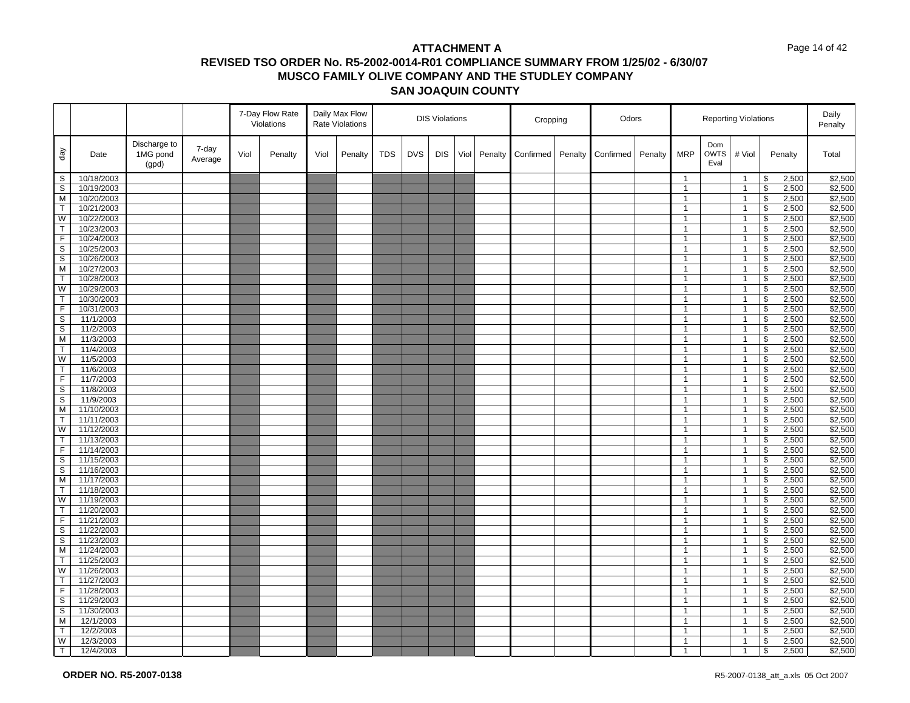# ATTACHMENT A

## REVISED TSO ORDER No. R5-2002-0014-R01 COMPLIANCE SUMMARY FROM 1/25/02 - 6/30/07

## MUSCO FAMILY OLIVE COMPANY AND THE STUDLEY COMPANY

## SAN JOAQUIN COUNTY

| | | | | 7-Day Flow Rate Violations | | Daily Max Flow Rate Violations | | DIS Violations | | | | | Cropping | | Odors | | Reporting Violations | | | | Daily Penalty |
|---|---|---|---|---|---|---|---|---|---|---|---|---|---|---|---|---|---|---|---|---|---|
| day | Date | Discharge to 1MG pond (gpd) | 7-day Average | Viol | Penalty | Viol | Penalty | TDS | DVS | DIS | Viol | Penalty | Confirmed | Penalty | Confirmed | Penalty | MRP | Dom OWTS Eval | # Viol | Penalty | Total |
| S | 10/18/2003 | | | | | | | | | | | | | | | | 1 | | 1 | $ 2,500 | $2,500 |
| S | 10/19/2003 | | | | | | | | | | | | | | | | 1 | | 1 | $ 2,500 | $2,500 |
| M | 10/20/2003 | | | | | | | | | | | | | | | | 1 | | 1 | $ 2,500 | $2,500 |
| T | 10/21/2003 | | | | | | | | | | | | | | | | 1 | | 1 | $ 2,500 | $2,500 |
| W | 10/22/2003 | | | | | | | | | | | | | | | | 1 | | 1 | $ 2,500 | $2,500 |
| T | 10/23/2003 | | | | | | | | | | | | | | | | 1 | | 1 | $ 2,500 | $2,500 |
| F | 10/24/2003 | | | | | | | | | | | | | | | | 1 | | 1 | $ 2,500 | $2,500 |
| S | 10/25/2003 | | | | | | | | | | | | | | | | 1 | | 1 | $ 2,500 | $2,500 |
| S | 10/26/2003 | | | | | | | | | | | | | | | | 1 | | 1 | $ 2,500 | $2,500 |
| M | 10/27/2003 | | | | | | | | | | | | | | | | 1 | | 1 | $ 2,500 | $2,500 |
| T | 10/28/2003 | | | | | | | | | | | | | | | | 1 | | 1 | $ 2,500 | $2,500 |
| W | 10/29/2003 | | | | | | | | | | | | | | | | 1 | | 1 | $ 2,500 | $2,500 |
| T | 10/30/2003 | | | | | | | | | | | | | | | | 1 | | 1 | $ 2,500 | $2,500 |
| F | 10/31/2003 | | | | | | | | | | | | | | | | 1 | | 1 | $ 2,500 | $2,500 |
| S | 11/1/2003 | | | | | | | | | | | | | | | | 1 | | 1 | $ 2,500 | $2,500 |
| S | 11/2/2003 | | | | | | | | | | | | | | | | 1 | | 1 | $ 2,500 | $2,500 |
| M | 11/3/2003 | | | | | | | | | | | | | | | | 1 | | 1 | $ 2,500 | $2,500 |
| T | 11/4/2003 | | | | | | | | | | | | | | | | 1 | | 1 | $ 2,500 | $2,500 |
| W | 11/5/2003 | | | | | | | | | | | | | | | | 1 | | 1 | $ 2,500 | $2,500 |
| T | 11/6/2003 | | | | | | | | | | | | | | | | 1 | | 1 | $ 2,500 | $2,500 |
| F | 11/7/2003 | | | | | | | | | | | | | | | | 1 | | 1 | $ 2,500 | $2,500 |
| S | 11/8/2003 | | | | | | | | | | | | | | | | 1 | | 1 | $ 2,500 | $2,500 |
| S | 11/9/2003 | | | | | | | | | | | | | | | | 1 | | 1 | $ 2,500 | $2,500 |
| M | 11/10/2003 | | | | | | | | | | | | | | | | 1 | | 1 | $ 2,500 | $2,500 |
| T | 11/11/2003 | | | | | | | | | | | | | | | | 1 | | 1 | $ 2,500 | $2,500 |
| W | 11/12/2003 | | | | | | | | | | | | | | | | 1 | | 1 | $ 2,500 | $2,500 |
| T | 11/13/2003 | | | | | | | | | | | | | | | | 1 | | 1 | $ 2,500 | $2,500 |
| F | 11/14/2003 | | | | | | | | | | | | | | | | 1 | | 1 | $ 2,500 | $2,500 |
| S | 11/15/2003 | | | | | | | | | | | | | | | | 1 | | 1 | $ 2,500 | $2,500 |
| S | 11/16/2003 | | | | | | | | | | | | | | | | 1 | | 1 | $ 2,500 | $2,500 |
| M | 11/17/2003 | | | | | | | | | | | | | | | | 1 | | 1 | $ 2,500 | $2,500 |
| T | 11/18/2003 | | | | | | | | | | | | | | | | 1 | | 1 | $ 2,500 | $2,500 |
| W | 11/19/2003 | | | | | | | | | | | | | | | | 1 | | 1 | $ 2,500 | $2,500 |
| T | 11/20/2003 | | | | | | | | | | | | | | | | 1 | | 1 | $ 2,500 | $2,500 |
| F | 11/21/2003 | | | | | | | | | | | | | | | | 1 | | 1 | $ 2,500 | $2,500 |
| S | 11/22/2003 | | | | | | | | | | | | | | | | 1 | | 1 | $ 2,500 | $2,500 |
| S | 11/23/2003 | | | | | | | | | | | | | | | | 1 | | 1 | $ 2,500 | $2,500 |
| M | 11/24/2003 | | | | | | | | | | | | | | | | 1 | | 1 | $ 2,500 | $2,500 |
| T | 11/25/2003 | | | | | | | | | | | | | | | | 1 | | 1 | $ 2,500 | $2,500 |
| W | 11/26/2003 | | | | | | | | | | | | | | | | 1 | | 1 | $ 2,500 | $2,500 |
| T | 11/27/2003 | | | | | | | | | | | | | | | | 1 | | 1 | $ 2,500 | $2,500 |
| F | 11/28/2003 | | | | | | | | | | | | | | | | 1 | | 1 | $ 2,500 | $2,500 |
| S | 11/29/2003 | | | | | | | | | | | | | | | | 1 | | 1 | $ 2,500 | $2,500 |
| S | 11/30/2003 | | | | | | | | | | | | | | | | 1 | | 1 | $ 2,500 | $2,500 |
| M | 12/1/2003 | | | | | | | | | | | | | | | | 1 | | 1 | $ 2,500 | $2,500 |
| T | 12/2/2003 | | | | | | | | | | | | | | | | 1 | | 1 | $ 2,500 | $2,500 |
| W | 12/3/2003 | | | | | | | | | | | | | | | | 1 | | 1 | $ 2,500 | $2,500 |
| T | 12/4/2003 | | | | | | | | | | | | | | | | 1 | | 1 | $ 2,500 | $2,500 |

**ORDER NO. R5-2007-0138**

R5-2007-0138_att_a.xls 05 Oct 2007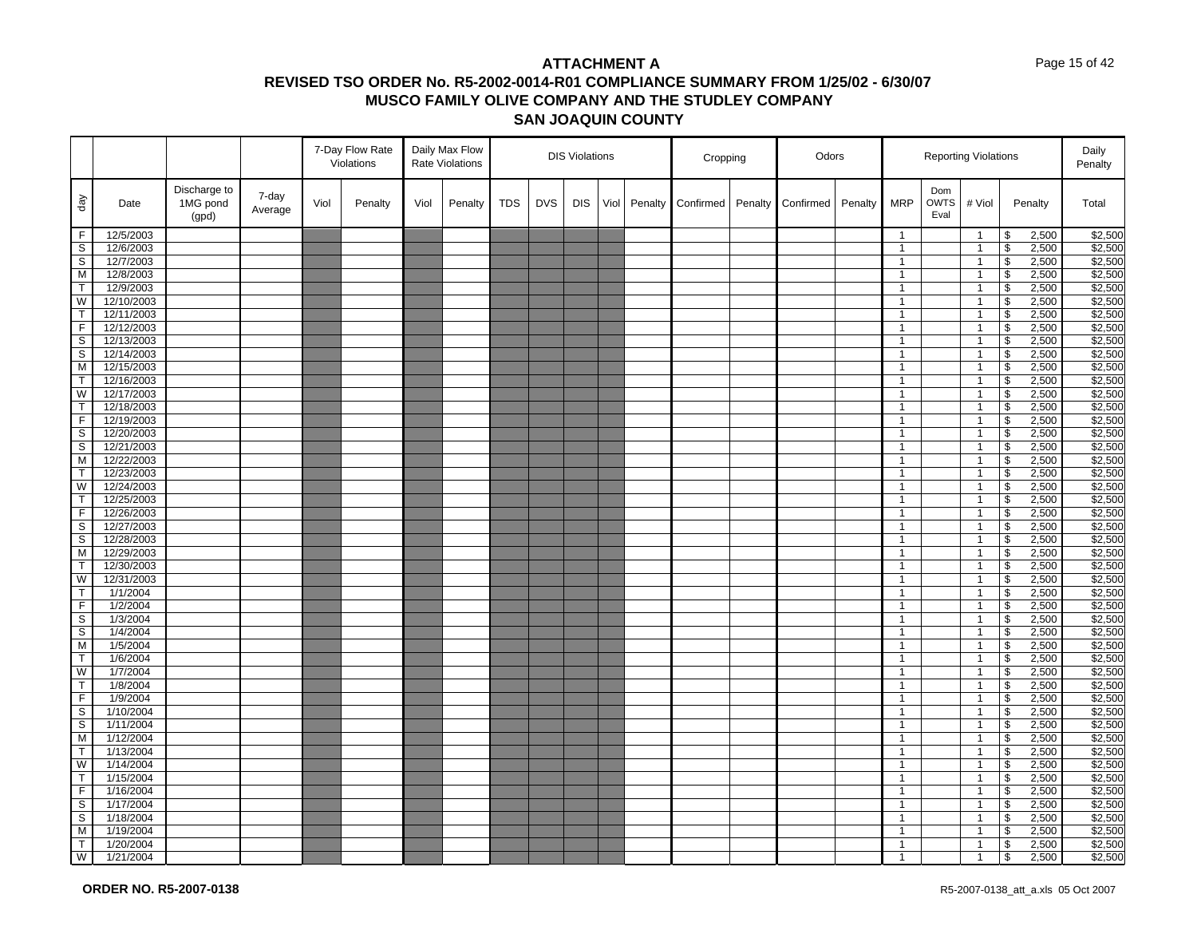# ATTACHMENT A

## REVISED TSO ORDER No. R5-2002-0014-R01 COMPLIANCE SUMMARY FROM 1/25/02 - 6/30/07

## MUSCO FAMILY OLIVE COMPANY AND THE STUDLEY COMPANY

## SAN JOAQUIN COUNTY

| | | | | 7-Day Flow Rate Violations | | Daily Max Flow Rate Violations | | DIS Violations | | | | | Cropping | | Odors | | Reporting Violations | | | | Daily Penalty |
|---|---|---|---|---|---|---|---|---|---|---|---|---|---|---|---|---|---|---|---|---|---|
| day | Date | Discharge to 1MG pond (gpd) | 7-day Average | Viol | Penalty | Viol | Penalty | TDS | DVS | DIS | Viol | Penalty | Confirmed | Penalty | Confirmed | Penalty | MRP | Dom OWTS Eval | # Viol | Penalty | Total |
| F | 12/5/2003 | | | | | | | | | | | | | | | | 1 | | 1 | $ 2,500 | $2,500 |
| S | 12/6/2003 | | | | | | | | | | | | | | | | 1 | | 1 | $ 2,500 | $2,500 |
| S | 12/7/2003 | | | | | | | | | | | | | | | | 1 | | 1 | $ 2,500 | $2,500 |
| M | 12/8/2003 | | | | | | | | | | | | | | | | 1 | | 1 | $ 2,500 | $2,500 |
| T | 12/9/2003 | | | | | | | | | | | | | | | | 1 | | 1 | $ 2,500 | $2,500 |
| W | 12/10/2003 | | | | | | | | | | | | | | | | 1 | | 1 | $ 2,500 | $2,500 |
| T | 12/11/2003 | | | | | | | | | | | | | | | | 1 | | 1 | $ 2,500 | $2,500 |
| F | 12/12/2003 | | | | | | | | | | | | | | | | 1 | | 1 | $ 2,500 | $2,500 |
| S | 12/13/2003 | | | | | | | | | | | | | | | | 1 | | 1 | $ 2,500 | $2,500 |
| S | 12/14/2003 | | | | | | | | | | | | | | | | 1 | | 1 | $ 2,500 | $2,500 |
| M | 12/15/2003 | | | | | | | | | | | | | | | | 1 | | 1 | $ 2,500 | $2,500 |
| T | 12/16/2003 | | | | | | | | | | | | | | | | 1 | | 1 | $ 2,500 | $2,500 |
| W | 12/17/2003 | | | | | | | | | | | | | | | | 1 | | 1 | $ 2,500 | $2,500 |
| T | 12/18/2003 | | | | | | | | | | | | | | | | 1 | | 1 | $ 2,500 | $2,500 |
| F | 12/19/2003 | | | | | | | | | | | | | | | | 1 | | 1 | $ 2,500 | $2,500 |
| S | 12/20/2003 | | | | | | | | | | | | | | | | 1 | | 1 | $ 2,500 | $2,500 |
| S | 12/21/2003 | | | | | | | | | | | | | | | | 1 | | 1 | $ 2,500 | $2,500 |
| M | 12/22/2003 | | | | | | | | | | | | | | | | 1 | | 1 | $ 2,500 | $2,500 |
| T | 12/23/2003 | | | | | | | | | | | | | | | | 1 | | 1 | $ 2,500 | $2,500 |
| W | 12/24/2003 | | | | | | | | | | | | | | | | 1 | | 1 | $ 2,500 | $2,500 |
| T | 12/25/2003 | | | | | | | | | | | | | | | | 1 | | 1 | $ 2,500 | $2,500 |
| F | 12/26/2003 | | | | | | | | | | | | | | | | 1 | | 1 | $ 2,500 | $2,500 |
| S | 12/27/2003 | | | | | | | | | | | | | | | | 1 | | 1 | $ 2,500 | $2,500 |
| S | 12/28/2003 | | | | | | | | | | | | | | | | 1 | | 1 | $ 2,500 | $2,500 |
| M | 12/29/2003 | | | | | | | | | | | | | | | | 1 | | 1 | $ 2,500 | $2,500 |
| T | 12/30/2003 | | | | | | | | | | | | | | | | 1 | | 1 | $ 2,500 | $2,500 |
| W | 12/31/2003 | | | | | | | | | | | | | | | | 1 | | 1 | $ 2,500 | $2,500 |
| T | 1/1/2004 | | | | | | | | | | | | | | | | 1 | | 1 | $ 2,500 | $2,500 |
| F | 1/2/2004 | | | | | | | | | | | | | | | | 1 | | 1 | $ 2,500 | $2,500 |
| S | 1/3/2004 | | | | | | | | | | | | | | | | 1 | | 1 | $ 2,500 | $2,500 |
| S | 1/4/2004 | | | | | | | | | | | | | | | | 1 | | 1 | $ 2,500 | $2,500 |
| M | 1/5/2004 | | | | | | | | | | | | | | | | 1 | | 1 | $ 2,500 | $2,500 |
| T | 1/6/2004 | | | | | | | | | | | | | | | | 1 | | 1 | $ 2,500 | $2,500 |
| W | 1/7/2004 | | | | | | | | | | | | | | | | 1 | | 1 | $ 2,500 | $2,500 |
| T | 1/8/2004 | | | | | | | | | | | | | | | | 1 | | 1 | $ 2,500 | $2,500 |
| F | 1/9/2004 | | | | | | | | | | | | | | | | 1 | | 1 | $ 2,500 | $2,500 |
| S | 1/10/2004 | | | | | | | | | | | | | | | | 1 | | 1 | $ 2,500 | $2,500 |
| S | 1/11/2004 | | | | | | | | | | | | | | | | 1 | | 1 | $ 2,500 | $2,500 |
| M | 1/12/2004 | | | | | | | | | | | | | | | | 1 | | 1 | $ 2,500 | $2,500 |
| T | 1/13/2004 | | | | | | | | | | | | | | | | 1 | | 1 | $ 2,500 | $2,500 |
| W | 1/14/2004 | | | | | | | | | | | | | | | | 1 | | 1 | $ 2,500 | $2,500 |
| T | 1/15/2004 | | | | | | | | | | | | | | | | 1 | | 1 | $ 2,500 | $2,500 |
| F | 1/16/2004 | | | | | | | | | | | | | | | | 1 | | 1 | $ 2,500 | $2,500 |
| S | 1/17/2004 | | | | | | | | | | | | | | | | 1 | | 1 | $ 2,500 | $2,500 |
| S | 1/18/2004 | | | | | | | | | | | | | | | | 1 | | 1 | $ 2,500 | $2,500 |
| M | 1/19/2004 | | | | | | | | | | | | | | | | 1 | | 1 | $ 2,500 | $2,500 |
| T | 1/20/2004 | | | | | | | | | | | | | | | | 1 | | 1 | $ 2,500 | $2,500 |
| W | 1/21/2004 | | | | | | | | | | | | | | | | 1 | | 1 | $ 2,500 | $2,500 |

**ORDER NO. R5-2007-0138**

R5-2007-0138_att_a.xls 05 Oct 2007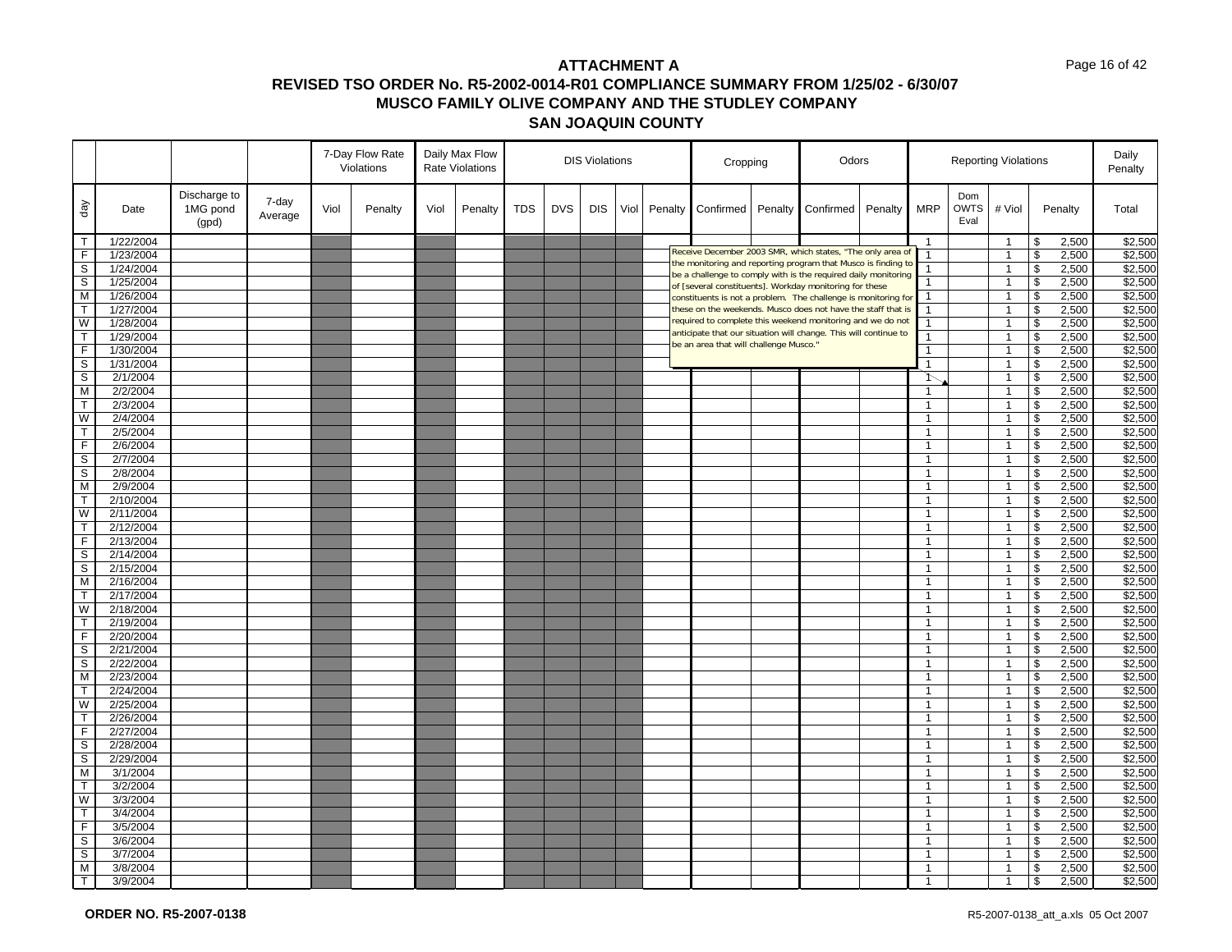# ATTACHMENT A

## REVISED TSO ORDER No. R5-2002-0014-R01 COMPLIANCE SUMMARY FROM 1/25/02 - 6/30/07

## MUSCO FAMILY OLIVE COMPANY AND THE STUDLEY COMPANY

## SAN JOAQUIN COUNTY

| | | | | 7-Day Flow Rate Violations | | Daily Max Flow Rate Violations | | DIS Violations | | | | | Cropping | | Odors | | Reporting Violations | | | | Daily Penalty |
|---|---|---|---|---|---|---|---|---|---|---|---|---|---|---|---|---|---|---|---|---|---|
| day | Date | Discharge to 1MG pond (gpd) | 7-day Average | Viol | Penalty | Viol | Penalty | TDS | DVS | DIS | Viol | Penalty | Confirmed | Penalty | Confirmed | Penalty | MRP | Dom OWTS Eval | # Viol | Penalty | Total |
| T | 1/22/2004 | | | | | | | | | | | | | | | | 1 | | 1 | $ 2,500 | $2,500 |
| F | 1/23/2004 | | | | | | | | | | | | | | | | 1 | | 1 | $ 2,500 | $2,500 |
| S | 1/24/2004 | | | | | | | | | | | | | | | | 1 | | 1 | $ 2,500 | $2,500 |
| S | 1/25/2004 | | | | | | | | | | | | | | | | 1 | | 1 | $ 2,500 | $2,500 |
| M | 1/26/2004 | | | | | | | | | | | | | | | | 1 | | 1 | $ 2,500 | $2,500 |
| T | 1/27/2004 | | | | | | | | | | | | | | | | 1 | | 1 | $ 2,500 | $2,500 |
| W | 1/28/2004 | | | | | | | | | | | | | | | | 1 | | 1 | $ 2,500 | $2,500 |
| T | 1/29/2004 | | | | | | | | | | | | | | | | 1 | | 1 | $ 2,500 | $2,500 |
| F | 1/30/2004 | | | | | | | | | | | | | | | | 1 | | 1 | $ 2,500 | $2,500 |
| S | 1/31/2004 | | | | | | | | | | | | | | | | 1 | | 1 | $ 2,500 | $2,500 |
| S | 2/1/2004 | | | | | | | | | | | | | | | | 1 | | 1 | $ 2,500 | $2,500 |
| M | 2/2/2004 | | | | | | | | | | | | | | | | 1 | | 1 | $ 2,500 | $2,500 |
| T | 2/3/2004 | | | | | | | | | | | | | | | | 1 | | 1 | $ 2,500 | $2,500 |
| W | 2/4/2004 | | | | | | | | | | | | | | | | 1 | | 1 | $ 2,500 | $2,500 |
| T | 2/5/2004 | | | | | | | | | | | | | | | | 1 | | 1 | $ 2,500 | $2,500 |
| F | 2/6/2004 | | | | | | | | | | | | | | | | 1 | | 1 | $ 2,500 | $2,500 |
| S | 2/7/2004 | | | | | | | | | | | | | | | | 1 | | 1 | $ 2,500 | $2,500 |
| S | 2/8/2004 | | | | | | | | | | | | | | | | 1 | | 1 | $ 2,500 | $2,500 |
| M | 2/9/2004 | | | | | | | | | | | | | | | | 1 | | 1 | $ 2,500 | $2,500 |
| T | 2/10/2004 | | | | | | | | | | | | | | | | 1 | | 1 | $ 2,500 | $2,500 |
| W | 2/11/2004 | | | | | | | | | | | | | | | | 1 | | 1 | $ 2,500 | $2,500 |
| T | 2/12/2004 | | | | | | | | | | | | | | | | 1 | | 1 | $ 2,500 | $2,500 |
| F | 2/13/2004 | | | | | | | | | | | | | | | | 1 | | 1 | $ 2,500 | $2,500 |
| S | 2/14/2004 | | | | | | | | | | | | | | | | 1 | | 1 | $ 2,500 | $2,500 |
| S | 2/15/2004 | | | | | | | | | | | | | | | | 1 | | 1 | $ 2,500 | $2,500 |
| M | 2/16/2004 | | | | | | | | | | | | | | | | 1 | | 1 | $ 2,500 | $2,500 |
| T | 2/17/2004 | | | | | | | | | | | | | | | | 1 | | 1 | $ 2,500 | $2,500 |
| W | 2/18/2004 | | | | | | | | | | | | | | | | 1 | | 1 | $ 2,500 | $2,500 |
| T | 2/19/2004 | | | | | | | | | | | | | | | | 1 | | 1 | $ 2,500 | $2,500 |
| F | 2/20/2004 | | | | | | | | | | | | | | | | 1 | | 1 | $ 2,500 | $2,500 |
| S | 2/21/2004 | | | | | | | | | | | | | | | | 1 | | 1 | $ 2,500 | $2,500 |
| S | 2/22/2004 | | | | | | | | | | | | | | | | 1 | | 1 | $ 2,500 | $2,500 |
| M | 2/23/2004 | | | | | | | | | | | | | | | | 1 | | 1 | $ 2,500 | $2,500 |
| T | 2/24/2004 | | | | | | | | | | | | | | | | 1 | | 1 | $ 2,500 | $2,500 |
| W | 2/25/2004 | | | | | | | | | | | | | | | | 1 | | 1 | $ 2,500 | $2,500 |
| T | 2/26/2004 | | | | | | | | | | | | | | | | 1 | | 1 | $ 2,500 | $2,500 |
| F | 2/27/2004 | | | | | | | | | | | | | | | | 1 | | 1 | $ 2,500 | $2,500 |
| S | 2/28/2004 | | | | | | | | | | | | | | | | 1 | | 1 | $ 2,500 | $2,500 |
| S | 2/29/2004 | | | | | | | | | | | | | | | | 1 | | 1 | $ 2,500 | $2,500 |
| M | 3/1/2004 | | | | | | | | | | | | | | | | 1 | | 1 | $ 2,500 | $2,500 |
| T | 3/2/2004 | | | | | | | | | | | | | | | | 1 | | 1 | $ 2,500 | $2,500 |
| W | 3/3/2004 | | | | | | | | | | | | | | | | 1 | | 1 | $ 2,500 | $2,500 |
| T | 3/4/2004 | | | | | | | | | | | | | | | | 1 | | 1 | $ 2,500 | $2,500 |
| F | 3/5/2004 | | | | | | | | | | | | | | | | 1 | | 1 | $ 2,500 | $2,500 |
| S | 3/6/2004 | | | | | | | | | | | | | | | | 1 | | 1 | $ 2,500 | $2,500 |
| S | 3/7/2004 | | | | | | | | | | | | | | | | 1 | | 1 | $ 2,500 | $2,500 |
| M | 3/8/2004 | | | | | | | | | | | | | | | | 1 | | 1 | $ 2,500 | $2,500 |
| T | 3/9/2004 | | | | | | | | | | | | | | | | 1 | | 1 | $ 2,500 | $2,500 |

Note (2/1/2004, MRP): Receive December 2003 SMR, which states, "The only area of the monitoring and reporting program that Musco is finding to be a challenge to comply with is the required daily monitoring of [several constituents]. Workday monitoring for these constituents is not a problem. The challenge is monitoring for these on the weekends. Musco does not have the staff that is required to complete this weekend monitoring and we do not anticipate that our situation will change. This will continue to be an area that will challenge Musco."

**ORDER NO. R5-2007-0138**

R5-2007-0138_att_a.xls 05 Oct 2007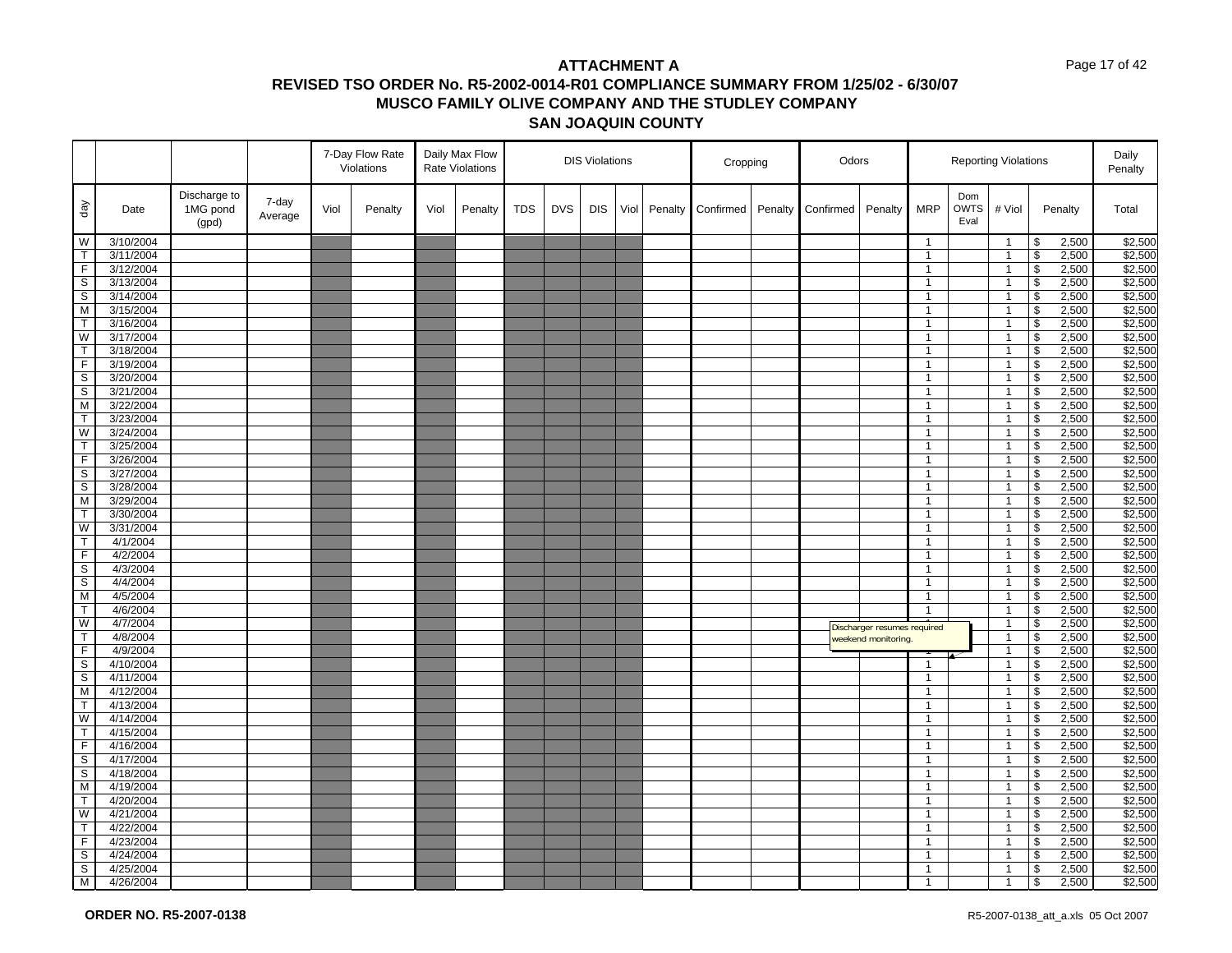# ATTACHMENT A

## REVISED TSO ORDER No. R5-2002-0014-R01 COMPLIANCE SUMMARY FROM 1/25/02 - 6/30/07

## MUSCO FAMILY OLIVE COMPANY AND THE STUDLEY COMPANY

## SAN JOAQUIN COUNTY

| | | | | 7-Day Flow Rate Violations | | Daily Max Flow Rate Violations | | DIS Violations | | | | | Cropping | | Odors | | Reporting Violations | | | | Daily Penalty |
|---|---|---|---|---|---|---|---|---|---|---|---|---|---|---|---|---|---|---|---|---|---|
| day | Date | Discharge to 1MG pond (gpd) | 7-day Average | Viol | Penalty | Viol | Penalty | TDS | DVS | DIS | Viol | Penalty | Confirmed | Penalty | Confirmed | Penalty | MRP | Dom OWTS Eval | # Viol | Penalty | Total |
| W | 3/10/2004 | | | | | | | | | | | | | | | | 1 | | 1 | $ 2,500 | $2,500 |
| T | 3/11/2004 | | | | | | | | | | | | | | | | 1 | | 1 | $ 2,500 | $2,500 |
| F | 3/12/2004 | | | | | | | | | | | | | | | | 1 | | 1 | $ 2,500 | $2,500 |
| S | 3/13/2004 | | | | | | | | | | | | | | | | 1 | | 1 | $ 2,500 | $2,500 |
| S | 3/14/2004 | | | | | | | | | | | | | | | | 1 | | 1 | $ 2,500 | $2,500 |
| M | 3/15/2004 | | | | | | | | | | | | | | | | 1 | | 1 | $ 2,500 | $2,500 |
| T | 3/16/2004 | | | | | | | | | | | | | | | | 1 | | 1 | $ 2,500 | $2,500 |
| W | 3/17/2004 | | | | | | | | | | | | | | | | 1 | | 1 | $ 2,500 | $2,500 |
| T | 3/18/2004 | | | | | | | | | | | | | | | | 1 | | 1 | $ 2,500 | $2,500 |
| F | 3/19/2004 | | | | | | | | | | | | | | | | 1 | | 1 | $ 2,500 | $2,500 |
| S | 3/20/2004 | | | | | | | | | | | | | | | | 1 | | 1 | $ 2,500 | $2,500 |
| S | 3/21/2004 | | | | | | | | | | | | | | | | 1 | | 1 | $ 2,500 | $2,500 |
| M | 3/22/2004 | | | | | | | | | | | | | | | | 1 | | 1 | $ 2,500 | $2,500 |
| T | 3/23/2004 | | | | | | | | | | | | | | | | 1 | | 1 | $ 2,500 | $2,500 |
| W | 3/24/2004 | | | | | | | | | | | | | | | | 1 | | 1 | $ 2,500 | $2,500 |
| T | 3/25/2004 | | | | | | | | | | | | | | | | 1 | | 1 | $ 2,500 | $2,500 |
| F | 3/26/2004 | | | | | | | | | | | | | | | | 1 | | 1 | $ 2,500 | $2,500 |
| S | 3/27/2004 | | | | | | | | | | | | | | | | 1 | | 1 | $ 2,500 | $2,500 |
| S | 3/28/2004 | | | | | | | | | | | | | | | | 1 | | 1 | $ 2,500 | $2,500 |
| M | 3/29/2004 | | | | | | | | | | | | | | | | 1 | | 1 | $ 2,500 | $2,500 |
| T | 3/30/2004 | | | | | | | | | | | | | | | | 1 | | 1 | $ 2,500 | $2,500 |
| W | 3/31/2004 | | | | | | | | | | | | | | | | 1 | | 1 | $ 2,500 | $2,500 |
| T | 4/1/2004 | | | | | | | | | | | | | | | | 1 | | 1 | $ 2,500 | $2,500 |
| F | 4/2/2004 | | | | | | | | | | | | | | | | 1 | | 1 | $ 2,500 | $2,500 |
| S | 4/3/2004 | | | | | | | | | | | | | | | | 1 | | 1 | $ 2,500 | $2,500 |
| S | 4/4/2004 | | | | | | | | | | | | | | | | 1 | | 1 | $ 2,500 | $2,500 |
| M | 4/5/2004 | | | | | | | | | | | | | | | | 1 | | 1 | $ 2,500 | $2,500 |
| T | 4/6/2004 | | | | | | | | | | | | | | | | 1 | | 1 | $ 2,500 | $2,500 |
| W | 4/7/2004 | | | | | | | | | | | | | | | | 1 | | 1 | $ 2,500 | $2,500 |
| T | 4/8/2004 | | | | | | | | | | | | | | | | 1 | | 1 | $ 2,500 | $2,500 |
| F | 4/9/2004 | | | | | | | | | | | | | | | | 1 | | 1 | $ 2,500 | $2,500 |
| S | 4/10/2004 | | | | | | | | | | | | | | | | 1 | | 1 | $ 2,500 | $2,500 |
| S | 4/11/2004 | | | | | | | | | | | | | | | | 1 | | 1 | $ 2,500 | $2,500 |
| M | 4/12/2004 | | | | | | | | | | | | | | | | 1 | | 1 | $ 2,500 | $2,500 |
| T | 4/13/2004 | | | | | | | | | | | | | | | | 1 | | 1 | $ 2,500 | $2,500 |
| W | 4/14/2004 | | | | | | | | | | | | | | | | 1 | | 1 | $ 2,500 | $2,500 |
| T | 4/15/2004 | | | | | | | | | | | | | | | | 1 | | 1 | $ 2,500 | $2,500 |
| F | 4/16/2004 | | | | | | | | | | | | | | | | 1 | | 1 | $ 2,500 | $2,500 |
| S | 4/17/2004 | | | | | | | | | | | | | | | | 1 | | 1 | $ 2,500 | $2,500 |
| S | 4/18/2004 | | | | | | | | | | | | | | | | 1 | | 1 | $ 2,500 | $2,500 |
| M | 4/19/2004 | | | | | | | | | | | | | | | | 1 | | 1 | $ 2,500 | $2,500 |
| T | 4/20/2004 | | | | | | | | | | | | | | | | 1 | | 1 | $ 2,500 | $2,500 |
| W | 4/21/2004 | | | | | | | | | | | | | | | | 1 | | 1 | $ 2,500 | $2,500 |
| T | 4/22/2004 | | | | | | | | | | | | | | | | 1 | | 1 | $ 2,500 | $2,500 |
| F | 4/23/2004 | | | | | | | | | | | | | | | | 1 | | 1 | $ 2,500 | $2,500 |
| S | 4/24/2004 | | | | | | | | | | | | | | | | 1 | | 1 | $ 2,500 | $2,500 |
| S | 4/25/2004 | | | | | | | | | | | | | | | | 1 | | 1 | $ 2,500 | $2,500 |
| M | 4/26/2004 | | | | | | | | | | | | | | | | 1 | | 1 | $ 2,500 | $2,500 |

Discharger resumes required weekend monitoring.

**ORDER NO. R5-2007-0138**

R5-2007-0138_att_a.xls 05 Oct 2007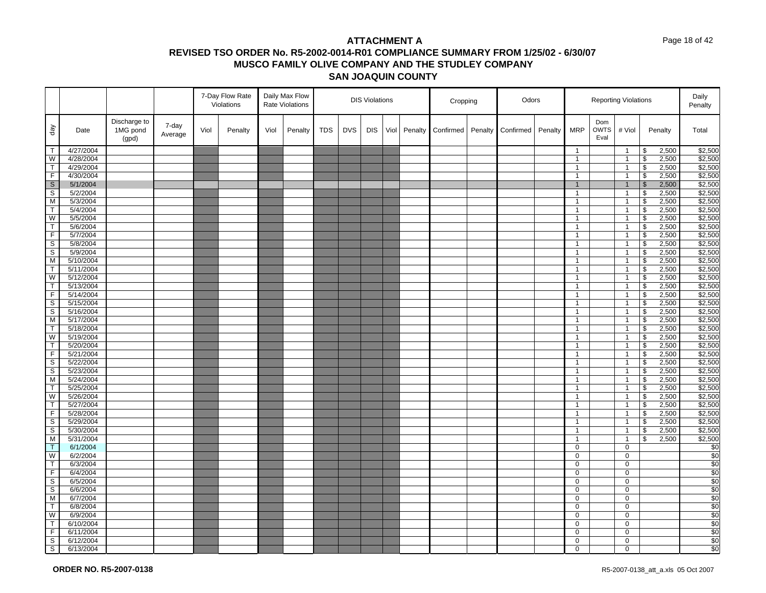# ATTACHMENT A
## REVISED TSO ORDER No. R5-2002-0014-R01 COMPLIANCE SUMMARY FROM 1/25/02 - 6/30/07
## MUSCO FAMILY OLIVE COMPANY AND THE STUDLEY COMPANY
## SAN JOAQUIN COUNTY

| | | | | 7-Day Flow Rate Violations | | Daily Max Flow Rate Violations | | DIS Violations | | | | | Cropping | | Odors | | Reporting Violations | | | | Daily Penalty |
|---|---|---|---|---|---|---|---|---|---|---|---|---|---|---|---|---|---|---|---|---|---|
| day | Date | Discharge to 1MG pond (gpd) | 7-day Average | Viol | Penalty | Viol | Penalty | TDS | DVS | DIS | Viol | Penalty | Confirmed | Penalty | Confirmed | Penalty | MRP | Dom OWTS Eval | # Viol | Penalty | Total |
| T | 4/27/2004 | | | | | | | | | | | | | | | | 1 | | 1 | $ 2,500 | $2,500 |
| W | 4/28/2004 | | | | | | | | | | | | | | | | 1 | | 1 | $ 2,500 | $2,500 |
| T | 4/29/2004 | | | | | | | | | | | | | | | | 1 | | 1 | $ 2,500 | $2,500 |
| F | 4/30/2004 | | | | | | | | | | | | | | | | 1 | | 1 | $ 2,500 | $2,500 |
| S | 5/1/2004 | | | | | | | | | | | | | | | | 1 | | 1 | $ 2,500 | $2,500 |
| S | 5/2/2004 | | | | | | | | | | | | | | | | 1 | | 1 | $ 2,500 | $2,500 |
| M | 5/3/2004 | | | | | | | | | | | | | | | | 1 | | 1 | $ 2,500 | $2,500 |
| T | 5/4/2004 | | | | | | | | | | | | | | | | 1 | | 1 | $ 2,500 | $2,500 |
| W | 5/5/2004 | | | | | | | | | | | | | | | | 1 | | 1 | $ 2,500 | $2,500 |
| T | 5/6/2004 | | | | | | | | | | | | | | | | 1 | | 1 | $ 2,500 | $2,500 |
| F | 5/7/2004 | | | | | | | | | | | | | | | | 1 | | 1 | $ 2,500 | $2,500 |
| S | 5/8/2004 | | | | | | | | | | | | | | | | 1 | | 1 | $ 2,500 | $2,500 |
| S | 5/9/2004 | | | | | | | | | | | | | | | | 1 | | 1 | $ 2,500 | $2,500 |
| M | 5/10/2004 | | | | | | | | | | | | | | | | 1 | | 1 | $ 2,500 | $2,500 |
| T | 5/11/2004 | | | | | | | | | | | | | | | | 1 | | 1 | $ 2,500 | $2,500 |
| W | 5/12/2004 | | | | | | | | | | | | | | | | 1 | | 1 | $ 2,500 | $2,500 |
| T | 5/13/2004 | | | | | | | | | | | | | | | | 1 | | 1 | $ 2,500 | $2,500 |
| F | 5/14/2004 | | | | | | | | | | | | | | | | 1 | | 1 | $ 2,500 | $2,500 |
| S | 5/15/2004 | | | | | | | | | | | | | | | | 1 | | 1 | $ 2,500 | $2,500 |
| S | 5/16/2004 | | | | | | | | | | | | | | | | 1 | | 1 | $ 2,500 | $2,500 |
| M | 5/17/2004 | | | | | | | | | | | | | | | | 1 | | 1 | $ 2,500 | $2,500 |
| T | 5/18/2004 | | | | | | | | | | | | | | | | 1 | | 1 | $ 2,500 | $2,500 |
| W | 5/19/2004 | | | | | | | | | | | | | | | | 1 | | 1 | $ 2,500 | $2,500 |
| T | 5/20/2004 | | | | | | | | | | | | | | | | 1 | | 1 | $ 2,500 | $2,500 |
| F | 5/21/2004 | | | | | | | | | | | | | | | | 1 | | 1 | $ 2,500 | $2,500 |
| S | 5/22/2004 | | | | | | | | | | | | | | | | 1 | | 1 | $ 2,500 | $2,500 |
| S | 5/23/2004 | | | | | | | | | | | | | | | | 1 | | 1 | $ 2,500 | $2,500 |
| M | 5/24/2004 | | | | | | | | | | | | | | | | 1 | | 1 | $ 2,500 | $2,500 |
| T | 5/25/2004 | | | | | | | | | | | | | | | | 1 | | 1 | $ 2,500 | $2,500 |
| W | 5/26/2004 | | | | | | | | | | | | | | | | 1 | | 1 | $ 2,500 | $2,500 |
| T | 5/27/2004 | | | | | | | | | | | | | | | | 1 | | 1 | $ 2,500 | $2,500 |
| F | 5/28/2004 | | | | | | | | | | | | | | | | 1 | | 1 | $ 2,500 | $2,500 |
| S | 5/29/2004 | | | | | | | | | | | | | | | | 1 | | 1 | $ 2,500 | $2,500 |
| S | 5/30/2004 | | | | | | | | | | | | | | | | 1 | | 1 | $ 2,500 | $2,500 |
| M | 5/31/2004 | | | | | | | | | | | | | | | | 1 | | 1 | $ 2,500 | $2,500 |
| T | 6/1/2004 | | | | | | | | | | | | | | | | 0 | | 0 | | $0 |
| W | 6/2/2004 | | | | | | | | | | | | | | | | 0 | | 0 | | $0 |
| T | 6/3/2004 | | | | | | | | | | | | | | | | 0 | | 0 | | $0 |
| F | 6/4/2004 | | | | | | | | | | | | | | | | 0 | | 0 | | $0 |
| S | 6/5/2004 | | | | | | | | | | | | | | | | 0 | | 0 | | $0 |
| S | 6/6/2004 | | | | | | | | | | | | | | | | 0 | | 0 | | $0 |
| M | 6/7/2004 | | | | | | | | | | | | | | | | 0 | | 0 | | $0 |
| T | 6/8/2004 | | | | | | | | | | | | | | | | 0 | | 0 | | $0 |
| W | 6/9/2004 | | | | | | | | | | | | | | | | 0 | | 0 | | $0 |
| T | 6/10/2004 | | | | | | | | | | | | | | | | 0 | | 0 | | $0 |
| F | 6/11/2004 | | | | | | | | | | | | | | | | 0 | | 0 | | $0 |
| S | 6/12/2004 | | | | | | | | | | | | | | | | 0 | | 0 | | $0 |
| S | 6/13/2004 | | | | | | | | | | | | | | | | 0 | | 0 | | $0 |

**ORDER NO. R5-2007-0138**

R5-2007-0138_att_a.xls 05 Oct 2007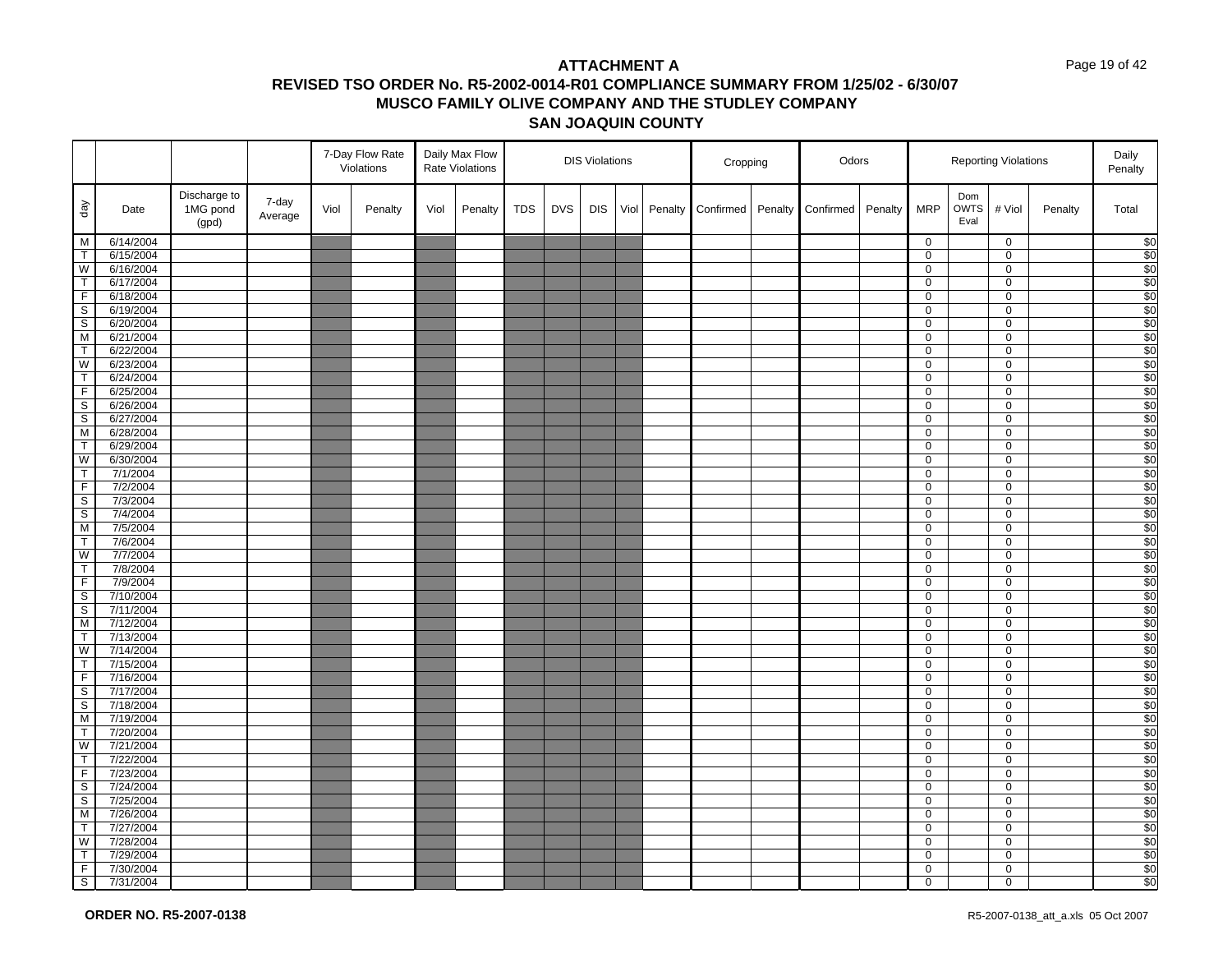# ATTACHMENT A

## REVISED TSO ORDER No. R5-2002-0014-R01 COMPLIANCE SUMMARY FROM 1/25/02 - 6/30/07

## MUSCO FAMILY OLIVE COMPANY AND THE STUDLEY COMPANY

## SAN JOAQUIN COUNTY

| | | | | 7-Day Flow Rate Violations | | Daily Max Flow Rate Violations | | DIS Violations | | | | | Cropping | | Odors | | Reporting Violations | | | | Daily Penalty |
|---|---|---|---|---|---|---|---|---|---|---|---|---|---|---|---|---|---|---|---|---|---|
| day | Date | Discharge to 1MG pond (gpd) | 7-day Average | Viol | Penalty | Viol | Penalty | TDS | DVS | DIS | Viol | Penalty | Confirmed | Penalty | Confirmed | Penalty | MRP | Dom OWTS Eval | # Viol | Penalty | Total |
| M | 6/14/2004 | | | | | | | | | | | | | | | | 0 | | 0 | | $0 |
| T | 6/15/2004 | | | | | | | | | | | | | | | | 0 | | 0 | | $0 |
| W | 6/16/2004 | | | | | | | | | | | | | | | | 0 | | 0 | | $0 |
| T | 6/17/2004 | | | | | | | | | | | | | | | | 0 | | 0 | | $0 |
| F | 6/18/2004 | | | | | | | | | | | | | | | | 0 | | 0 | | $0 |
| S | 6/19/2004 | | | | | | | | | | | | | | | | 0 | | 0 | | $0 |
| S | 6/20/2004 | | | | | | | | | | | | | | | | 0 | | 0 | | $0 |
| M | 6/21/2004 | | | | | | | | | | | | | | | | 0 | | 0 | | $0 |
| T | 6/22/2004 | | | | | | | | | | | | | | | | 0 | | 0 | | $0 |
| W | 6/23/2004 | | | | | | | | | | | | | | | | 0 | | 0 | | $0 |
| T | 6/24/2004 | | | | | | | | | | | | | | | | 0 | | 0 | | $0 |
| F | 6/25/2004 | | | | | | | | | | | | | | | | 0 | | 0 | | $0 |
| S | 6/26/2004 | | | | | | | | | | | | | | | | 0 | | 0 | | $0 |
| S | 6/27/2004 | | | | | | | | | | | | | | | | 0 | | 0 | | $0 |
| M | 6/28/2004 | | | | | | | | | | | | | | | | 0 | | 0 | | $0 |
| T | 6/29/2004 | | | | | | | | | | | | | | | | 0 | | 0 | | $0 |
| W | 6/30/2004 | | | | | | | | | | | | | | | | 0 | | 0 | | $0 |
| T | 7/1/2004 | | | | | | | | | | | | | | | | 0 | | 0 | | $0 |
| F | 7/2/2004 | | | | | | | | | | | | | | | | 0 | | 0 | | $0 |
| S | 7/3/2004 | | | | | | | | | | | | | | | | 0 | | 0 | | $0 |
| S | 7/4/2004 | | | | | | | | | | | | | | | | 0 | | 0 | | $0 |
| M | 7/5/2004 | | | | | | | | | | | | | | | | 0 | | 0 | | $0 |
| T | 7/6/2004 | | | | | | | | | | | | | | | | 0 | | 0 | | $0 |
| W | 7/7/2004 | | | | | | | | | | | | | | | | 0 | | 0 | | $0 |
| T | 7/8/2004 | | | | | | | | | | | | | | | | 0 | | 0 | | $0 |
| F | 7/9/2004 | | | | | | | | | | | | | | | | 0 | | 0 | | $0 |
| S | 7/10/2004 | | | | | | | | | | | | | | | | 0 | | 0 | | $0 |
| S | 7/11/2004 | | | | | | | | | | | | | | | | 0 | | 0 | | $0 |
| M | 7/12/2004 | | | | | | | | | | | | | | | | 0 | | 0 | | $0 |
| T | 7/13/2004 | | | | | | | | | | | | | | | | 0 | | 0 | | $0 |
| W | 7/14/2004 | | | | | | | | | | | | | | | | 0 | | 0 | | $0 |
| T | 7/15/2004 | | | | | | | | | | | | | | | | 0 | | 0 | | $0 |
| F | 7/16/2004 | | | | | | | | | | | | | | | | 0 | | 0 | | $0 |
| S | 7/17/2004 | | | | | | | | | | | | | | | | 0 | | 0 | | $0 |
| S | 7/18/2004 | | | | | | | | | | | | | | | | 0 | | 0 | | $0 |
| M | 7/19/2004 | | | | | | | | | | | | | | | | 0 | | 0 | | $0 |
| T | 7/20/2004 | | | | | | | | | | | | | | | | 0 | | 0 | | $0 |
| W | 7/21/2004 | | | | | | | | | | | | | | | | 0 | | 0 | | $0 |
| T | 7/22/2004 | | | | | | | | | | | | | | | | 0 | | 0 | | $0 |
| F | 7/23/2004 | | | | | | | | | | | | | | | | 0 | | 0 | | $0 |
| S | 7/24/2004 | | | | | | | | | | | | | | | | 0 | | 0 | | $0 |
| S | 7/25/2004 | | | | | | | | | | | | | | | | 0 | | 0 | | $0 |
| M | 7/26/2004 | | | | | | | | | | | | | | | | 0 | | 0 | | $0 |
| T | 7/27/2004 | | | | | | | | | | | | | | | | 0 | | 0 | | $0 |
| W | 7/28/2004 | | | | | | | | | | | | | | | | 0 | | 0 | | $0 |
| T | 7/29/2004 | | | | | | | | | | | | | | | | 0 | | 0 | | $0 |
| F | 7/30/2004 | | | | | | | | | | | | | | | | 0 | | 0 | | $0 |
| S | 7/31/2004 | | | | | | | | | | | | | | | | 0 | | 0 | | $0 |

**ORDER NO. R5-2007-0138**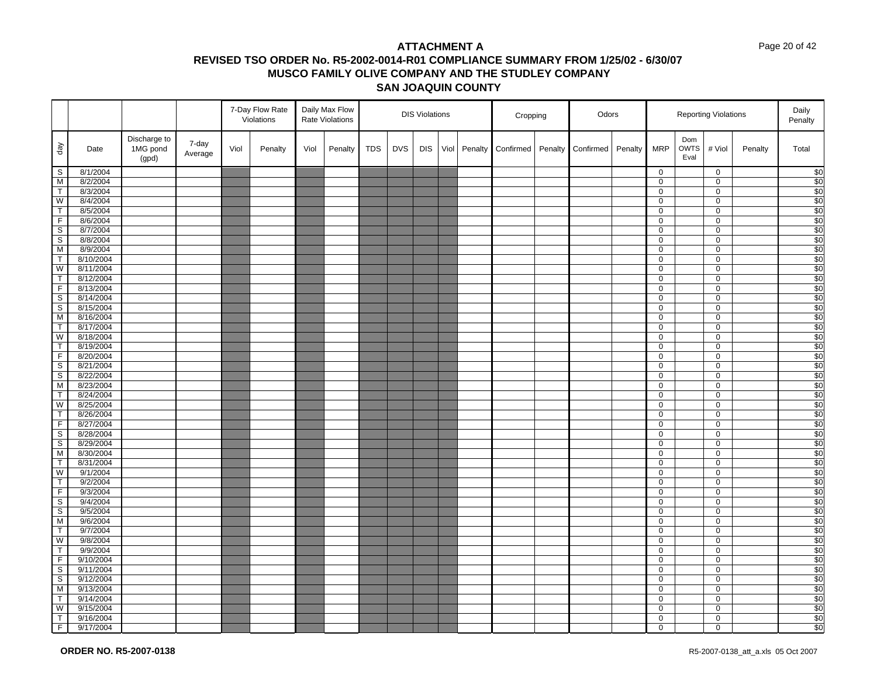# ATTACHMENT A

## REVISED TSO ORDER No. R5-2002-0014-R01 COMPLIANCE SUMMARY FROM 1/25/02 - 6/30/07

## MUSCO FAMILY OLIVE COMPANY AND THE STUDLEY COMPANY

## SAN JOAQUIN COUNTY

| | | | | 7-Day Flow Rate Violations | | Daily Max Flow Rate Violations | | DIS Violations | | | | | Cropping | | Odors | | Reporting Violations | | | | Daily Penalty |
|---|---|---|---|---|---|---|---|---|---|---|---|---|---|---|---|---|---|---|---|---|---|
| day | Date | Discharge to 1MG pond (gpd) | 7-day Average | Viol | Penalty | Viol | Penalty | TDS | DVS | DIS | Viol | Penalty | Confirmed | Penalty | Confirmed | Penalty | MRP | Dom OWTS Eval | # Viol | Penalty | Total |
| S | 8/1/2004 | | | | | | | | | | | | | | | | 0 | | 0 | | $0 |
| M | 8/2/2004 | | | | | | | | | | | | | | | | 0 | | 0 | | $0 |
| T | 8/3/2004 | | | | | | | | | | | | | | | | 0 | | 0 | | $0 |
| W | 8/4/2004 | | | | | | | | | | | | | | | | 0 | | 0 | | $0 |
| T | 8/5/2004 | | | | | | | | | | | | | | | | 0 | | 0 | | $0 |
| F | 8/6/2004 | | | | | | | | | | | | | | | | 0 | | 0 | | $0 |
| S | 8/7/2004 | | | | | | | | | | | | | | | | 0 | | 0 | | $0 |
| S | 8/8/2004 | | | | | | | | | | | | | | | | 0 | | 0 | | $0 |
| M | 8/9/2004 | | | | | | | | | | | | | | | | 0 | | 0 | | $0 |
| T | 8/10/2004 | | | | | | | | | | | | | | | | 0 | | 0 | | $0 |
| W | 8/11/2004 | | | | | | | | | | | | | | | | 0 | | 0 | | $0 |
| T | 8/12/2004 | | | | | | | | | | | | | | | | 0 | | 0 | | $0 |
| F | 8/13/2004 | | | | | | | | | | | | | | | | 0 | | 0 | | $0 |
| S | 8/14/2004 | | | | | | | | | | | | | | | | 0 | | 0 | | $0 |
| S | 8/15/2004 | | | | | | | | | | | | | | | | 0 | | 0 | | $0 |
| M | 8/16/2004 | | | | | | | | | | | | | | | | 0 | | 0 | | $0 |
| T | 8/17/2004 | | | | | | | | | | | | | | | | 0 | | 0 | | $0 |
| W | 8/18/2004 | | | | | | | | | | | | | | | | 0 | | 0 | | $0 |
| T | 8/19/2004 | | | | | | | | | | | | | | | | 0 | | 0 | | $0 |
| F | 8/20/2004 | | | | | | | | | | | | | | | | 0 | | 0 | | $0 |
| S | 8/21/2004 | | | | | | | | | | | | | | | | 0 | | 0 | | $0 |
| S | 8/22/2004 | | | | | | | | | | | | | | | | 0 | | 0 | | $0 |
| M | 8/23/2004 | | | | | | | | | | | | | | | | 0 | | 0 | | $0 |
| T | 8/24/2004 | | | | | | | | | | | | | | | | 0 | | 0 | | $0 |
| W | 8/25/2004 | | | | | | | | | | | | | | | | 0 | | 0 | | $0 |
| T | 8/26/2004 | | | | | | | | | | | | | | | | 0 | | 0 | | $0 |
| F | 8/27/2004 | | | | | | | | | | | | | | | | 0 | | 0 | | $0 |
| S | 8/28/2004 | | | | | | | | | | | | | | | | 0 | | 0 | | $0 |
| S | 8/29/2004 | | | | | | | | | | | | | | | | 0 | | 0 | | $0 |
| M | 8/30/2004 | | | | | | | | | | | | | | | | 0 | | 0 | | $0 |
| T | 8/31/2004 | | | | | | | | | | | | | | | | 0 | | 0 | | $0 |
| W | 9/1/2004 | | | | | | | | | | | | | | | | 0 | | 0 | | $0 |
| T | 9/2/2004 | | | | | | | | | | | | | | | | 0 | | 0 | | $0 |
| F | 9/3/2004 | | | | | | | | | | | | | | | | 0 | | 0 | | $0 |
| S | 9/4/2004 | | | | | | | | | | | | | | | | 0 | | 0 | | $0 |
| S | 9/5/2004 | | | | | | | | | | | | | | | | 0 | | 0 | | $0 |
| M | 9/6/2004 | | | | | | | | | | | | | | | | 0 | | 0 | | $0 |
| T | 9/7/2004 | | | | | | | | | | | | | | | | 0 | | 0 | | $0 |
| W | 9/8/2004 | | | | | | | | | | | | | | | | 0 | | 0 | | $0 |
| T | 9/9/2004 | | | | | | | | | | | | | | | | 0 | | 0 | | $0 |
| F | 9/10/2004 | | | | | | | | | | | | | | | | 0 | | 0 | | $0 |
| S | 9/11/2004 | | | | | | | | | | | | | | | | 0 | | 0 | | $0 |
| S | 9/12/2004 | | | | | | | | | | | | | | | | 0 | | 0 | | $0 |
| M | 9/13/2004 | | | | | | | | | | | | | | | | 0 | | 0 | | $0 |
| T | 9/14/2004 | | | | | | | | | | | | | | | | 0 | | 0 | | $0 |
| W | 9/15/2004 | | | | | | | | | | | | | | | | 0 | | 0 | | $0 |
| T | 9/16/2004 | | | | | | | | | | | | | | | | 0 | | 0 | | $0 |
| F | 9/17/2004 | | | | | | | | | | | | | | | | 0 | | 0 | | $0 |

**ORDER NO. R5-2007-0138**

R5-2007-0138_att_a.xls 05 Oct 2007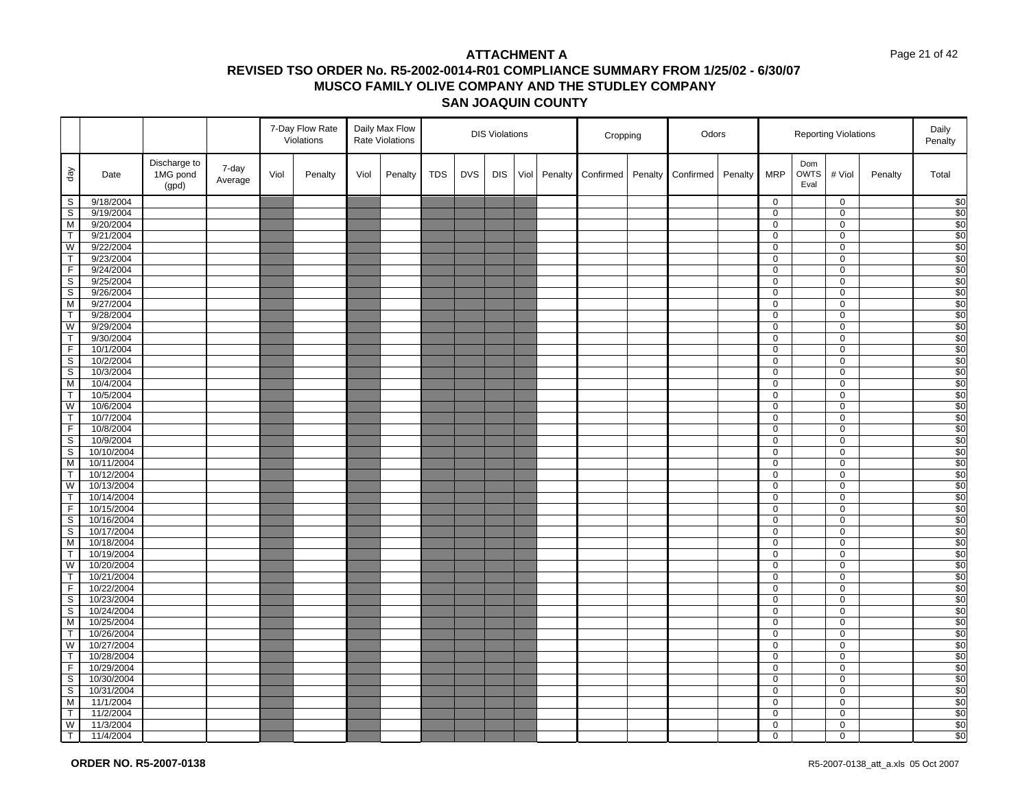# ATTACHMENT A

## REVISED TSO ORDER No. R5-2002-0014-R01 COMPLIANCE SUMMARY FROM 1/25/02 - 6/30/07

## MUSCO FAMILY OLIVE COMPANY AND THE STUDLEY COMPANY

## SAN JOAQUIN COUNTY

| | | | | 7-Day Flow Rate Violations | | Daily Max Flow Rate Violations | | DIS Violations | | | | | Cropping | | Odors | | Reporting Violations | | | | Daily Penalty |
|---|---|---|---|---|---|---|---|---|---|---|---|---|---|---|---|---|---|---|---|---|---|
| day | Date | Discharge to 1MG pond (gpd) | 7-day Average | Viol | Penalty | Viol | Penalty | TDS | DVS | DIS | Viol | Penalty | Confirmed | Penalty | Confirmed | Penalty | MRP | Dom OWTS Eval | # Viol | Penalty | Total |
| S | 9/18/2004 | | | | | | | | | | | | | | | | 0 | | 0 | | $0 |
| S | 9/19/2004 | | | | | | | | | | | | | | | | 0 | | 0 | | $0 |
| M | 9/20/2004 | | | | | | | | | | | | | | | | 0 | | 0 | | $0 |
| T | 9/21/2004 | | | | | | | | | | | | | | | | 0 | | 0 | | $0 |
| W | 9/22/2004 | | | | | | | | | | | | | | | | 0 | | 0 | | $0 |
| T | 9/23/2004 | | | | | | | | | | | | | | | | 0 | | 0 | | $0 |
| F | 9/24/2004 | | | | | | | | | | | | | | | | 0 | | 0 | | $0 |
| S | 9/25/2004 | | | | | | | | | | | | | | | | 0 | | 0 | | $0 |
| S | 9/26/2004 | | | | | | | | | | | | | | | | 0 | | 0 | | $0 |
| M | 9/27/2004 | | | | | | | | | | | | | | | | 0 | | 0 | | $0 |
| T | 9/28/2004 | | | | | | | | | | | | | | | | 0 | | 0 | | $0 |
| W | 9/29/2004 | | | | | | | | | | | | | | | | 0 | | 0 | | $0 |
| T | 9/30/2004 | | | | | | | | | | | | | | | | 0 | | 0 | | $0 |
| F | 10/1/2004 | | | | | | | | | | | | | | | | 0 | | 0 | | $0 |
| S | 10/2/2004 | | | | | | | | | | | | | | | | 0 | | 0 | | $0 |
| S | 10/3/2004 | | | | | | | | | | | | | | | | 0 | | 0 | | $0 |
| M | 10/4/2004 | | | | | | | | | | | | | | | | 0 | | 0 | | $0 |
| T | 10/5/2004 | | | | | | | | | | | | | | | | 0 | | 0 | | $0 |
| W | 10/6/2004 | | | | | | | | | | | | | | | | 0 | | 0 | | $0 |
| T | 10/7/2004 | | | | | | | | | | | | | | | | 0 | | 0 | | $0 |
| F | 10/8/2004 | | | | | | | | | | | | | | | | 0 | | 0 | | $0 |
| S | 10/9/2004 | | | | | | | | | | | | | | | | 0 | | 0 | | $0 |
| S | 10/10/2004 | | | | | | | | | | | | | | | | 0 | | 0 | | $0 |
| M | 10/11/2004 | | | | | | | | | | | | | | | | 0 | | 0 | | $0 |
| T | 10/12/2004 | | | | | | | | | | | | | | | | 0 | | 0 | | $0 |
| W | 10/13/2004 | | | | | | | | | | | | | | | | 0 | | 0 | | $0 |
| T | 10/14/2004 | | | | | | | | | | | | | | | | 0 | | 0 | | $0 |
| F | 10/15/2004 | | | | | | | | | | | | | | | | 0 | | 0 | | $0 |
| S | 10/16/2004 | | | | | | | | | | | | | | | | 0 | | 0 | | $0 |
| S | 10/17/2004 | | | | | | | | | | | | | | | | 0 | | 0 | | $0 |
| M | 10/18/2004 | | | | | | | | | | | | | | | | 0 | | 0 | | $0 |
| T | 10/19/2004 | | | | | | | | | | | | | | | | 0 | | 0 | | $0 |
| W | 10/20/2004 | | | | | | | | | | | | | | | | 0 | | 0 | | $0 |
| T | 10/21/2004 | | | | | | | | | | | | | | | | 0 | | 0 | | $0 |
| F | 10/22/2004 | | | | | | | | | | | | | | | | 0 | | 0 | | $0 |
| S | 10/23/2004 | | | | | | | | | | | | | | | | 0 | | 0 | | $0 |
| S | 10/24/2004 | | | | | | | | | | | | | | | | 0 | | 0 | | $0 |
| M | 10/25/2004 | | | | | | | | | | | | | | | | 0 | | 0 | | $0 |
| T | 10/26/2004 | | | | | | | | | | | | | | | | 0 | | 0 | | $0 |
| W | 10/27/2004 | | | | | | | | | | | | | | | | 0 | | 0 | | $0 |
| T | 10/28/2004 | | | | | | | | | | | | | | | | 0 | | 0 | | $0 |
| F | 10/29/2004 | | | | | | | | | | | | | | | | 0 | | 0 | | $0 |
| S | 10/30/2004 | | | | | | | | | | | | | | | | 0 | | 0 | | $0 |
| S | 10/31/2004 | | | | | | | | | | | | | | | | 0 | | 0 | | $0 |
| M | 11/1/2004 | | | | | | | | | | | | | | | | 0 | | 0 | | $0 |
| T | 11/2/2004 | | | | | | | | | | | | | | | | 0 | | 0 | | $0 |
| W | 11/3/2004 | | | | | | | | | | | | | | | | 0 | | 0 | | $0 |
| T | 11/4/2004 | | | | | | | | | | | | | | | | 0 | | 0 | | $0 |

**ORDER NO. R5-2007-0138**

R5-2007-0138_att_a.xls 05 Oct 2007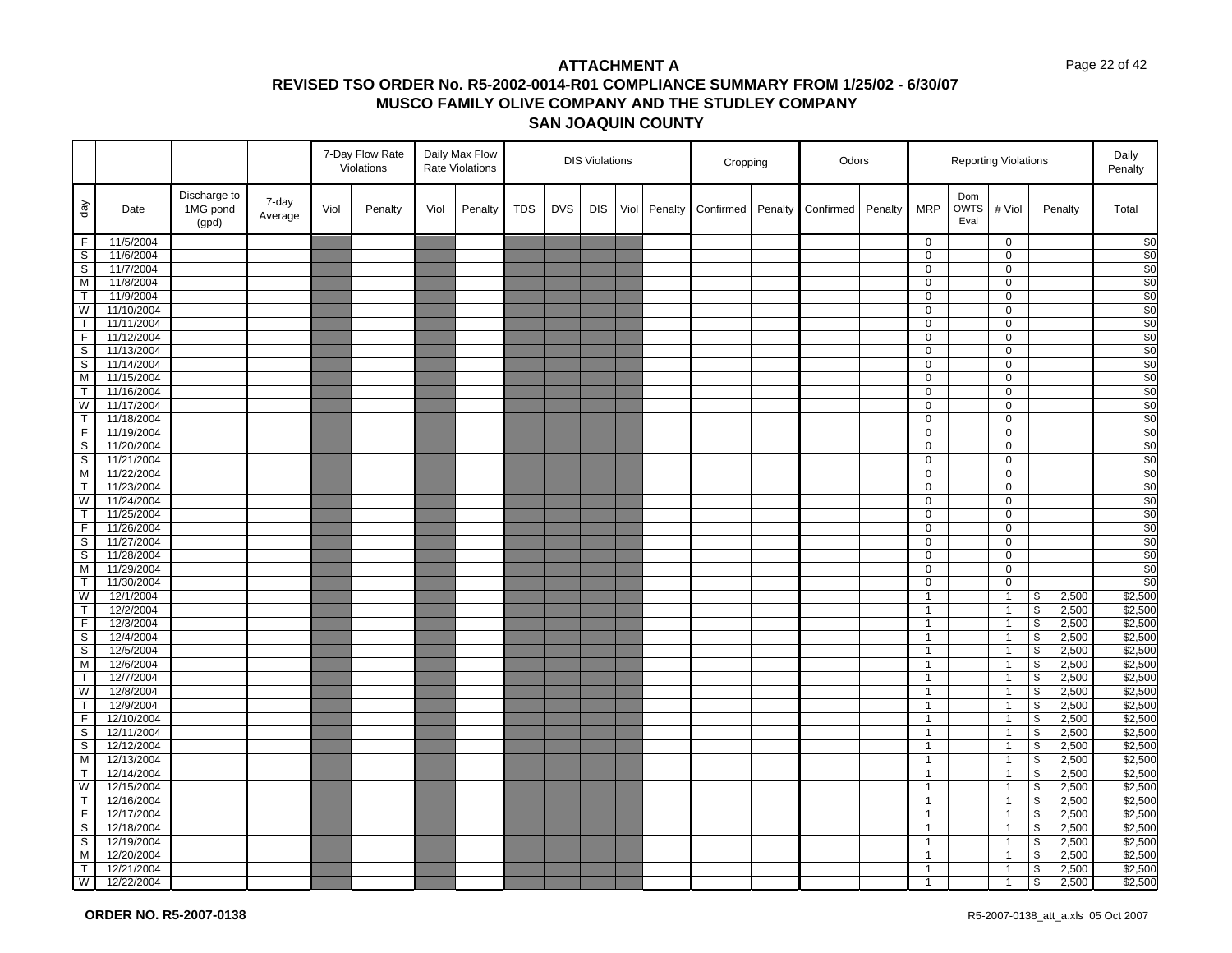# ATTACHMENT A

## REVISED TSO ORDER No. R5-2002-0014-R01 COMPLIANCE SUMMARY FROM 1/25/02 - 6/30/07

## MUSCO FAMILY OLIVE COMPANY AND THE STUDLEY COMPANY

## SAN JOAQUIN COUNTY

| | | | | 7-Day Flow Rate Violations | | Daily Max Flow Rate Violations | | DIS Violations | | | | | Cropping | | Odors | | Reporting Violations | | | | Daily Penalty |
|---|---|---|---|---|---|---|---|---|---|---|---|---|---|---|---|---|---|---|---|---|---|
| day | Date | Discharge to 1MG pond (gpd) | 7-day Average | Viol | Penalty | Viol | Penalty | TDS | DVS | DIS | Viol | Penalty | Confirmed | Penalty | Confirmed | Penalty | MRP | Dom OWTS Eval | # Viol | Penalty | Total |
| F | 11/5/2004 | | | | | | | | | | | | | | | | 0 | | 0 | | $0 |
| S | 11/6/2004 | | | | | | | | | | | | | | | | 0 | | 0 | | $0 |
| S | 11/7/2004 | | | | | | | | | | | | | | | | 0 | | 0 | | $0 |
| M | 11/8/2004 | | | | | | | | | | | | | | | | 0 | | 0 | | $0 |
| T | 11/9/2004 | | | | | | | | | | | | | | | | 0 | | 0 | | $0 |
| W | 11/10/2004 | | | | | | | | | | | | | | | | 0 | | 0 | | $0 |
| T | 11/11/2004 | | | | | | | | | | | | | | | | 0 | | 0 | | $0 |
| F | 11/12/2004 | | | | | | | | | | | | | | | | 0 | | 0 | | $0 |
| S | 11/13/2004 | | | | | | | | | | | | | | | | 0 | | 0 | | $0 |
| S | 11/14/2004 | | | | | | | | | | | | | | | | 0 | | 0 | | $0 |
| M | 11/15/2004 | | | | | | | | | | | | | | | | 0 | | 0 | | $0 |
| T | 11/16/2004 | | | | | | | | | | | | | | | | 0 | | 0 | | $0 |
| W | 11/17/2004 | | | | | | | | | | | | | | | | 0 | | 0 | | $0 |
| T | 11/18/2004 | | | | | | | | | | | | | | | | 0 | | 0 | | $0 |
| F | 11/19/2004 | | | | | | | | | | | | | | | | 0 | | 0 | | $0 |
| S | 11/20/2004 | | | | | | | | | | | | | | | | 0 | | 0 | | $0 |
| S | 11/21/2004 | | | | | | | | | | | | | | | | 0 | | 0 | | $0 |
| M | 11/22/2004 | | | | | | | | | | | | | | | | 0 | | 0 | | $0 |
| T | 11/23/2004 | | | | | | | | | | | | | | | | 0 | | 0 | | $0 |
| W | 11/24/2004 | | | | | | | | | | | | | | | | 0 | | 0 | | $0 |
| T | 11/25/2004 | | | | | | | | | | | | | | | | 0 | | 0 | | $0 |
| F | 11/26/2004 | | | | | | | | | | | | | | | | 0 | | 0 | | $0 |
| S | 11/27/2004 | | | | | | | | | | | | | | | | 0 | | 0 | | $0 |
| S | 11/28/2004 | | | | | | | | | | | | | | | | 0 | | 0 | | $0 |
| M | 11/29/2004 | | | | | | | | | | | | | | | | 0 | | 0 | | $0 |
| T | 11/30/2004 | | | | | | | | | | | | | | | | 0 | | 0 | | $0 |
| W | 12/1/2004 | | | | | | | | | | | | | | | | 1 | | 1 | $ 2,500 | $2,500 |
| T | 12/2/2004 | | | | | | | | | | | | | | | | 1 | | 1 | $ 2,500 | $2,500 |
| F | 12/3/2004 | | | | | | | | | | | | | | | | 1 | | 1 | $ 2,500 | $2,500 |
| S | 12/4/2004 | | | | | | | | | | | | | | | | 1 | | 1 | $ 2,500 | $2,500 |
| S | 12/5/2004 | | | | | | | | | | | | | | | | 1 | | 1 | $ 2,500 | $2,500 |
| M | 12/6/2004 | | | | | | | | | | | | | | | | 1 | | 1 | $ 2,500 | $2,500 |
| T | 12/7/2004 | | | | | | | | | | | | | | | | 1 | | 1 | $ 2,500 | $2,500 |
| W | 12/8/2004 | | | | | | | | | | | | | | | | 1 | | 1 | $ 2,500 | $2,500 |
| T | 12/9/2004 | | | | | | | | | | | | | | | | 1 | | 1 | $ 2,500 | $2,500 |
| F | 12/10/2004 | | | | | | | | | | | | | | | | 1 | | 1 | $ 2,500 | $2,500 |
| S | 12/11/2004 | | | | | | | | | | | | | | | | 1 | | 1 | $ 2,500 | $2,500 |
| S | 12/12/2004 | | | | | | | | | | | | | | | | 1 | | 1 | $ 2,500 | $2,500 |
| M | 12/13/2004 | | | | | | | | | | | | | | | | 1 | | 1 | $ 2,500 | $2,500 |
| T | 12/14/2004 | | | | | | | | | | | | | | | | 1 | | 1 | $ 2,500 | $2,500 |
| W | 12/15/2004 | | | | | | | | | | | | | | | | 1 | | 1 | $ 2,500 | $2,500 |
| T | 12/16/2004 | | | | | | | | | | | | | | | | 1 | | 1 | $ 2,500 | $2,500 |
| F | 12/17/2004 | | | | | | | | | | | | | | | | 1 | | 1 | $ 2,500 | $2,500 |
| S | 12/18/2004 | | | | | | | | | | | | | | | | 1 | | 1 | $ 2,500 | $2,500 |
| S | 12/19/2004 | | | | | | | | | | | | | | | | 1 | | 1 | $ 2,500 | $2,500 |
| M | 12/20/2004 | | | | | | | | | | | | | | | | 1 | | 1 | $ 2,500 | $2,500 |
| T | 12/21/2004 | | | | | | | | | | | | | | | | 1 | | 1 | $ 2,500 | $2,500 |
| W | 12/22/2004 | | | | | | | | | | | | | | | | 1 | | 1 | $ 2,500 | $2,500 |

**ORDER NO. R5-2007-0138** R5-2007-0138_att_a.xls 05 Oct 2007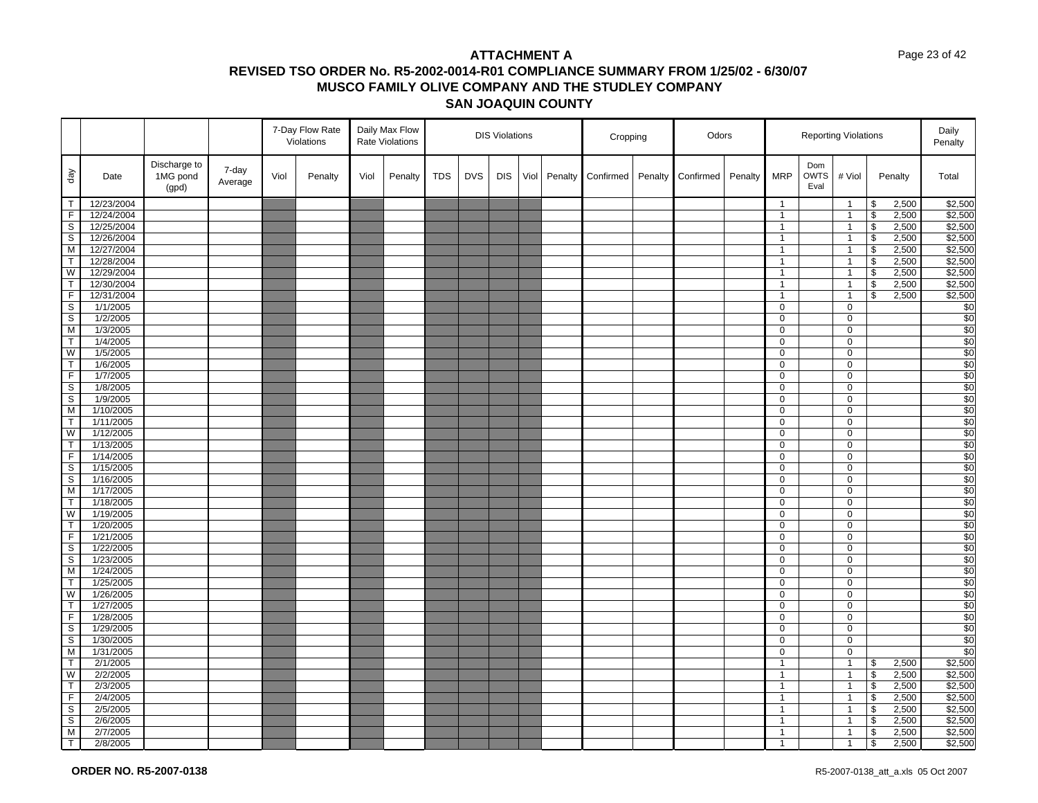# ATTACHMENT A

## REVISED TSO ORDER No. R5-2002-0014-R01 COMPLIANCE SUMMARY FROM 1/25/02 - 6/30/07

## MUSCO FAMILY OLIVE COMPANY AND THE STUDLEY COMPANY

## SAN JOAQUIN COUNTY

| | | | | 7-Day Flow Rate Violations | | Daily Max Flow Rate Violations | | DIS Violations | | | | | Cropping | | Odors | | Reporting Violations | | | | Daily Penalty |
|---|---|---|---|---|---|---|---|---|---|---|---|---|---|---|---|---|---|---|---|---|---|
| day | Date | Discharge to 1MG pond (gpd) | 7-day Average | Viol | Penalty | Viol | Penalty | TDS | DVS | DIS | Viol | Penalty | Confirmed | Penalty | Confirmed | Penalty | MRP | Dom OWTS Eval | # Viol | Penalty | Total |
| T | 12/23/2004 | | | | | | | | | | | | | | | | 1 | | 1 | $ 2,500 | $2,500 |
| F | 12/24/2004 | | | | | | | | | | | | | | | | 1 | | 1 | $ 2,500 | $2,500 |
| S | 12/25/2004 | | | | | | | | | | | | | | | | 1 | | 1 | $ 2,500 | $2,500 |
| S | 12/26/2004 | | | | | | | | | | | | | | | | 1 | | 1 | $ 2,500 | $2,500 |
| M | 12/27/2004 | | | | | | | | | | | | | | | | 1 | | 1 | $ 2,500 | $2,500 |
| T | 12/28/2004 | | | | | | | | | | | | | | | | 1 | | 1 | $ 2,500 | $2,500 |
| W | 12/29/2004 | | | | | | | | | | | | | | | | 1 | | 1 | $ 2,500 | $2,500 |
| T | 12/30/2004 | | | | | | | | | | | | | | | | 1 | | 1 | $ 2,500 | $2,500 |
| F | 12/31/2004 | | | | | | | | | | | | | | | | 1 | | 1 | $ 2,500 | $2,500 |
| S | 1/1/2005 | | | | | | | | | | | | | | | | 0 | | 0 | | $0 |
| S | 1/2/2005 | | | | | | | | | | | | | | | | 0 | | 0 | | $0 |
| M | 1/3/2005 | | | | | | | | | | | | | | | | 0 | | 0 | | $0 |
| T | 1/4/2005 | | | | | | | | | | | | | | | | 0 | | 0 | | $0 |
| W | 1/5/2005 | | | | | | | | | | | | | | | | 0 | | 0 | | $0 |
| T | 1/6/2005 | | | | | | | | | | | | | | | | 0 | | 0 | | $0 |
| F | 1/7/2005 | | | | | | | | | | | | | | | | 0 | | 0 | | $0 |
| S | 1/8/2005 | | | | | | | | | | | | | | | | 0 | | 0 | | $0 |
| S | 1/9/2005 | | | | | | | | | | | | | | | | 0 | | 0 | | $0 |
| M | 1/10/2005 | | | | | | | | | | | | | | | | 0 | | 0 | | $0 |
| T | 1/11/2005 | | | | | | | | | | | | | | | | 0 | | 0 | | $0 |
| W | 1/12/2005 | | | | | | | | | | | | | | | | 0 | | 0 | | $0 |
| T | 1/13/2005 | | | | | | | | | | | | | | | | 0 | | 0 | | $0 |
| F | 1/14/2005 | | | | | | | | | | | | | | | | 0 | | 0 | | $0 |
| S | 1/15/2005 | | | | | | | | | | | | | | | | 0 | | 0 | | $0 |
| S | 1/16/2005 | | | | | | | | | | | | | | | | 0 | | 0 | | $0 |
| M | 1/17/2005 | | | | | | | | | | | | | | | | 0 | | 0 | | $0 |
| T | 1/18/2005 | | | | | | | | | | | | | | | | 0 | | 0 | | $0 |
| W | 1/19/2005 | | | | | | | | | | | | | | | | 0 | | 0 | | $0 |
| T | 1/20/2005 | | | | | | | | | | | | | | | | 0 | | 0 | | $0 |
| F | 1/21/2005 | | | | | | | | | | | | | | | | 0 | | 0 | | $0 |
| S | 1/22/2005 | | | | | | | | | | | | | | | | 0 | | 0 | | $0 |
| S | 1/23/2005 | | | | | | | | | | | | | | | | 0 | | 0 | | $0 |
| M | 1/24/2005 | | | | | | | | | | | | | | | | 0 | | 0 | | $0 |
| T | 1/25/2005 | | | | | | | | | | | | | | | | 0 | | 0 | | $0 |
| W | 1/26/2005 | | | | | | | | | | | | | | | | 0 | | 0 | | $0 |
| T | 1/27/2005 | | | | | | | | | | | | | | | | 0 | | 0 | | $0 |
| F | 1/28/2005 | | | | | | | | | | | | | | | | 0 | | 0 | | $0 |
| S | 1/29/2005 | | | | | | | | | | | | | | | | 0 | | 0 | | $0 |
| S | 1/30/2005 | | | | | | | | | | | | | | | | 0 | | 0 | | $0 |
| M | 1/31/2005 | | | | | | | | | | | | | | | | 0 | | 0 | | $0 |
| T | 2/1/2005 | | | | | | | | | | | | | | | | 1 | | 1 | $ 2,500 | $2,500 |
| W | 2/2/2005 | | | | | | | | | | | | | | | | 1 | | 1 | $ 2,500 | $2,500 |
| T | 2/3/2005 | | | | | | | | | | | | | | | | 1 | | 1 | $ 2,500 | $2,500 |
| F | 2/4/2005 | | | | | | | | | | | | | | | | 1 | | 1 | $ 2,500 | $2,500 |
| S | 2/5/2005 | | | | | | | | | | | | | | | | 1 | | 1 | $ 2,500 | $2,500 |
| S | 2/6/2005 | | | | | | | | | | | | | | | | 1 | | 1 | $ 2,500 | $2,500 |
| M | 2/7/2005 | | | | | | | | | | | | | | | | 1 | | 1 | $ 2,500 | $2,500 |
| T | 2/8/2005 | | | | | | | | | | | | | | | | 1 | | 1 | $ 2,500 | $2,500 |

**ORDER NO. R5-2007-0138**

R5-2007-0138_att_a.xls 05 Oct 2007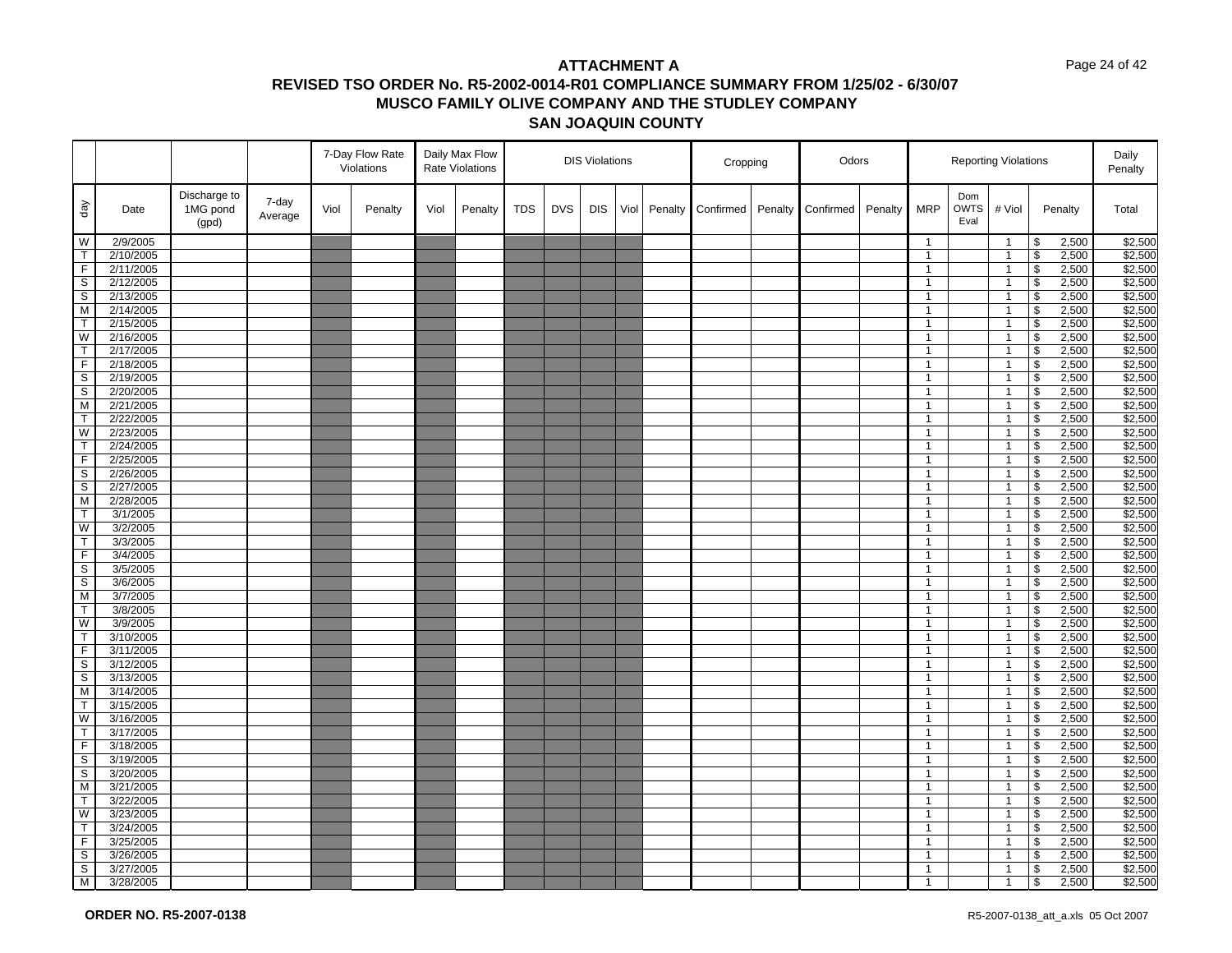# ATTACHMENT A

## REVISED TSO ORDER No. R5-2002-0014-R01 COMPLIANCE SUMMARY FROM 1/25/02 - 6/30/07

## MUSCO FAMILY OLIVE COMPANY AND THE STUDLEY COMPANY

## SAN JOAQUIN COUNTY

| | | | | 7-Day Flow Rate Violations | | Daily Max Flow Rate Violations | | DIS Violations | | | | | Cropping | | Odors | | Reporting Violations | | | | Daily Penalty |
|---|---|---|---|---|---|---|---|---|---|---|---|---|---|---|---|---|---|---|---|---|---|
| day | Date | Discharge to 1MG pond (gpd) | 7-day Average | Viol | Penalty | Viol | Penalty | TDS | DVS | DIS | Viol | Penalty | Confirmed | Penalty | Confirmed | Penalty | MRP | Dom OWTS Eval | # Viol | Penalty | Total |
| W | 2/9/2005 | | | | | | | | | | | | | | | | 1 | | 1 | $ 2,500 | $2,500 |
| T | 2/10/2005 | | | | | | | | | | | | | | | | 1 | | 1 | $ 2,500 | $2,500 |
| F | 2/11/2005 | | | | | | | | | | | | | | | | 1 | | 1 | $ 2,500 | $2,500 |
| S | 2/12/2005 | | | | | | | | | | | | | | | | 1 | | 1 | $ 2,500 | $2,500 |
| S | 2/13/2005 | | | | | | | | | | | | | | | | 1 | | 1 | $ 2,500 | $2,500 |
| M | 2/14/2005 | | | | | | | | | | | | | | | | 1 | | 1 | $ 2,500 | $2,500 |
| T | 2/15/2005 | | | | | | | | | | | | | | | | 1 | | 1 | $ 2,500 | $2,500 |
| W | 2/16/2005 | | | | | | | | | | | | | | | | 1 | | 1 | $ 2,500 | $2,500 |
| T | 2/17/2005 | | | | | | | | | | | | | | | | 1 | | 1 | $ 2,500 | $2,500 |
| F | 2/18/2005 | | | | | | | | | | | | | | | | 1 | | 1 | $ 2,500 | $2,500 |
| S | 2/19/2005 | | | | | | | | | | | | | | | | 1 | | 1 | $ 2,500 | $2,500 |
| S | 2/20/2005 | | | | | | | | | | | | | | | | 1 | | 1 | $ 2,500 | $2,500 |
| M | 2/21/2005 | | | | | | | | | | | | | | | | 1 | | 1 | $ 2,500 | $2,500 |
| T | 2/22/2005 | | | | | | | | | | | | | | | | 1 | | 1 | $ 2,500 | $2,500 |
| W | 2/23/2005 | | | | | | | | | | | | | | | | 1 | | 1 | $ 2,500 | $2,500 |
| T | 2/24/2005 | | | | | | | | | | | | | | | | 1 | | 1 | $ 2,500 | $2,500 |
| F | 2/25/2005 | | | | | | | | | | | | | | | | 1 | | 1 | $ 2,500 | $2,500 |
| S | 2/26/2005 | | | | | | | | | | | | | | | | 1 | | 1 | $ 2,500 | $2,500 |
| S | 2/27/2005 | | | | | | | | | | | | | | | | 1 | | 1 | $ 2,500 | $2,500 |
| M | 2/28/2005 | | | | | | | | | | | | | | | | 1 | | 1 | $ 2,500 | $2,500 |
| T | 3/1/2005 | | | | | | | | | | | | | | | | 1 | | 1 | $ 2,500 | $2,500 |
| W | 3/2/2005 | | | | | | | | | | | | | | | | 1 | | 1 | $ 2,500 | $2,500 |
| T | 3/3/2005 | | | | | | | | | | | | | | | | 1 | | 1 | $ 2,500 | $2,500 |
| F | 3/4/2005 | | | | | | | | | | | | | | | | 1 | | 1 | $ 2,500 | $2,500 |
| S | 3/5/2005 | | | | | | | | | | | | | | | | 1 | | 1 | $ 2,500 | $2,500 |
| S | 3/6/2005 | | | | | | | | | | | | | | | | 1 | | 1 | $ 2,500 | $2,500 |
| M | 3/7/2005 | | | | | | | | | | | | | | | | 1 | | 1 | $ 2,500 | $2,500 |
| T | 3/8/2005 | | | | | | | | | | | | | | | | 1 | | 1 | $ 2,500 | $2,500 |
| W | 3/9/2005 | | | | | | | | | | | | | | | | 1 | | 1 | $ 2,500 | $2,500 |
| T | 3/10/2005 | | | | | | | | | | | | | | | | 1 | | 1 | $ 2,500 | $2,500 |
| F | 3/11/2005 | | | | | | | | | | | | | | | | 1 | | 1 | $ 2,500 | $2,500 |
| S | 3/12/2005 | | | | | | | | | | | | | | | | 1 | | 1 | $ 2,500 | $2,500 |
| S | 3/13/2005 | | | | | | | | | | | | | | | | 1 | | 1 | $ 2,500 | $2,500 |
| M | 3/14/2005 | | | | | | | | | | | | | | | | 1 | | 1 | $ 2,500 | $2,500 |
| T | 3/15/2005 | | | | | | | | | | | | | | | | 1 | | 1 | $ 2,500 | $2,500 |
| W | 3/16/2005 | | | | | | | | | | | | | | | | 1 | | 1 | $ 2,500 | $2,500 |
| T | 3/17/2005 | | | | | | | | | | | | | | | | 1 | | 1 | $ 2,500 | $2,500 |
| F | 3/18/2005 | | | | | | | | | | | | | | | | 1 | | 1 | $ 2,500 | $2,500 |
| S | 3/19/2005 | | | | | | | | | | | | | | | | 1 | | 1 | $ 2,500 | $2,500 |
| S | 3/20/2005 | | | | | | | | | | | | | | | | 1 | | 1 | $ 2,500 | $2,500 |
| M | 3/21/2005 | | | | | | | | | | | | | | | | 1 | | 1 | $ 2,500 | $2,500 |
| T | 3/22/2005 | | | | | | | | | | | | | | | | 1 | | 1 | $ 2,500 | $2,500 |
| W | 3/23/2005 | | | | | | | | | | | | | | | | 1 | | 1 | $ 2,500 | $2,500 |
| T | 3/24/2005 | | | | | | | | | | | | | | | | 1 | | 1 | $ 2,500 | $2,500 |
| F | 3/25/2005 | | | | | | | | | | | | | | | | 1 | | 1 | $ 2,500 | $2,500 |
| S | 3/26/2005 | | | | | | | | | | | | | | | | 1 | | 1 | $ 2,500 | $2,500 |
| S | 3/27/2005 | | | | | | | | | | | | | | | | 1 | | 1 | $ 2,500 | $2,500 |
| M | 3/28/2005 | | | | | | | | | | | | | | | | 1 | | 1 | $ 2,500 | $2,500 |

**ORDER NO. R5-2007-0138**

R5-2007-0138_att_a.xls 05 Oct 2007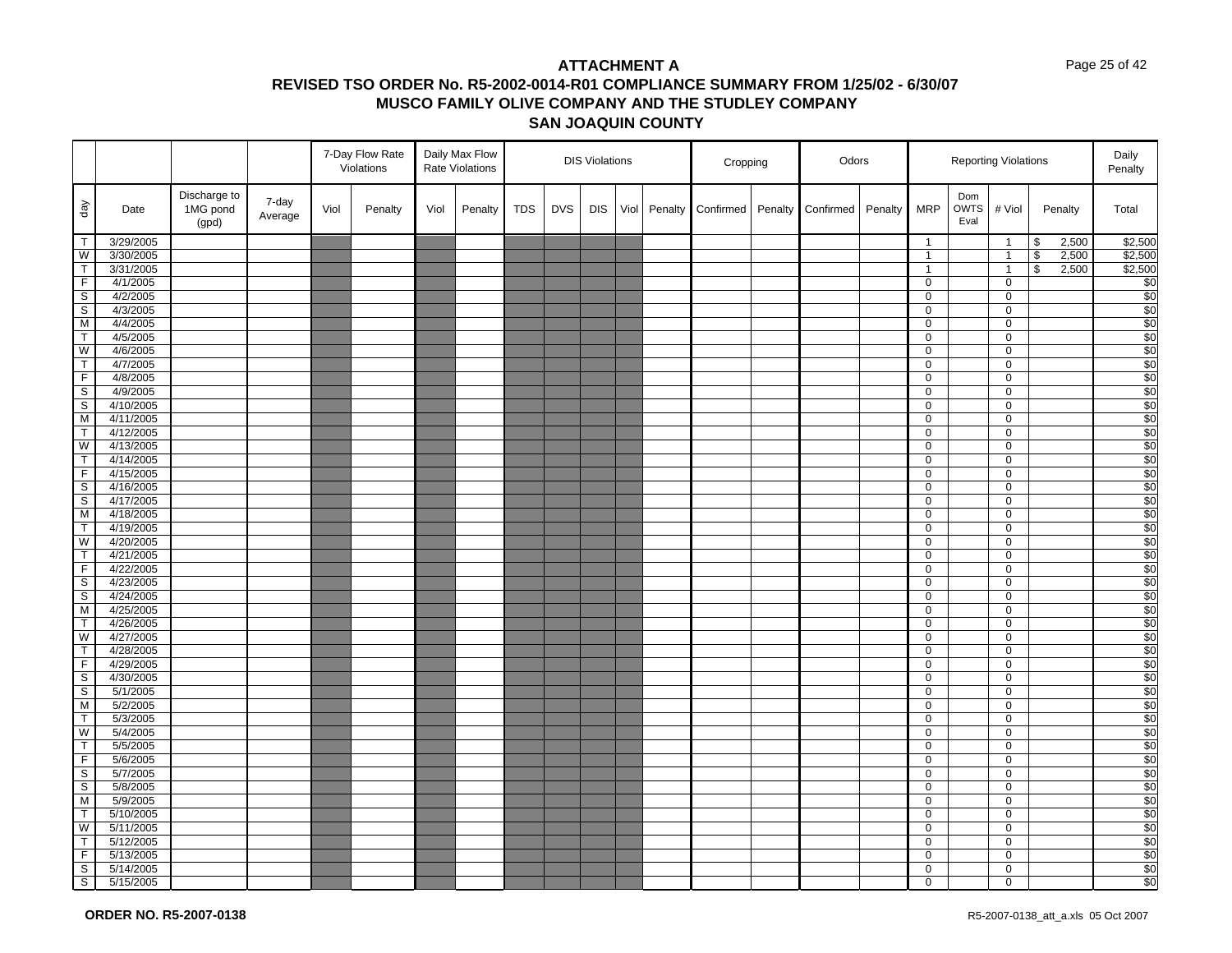# ATTACHMENT A
## REVISED TSO ORDER No. R5-2002-0014-R01 COMPLIANCE SUMMARY FROM 1/25/02 - 6/30/07
## MUSCO FAMILY OLIVE COMPANY AND THE STUDLEY COMPANY
## SAN JOAQUIN COUNTY

| | | | | 7-Day Flow Rate Violations | | Daily Max Flow Rate Violations | | DIS Violations | | | | | Cropping | | Odors | | Reporting Violations | | | | Daily Penalty |
|---|---|---|---|---|---|---|---|---|---|---|---|---|---|---|---|---|---|---|---|---|---|
| day | Date | Discharge to 1MG pond (gpd) | 7-day Average | Viol | Penalty | Viol | Penalty | TDS | DVS | DIS | Viol | Penalty | Confirmed | Penalty | Confirmed | Penalty | MRP | Dom OWTS Eval | # Viol | Penalty | Total |
| T | 3/29/2005 | | | | | | | | | | | | | | | | 1 | | 1 | $ 2,500 | $2,500 |
| W | 3/30/2005 | | | | | | | | | | | | | | | | 1 | | 1 | $ 2,500 | $2,500 |
| T | 3/31/2005 | | | | | | | | | | | | | | | | 1 | | 1 | $ 2,500 | $2,500 |
| F | 4/1/2005 | | | | | | | | | | | | | | | | 0 | | 0 | | $0 |
| S | 4/2/2005 | | | | | | | | | | | | | | | | 0 | | 0 | | $0 |
| S | 4/3/2005 | | | | | | | | | | | | | | | | 0 | | 0 | | $0 |
| M | 4/4/2005 | | | | | | | | | | | | | | | | 0 | | 0 | | $0 |
| T | 4/5/2005 | | | | | | | | | | | | | | | | 0 | | 0 | | $0 |
| W | 4/6/2005 | | | | | | | | | | | | | | | | 0 | | 0 | | $0 |
| T | 4/7/2005 | | | | | | | | | | | | | | | | 0 | | 0 | | $0 |
| F | 4/8/2005 | | | | | | | | | | | | | | | | 0 | | 0 | | $0 |
| S | 4/9/2005 | | | | | | | | | | | | | | | | 0 | | 0 | | $0 |
| S | 4/10/2005 | | | | | | | | | | | | | | | | 0 | | 0 | | $0 |
| M | 4/11/2005 | | | | | | | | | | | | | | | | 0 | | 0 | | $0 |
| T | 4/12/2005 | | | | | | | | | | | | | | | | 0 | | 0 | | $0 |
| W | 4/13/2005 | | | | | | | | | | | | | | | | 0 | | 0 | | $0 |
| T | 4/14/2005 | | | | | | | | | | | | | | | | 0 | | 0 | | $0 |
| F | 4/15/2005 | | | | | | | | | | | | | | | | 0 | | 0 | | $0 |
| S | 4/16/2005 | | | | | | | | | | | | | | | | 0 | | 0 | | $0 |
| S | 4/17/2005 | | | | | | | | | | | | | | | | 0 | | 0 | | $0 |
| M | 4/18/2005 | | | | | | | | | | | | | | | | 0 | | 0 | | $0 |
| T | 4/19/2005 | | | | | | | | | | | | | | | | 0 | | 0 | | $0 |
| W | 4/20/2005 | | | | | | | | | | | | | | | | 0 | | 0 | | $0 |
| T | 4/21/2005 | | | | | | | | | | | | | | | | 0 | | 0 | | $0 |
| F | 4/22/2005 | | | | | | | | | | | | | | | | 0 | | 0 | | $0 |
| S | 4/23/2005 | | | | | | | | | | | | | | | | 0 | | 0 | | $0 |
| S | 4/24/2005 | | | | | | | | | | | | | | | | 0 | | 0 | | $0 |
| M | 4/25/2005 | | | | | | | | | | | | | | | | 0 | | 0 | | $0 |
| T | 4/26/2005 | | | | | | | | | | | | | | | | 0 | | 0 | | $0 |
| W | 4/27/2005 | | | | | | | | | | | | | | | | 0 | | 0 | | $0 |
| T | 4/28/2005 | | | | | | | | | | | | | | | | 0 | | 0 | | $0 |
| F | 4/29/2005 | | | | | | | | | | | | | | | | 0 | | 0 | | $0 |
| S | 4/30/2005 | | | | | | | | | | | | | | | | 0 | | 0 | | $0 |
| S | 5/1/2005 | | | | | | | | | | | | | | | | 0 | | 0 | | $0 |
| M | 5/2/2005 | | | | | | | | | | | | | | | | 0 | | 0 | | $0 |
| T | 5/3/2005 | | | | | | | | | | | | | | | | 0 | | 0 | | $0 |
| W | 5/4/2005 | | | | | | | | | | | | | | | | 0 | | 0 | | $0 |
| T | 5/5/2005 | | | | | | | | | | | | | | | | 0 | | 0 | | $0 |
| F | 5/6/2005 | | | | | | | | | | | | | | | | 0 | | 0 | | $0 |
| S | 5/7/2005 | | | | | | | | | | | | | | | | 0 | | 0 | | $0 |
| S | 5/8/2005 | | | | | | | | | | | | | | | | 0 | | 0 | | $0 |
| M | 5/9/2005 | | | | | | | | | | | | | | | | 0 | | 0 | | $0 |
| T | 5/10/2005 | | | | | | | | | | | | | | | | 0 | | 0 | | $0 |
| W | 5/11/2005 | | | | | | | | | | | | | | | | 0 | | 0 | | $0 |
| T | 5/12/2005 | | | | | | | | | | | | | | | | 0 | | 0 | | $0 |
| F | 5/13/2005 | | | | | | | | | | | | | | | | 0 | | 0 | | $0 |
| S | 5/14/2005 | | | | | | | | | | | | | | | | 0 | | 0 | | $0 |
| S | 5/15/2005 | | | | | | | | | | | | | | | | 0 | | 0 | | $0 |

**ORDER NO. R5-2007-0138**

R5-2007-0138_att_a.xls 05 Oct 2007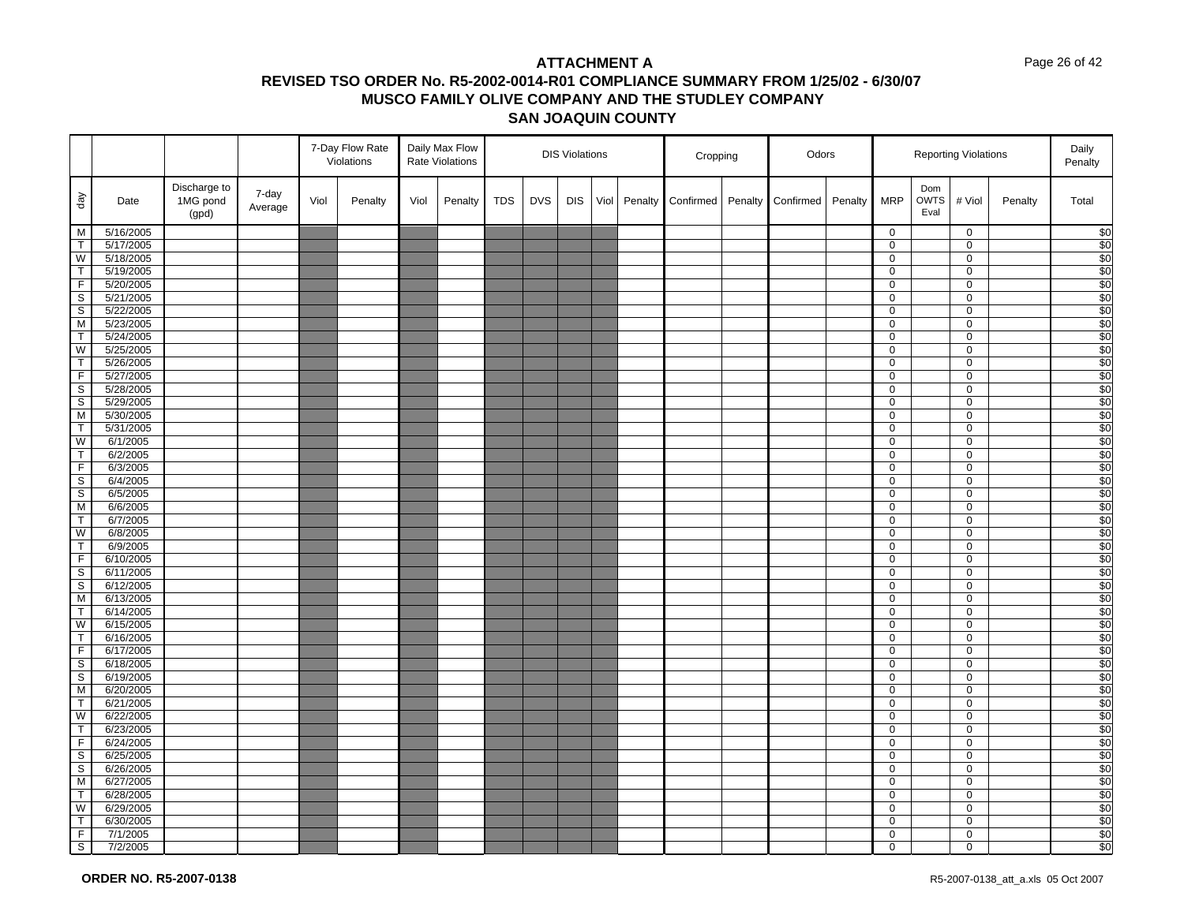# ATTACHMENT A

## REVISED TSO ORDER No. R5-2002-0014-R01 COMPLIANCE SUMMARY FROM 1/25/02 - 6/30/07

## MUSCO FAMILY OLIVE COMPANY AND THE STUDLEY COMPANY

## SAN JOAQUIN COUNTY

| | | | | 7-Day Flow Rate Violations | | Daily Max Flow Rate Violations | | DIS Violations | | | | | Cropping | | Odors | | Reporting Violations | | | | Daily Penalty |
|---|---|---|---|---|---|---|---|---|---|---|---|---|---|---|---|---|---|---|---|---|---|
| day | Date | Discharge to 1MG pond (gpd) | 7-day Average | Viol | Penalty | Viol | Penalty | TDS | DVS | DIS | Viol | Penalty | Confirmed | Penalty | Confirmed | Penalty | MRP | Dom OWTS Eval | # Viol | Penalty | Total |
| M | 5/16/2005 | | | | | | | | | | | | | | | | 0 | | 0 | | $0 |
| T | 5/17/2005 | | | | | | | | | | | | | | | | 0 | | 0 | | $0 |
| W | 5/18/2005 | | | | | | | | | | | | | | | | 0 | | 0 | | $0 |
| T | 5/19/2005 | | | | | | | | | | | | | | | | 0 | | 0 | | $0 |
| F | 5/20/2005 | | | | | | | | | | | | | | | | 0 | | 0 | | $0 |
| S | 5/21/2005 | | | | | | | | | | | | | | | | 0 | | 0 | | $0 |
| S | 5/22/2005 | | | | | | | | | | | | | | | | 0 | | 0 | | $0 |
| M | 5/23/2005 | | | | | | | | | | | | | | | | 0 | | 0 | | $0 |
| T | 5/24/2005 | | | | | | | | | | | | | | | | 0 | | 0 | | $0 |
| W | 5/25/2005 | | | | | | | | | | | | | | | | 0 | | 0 | | $0 |
| T | 5/26/2005 | | | | | | | | | | | | | | | | 0 | | 0 | | $0 |
| F | 5/27/2005 | | | | | | | | | | | | | | | | 0 | | 0 | | $0 |
| S | 5/28/2005 | | | | | | | | | | | | | | | | 0 | | 0 | | $0 |
| S | 5/29/2005 | | | | | | | | | | | | | | | | 0 | | 0 | | $0 |
| M | 5/30/2005 | | | | | | | | | | | | | | | | 0 | | 0 | | $0 |
| T | 5/31/2005 | | | | | | | | | | | | | | | | 0 | | 0 | | $0 |
| W | 6/1/2005 | | | | | | | | | | | | | | | | 0 | | 0 | | $0 |
| T | 6/2/2005 | | | | | | | | | | | | | | | | 0 | | 0 | | $0 |
| F | 6/3/2005 | | | | | | | | | | | | | | | | 0 | | 0 | | $0 |
| S | 6/4/2005 | | | | | | | | | | | | | | | | 0 | | 0 | | $0 |
| S | 6/5/2005 | | | | | | | | | | | | | | | | 0 | | 0 | | $0 |
| M | 6/6/2005 | | | | | | | | | | | | | | | | 0 | | 0 | | $0 |
| T | 6/7/2005 | | | | | | | | | | | | | | | | 0 | | 0 | | $0 |
| W | 6/8/2005 | | | | | | | | | | | | | | | | 0 | | 0 | | $0 |
| T | 6/9/2005 | | | | | | | | | | | | | | | | 0 | | 0 | | $0 |
| F | 6/10/2005 | | | | | | | | | | | | | | | | 0 | | 0 | | $0 |
| S | 6/11/2005 | | | | | | | | | | | | | | | | 0 | | 0 | | $0 |
| S | 6/12/2005 | | | | | | | | | | | | | | | | 0 | | 0 | | $0 |
| M | 6/13/2005 | | | | | | | | | | | | | | | | 0 | | 0 | | $0 |
| T | 6/14/2005 | | | | | | | | | | | | | | | | 0 | | 0 | | $0 |
| W | 6/15/2005 | | | | | | | | | | | | | | | | 0 | | 0 | | $0 |
| T | 6/16/2005 | | | | | | | | | | | | | | | | 0 | | 0 | | $0 |
| F | 6/17/2005 | | | | | | | | | | | | | | | | 0 | | 0 | | $0 |
| S | 6/18/2005 | | | | | | | | | | | | | | | | 0 | | 0 | | $0 |
| S | 6/19/2005 | | | | | | | | | | | | | | | | 0 | | 0 | | $0 |
| M | 6/20/2005 | | | | | | | | | | | | | | | | 0 | | 0 | | $0 |
| T | 6/21/2005 | | | | | | | | | | | | | | | | 0 | | 0 | | $0 |
| W | 6/22/2005 | | | | | | | | | | | | | | | | 0 | | 0 | | $0 |
| T | 6/23/2005 | | | | | | | | | | | | | | | | 0 | | 0 | | $0 |
| F | 6/24/2005 | | | | | | | | | | | | | | | | 0 | | 0 | | $0 |
| S | 6/25/2005 | | | | | | | | | | | | | | | | 0 | | 0 | | $0 |
| S | 6/26/2005 | | | | | | | | | | | | | | | | 0 | | 0 | | $0 |
| M | 6/27/2005 | | | | | | | | | | | | | | | | 0 | | 0 | | $0 |
| T | 6/28/2005 | | | | | | | | | | | | | | | | 0 | | 0 | | $0 |
| W | 6/29/2005 | | | | | | | | | | | | | | | | 0 | | 0 | | $0 |
| T | 6/30/2005 | | | | | | | | | | | | | | | | 0 | | 0 | | $0 |
| F | 7/1/2005 | | | | | | | | | | | | | | | | 0 | | 0 | | $0 |
| S | 7/2/2005 | | | | | | | | | | | | | | | | 0 | | 0 | | $0 |

**ORDER NO. R5-2007-0138**

R5-2007-0138_att_a.xls 05 Oct 2007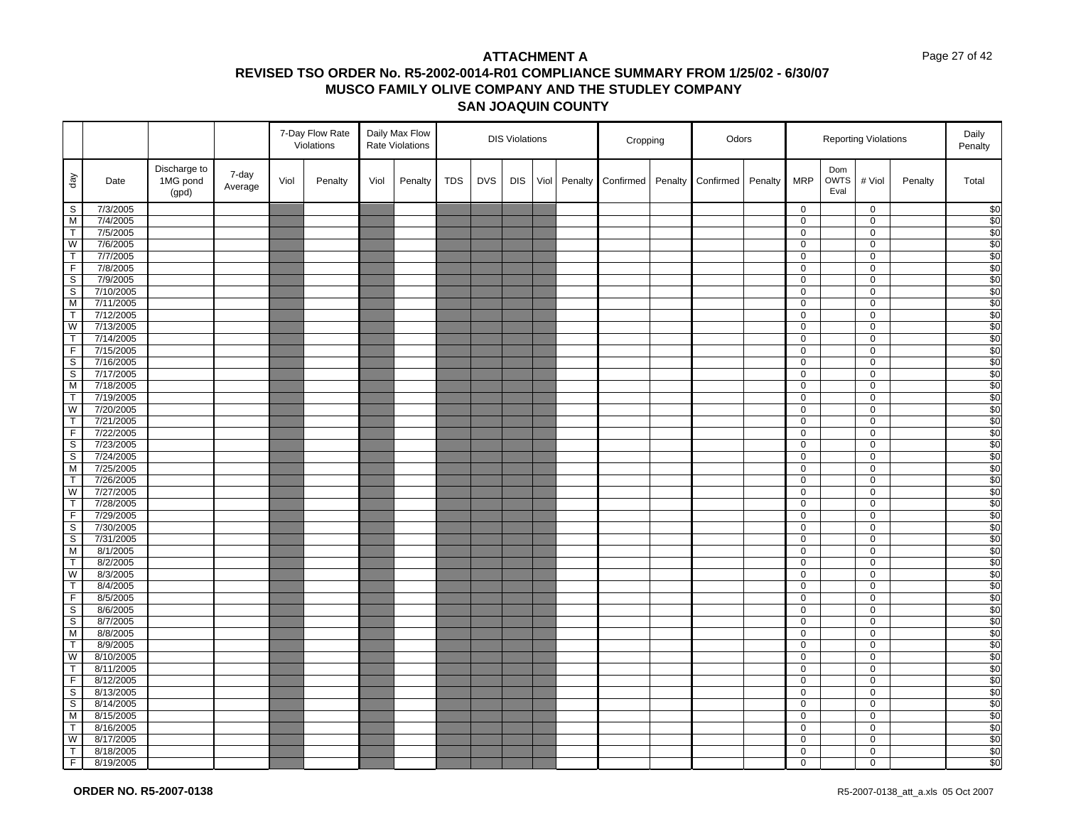# ATTACHMENT A

## REVISED TSO ORDER No. R5-2002-0014-R01 COMPLIANCE SUMMARY FROM 1/25/02 - 6/30/07

## MUSCO FAMILY OLIVE COMPANY AND THE STUDLEY COMPANY

## SAN JOAQUIN COUNTY

| | | | | 7-Day Flow Rate Violations | | Daily Max Flow Rate Violations | | DIS Violations | | | | | Cropping | | Odors | | Reporting Violations | | | | Daily Penalty |
|---|---|---|---|---|---|---|---|---|---|---|---|---|---|---|---|---|---|---|---|---|---|
| day | Date | Discharge to 1MG pond (gpd) | 7-day Average | Viol | Penalty | Viol | Penalty | TDS | DVS | DIS | Viol | Penalty | Confirmed | Penalty | Confirmed | Penalty | MRP | Dom OWTS Eval | # Viol | Penalty | Total |
| S | 7/3/2005 | | | | | | | | | | | | | | | | 0 | | 0 | | $0 |
| M | 7/4/2005 | | | | | | | | | | | | | | | | 0 | | 0 | | $0 |
| T | 7/5/2005 | | | | | | | | | | | | | | | | 0 | | 0 | | $0 |
| W | 7/6/2005 | | | | | | | | | | | | | | | | 0 | | 0 | | $0 |
| T | 7/7/2005 | | | | | | | | | | | | | | | | 0 | | 0 | | $0 |
| F | 7/8/2005 | | | | | | | | | | | | | | | | 0 | | 0 | | $0 |
| S | 7/9/2005 | | | | | | | | | | | | | | | | 0 | | 0 | | $0 |
| S | 7/10/2005 | | | | | | | | | | | | | | | | 0 | | 0 | | $0 |
| M | 7/11/2005 | | | | | | | | | | | | | | | | 0 | | 0 | | $0 |
| T | 7/12/2005 | | | | | | | | | | | | | | | | 0 | | 0 | | $0 |
| W | 7/13/2005 | | | | | | | | | | | | | | | | 0 | | 0 | | $0 |
| T | 7/14/2005 | | | | | | | | | | | | | | | | 0 | | 0 | | $0 |
| F | 7/15/2005 | | | | | | | | | | | | | | | | 0 | | 0 | | $0 |
| S | 7/16/2005 | | | | | | | | | | | | | | | | 0 | | 0 | | $0 |
| S | 7/17/2005 | | | | | | | | | | | | | | | | 0 | | 0 | | $0 |
| M | 7/18/2005 | | | | | | | | | | | | | | | | 0 | | 0 | | $0 |
| T | 7/19/2005 | | | | | | | | | | | | | | | | 0 | | 0 | | $0 |
| W | 7/20/2005 | | | | | | | | | | | | | | | | 0 | | 0 | | $0 |
| T | 7/21/2005 | | | | | | | | | | | | | | | | 0 | | 0 | | $0 |
| F | 7/22/2005 | | | | | | | | | | | | | | | | 0 | | 0 | | $0 |
| S | 7/23/2005 | | | | | | | | | | | | | | | | 0 | | 0 | | $0 |
| S | 7/24/2005 | | | | | | | | | | | | | | | | 0 | | 0 | | $0 |
| M | 7/25/2005 | | | | | | | | | | | | | | | | 0 | | 0 | | $0 |
| T | 7/26/2005 | | | | | | | | | | | | | | | | 0 | | 0 | | $0 |
| W | 7/27/2005 | | | | | | | | | | | | | | | | 0 | | 0 | | $0 |
| T | 7/28/2005 | | | | | | | | | | | | | | | | 0 | | 0 | | $0 |
| F | 7/29/2005 | | | | | | | | | | | | | | | | 0 | | 0 | | $0 |
| S | 7/30/2005 | | | | | | | | | | | | | | | | 0 | | 0 | | $0 |
| S | 7/31/2005 | | | | | | | | | | | | | | | | 0 | | 0 | | $0 |
| M | 8/1/2005 | | | | | | | | | | | | | | | | 0 | | 0 | | $0 |
| T | 8/2/2005 | | | | | | | | | | | | | | | | 0 | | 0 | | $0 |
| W | 8/3/2005 | | | | | | | | | | | | | | | | 0 | | 0 | | $0 |
| T | 8/4/2005 | | | | | | | | | | | | | | | | 0 | | 0 | | $0 |
| F | 8/5/2005 | | | | | | | | | | | | | | | | 0 | | 0 | | $0 |
| S | 8/6/2005 | | | | | | | | | | | | | | | | 0 | | 0 | | $0 |
| S | 8/7/2005 | | | | | | | | | | | | | | | | 0 | | 0 | | $0 |
| M | 8/8/2005 | | | | | | | | | | | | | | | | 0 | | 0 | | $0 |
| T | 8/9/2005 | | | | | | | | | | | | | | | | 0 | | 0 | | $0 |
| W | 8/10/2005 | | | | | | | | | | | | | | | | 0 | | 0 | | $0 |
| T | 8/11/2005 | | | | | | | | | | | | | | | | 0 | | 0 | | $0 |
| F | 8/12/2005 | | | | | | | | | | | | | | | | 0 | | 0 | | $0 |
| S | 8/13/2005 | | | | | | | | | | | | | | | | 0 | | 0 | | $0 |
| S | 8/14/2005 | | | | | | | | | | | | | | | | 0 | | 0 | | $0 |
| M | 8/15/2005 | | | | | | | | | | | | | | | | 0 | | 0 | | $0 |
| T | 8/16/2005 | | | | | | | | | | | | | | | | 0 | | 0 | | $0 |
| W | 8/17/2005 | | | | | | | | | | | | | | | | 0 | | 0 | | $0 |
| T | 8/18/2005 | | | | | | | | | | | | | | | | 0 | | 0 | | $0 |
| F | 8/19/2005 | | | | | | | | | | | | | | | | 0 | | 0 | | $0 |

**ORDER NO. R5-2007-0138**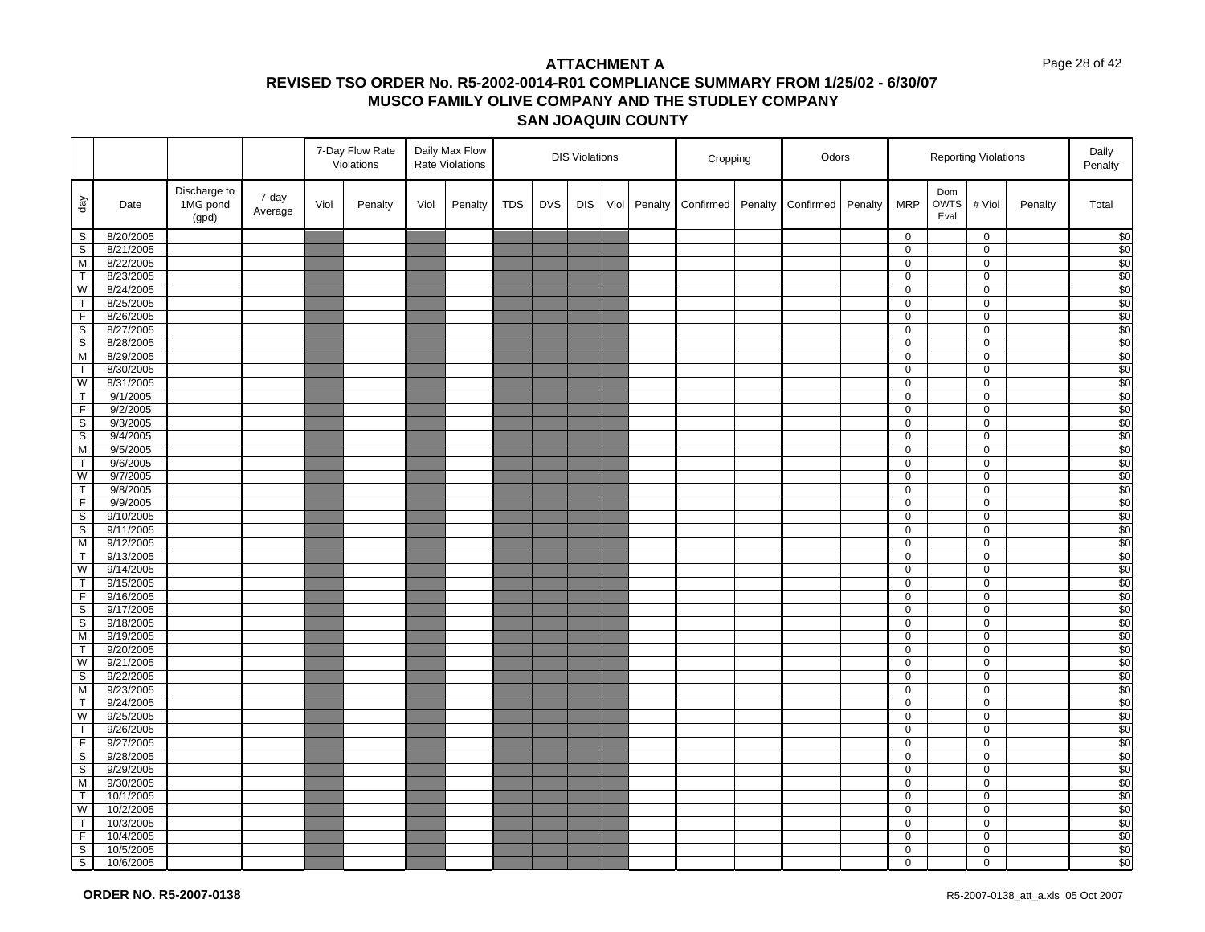# ATTACHMENT A

## REVISED TSO ORDER No. R5-2002-0014-R01 COMPLIANCE SUMMARY FROM 1/25/02 - 6/30/07
## MUSCO FAMILY OLIVE COMPANY AND THE STUDLEY COMPANY
## SAN JOAQUIN COUNTY

| | | | | 7-Day Flow Rate Violations | | Daily Max Flow Rate Violations | | DIS Violations | | | | | Cropping | | Odors | | Reporting Violations | | | | Daily Penalty |
|---|---|---|---|---|---|---|---|---|---|---|---|---|---|---|---|---|---|---|---|---|---|
| day | Date | Discharge to 1MG pond (gpd) | 7-day Average | Viol | Penalty | Viol | Penalty | TDS | DVS | DIS | Viol | Penalty | Confirmed | Penalty | Confirmed | Penalty | MRP | Dom OWTS Eval | # Viol | Penalty | Total |
| S | 8/20/2005 | | | | | | | | | | | | | | | | 0 | | 0 | | $0 |
| S | 8/21/2005 | | | | | | | | | | | | | | | | 0 | | 0 | | $0 |
| M | 8/22/2005 | | | | | | | | | | | | | | | | 0 | | 0 | | $0 |
| T | 8/23/2005 | | | | | | | | | | | | | | | | 0 | | 0 | | $0 |
| W | 8/24/2005 | | | | | | | | | | | | | | | | 0 | | 0 | | $0 |
| T | 8/25/2005 | | | | | | | | | | | | | | | | 0 | | 0 | | $0 |
| F | 8/26/2005 | | | | | | | | | | | | | | | | 0 | | 0 | | $0 |
| S | 8/27/2005 | | | | | | | | | | | | | | | | 0 | | 0 | | $0 |
| S | 8/28/2005 | | | | | | | | | | | | | | | | 0 | | 0 | | $0 |
| M | 8/29/2005 | | | | | | | | | | | | | | | | 0 | | 0 | | $0 |
| T | 8/30/2005 | | | | | | | | | | | | | | | | 0 | | 0 | | $0 |
| W | 8/31/2005 | | | | | | | | | | | | | | | | 0 | | 0 | | $0 |
| T | 9/1/2005 | | | | | | | | | | | | | | | | 0 | | 0 | | $0 |
| F | 9/2/2005 | | | | | | | | | | | | | | | | 0 | | 0 | | $0 |
| S | 9/3/2005 | | | | | | | | | | | | | | | | 0 | | 0 | | $0 |
| S | 9/4/2005 | | | | | | | | | | | | | | | | 0 | | 0 | | $0 |
| M | 9/5/2005 | | | | | | | | | | | | | | | | 0 | | 0 | | $0 |
| T | 9/6/2005 | | | | | | | | | | | | | | | | 0 | | 0 | | $0 |
| W | 9/7/2005 | | | | | | | | | | | | | | | | 0 | | 0 | | $0 |
| T | 9/8/2005 | | | | | | | | | | | | | | | | 0 | | 0 | | $0 |
| F | 9/9/2005 | | | | | | | | | | | | | | | | 0 | | 0 | | $0 |
| S | 9/10/2005 | | | | | | | | | | | | | | | | 0 | | 0 | | $0 |
| S | 9/11/2005 | | | | | | | | | | | | | | | | 0 | | 0 | | $0 |
| M | 9/12/2005 | | | | | | | | | | | | | | | | 0 | | 0 | | $0 |
| T | 9/13/2005 | | | | | | | | | | | | | | | | 0 | | 0 | | $0 |
| W | 9/14/2005 | | | | | | | | | | | | | | | | 0 | | 0 | | $0 |
| T | 9/15/2005 | | | | | | | | | | | | | | | | 0 | | 0 | | $0 |
| F | 9/16/2005 | | | | | | | | | | | | | | | | 0 | | 0 | | $0 |
| S | 9/17/2005 | | | | | | | | | | | | | | | | 0 | | 0 | | $0 |
| S | 9/18/2005 | | | | | | | | | | | | | | | | 0 | | 0 | | $0 |
| M | 9/19/2005 | | | | | | | | | | | | | | | | 0 | | 0 | | $0 |
| T | 9/20/2005 | | | | | | | | | | | | | | | | 0 | | 0 | | $0 |
| W | 9/21/2005 | | | | | | | | | | | | | | | | 0 | | 0 | | $0 |
| S | 9/22/2005 | | | | | | | | | | | | | | | | 0 | | 0 | | $0 |
| M | 9/23/2005 | | | | | | | | | | | | | | | | 0 | | 0 | | $0 |
| T | 9/24/2005 | | | | | | | | | | | | | | | | 0 | | 0 | | $0 |
| W | 9/25/2005 | | | | | | | | | | | | | | | | 0 | | 0 | | $0 |
| T | 9/26/2005 | | | | | | | | | | | | | | | | 0 | | 0 | | $0 |
| F | 9/27/2005 | | | | | | | | | | | | | | | | 0 | | 0 | | $0 |
| S | 9/28/2005 | | | | | | | | | | | | | | | | 0 | | 0 | | $0 |
| S | 9/29/2005 | | | | | | | | | | | | | | | | 0 | | 0 | | $0 |
| M | 9/30/2005 | | | | | | | | | | | | | | | | 0 | | 0 | | $0 |
| T | 10/1/2005 | | | | | | | | | | | | | | | | 0 | | 0 | | $0 |
| W | 10/2/2005 | | | | | | | | | | | | | | | | 0 | | 0 | | $0 |
| T | 10/3/2005 | | | | | | | | | | | | | | | | 0 | | 0 | | $0 |
| F | 10/4/2005 | | | | | | | | | | | | | | | | 0 | | 0 | | $0 |
| S | 10/5/2005 | | | | | | | | | | | | | | | | 0 | | 0 | | $0 |
| S | 10/6/2005 | | | | | | | | | | | | | | | | 0 | | 0 | | $0 |

**ORDER NO. R5-2007-0138**

R5-2007-0138_att_a.xls 05 Oct 2007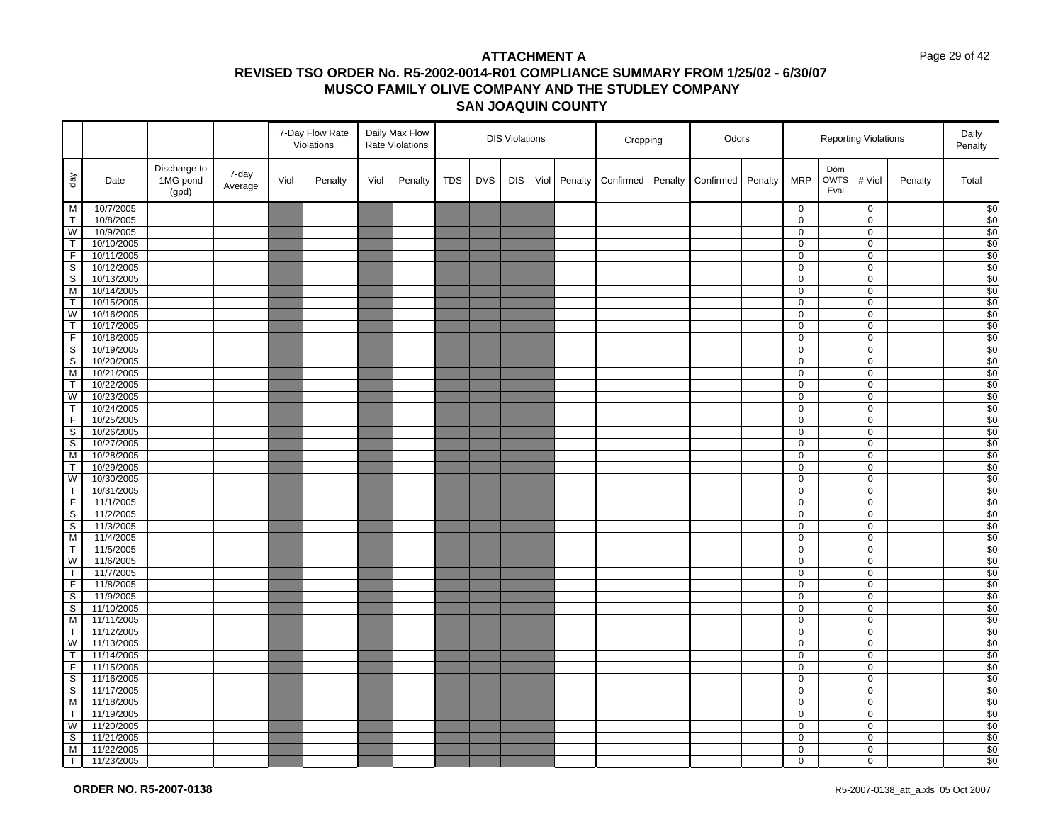# ATTACHMENT A
## REVISED TSO ORDER No. R5-2002-0014-R01 COMPLIANCE SUMMARY FROM 1/25/02 - 6/30/07
## MUSCO FAMILY OLIVE COMPANY AND THE STUDLEY COMPANY
## SAN JOAQUIN COUNTY

| | | | | 7-Day Flow Rate Violations | | Daily Max Flow Rate Violations | | DIS Violations | | | | | Cropping | | Odors | | Reporting Violations | | | | Daily Penalty |
|---|---|---|---|---|---|---|---|---|---|---|---|---|---|---|---|---|---|---|---|---|---|
| day | Date | Discharge to 1MG pond (gpd) | 7-day Average | Viol | Penalty | Viol | Penalty | TDS | DVS | DIS | Viol | Penalty | Confirmed | Penalty | Confirmed | Penalty | MRP | Dom OWTS Eval | # Viol | Penalty | Total |
| M | 10/7/2005 | | | | | | | | | | | | | | | | 0 | | 0 | | $0 |
| T | 10/8/2005 | | | | | | | | | | | | | | | | 0 | | 0 | | $0 |
| W | 10/9/2005 | | | | | | | | | | | | | | | | 0 | | 0 | | $0 |
| T | 10/10/2005 | | | | | | | | | | | | | | | | 0 | | 0 | | $0 |
| F | 10/11/2005 | | | | | | | | | | | | | | | | 0 | | 0 | | $0 |
| S | 10/12/2005 | | | | | | | | | | | | | | | | 0 | | 0 | | $0 |
| S | 10/13/2005 | | | | | | | | | | | | | | | | 0 | | 0 | | $0 |
| M | 10/14/2005 | | | | | | | | | | | | | | | | 0 | | 0 | | $0 |
| T | 10/15/2005 | | | | | | | | | | | | | | | | 0 | | 0 | | $0 |
| W | 10/16/2005 | | | | | | | | | | | | | | | | 0 | | 0 | | $0 |
| T | 10/17/2005 | | | | | | | | | | | | | | | | 0 | | 0 | | $0 |
| F | 10/18/2005 | | | | | | | | | | | | | | | | 0 | | 0 | | $0 |
| S | 10/19/2005 | | | | | | | | | | | | | | | | 0 | | 0 | | $0 |
| S | 10/20/2005 | | | | | | | | | | | | | | | | 0 | | 0 | | $0 |
| M | 10/21/2005 | | | | | | | | | | | | | | | | 0 | | 0 | | $0 |
| T | 10/22/2005 | | | | | | | | | | | | | | | | 0 | | 0 | | $0 |
| W | 10/23/2005 | | | | | | | | | | | | | | | | 0 | | 0 | | $0 |
| T | 10/24/2005 | | | | | | | | | | | | | | | | 0 | | 0 | | $0 |
| F | 10/25/2005 | | | | | | | | | | | | | | | | 0 | | 0 | | $0 |
| S | 10/26/2005 | | | | | | | | | | | | | | | | 0 | | 0 | | $0 |
| S | 10/27/2005 | | | | | | | | | | | | | | | | 0 | | 0 | | $0 |
| M | 10/28/2005 | | | | | | | | | | | | | | | | 0 | | 0 | | $0 |
| T | 10/29/2005 | | | | | | | | | | | | | | | | 0 | | 0 | | $0 |
| W | 10/30/2005 | | | | | | | | | | | | | | | | 0 | | 0 | | $0 |
| T | 10/31/2005 | | | | | | | | | | | | | | | | 0 | | 0 | | $0 |
| F | 11/1/2005 | | | | | | | | | | | | | | | | 0 | | 0 | | $0 |
| S | 11/2/2005 | | | | | | | | | | | | | | | | 0 | | 0 | | $0 |
| S | 11/3/2005 | | | | | | | | | | | | | | | | 0 | | 0 | | $0 |
| M | 11/4/2005 | | | | | | | | | | | | | | | | 0 | | 0 | | $0 |
| T | 11/5/2005 | | | | | | | | | | | | | | | | 0 | | 0 | | $0 |
| W | 11/6/2005 | | | | | | | | | | | | | | | | 0 | | 0 | | $0 |
| T | 11/7/2005 | | | | | | | | | | | | | | | | 0 | | 0 | | $0 |
| F | 11/8/2005 | | | | | | | | | | | | | | | | 0 | | 0 | | $0 |
| S | 11/9/2005 | | | | | | | | | | | | | | | | 0 | | 0 | | $0 |
| S | 11/10/2005 | | | | | | | | | | | | | | | | 0 | | 0 | | $0 |
| M | 11/11/2005 | | | | | | | | | | | | | | | | 0 | | 0 | | $0 |
| T | 11/12/2005 | | | | | | | | | | | | | | | | 0 | | 0 | | $0 |
| W | 11/13/2005 | | | | | | | | | | | | | | | | 0 | | 0 | | $0 |
| T | 11/14/2005 | | | | | | | | | | | | | | | | 0 | | 0 | | $0 |
| F | 11/15/2005 | | | | | | | | | | | | | | | | 0 | | 0 | | $0 |
| S | 11/16/2005 | | | | | | | | | | | | | | | | 0 | | 0 | | $0 |
| S | 11/17/2005 | | | | | | | | | | | | | | | | 0 | | 0 | | $0 |
| M | 11/18/2005 | | | | | | | | | | | | | | | | 0 | | 0 | | $0 |
| T | 11/19/2005 | | | | | | | | | | | | | | | | 0 | | 0 | | $0 |
| W | 11/20/2005 | | | | | | | | | | | | | | | | 0 | | 0 | | $0 |
| S | 11/21/2005 | | | | | | | | | | | | | | | | 0 | | 0 | | $0 |
| M | 11/22/2005 | | | | | | | | | | | | | | | | 0 | | 0 | | $0 |
| T | 11/23/2005 | | | | | | | | | | | | | | | | 0 | | 0 | | $0 |

**ORDER NO. R5-2007-0138**

R5-2007-0138_att_a.xls 05 Oct 2007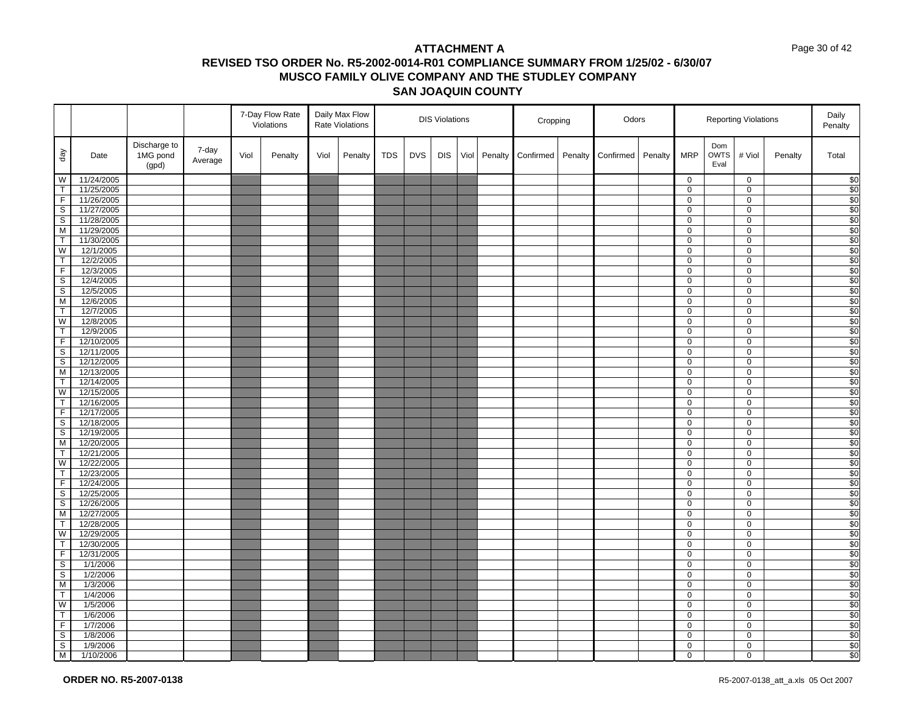# ATTACHMENT A

## REVISED TSO ORDER No. R5-2002-0014-R01 COMPLIANCE SUMMARY FROM 1/25/02 - 6/30/07

## MUSCO FAMILY OLIVE COMPANY AND THE STUDLEY COMPANY

## SAN JOAQUIN COUNTY

| | | | | 7-Day Flow Rate Violations | | Daily Max Flow Rate Violations | | DIS Violations | | | | | Cropping | | Odors | | Reporting Violations | | | | Daily Penalty |
|---|---|---|---|---|---|---|---|---|---|---|---|---|---|---|---|---|---|---|---|---|---|
| day | Date | Discharge to 1MG pond (gpd) | 7-day Average | Viol | Penalty | Viol | Penalty | TDS | DVS | DIS | Viol | Penalty | Confirmed | Penalty | Confirmed | Penalty | MRP | Dom OWTS Eval | # Viol | Penalty | Total |
| W | 11/24/2005 | | | | | | | | | | | | | | | | 0 | | 0 | | $0 |
| T | 11/25/2005 | | | | | | | | | | | | | | | | 0 | | 0 | | $0 |
| F | 11/26/2005 | | | | | | | | | | | | | | | | 0 | | 0 | | $0 |
| S | 11/27/2005 | | | | | | | | | | | | | | | | 0 | | 0 | | $0 |
| S | 11/28/2005 | | | | | | | | | | | | | | | | 0 | | 0 | | $0 |
| M | 11/29/2005 | | | | | | | | | | | | | | | | 0 | | 0 | | $0 |
| T | 11/30/2005 | | | | | | | | | | | | | | | | 0 | | 0 | | $0 |
| W | 12/1/2005 | | | | | | | | | | | | | | | | 0 | | 0 | | $0 |
| T | 12/2/2005 | | | | | | | | | | | | | | | | 0 | | 0 | | $0 |
| F | 12/3/2005 | | | | | | | | | | | | | | | | 0 | | 0 | | $0 |
| S | 12/4/2005 | | | | | | | | | | | | | | | | 0 | | 0 | | $0 |
| S | 12/5/2005 | | | | | | | | | | | | | | | | 0 | | 0 | | $0 |
| M | 12/6/2005 | | | | | | | | | | | | | | | | 0 | | 0 | | $0 |
| T | 12/7/2005 | | | | | | | | | | | | | | | | 0 | | 0 | | $0 |
| W | 12/8/2005 | | | | | | | | | | | | | | | | 0 | | 0 | | $0 |
| T | 12/9/2005 | | | | | | | | | | | | | | | | 0 | | 0 | | $0 |
| F | 12/10/2005 | | | | | | | | | | | | | | | | 0 | | 0 | | $0 |
| S | 12/11/2005 | | | | | | | | | | | | | | | | 0 | | 0 | | $0 |
| S | 12/12/2005 | | | | | | | | | | | | | | | | 0 | | 0 | | $0 |
| M | 12/13/2005 | | | | | | | | | | | | | | | | 0 | | 0 | | $0 |
| T | 12/14/2005 | | | | | | | | | | | | | | | | 0 | | 0 | | $0 |
| W | 12/15/2005 | | | | | | | | | | | | | | | | 0 | | 0 | | $0 |
| T | 12/16/2005 | | | | | | | | | | | | | | | | 0 | | 0 | | $0 |
| F | 12/17/2005 | | | | | | | | | | | | | | | | 0 | | 0 | | $0 |
| S | 12/18/2005 | | | | | | | | | | | | | | | | 0 | | 0 | | $0 |
| S | 12/19/2005 | | | | | | | | | | | | | | | | 0 | | 0 | | $0 |
| M | 12/20/2005 | | | | | | | | | | | | | | | | 0 | | 0 | | $0 |
| T | 12/21/2005 | | | | | | | | | | | | | | | | 0 | | 0 | | $0 |
| W | 12/22/2005 | | | | | | | | | | | | | | | | 0 | | 0 | | $0 |
| T | 12/23/2005 | | | | | | | | | | | | | | | | 0 | | 0 | | $0 |
| F | 12/24/2005 | | | | | | | | | | | | | | | | 0 | | 0 | | $0 |
| S | 12/25/2005 | | | | | | | | | | | | | | | | 0 | | 0 | | $0 |
| S | 12/26/2005 | | | | | | | | | | | | | | | | 0 | | 0 | | $0 |
| M | 12/27/2005 | | | | | | | | | | | | | | | | 0 | | 0 | | $0 |
| T | 12/28/2005 | | | | | | | | | | | | | | | | 0 | | 0 | | $0 |
| W | 12/29/2005 | | | | | | | | | | | | | | | | 0 | | 0 | | $0 |
| T | 12/30/2005 | | | | | | | | | | | | | | | | 0 | | 0 | | $0 |
| F | 12/31/2005 | | | | | | | | | | | | | | | | 0 | | 0 | | $0 |
| S | 1/1/2006 | | | | | | | | | | | | | | | | 0 | | 0 | | $0 |
| S | 1/2/2006 | | | | | | | | | | | | | | | | 0 | | 0 | | $0 |
| M | 1/3/2006 | | | | | | | | | | | | | | | | 0 | | 0 | | $0 |
| T | 1/4/2006 | | | | | | | | | | | | | | | | 0 | | 0 | | $0 |
| W | 1/5/2006 | | | | | | | | | | | | | | | | 0 | | 0 | | $0 |
| T | 1/6/2006 | | | | | | | | | | | | | | | | 0 | | 0 | | $0 |
| F | 1/7/2006 | | | | | | | | | | | | | | | | 0 | | 0 | | $0 |
| S | 1/8/2006 | | | | | | | | | | | | | | | | 0 | | 0 | | $0 |
| S | 1/9/2006 | | | | | | | | | | | | | | | | 0 | | 0 | | $0 |
| M | 1/10/2006 | | | | | | | | | | | | | | | | 0 | | 0 | | $0 |

**ORDER NO. R5-2007-0138**

R5-2007-0138_att_a.xls 05 Oct 2007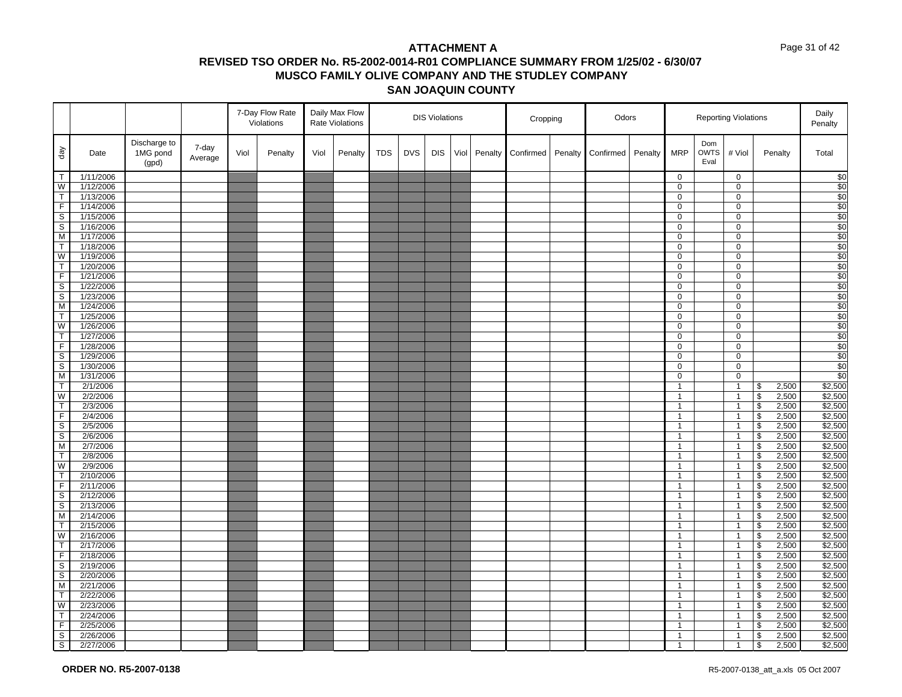# ATTACHMENT A

## REVISED TSO ORDER No. R5-2002-0014-R01 COMPLIANCE SUMMARY FROM 1/25/02 - 6/30/07

## MUSCO FAMILY OLIVE COMPANY AND THE STUDLEY COMPANY

## SAN JOAQUIN COUNTY

| | | | | 7-Day Flow Rate Violations | | Daily Max Flow Rate Violations | | DIS Violations | | | | | Cropping | | Odors | | Reporting Violations | | | | Daily Penalty |
|---|---|---|---|---|---|---|---|---|---|---|---|---|---|---|---|---|---|---|---|---|---|
| day | Date | Discharge to 1MG pond (gpd) | 7-day Average | Viol | Penalty | Viol | Penalty | TDS | DVS | DIS | Viol | Penalty | Confirmed | Penalty | Confirmed | Penalty | MRP | Dom OWTS Eval | # Viol | Penalty | Total |
| T | 1/11/2006 | | | | | | | | | | | | | | | | 0 | | 0 | | $0 |
| W | 1/12/2006 | | | | | | | | | | | | | | | | 0 | | 0 | | $0 |
| T | 1/13/2006 | | | | | | | | | | | | | | | | 0 | | 0 | | $0 |
| F | 1/14/2006 | | | | | | | | | | | | | | | | 0 | | 0 | | $0 |
| S | 1/15/2006 | | | | | | | | | | | | | | | | 0 | | 0 | | $0 |
| S | 1/16/2006 | | | | | | | | | | | | | | | | 0 | | 0 | | $0 |
| M | 1/17/2006 | | | | | | | | | | | | | | | | 0 | | 0 | | $0 |
| T | 1/18/2006 | | | | | | | | | | | | | | | | 0 | | 0 | | $0 |
| W | 1/19/2006 | | | | | | | | | | | | | | | | 0 | | 0 | | $0 |
| T | 1/20/2006 | | | | | | | | | | | | | | | | 0 | | 0 | | $0 |
| F | 1/21/2006 | | | | | | | | | | | | | | | | 0 | | 0 | | $0 |
| S | 1/22/2006 | | | | | | | | | | | | | | | | 0 | | 0 | | $0 |
| S | 1/23/2006 | | | | | | | | | | | | | | | | 0 | | 0 | | $0 |
| M | 1/24/2006 | | | | | | | | | | | | | | | | 0 | | 0 | | $0 |
| T | 1/25/2006 | | | | | | | | | | | | | | | | 0 | | 0 | | $0 |
| W | 1/26/2006 | | | | | | | | | | | | | | | | 0 | | 0 | | $0 |
| T | 1/27/2006 | | | | | | | | | | | | | | | | 0 | | 0 | | $0 |
| F | 1/28/2006 | | | | | | | | | | | | | | | | 0 | | 0 | | $0 |
| S | 1/29/2006 | | | | | | | | | | | | | | | | 0 | | 0 | | $0 |
| S | 1/30/2006 | | | | | | | | | | | | | | | | 0 | | 0 | | $0 |
| M | 1/31/2006 | | | | | | | | | | | | | | | | 0 | | 0 | | $0 |
| T | 2/1/2006 | | | | | | | | | | | | | | | | 1 | | 1 | $ 2,500 | $2,500 |
| W | 2/2/2006 | | | | | | | | | | | | | | | | 1 | | 1 | $ 2,500 | $2,500 |
| T | 2/3/2006 | | | | | | | | | | | | | | | | 1 | | 1 | $ 2,500 | $2,500 |
| F | 2/4/2006 | | | | | | | | | | | | | | | | 1 | | 1 | $ 2,500 | $2,500 |
| S | 2/5/2006 | | | | | | | | | | | | | | | | 1 | | 1 | $ 2,500 | $2,500 |
| S | 2/6/2006 | | | | | | | | | | | | | | | | 1 | | 1 | $ 2,500 | $2,500 |
| M | 2/7/2006 | | | | | | | | | | | | | | | | 1 | | 1 | $ 2,500 | $2,500 |
| T | 2/8/2006 | | | | | | | | | | | | | | | | 1 | | 1 | $ 2,500 | $2,500 |
| W | 2/9/2006 | | | | | | | | | | | | | | | | 1 | | 1 | $ 2,500 | $2,500 |
| T | 2/10/2006 | | | | | | | | | | | | | | | | 1 | | 1 | $ 2,500 | $2,500 |
| F | 2/11/2006 | | | | | | | | | | | | | | | | 1 | | 1 | $ 2,500 | $2,500 |
| S | 2/12/2006 | | | | | | | | | | | | | | | | 1 | | 1 | $ 2,500 | $2,500 |
| S | 2/13/2006 | | | | | | | | | | | | | | | | 1 | | 1 | $ 2,500 | $2,500 |
| M | 2/14/2006 | | | | | | | | | | | | | | | | 1 | | 1 | $ 2,500 | $2,500 |
| T | 2/15/2006 | | | | | | | | | | | | | | | | 1 | | 1 | $ 2,500 | $2,500 |
| W | 2/16/2006 | | | | | | | | | | | | | | | | 1 | | 1 | $ 2,500 | $2,500 |
| T | 2/17/2006 | | | | | | | | | | | | | | | | 1 | | 1 | $ 2,500 | $2,500 |
| F | 2/18/2006 | | | | | | | | | | | | | | | | 1 | | 1 | $ 2,500 | $2,500 |
| S | 2/19/2006 | | | | | | | | | | | | | | | | 1 | | 1 | $ 2,500 | $2,500 |
| S | 2/20/2006 | | | | | | | | | | | | | | | | 1 | | 1 | $ 2,500 | $2,500 |
| M | 2/21/2006 | | | | | | | | | | | | | | | | 1 | | 1 | $ 2,500 | $2,500 |
| T | 2/22/2006 | | | | | | | | | | | | | | | | 1 | | 1 | $ 2,500 | $2,500 |
| W | 2/23/2006 | | | | | | | | | | | | | | | | 1 | | 1 | $ 2,500 | $2,500 |
| T | 2/24/2006 | | | | | | | | | | | | | | | | 1 | | 1 | $ 2,500 | $2,500 |
| F | 2/25/2006 | | | | | | | | | | | | | | | | 1 | | 1 | $ 2,500 | $2,500 |
| S | 2/26/2006 | | | | | | | | | | | | | | | | 1 | | 1 | $ 2,500 | $2,500 |
| S | 2/27/2006 | | | | | | | | | | | | | | | | 1 | | 1 | $ 2,500 | $2,500 |

**ORDER NO. R5-2007-0138**

R5-2007-0138_att_a.xls 05 Oct 2007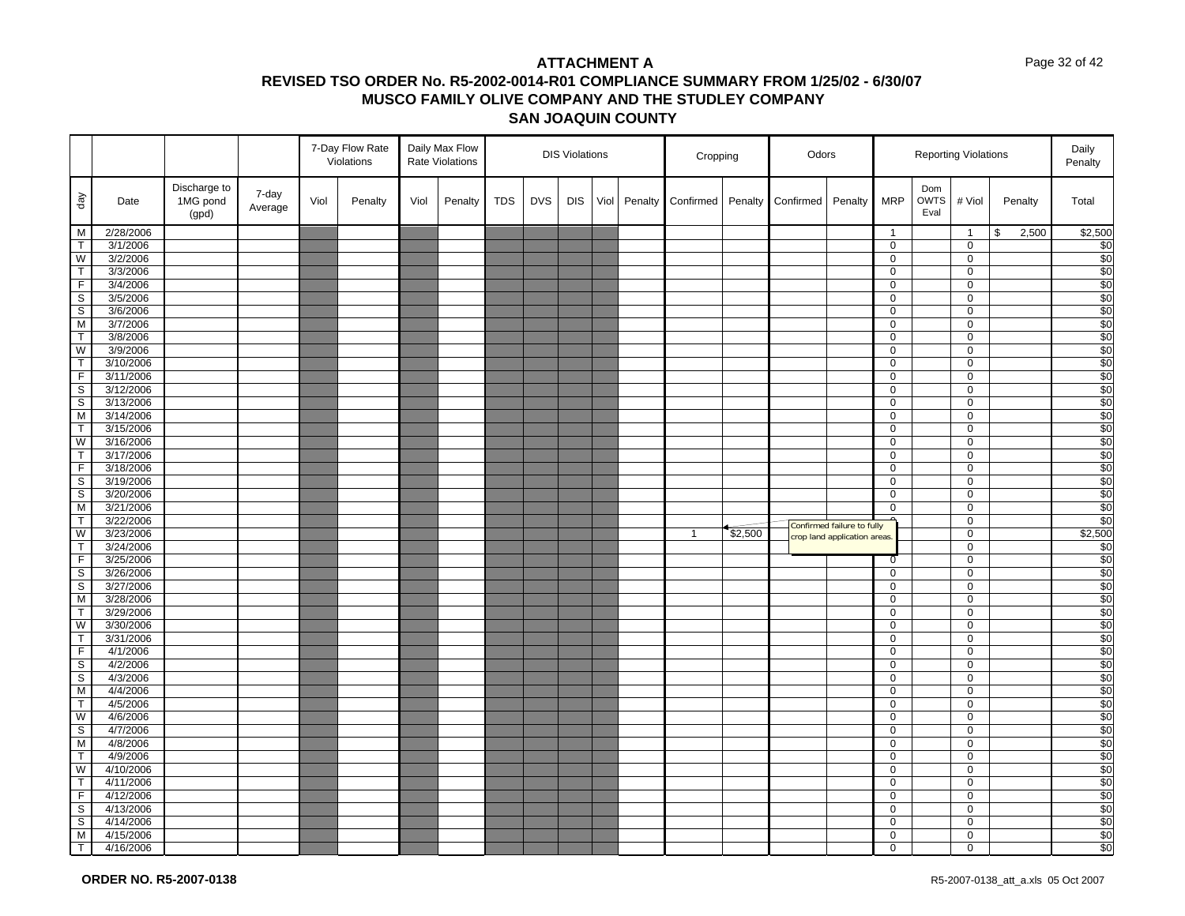# ATTACHMENT A

## REVISED TSO ORDER No. R5-2002-0014-R01 COMPLIANCE SUMMARY FROM 1/25/02 - 6/30/07

## MUSCO FAMILY OLIVE COMPANY AND THE STUDLEY COMPANY

## SAN JOAQUIN COUNTY

| | | | | 7-Day Flow Rate Violations | | Daily Max Flow Rate Violations | | DIS Violations | | | | | Cropping | | Odors | | Reporting Violations | | | | Daily Penalty |
|---|---|---|---|---|---|---|---|---|---|---|---|---|---|---|---|---|---|---|---|---|---|
| day | Date | Discharge to 1MG pond (gpd) | 7-day Average | Viol | Penalty | Viol | Penalty | TDS | DVS | DIS | Viol | Penalty | Confirmed | Penalty | Confirmed | Penalty | MRP | Dom OWTS Eval | # Viol | Penalty | Total |
| M | 2/28/2006 | | | | | | | | | | | | | | | | 1 | | 1 | $ 2,500 | $2,500 |
| T | 3/1/2006 | | | | | | | | | | | | | | | | 0 | | 0 | | $0 |
| W | 3/2/2006 | | | | | | | | | | | | | | | | 0 | | 0 | | $0 |
| T | 3/3/2006 | | | | | | | | | | | | | | | | 0 | | 0 | | $0 |
| F | 3/4/2006 | | | | | | | | | | | | | | | | 0 | | 0 | | $0 |
| S | 3/5/2006 | | | | | | | | | | | | | | | | 0 | | 0 | | $0 |
| S | 3/6/2006 | | | | | | | | | | | | | | | | 0 | | 0 | | $0 |
| M | 3/7/2006 | | | | | | | | | | | | | | | | 0 | | 0 | | $0 |
| T | 3/8/2006 | | | | | | | | | | | | | | | | 0 | | 0 | | $0 |
| W | 3/9/2006 | | | | | | | | | | | | | | | | 0 | | 0 | | $0 |
| T | 3/10/2006 | | | | | | | | | | | | | | | | 0 | | 0 | | $0 |
| F | 3/11/2006 | | | | | | | | | | | | | | | | 0 | | 0 | | $0 |
| S | 3/12/2006 | | | | | | | | | | | | | | | | 0 | | 0 | | $0 |
| S | 3/13/2006 | | | | | | | | | | | | | | | | 0 | | 0 | | $0 |
| M | 3/14/2006 | | | | | | | | | | | | | | | | 0 | | 0 | | $0 |
| T | 3/15/2006 | | | | | | | | | | | | | | | | 0 | | 0 | | $0 |
| W | 3/16/2006 | | | | | | | | | | | | | | | | 0 | | 0 | | $0 |
| T | 3/17/2006 | | | | | | | | | | | | | | | | 0 | | 0 | | $0 |
| F | 3/18/2006 | | | | | | | | | | | | | | | | 0 | | 0 | | $0 |
| S | 3/19/2006 | | | | | | | | | | | | | | | | 0 | | 0 | | $0 |
| S | 3/20/2006 | | | | | | | | | | | | | | | | 0 | | 0 | | $0 |
| M | 3/21/2006 | | | | | | | | | | | | | | | | 0 | | 0 | | $0 |
| T | 3/22/2006 | | | | | | | | | | | | | | | | 0 | | 0 | | $0 |
| W | 3/23/2006 | | | | | | | | | | | | 1 | $2,500 | | | | | 0 | | $2,500 |
| T | 3/24/2006 | | | | | | | | | | | | | | | | | | 0 | | $0 |
| F | 3/25/2006 | | | | | | | | | | | | | | | | 0 | | 0 | | $0 |
| S | 3/26/2006 | | | | | | | | | | | | | | | | 0 | | 0 | | $0 |
| S | 3/27/2006 | | | | | | | | | | | | | | | | 0 | | 0 | | $0 |
| M | 3/28/2006 | | | | | | | | | | | | | | | | 0 | | 0 | | $0 |
| T | 3/29/2006 | | | | | | | | | | | | | | | | 0 | | 0 | | $0 |
| W | 3/30/2006 | | | | | | | | | | | | | | | | 0 | | 0 | | $0 |
| T | 3/31/2006 | | | | | | | | | | | | | | | | 0 | | 0 | | $0 |
| F | 4/1/2006 | | | | | | | | | | | | | | | | 0 | | 0 | | $0 |
| S | 4/2/2006 | | | | | | | | | | | | | | | | 0 | | 0 | | $0 |
| S | 4/3/2006 | | | | | | | | | | | | | | | | 0 | | 0 | | $0 |
| M | 4/4/2006 | | | | | | | | | | | | | | | | 0 | | 0 | | $0 |
| T | 4/5/2006 | | | | | | | | | | | | | | | | 0 | | 0 | | $0 |
| W | 4/6/2006 | | | | | | | | | | | | | | | | 0 | | 0 | | $0 |
| S | 4/7/2006 | | | | | | | | | | | | | | | | 0 | | 0 | | $0 |
| M | 4/8/2006 | | | | | | | | | | | | | | | | 0 | | 0 | | $0 |
| T | 4/9/2006 | | | | | | | | | | | | | | | | 0 | | 0 | | $0 |
| W | 4/10/2006 | | | | | | | | | | | | | | | | 0 | | 0 | | $0 |
| T | 4/11/2006 | | | | | | | | | | | | | | | | 0 | | 0 | | $0 |
| F | 4/12/2006 | | | | | | | | | | | | | | | | 0 | | 0 | | $0 |
| S | 4/13/2006 | | | | | | | | | | | | | | | | 0 | | 0 | | $0 |
| S | 4/14/2006 | | | | | | | | | | | | | | | | 0 | | 0 | | $0 |
| M | 4/15/2006 | | | | | | | | | | | | | | | | 0 | | 0 | | $0 |
| T | 4/16/2006 | | | | | | | | | | | | | | | | 0 | | 0 | | $0 |

Confirmed failure to fully crop land application areas.

**ORDER NO. R5-2007-0138**

R5-2007-0138_att_a.xls 05 Oct 2007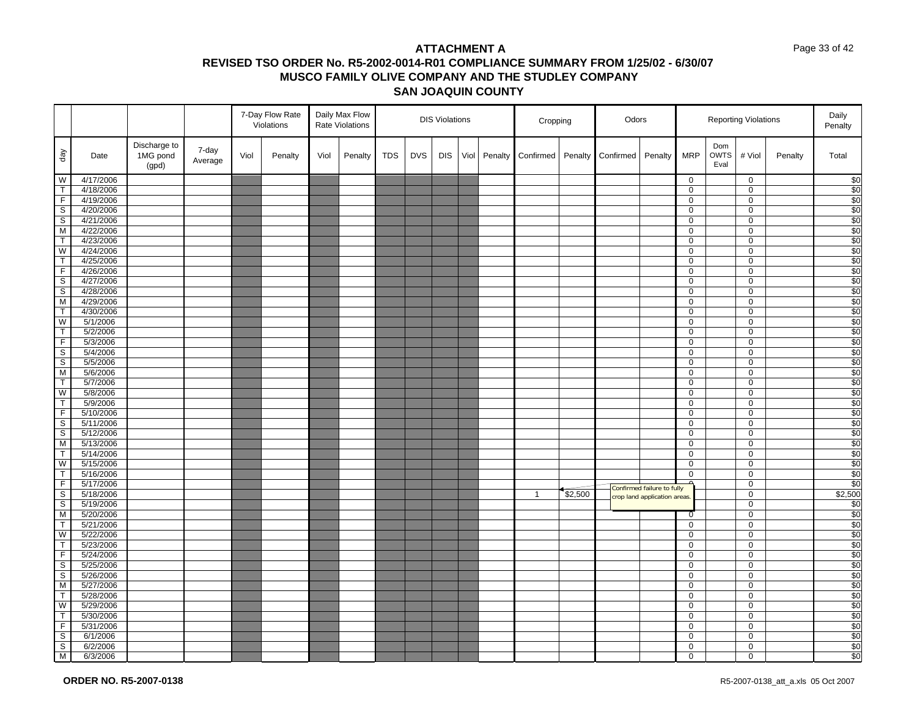# ATTACHMENT A

## REVISED TSO ORDER No. R5-2002-0014-R01 COMPLIANCE SUMMARY FROM 1/25/02 - 6/30/07

## MUSCO FAMILY OLIVE COMPANY AND THE STUDLEY COMPANY

## SAN JOAQUIN COUNTY

| | | | | 7-Day Flow Rate Violations | | Daily Max Flow Rate Violations | | DIS Violations | | | | | Cropping | | Odors | | Reporting Violations | | | | Daily Penalty |
|---|---|---|---|---|---|---|---|---|---|---|---|---|---|---|---|---|---|---|---|---|---|
| day | Date | Discharge to 1MG pond (gpd) | 7-day Average | Viol | Penalty | Viol | Penalty | TDS | DVS | DIS | Viol | Penalty | Confirmed | Penalty | Confirmed | Penalty | MRP | Dom OWTS Eval | # Viol | Penalty | Total |
| W | 4/17/2006 | | | | | | | | | | | | | | | | 0 | | 0 | | $0 |
| T | 4/18/2006 | | | | | | | | | | | | | | | | 0 | | 0 | | $0 |
| F | 4/19/2006 | | | | | | | | | | | | | | | | 0 | | 0 | | $0 |
| S | 4/20/2006 | | | | | | | | | | | | | | | | 0 | | 0 | | $0 |
| S | 4/21/2006 | | | | | | | | | | | | | | | | 0 | | 0 | | $0 |
| M | 4/22/2006 | | | | | | | | | | | | | | | | 0 | | 0 | | $0 |
| T | 4/23/2006 | | | | | | | | | | | | | | | | 0 | | 0 | | $0 |
| W | 4/24/2006 | | | | | | | | | | | | | | | | 0 | | 0 | | $0 |
| T | 4/25/2006 | | | | | | | | | | | | | | | | 0 | | 0 | | $0 |
| F | 4/26/2006 | | | | | | | | | | | | | | | | 0 | | 0 | | $0 |
| S | 4/27/2006 | | | | | | | | | | | | | | | | 0 | | 0 | | $0 |
| S | 4/28/2006 | | | | | | | | | | | | | | | | 0 | | 0 | | $0 |
| M | 4/29/2006 | | | | | | | | | | | | | | | | 0 | | 0 | | $0 |
| T | 4/30/2006 | | | | | | | | | | | | | | | | 0 | | 0 | | $0 |
| W | 5/1/2006 | | | | | | | | | | | | | | | | 0 | | 0 | | $0 |
| T | 5/2/2006 | | | | | | | | | | | | | | | | 0 | | 0 | | $0 |
| F | 5/3/2006 | | | | | | | | | | | | | | | | 0 | | 0 | | $0 |
| S | 5/4/2006 | | | | | | | | | | | | | | | | 0 | | 0 | | $0 |
| S | 5/5/2006 | | | | | | | | | | | | | | | | 0 | | 0 | | $0 |
| M | 5/6/2006 | | | | | | | | | | | | | | | | 0 | | 0 | | $0 |
| T | 5/7/2006 | | | | | | | | | | | | | | | | 0 | | 0 | | $0 |
| W | 5/8/2006 | | | | | | | | | | | | | | | | 0 | | 0 | | $0 |
| T | 5/9/2006 | | | | | | | | | | | | | | | | 0 | | 0 | | $0 |
| F | 5/10/2006 | | | | | | | | | | | | | | | | 0 | | 0 | | $0 |
| S | 5/11/2006 | | | | | | | | | | | | | | | | 0 | | 0 | | $0 |
| S | 5/12/2006 | | | | | | | | | | | | | | | | 0 | | 0 | | $0 |
| M | 5/13/2006 | | | | | | | | | | | | | | | | 0 | | 0 | | $0 |
| T | 5/14/2006 | | | | | | | | | | | | | | | | 0 | | 0 | | $0 |
| W | 5/15/2006 | | | | | | | | | | | | | | | | 0 | | 0 | | $0 |
| T | 5/16/2006 | | | | | | | | | | | | | | | | 0 | | 0 | | $0 |
| F | 5/17/2006 | | | | | | | | | | | | | | | | 0 | | 0 | | $0 |
| S | 5/18/2006 | | | | | | | | | | | | 1 | $2,500 | Confirmed failure to fully crop land application areas. | | 0 | | 0 | | $2,500 |
| S | 5/19/2006 | | | | | | | | | | | | | | | | 0 | | 0 | | $0 |
| M | 5/20/2006 | | | | | | | | | | | | | | | | 0 | | 0 | | $0 |
| T | 5/21/2006 | | | | | | | | | | | | | | | | 0 | | 0 | | $0 |
| W | 5/22/2006 | | | | | | | | | | | | | | | | 0 | | 0 | | $0 |
| T | 5/23/2006 | | | | | | | | | | | | | | | | 0 | | 0 | | $0 |
| F | 5/24/2006 | | | | | | | | | | | | | | | | 0 | | 0 | | $0 |
| S | 5/25/2006 | | | | | | | | | | | | | | | | 0 | | 0 | | $0 |
| S | 5/26/2006 | | | | | | | | | | | | | | | | 0 | | 0 | | $0 |
| M | 5/27/2006 | | | | | | | | | | | | | | | | 0 | | 0 | | $0 |
| T | 5/28/2006 | | | | | | | | | | | | | | | | 0 | | 0 | | $0 |
| W | 5/29/2006 | | | | | | | | | | | | | | | | 0 | | 0 | | $0 |
| T | 5/30/2006 | | | | | | | | | | | | | | | | 0 | | 0 | | $0 |
| F | 5/31/2006 | | | | | | | | | | | | | | | | 0 | | 0 | | $0 |
| S | 6/1/2006 | | | | | | | | | | | | | | | | 0 | | 0 | | $0 |
| S | 6/2/2006 | | | | | | | | | | | | | | | | 0 | | 0 | | $0 |
| M | 6/3/2006 | | | | | | | | | | | | | | | | 0 | | 0 | | $0 |

**ORDER NO. R5-2007-0138**

R5-2007-0138_att_a.xls 05 Oct 2007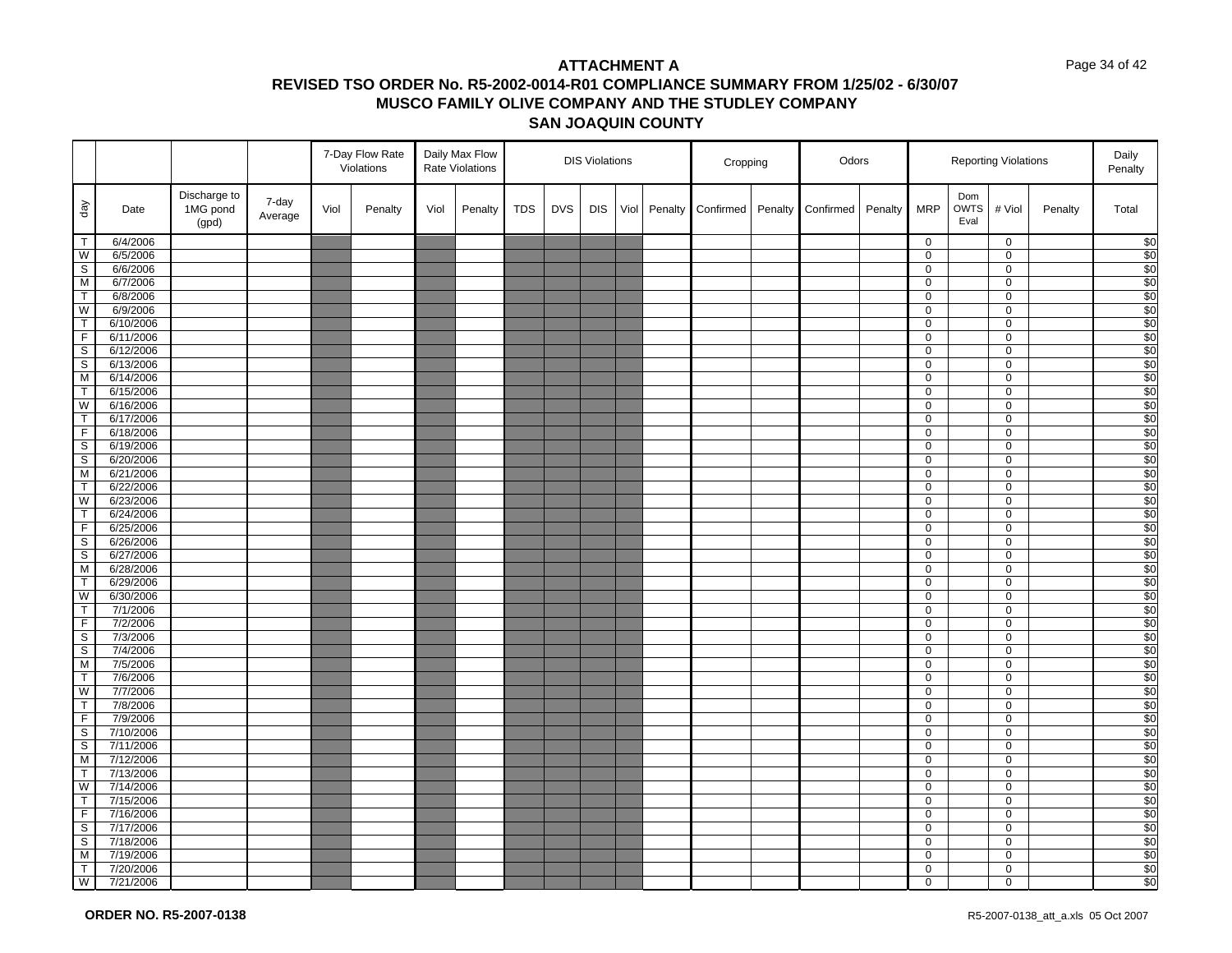# ATTACHMENT A

## REVISED TSO ORDER No. R5-2002-0014-R01 COMPLIANCE SUMMARY FROM 1/25/02 - 6/30/07

## MUSCO FAMILY OLIVE COMPANY AND THE STUDLEY COMPANY

## SAN JOAQUIN COUNTY

| | | | | 7-Day Flow Rate Violations | | Daily Max Flow Rate Violations | | DIS Violations | | | | | Cropping | | Odors | | Reporting Violations | | | | Daily Penalty |
|---|---|---|---|---|---|---|---|---|---|---|---|---|---|---|---|---|---|---|---|---|---|
| day | Date | Discharge to 1MG pond (gpd) | 7-day Average | Viol | Penalty | Viol | Penalty | TDS | DVS | DIS | Viol | Penalty | Confirmed | Penalty | Confirmed | Penalty | MRP | Dom OWTS Eval | # Viol | Penalty | Total |
| T | 6/4/2006 | | | | | | | | | | | | | | | | 0 | | 0 | | $0 |
| W | 6/5/2006 | | | | | | | | | | | | | | | | 0 | | 0 | | $0 |
| S | 6/6/2006 | | | | | | | | | | | | | | | | 0 | | 0 | | $0 |
| M | 6/7/2006 | | | | | | | | | | | | | | | | 0 | | 0 | | $0 |
| T | 6/8/2006 | | | | | | | | | | | | | | | | 0 | | 0 | | $0 |
| W | 6/9/2006 | | | | | | | | | | | | | | | | 0 | | 0 | | $0 |
| T | 6/10/2006 | | | | | | | | | | | | | | | | 0 | | 0 | | $0 |
| F | 6/11/2006 | | | | | | | | | | | | | | | | 0 | | 0 | | $0 |
| S | 6/12/2006 | | | | | | | | | | | | | | | | 0 | | 0 | | $0 |
| S | 6/13/2006 | | | | | | | | | | | | | | | | 0 | | 0 | | $0 |
| M | 6/14/2006 | | | | | | | | | | | | | | | | 0 | | 0 | | $0 |
| T | 6/15/2006 | | | | | | | | | | | | | | | | 0 | | 0 | | $0 |
| W | 6/16/2006 | | | | | | | | | | | | | | | | 0 | | 0 | | $0 |
| T | 6/17/2006 | | | | | | | | | | | | | | | | 0 | | 0 | | $0 |
| F | 6/18/2006 | | | | | | | | | | | | | | | | 0 | | 0 | | $0 |
| S | 6/19/2006 | | | | | | | | | | | | | | | | 0 | | 0 | | $0 |
| S | 6/20/2006 | | | | | | | | | | | | | | | | 0 | | 0 | | $0 |
| M | 6/21/2006 | | | | | | | | | | | | | | | | 0 | | 0 | | $0 |
| T | 6/22/2006 | | | | | | | | | | | | | | | | 0 | | 0 | | $0 |
| W | 6/23/2006 | | | | | | | | | | | | | | | | 0 | | 0 | | $0 |
| T | 6/24/2006 | | | | | | | | | | | | | | | | 0 | | 0 | | $0 |
| F | 6/25/2006 | | | | | | | | | | | | | | | | 0 | | 0 | | $0 |
| S | 6/26/2006 | | | | | | | | | | | | | | | | 0 | | 0 | | $0 |
| S | 6/27/2006 | | | | | | | | | | | | | | | | 0 | | 0 | | $0 |
| M | 6/28/2006 | | | | | | | | | | | | | | | | 0 | | 0 | | $0 |
| T | 6/29/2006 | | | | | | | | | | | | | | | | 0 | | 0 | | $0 |
| W | 6/30/2006 | | | | | | | | | | | | | | | | 0 | | 0 | | $0 |
| T | 7/1/2006 | | | | | | | | | | | | | | | | 0 | | 0 | | $0 |
| F | 7/2/2006 | | | | | | | | | | | | | | | | 0 | | 0 | | $0 |
| S | 7/3/2006 | | | | | | | | | | | | | | | | 0 | | 0 | | $0 |
| S | 7/4/2006 | | | | | | | | | | | | | | | | 0 | | 0 | | $0 |
| M | 7/5/2006 | | | | | | | | | | | | | | | | 0 | | 0 | | $0 |
| T | 7/6/2006 | | | | | | | | | | | | | | | | 0 | | 0 | | $0 |
| W | 7/7/2006 | | | | | | | | | | | | | | | | 0 | | 0 | | $0 |
| T | 7/8/2006 | | | | | | | | | | | | | | | | 0 | | 0 | | $0 |
| F | 7/9/2006 | | | | | | | | | | | | | | | | 0 | | 0 | | $0 |
| S | 7/10/2006 | | | | | | | | | | | | | | | | 0 | | 0 | | $0 |
| S | 7/11/2006 | | | | | | | | | | | | | | | | 0 | | 0 | | $0 |
| M | 7/12/2006 | | | | | | | | | | | | | | | | 0 | | 0 | | $0 |
| T | 7/13/2006 | | | | | | | | | | | | | | | | 0 | | 0 | | $0 |
| W | 7/14/2006 | | | | | | | | | | | | | | | | 0 | | 0 | | $0 |
| T | 7/15/2006 | | | | | | | | | | | | | | | | 0 | | 0 | | $0 |
| F | 7/16/2006 | | | | | | | | | | | | | | | | 0 | | 0 | | $0 |
| S | 7/17/2006 | | | | | | | | | | | | | | | | 0 | | 0 | | $0 |
| S | 7/18/2006 | | | | | | | | | | | | | | | | 0 | | 0 | | $0 |
| M | 7/19/2006 | | | | | | | | | | | | | | | | 0 | | 0 | | $0 |
| T | 7/20/2006 | | | | | | | | | | | | | | | | 0 | | 0 | | $0 |
| W | 7/21/2006 | | | | | | | | | | | | | | | | 0 | | 0 | | $0 |

**ORDER NO. R5-2007-0138**

R5-2007-0138_att_a.xls 05 Oct 2007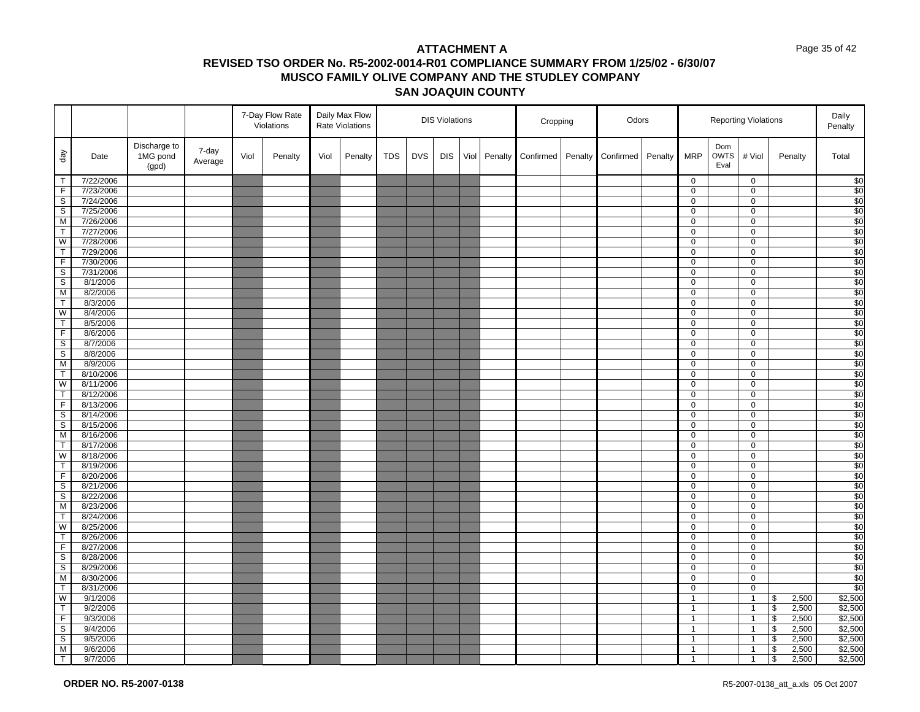# ATTACHMENT A

## REVISED TSO ORDER No. R5-2002-0014-R01 COMPLIANCE SUMMARY FROM 1/25/02 - 6/30/07

## MUSCO FAMILY OLIVE COMPANY AND THE STUDLEY COMPANY

## SAN JOAQUIN COUNTY

| | | | | 7-Day Flow Rate Violations | | Daily Max Flow Rate Violations | | DIS Violations | | | | | Cropping | | Odors | | Reporting Violations | | | | Daily Penalty |
|---|---|---|---|---|---|---|---|---|---|---|---|---|---|---|---|---|---|---|---|---|---|
| day | Date | Discharge to 1MG pond (gpd) | 7-day Average | Viol | Penalty | Viol | Penalty | TDS | DVS | DIS | Viol | Penalty | Confirmed | Penalty | Confirmed | Penalty | MRP | Dom OWTS Eval | # Viol | Penalty | Total |
| T | 7/22/2006 | | | | | | | | | | | | | | | | 0 | | 0 | | $0 |
| F | 7/23/2006 | | | | | | | | | | | | | | | | 0 | | 0 | | $0 |
| S | 7/24/2006 | | | | | | | | | | | | | | | | 0 | | 0 | | $0 |
| S | 7/25/2006 | | | | | | | | | | | | | | | | 0 | | 0 | | $0 |
| M | 7/26/2006 | | | | | | | | | | | | | | | | 0 | | 0 | | $0 |
| T | 7/27/2006 | | | | | | | | | | | | | | | | 0 | | 0 | | $0 |
| W | 7/28/2006 | | | | | | | | | | | | | | | | 0 | | 0 | | $0 |
| T | 7/29/2006 | | | | | | | | | | | | | | | | 0 | | 0 | | $0 |
| F | 7/30/2006 | | | | | | | | | | | | | | | | 0 | | 0 | | $0 |
| S | 7/31/2006 | | | | | | | | | | | | | | | | 0 | | 0 | | $0 |
| S | 8/1/2006 | | | | | | | | | | | | | | | | 0 | | 0 | | $0 |
| M | 8/2/2006 | | | | | | | | | | | | | | | | 0 | | 0 | | $0 |
| T | 8/3/2006 | | | | | | | | | | | | | | | | 0 | | 0 | | $0 |
| W | 8/4/2006 | | | | | | | | | | | | | | | | 0 | | 0 | | $0 |
| T | 8/5/2006 | | | | | | | | | | | | | | | | 0 | | 0 | | $0 |
| F | 8/6/2006 | | | | | | | | | | | | | | | | 0 | | 0 | | $0 |
| S | 8/7/2006 | | | | | | | | | | | | | | | | 0 | | 0 | | $0 |
| S | 8/8/2006 | | | | | | | | | | | | | | | | 0 | | 0 | | $0 |
| M | 8/9/2006 | | | | | | | | | | | | | | | | 0 | | 0 | | $0 |
| T | 8/10/2006 | | | | | | | | | | | | | | | | 0 | | 0 | | $0 |
| W | 8/11/2006 | | | | | | | | | | | | | | | | 0 | | 0 | | $0 |
| T | 8/12/2006 | | | | | | | | | | | | | | | | 0 | | 0 | | $0 |
| F | 8/13/2006 | | | | | | | | | | | | | | | | 0 | | 0 | | $0 |
| S | 8/14/2006 | | | | | | | | | | | | | | | | 0 | | 0 | | $0 |
| S | 8/15/2006 | | | | | | | | | | | | | | | | 0 | | 0 | | $0 |
| M | 8/16/2006 | | | | | | | | | | | | | | | | 0 | | 0 | | $0 |
| T | 8/17/2006 | | | | | | | | | | | | | | | | 0 | | 0 | | $0 |
| W | 8/18/2006 | | | | | | | | | | | | | | | | 0 | | 0 | | $0 |
| T | 8/19/2006 | | | | | | | | | | | | | | | | 0 | | 0 | | $0 |
| F | 8/20/2006 | | | | | | | | | | | | | | | | 0 | | 0 | | $0 |
| S | 8/21/2006 | | | | | | | | | | | | | | | | 0 | | 0 | | $0 |
| S | 8/22/2006 | | | | | | | | | | | | | | | | 0 | | 0 | | $0 |
| M | 8/23/2006 | | | | | | | | | | | | | | | | 0 | | 0 | | $0 |
| T | 8/24/2006 | | | | | | | | | | | | | | | | 0 | | 0 | | $0 |
| W | 8/25/2006 | | | | | | | | | | | | | | | | 0 | | 0 | | $0 |
| T | 8/26/2006 | | | | | | | | | | | | | | | | 0 | | 0 | | $0 |
| F | 8/27/2006 | | | | | | | | | | | | | | | | 0 | | 0 | | $0 |
| S | 8/28/2006 | | | | | | | | | | | | | | | | 0 | | 0 | | $0 |
| S | 8/29/2006 | | | | | | | | | | | | | | | | 0 | | 0 | | $0 |
| M | 8/30/2006 | | | | | | | | | | | | | | | | 0 | | 0 | | $0 |
| T | 8/31/2006 | | | | | | | | | | | | | | | | 0 | | 0 | | $0 |
| W | 9/1/2006 | | | | | | | | | | | | | | | | 1 | | 1 | $ 2,500 | $2,500 |
| T | 9/2/2006 | | | | | | | | | | | | | | | | 1 | | 1 | $ 2,500 | $2,500 |
| F | 9/3/2006 | | | | | | | | | | | | | | | | 1 | | 1 | $ 2,500 | $2,500 |
| S | 9/4/2006 | | | | | | | | | | | | | | | | 1 | | 1 | $ 2,500 | $2,500 |
| S | 9/5/2006 | | | | | | | | | | | | | | | | 1 | | 1 | $ 2,500 | $2,500 |
| M | 9/6/2006 | | | | | | | | | | | | | | | | 1 | | 1 | $ 2,500 | $2,500 |
| T | 9/7/2006 | | | | | | | | | | | | | | | | 1 | | 1 | $ 2,500 | $2,500 |

**ORDER NO. R5-2007-0138** R5-2007-0138_att_a.xls 05 Oct 2007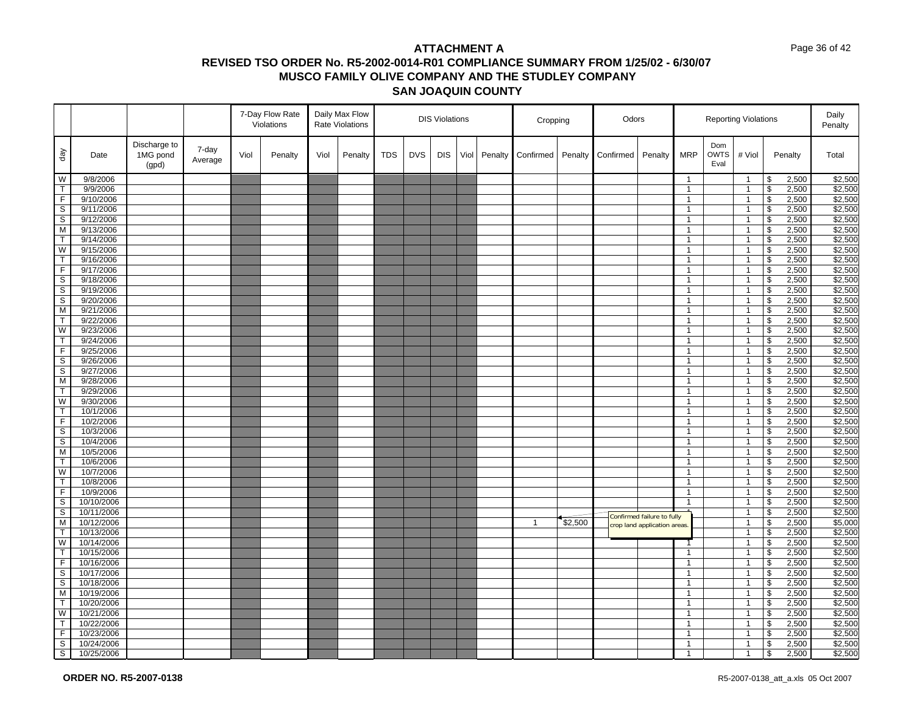# ATTACHMENT A
## REVISED TSO ORDER No. R5-2002-0014-R01 COMPLIANCE SUMMARY FROM 1/25/02 - 6/30/07
## MUSCO FAMILY OLIVE COMPANY AND THE STUDLEY COMPANY
## SAN JOAQUIN COUNTY

| | | | | 7-Day Flow Rate Violations | | Daily Max Flow Rate Violations | | DIS Violations | | | | | Cropping | | Odors | | Reporting Violations | | | | Daily Penalty |
|---|---|---|---|---|---|---|---|---|---|---|---|---|---|---|---|---|---|---|---|---|---|
| day | Date | Discharge to 1MG pond (gpd) | 7-day Average | Viol | Penalty | Viol | Penalty | TDS | DVS | DIS | Viol | Penalty | Confirmed | Penalty | Confirmed | Penalty | MRP | Dom OWTS Eval | # Viol | Penalty | Total |
| W | 9/8/2006 | | | | | | | | | | | | | | | | 1 | | 1 | $ 2,500 | $2,500 |
| T | 9/9/2006 | | | | | | | | | | | | | | | | 1 | | 1 | $ 2,500 | $2,500 |
| F | 9/10/2006 | | | | | | | | | | | | | | | | 1 | | 1 | $ 2,500 | $2,500 |
| S | 9/11/2006 | | | | | | | | | | | | | | | | 1 | | 1 | $ 2,500 | $2,500 |
| S | 9/12/2006 | | | | | | | | | | | | | | | | 1 | | 1 | $ 2,500 | $2,500 |
| M | 9/13/2006 | | | | | | | | | | | | | | | | 1 | | 1 | $ 2,500 | $2,500 |
| T | 9/14/2006 | | | | | | | | | | | | | | | | 1 | | 1 | $ 2,500 | $2,500 |
| W | 9/15/2006 | | | | | | | | | | | | | | | | 1 | | 1 | $ 2,500 | $2,500 |
| T | 9/16/2006 | | | | | | | | | | | | | | | | 1 | | 1 | $ 2,500 | $2,500 |
| F | 9/17/2006 | | | | | | | | | | | | | | | | 1 | | 1 | $ 2,500 | $2,500 |
| S | 9/18/2006 | | | | | | | | | | | | | | | | 1 | | 1 | $ 2,500 | $2,500 |
| S | 9/19/2006 | | | | | | | | | | | | | | | | 1 | | 1 | $ 2,500 | $2,500 |
| S | 9/20/2006 | | | | | | | | | | | | | | | | 1 | | 1 | $ 2,500 | $2,500 |
| M | 9/21/2006 | | | | | | | | | | | | | | | | 1 | | 1 | $ 2,500 | $2,500 |
| T | 9/22/2006 | | | | | | | | | | | | | | | | 1 | | 1 | $ 2,500 | $2,500 |
| W | 9/23/2006 | | | | | | | | | | | | | | | | 1 | | 1 | $ 2,500 | $2,500 |
| T | 9/24/2006 | | | | | | | | | | | | | | | | 1 | | 1 | $ 2,500 | $2,500 |
| F | 9/25/2006 | | | | | | | | | | | | | | | | 1 | | 1 | $ 2,500 | $2,500 |
| S | 9/26/2006 | | | | | | | | | | | | | | | | 1 | | 1 | $ 2,500 | $2,500 |
| S | 9/27/2006 | | | | | | | | | | | | | | | | 1 | | 1 | $ 2,500 | $2,500 |
| M | 9/28/2006 | | | | | | | | | | | | | | | | 1 | | 1 | $ 2,500 | $2,500 |
| T | 9/29/2006 | | | | | | | | | | | | | | | | 1 | | 1 | $ 2,500 | $2,500 |
| W | 9/30/2006 | | | | | | | | | | | | | | | | 1 | | 1 | $ 2,500 | $2,500 |
| T | 10/1/2006 | | | | | | | | | | | | | | | | 1 | | 1 | $ 2,500 | $2,500 |
| F | 10/2/2006 | | | | | | | | | | | | | | | | 1 | | 1 | $ 2,500 | $2,500 |
| S | 10/3/2006 | | | | | | | | | | | | | | | | 1 | | 1 | $ 2,500 | $2,500 |
| S | 10/4/2006 | | | | | | | | | | | | | | | | 1 | | 1 | $ 2,500 | $2,500 |
| M | 10/5/2006 | | | | | | | | | | | | | | | | 1 | | 1 | $ 2,500 | $2,500 |
| T | 10/6/2006 | | | | | | | | | | | | | | | | 1 | | 1 | $ 2,500 | $2,500 |
| W | 10/7/2006 | | | | | | | | | | | | | | | | 1 | | 1 | $ 2,500 | $2,500 |
| T | 10/8/2006 | | | | | | | | | | | | | | | | 1 | | 1 | $ 2,500 | $2,500 |
| F | 10/9/2006 | | | | | | | | | | | | | | | | 1 | | 1 | $ 2,500 | $2,500 |
| S | 10/10/2006 | | | | | | | | | | | | | | | | 1 | | 1 | $ 2,500 | $2,500 |
| S | 10/11/2006 | | | | | | | | | | | | | | | | 1 | | 1 | $ 2,500 | $2,500 |
| M | 10/12/2006 | | | | | | | | | | | | 1 | $2,500 | | | 1 | | 1 | $ 2,500 | $5,000 |
| T | 10/13/2006 | | | | | | | | | | | | | | | | 1 | | 1 | $ 2,500 | $2,500 |
| W | 10/14/2006 | | | | | | | | | | | | | | | | 1 | | 1 | $ 2,500 | $2,500 |
| T | 10/15/2006 | | | | | | | | | | | | | | | | 1 | | 1 | $ 2,500 | $2,500 |
| F | 10/16/2006 | | | | | | | | | | | | | | | | 1 | | 1 | $ 2,500 | $2,500 |
| S | 10/17/2006 | | | | | | | | | | | | | | | | 1 | | 1 | $ 2,500 | $2,500 |
| S | 10/18/2006 | | | | | | | | | | | | | | | | 1 | | 1 | $ 2,500 | $2,500 |
| M | 10/19/2006 | | | | | | | | | | | | | | | | 1 | | 1 | $ 2,500 | $2,500 |
| T | 10/20/2006 | | | | | | | | | | | | | | | | 1 | | 1 | $ 2,500 | $2,500 |
| W | 10/21/2006 | | | | | | | | | | | | | | | | 1 | | 1 | $ 2,500 | $2,500 |
| T | 10/22/2006 | | | | | | | | | | | | | | | | 1 | | 1 | $ 2,500 | $2,500 |
| F | 10/23/2006 | | | | | | | | | | | | | | | | 1 | | 1 | $ 2,500 | $2,500 |
| S | 10/24/2006 | | | | | | | | | | | | | | | | 1 | | 1 | $ 2,500 | $2,500 |
| S | 10/25/2006 | | | | | | | | | | | | | | | | 1 | | 1 | $ 2,500 | $2,500 |

Note (10/12/2006 Cropping penalty): Confirmed failure to fully crop land application areas.

**ORDER NO. R5-2007-0138**

R5-2007-0138_att_a.xls 05 Oct 2007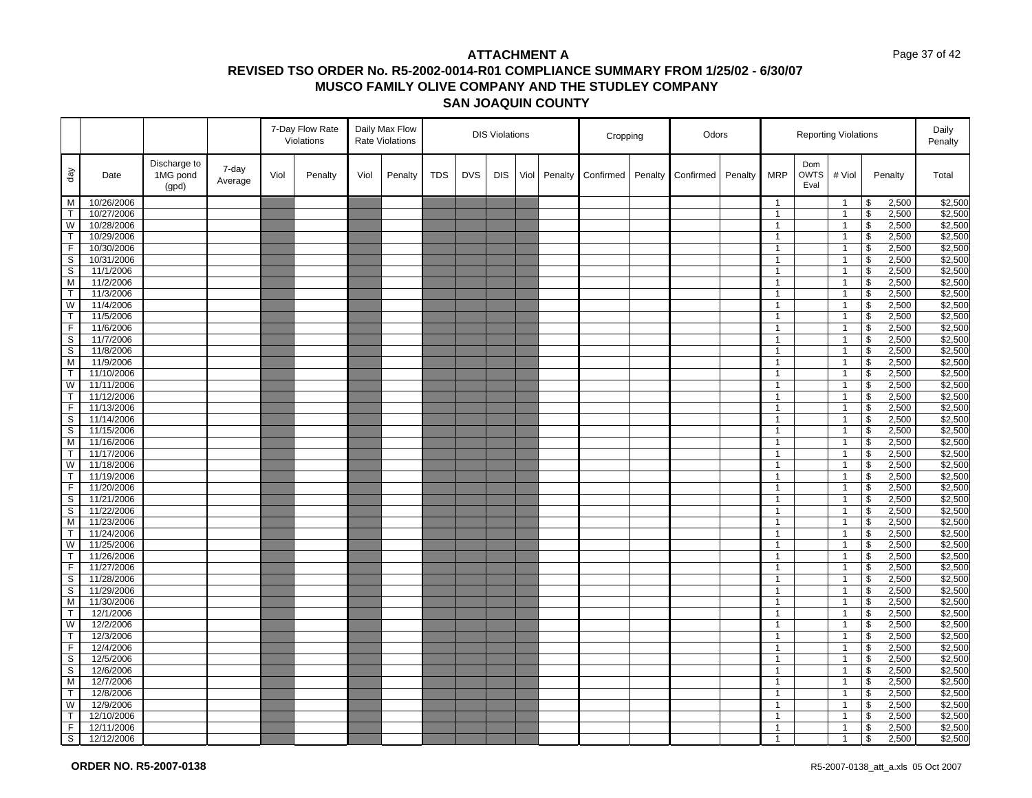# ATTACHMENT A

## REVISED TSO ORDER No. R5-2002-0014-R01 COMPLIANCE SUMMARY FROM 1/25/02 - 6/30/07

## MUSCO FAMILY OLIVE COMPANY AND THE STUDLEY COMPANY

## SAN JOAQUIN COUNTY

| | | | | 7-Day Flow Rate Violations | | Daily Max Flow Rate Violations | | DIS Violations | | | | | Cropping | | Odors | | Reporting Violations | | | | Daily Penalty |
|---|---|---|---|---|---|---|---|---|---|---|---|---|---|---|---|---|---|---|---|---|---|
| day | Date | Discharge to 1MG pond (gpd) | 7-day Average | Viol | Penalty | Viol | Penalty | TDS | DVS | DIS | Viol | Penalty | Confirmed | Penalty | Confirmed | Penalty | MRP | Dom OWTS Eval | # Viol | Penalty | Total |
| M | 10/26/2006 | | | | | | | | | | | | | | | | 1 | | 1 | $ 2,500 | $2,500 |
| T | 10/27/2006 | | | | | | | | | | | | | | | | 1 | | 1 | $ 2,500 | $2,500 |
| W | 10/28/2006 | | | | | | | | | | | | | | | | 1 | | 1 | $ 2,500 | $2,500 |
| T | 10/29/2006 | | | | | | | | | | | | | | | | 1 | | 1 | $ 2,500 | $2,500 |
| F | 10/30/2006 | | | | | | | | | | | | | | | | 1 | | 1 | $ 2,500 | $2,500 |
| S | 10/31/2006 | | | | | | | | | | | | | | | | 1 | | 1 | $ 2,500 | $2,500 |
| S | 11/1/2006 | | | | | | | | | | | | | | | | 1 | | 1 | $ 2,500 | $2,500 |
| M | 11/2/2006 | | | | | | | | | | | | | | | | 1 | | 1 | $ 2,500 | $2,500 |
| T | 11/3/2006 | | | | | | | | | | | | | | | | 1 | | 1 | $ 2,500 | $2,500 |
| W | 11/4/2006 | | | | | | | | | | | | | | | | 1 | | 1 | $ 2,500 | $2,500 |
| T | 11/5/2006 | | | | | | | | | | | | | | | | 1 | | 1 | $ 2,500 | $2,500 |
| F | 11/6/2006 | | | | | | | | | | | | | | | | 1 | | 1 | $ 2,500 | $2,500 |
| S | 11/7/2006 | | | | | | | | | | | | | | | | 1 | | 1 | $ 2,500 | $2,500 |
| S | 11/8/2006 | | | | | | | | | | | | | | | | 1 | | 1 | $ 2,500 | $2,500 |
| M | 11/9/2006 | | | | | | | | | | | | | | | | 1 | | 1 | $ 2,500 | $2,500 |
| T | 11/10/2006 | | | | | | | | | | | | | | | | 1 | | 1 | $ 2,500 | $2,500 |
| W | 11/11/2006 | | | | | | | | | | | | | | | | 1 | | 1 | $ 2,500 | $2,500 |
| T | 11/12/2006 | | | | | | | | | | | | | | | | 1 | | 1 | $ 2,500 | $2,500 |
| F | 11/13/2006 | | | | | | | | | | | | | | | | 1 | | 1 | $ 2,500 | $2,500 |
| S | 11/14/2006 | | | | | | | | | | | | | | | | 1 | | 1 | $ 2,500 | $2,500 |
| S | 11/15/2006 | | | | | | | | | | | | | | | | 1 | | 1 | $ 2,500 | $2,500 |
| M | 11/16/2006 | | | | | | | | | | | | | | | | 1 | | 1 | $ 2,500 | $2,500 |
| T | 11/17/2006 | | | | | | | | | | | | | | | | 1 | | 1 | $ 2,500 | $2,500 |
| W | 11/18/2006 | | | | | | | | | | | | | | | | 1 | | 1 | $ 2,500 | $2,500 |
| T | 11/19/2006 | | | | | | | | | | | | | | | | 1 | | 1 | $ 2,500 | $2,500 |
| F | 11/20/2006 | | | | | | | | | | | | | | | | 1 | | 1 | $ 2,500 | $2,500 |
| S | 11/21/2006 | | | | | | | | | | | | | | | | 1 | | 1 | $ 2,500 | $2,500 |
| S | 11/22/2006 | | | | | | | | | | | | | | | | 1 | | 1 | $ 2,500 | $2,500 |
| M | 11/23/2006 | | | | | | | | | | | | | | | | 1 | | 1 | $ 2,500 | $2,500 |
| T | 11/24/2006 | | | | | | | | | | | | | | | | 1 | | 1 | $ 2,500 | $2,500 |
| W | 11/25/2006 | | | | | | | | | | | | | | | | 1 | | 1 | $ 2,500 | $2,500 |
| T | 11/26/2006 | | | | | | | | | | | | | | | | 1 | | 1 | $ 2,500 | $2,500 |
| F | 11/27/2006 | | | | | | | | | | | | | | | | 1 | | 1 | $ 2,500 | $2,500 |
| S | 11/28/2006 | | | | | | | | | | | | | | | | 1 | | 1 | $ 2,500 | $2,500 |
| S | 11/29/2006 | | | | | | | | | | | | | | | | 1 | | 1 | $ 2,500 | $2,500 |
| M | 11/30/2006 | | | | | | | | | | | | | | | | 1 | | 1 | $ 2,500 | $2,500 |
| T | 12/1/2006 | | | | | | | | | | | | | | | | 1 | | 1 | $ 2,500 | $2,500 |
| W | 12/2/2006 | | | | | | | | | | | | | | | | 1 | | 1 | $ 2,500 | $2,500 |
| T | 12/3/2006 | | | | | | | | | | | | | | | | 1 | | 1 | $ 2,500 | $2,500 |
| F | 12/4/2006 | | | | | | | | | | | | | | | | 1 | | 1 | $ 2,500 | $2,500 |
| S | 12/5/2006 | | | | | | | | | | | | | | | | 1 | | 1 | $ 2,500 | $2,500 |
| S | 12/6/2006 | | | | | | | | | | | | | | | | 1 | | 1 | $ 2,500 | $2,500 |
| M | 12/7/2006 | | | | | | | | | | | | | | | | 1 | | 1 | $ 2,500 | $2,500 |
| T | 12/8/2006 | | | | | | | | | | | | | | | | 1 | | 1 | $ 2,500 | $2,500 |
| W | 12/9/2006 | | | | | | | | | | | | | | | | 1 | | 1 | $ 2,500 | $2,500 |
| T | 12/10/2006 | | | | | | | | | | | | | | | | 1 | | 1 | $ 2,500 | $2,500 |
| F | 12/11/2006 | | | | | | | | | | | | | | | | 1 | | 1 | $ 2,500 | $2,500 |
| S | 12/12/2006 | | | | | | | | | | | | | | | | 1 | | 1 | $ 2,500 | $2,500 |

**ORDER NO. R5-2007-0138**

R5-2007-0138_att_a.xls 05 Oct 2007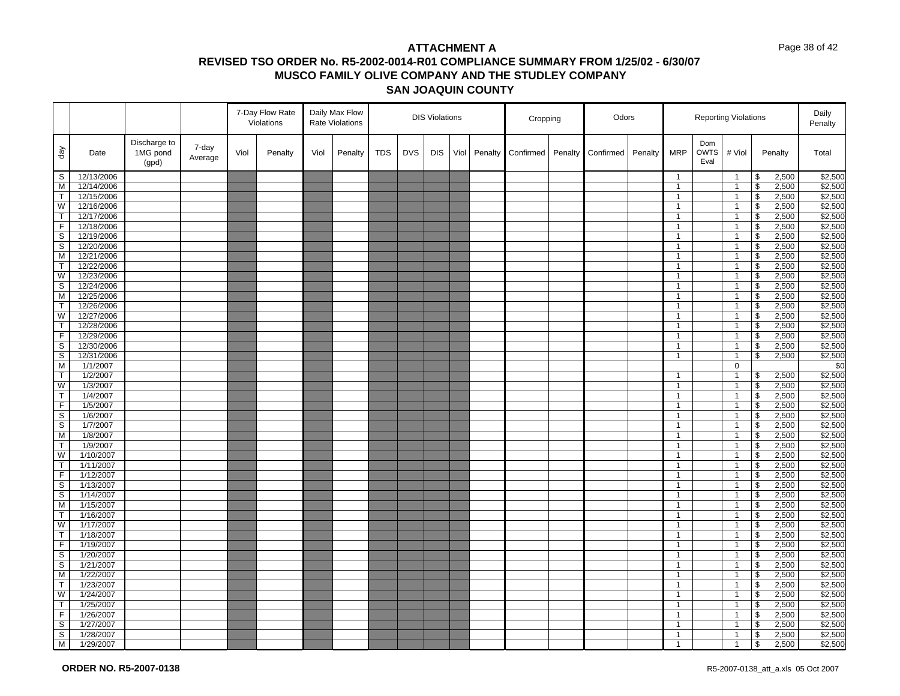# ATTACHMENT A

## REVISED TSO ORDER No. R5-2002-0014-R01 COMPLIANCE SUMMARY FROM 1/25/02 - 6/30/07

## MUSCO FAMILY OLIVE COMPANY AND THE STUDLEY COMPANY

## SAN JOAQUIN COUNTY

| | | | | 7-Day Flow Rate Violations | | Daily Max Flow Rate Violations | | DIS Violations | | | | | Cropping | | Odors | | Reporting Violations | | | | Daily Penalty |
|---|---|---|---|---|---|---|---|---|---|---|---|---|---|---|---|---|---|---|---|---|---|
| day | Date | Discharge to 1MG pond (gpd) | 7-day Average | Viol | Penalty | Viol | Penalty | TDS | DVS | DIS | Viol | Penalty | Confirmed | Penalty | Confirmed | Penalty | MRP | Dom OWTS Eval | # Viol | Penalty | Total |
| S | 12/13/2006 | | | | | | | | | | | | | | | | 1 | | 1 | $ 2,500 | $2,500 |
| M | 12/14/2006 | | | | | | | | | | | | | | | | 1 | | 1 | $ 2,500 | $2,500 |
| T | 12/15/2006 | | | | | | | | | | | | | | | | 1 | | 1 | $ 2,500 | $2,500 |
| W | 12/16/2006 | | | | | | | | | | | | | | | | 1 | | 1 | $ 2,500 | $2,500 |
| T | 12/17/2006 | | | | | | | | | | | | | | | | 1 | | 1 | $ 2,500 | $2,500 |
| F | 12/18/2006 | | | | | | | | | | | | | | | | 1 | | 1 | $ 2,500 | $2,500 |
| S | 12/19/2006 | | | | | | | | | | | | | | | | 1 | | 1 | $ 2,500 | $2,500 |
| S | 12/20/2006 | | | | | | | | | | | | | | | | 1 | | 1 | $ 2,500 | $2,500 |
| M | 12/21/2006 | | | | | | | | | | | | | | | | 1 | | 1 | $ 2,500 | $2,500 |
| T | 12/22/2006 | | | | | | | | | | | | | | | | 1 | | 1 | $ 2,500 | $2,500 |
| W | 12/23/2006 | | | | | | | | | | | | | | | | 1 | | 1 | $ 2,500 | $2,500 |
| S | 12/24/2006 | | | | | | | | | | | | | | | | 1 | | 1 | $ 2,500 | $2,500 |
| M | 12/25/2006 | | | | | | | | | | | | | | | | 1 | | 1 | $ 2,500 | $2,500 |
| T | 12/26/2006 | | | | | | | | | | | | | | | | 1 | | 1 | $ 2,500 | $2,500 |
| W | 12/27/2006 | | | | | | | | | | | | | | | | 1 | | 1 | $ 2,500 | $2,500 |
| T | 12/28/2006 | | | | | | | | | | | | | | | | 1 | | 1 | $ 2,500 | $2,500 |
| F | 12/29/2006 | | | | | | | | | | | | | | | | 1 | | 1 | $ 2,500 | $2,500 |
| S | 12/30/2006 | | | | | | | | | | | | | | | | 1 | | 1 | $ 2,500 | $2,500 |
| S | 12/31/2006 | | | | | | | | | | | | | | | | 1 | | 1 | $ 2,500 | $2,500 |
| M | 1/1/2007 | | | | | | | | | | | | | | | | | | 0 | | $0 |
| T | 1/2/2007 | | | | | | | | | | | | | | | | 1 | | 1 | $ 2,500 | $2,500 |
| W | 1/3/2007 | | | | | | | | | | | | | | | | 1 | | 1 | $ 2,500 | $2,500 |
| T | 1/4/2007 | | | | | | | | | | | | | | | | 1 | | 1 | $ 2,500 | $2,500 |
| F | 1/5/2007 | | | | | | | | | | | | | | | | 1 | | 1 | $ 2,500 | $2,500 |
| S | 1/6/2007 | | | | | | | | | | | | | | | | 1 | | 1 | $ 2,500 | $2,500 |
| S | 1/7/2007 | | | | | | | | | | | | | | | | 1 | | 1 | $ 2,500 | $2,500 |
| M | 1/8/2007 | | | | | | | | | | | | | | | | 1 | | 1 | $ 2,500 | $2,500 |
| T | 1/9/2007 | | | | | | | | | | | | | | | | 1 | | 1 | $ 2,500 | $2,500 |
| W | 1/10/2007 | | | | | | | | | | | | | | | | 1 | | 1 | $ 2,500 | $2,500 |
| T | 1/11/2007 | | | | | | | | | | | | | | | | 1 | | 1 | $ 2,500 | $2,500 |
| F | 1/12/2007 | | | | | | | | | | | | | | | | 1 | | 1 | $ 2,500 | $2,500 |
| S | 1/13/2007 | | | | | | | | | | | | | | | | 1 | | 1 | $ 2,500 | $2,500 |
| S | 1/14/2007 | | | | | | | | | | | | | | | | 1 | | 1 | $ 2,500 | $2,500 |
| M | 1/15/2007 | | | | | | | | | | | | | | | | 1 | | 1 | $ 2,500 | $2,500 |
| T | 1/16/2007 | | | | | | | | | | | | | | | | 1 | | 1 | $ 2,500 | $2,500 |
| W | 1/17/2007 | | | | | | | | | | | | | | | | 1 | | 1 | $ 2,500 | $2,500 |
| T | 1/18/2007 | | | | | | | | | | | | | | | | 1 | | 1 | $ 2,500 | $2,500 |
| F | 1/19/2007 | | | | | | | | | | | | | | | | 1 | | 1 | $ 2,500 | $2,500 |
| S | 1/20/2007 | | | | | | | | | | | | | | | | 1 | | 1 | $ 2,500 | $2,500 |
| S | 1/21/2007 | | | | | | | | | | | | | | | | 1 | | 1 | $ 2,500 | $2,500 |
| M | 1/22/2007 | | | | | | | | | | | | | | | | 1 | | 1 | $ 2,500 | $2,500 |
| T | 1/23/2007 | | | | | | | | | | | | | | | | 1 | | 1 | $ 2,500 | $2,500 |
| W | 1/24/2007 | | | | | | | | | | | | | | | | 1 | | 1 | $ 2,500 | $2,500 |
| T | 1/25/2007 | | | | | | | | | | | | | | | | 1 | | 1 | $ 2,500 | $2,500 |
| F | 1/26/2007 | | | | | | | | | | | | | | | | 1 | | 1 | $ 2,500 | $2,500 |
| S | 1/27/2007 | | | | | | | | | | | | | | | | 1 | | 1 | $ 2,500 | $2,500 |
| S | 1/28/2007 | | | | | | | | | | | | | | | | 1 | | 1 | $ 2,500 | $2,500 |
| M | 1/29/2007 | | | | | | | | | | | | | | | | 1 | | 1 | $ 2,500 | $2,500 |

**ORDER NO. R5-2007-0138**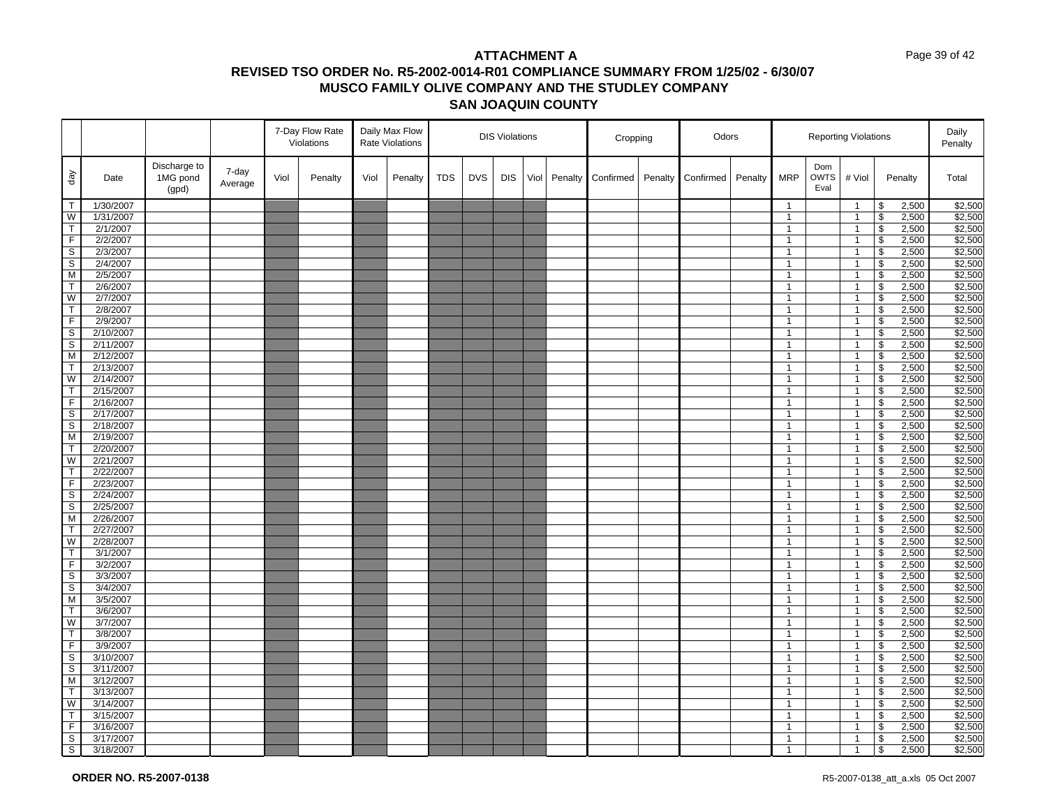# ATTACHMENT A

## REVISED TSO ORDER No. R5-2002-0014-R01 COMPLIANCE SUMMARY FROM 1/25/02 - 6/30/07

## MUSCO FAMILY OLIVE COMPANY AND THE STUDLEY COMPANY

## SAN JOAQUIN COUNTY

| | | | | 7-Day Flow Rate Violations | | Daily Max Flow Rate Violations | | DIS Violations | | | | | Cropping | | Odors | | Reporting Violations | | | | Daily Penalty |
|---|---|---|---|---|---|---|---|---|---|---|---|---|---|---|---|---|---|---|---|---|---|
| day | Date | Discharge to 1MG pond (gpd) | 7-day Average | Viol | Penalty | Viol | Penalty | TDS | DVS | DIS | Viol | Penalty | Confirmed | Penalty | Confirmed | Penalty | MRP | Dom OWTS Eval | # Viol | Penalty | Total |
| T | 1/30/2007 | | | | | | | | | | | | | | | | 1 | | 1 | $ 2,500 | $2,500 |
| W | 1/31/2007 | | | | | | | | | | | | | | | | 1 | | 1 | $ 2,500 | $2,500 |
| T | 2/1/2007 | | | | | | | | | | | | | | | | 1 | | 1 | $ 2,500 | $2,500 |
| F | 2/2/2007 | | | | | | | | | | | | | | | | 1 | | 1 | $ 2,500 | $2,500 |
| S | 2/3/2007 | | | | | | | | | | | | | | | | 1 | | 1 | $ 2,500 | $2,500 |
| S | 2/4/2007 | | | | | | | | | | | | | | | | 1 | | 1 | $ 2,500 | $2,500 |
| M | 2/5/2007 | | | | | | | | | | | | | | | | 1 | | 1 | $ 2,500 | $2,500 |
| T | 2/6/2007 | | | | | | | | | | | | | | | | 1 | | 1 | $ 2,500 | $2,500 |
| W | 2/7/2007 | | | | | | | | | | | | | | | | 1 | | 1 | $ 2,500 | $2,500 |
| T | 2/8/2007 | | | | | | | | | | | | | | | | 1 | | 1 | $ 2,500 | $2,500 |
| F | 2/9/2007 | | | | | | | | | | | | | | | | 1 | | 1 | $ 2,500 | $2,500 |
| S | 2/10/2007 | | | | | | | | | | | | | | | | 1 | | 1 | $ 2,500 | $2,500 |
| S | 2/11/2007 | | | | | | | | | | | | | | | | 1 | | 1 | $ 2,500 | $2,500 |
| M | 2/12/2007 | | | | | | | | | | | | | | | | 1 | | 1 | $ 2,500 | $2,500 |
| T | 2/13/2007 | | | | | | | | | | | | | | | | 1 | | 1 | $ 2,500 | $2,500 |
| W | 2/14/2007 | | | | | | | | | | | | | | | | 1 | | 1 | $ 2,500 | $2,500 |
| T | 2/15/2007 | | | | | | | | | | | | | | | | 1 | | 1 | $ 2,500 | $2,500 |
| F | 2/16/2007 | | | | | | | | | | | | | | | | 1 | | 1 | $ 2,500 | $2,500 |
| S | 2/17/2007 | | | | | | | | | | | | | | | | 1 | | 1 | $ 2,500 | $2,500 |
| S | 2/18/2007 | | | | | | | | | | | | | | | | 1 | | 1 | $ 2,500 | $2,500 |
| M | 2/19/2007 | | | | | | | | | | | | | | | | 1 | | 1 | $ 2,500 | $2,500 |
| T | 2/20/2007 | | | | | | | | | | | | | | | | 1 | | 1 | $ 2,500 | $2,500 |
| W | 2/21/2007 | | | | | | | | | | | | | | | | 1 | | 1 | $ 2,500 | $2,500 |
| T | 2/22/2007 | | | | | | | | | | | | | | | | 1 | | 1 | $ 2,500 | $2,500 |
| F | 2/23/2007 | | | | | | | | | | | | | | | | 1 | | 1 | $ 2,500 | $2,500 |
| S | 2/24/2007 | | | | | | | | | | | | | | | | 1 | | 1 | $ 2,500 | $2,500 |
| S | 2/25/2007 | | | | | | | | | | | | | | | | 1 | | 1 | $ 2,500 | $2,500 |
| M | 2/26/2007 | | | | | | | | | | | | | | | | 1 | | 1 | $ 2,500 | $2,500 |
| T | 2/27/2007 | | | | | | | | | | | | | | | | 1 | | 1 | $ 2,500 | $2,500 |
| W | 2/28/2007 | | | | | | | | | | | | | | | | 1 | | 1 | $ 2,500 | $2,500 |
| T | 3/1/2007 | | | | | | | | | | | | | | | | 1 | | 1 | $ 2,500 | $2,500 |
| F | 3/2/2007 | | | | | | | | | | | | | | | | 1 | | 1 | $ 2,500 | $2,500 |
| S | 3/3/2007 | | | | | | | | | | | | | | | | 1 | | 1 | $ 2,500 | $2,500 |
| S | 3/4/2007 | | | | | | | | | | | | | | | | 1 | | 1 | $ 2,500 | $2,500 |
| M | 3/5/2007 | | | | | | | | | | | | | | | | 1 | | 1 | $ 2,500 | $2,500 |
| T | 3/6/2007 | | | | | | | | | | | | | | | | 1 | | 1 | $ 2,500 | $2,500 |
| W | 3/7/2007 | | | | | | | | | | | | | | | | 1 | | 1 | $ 2,500 | $2,500 |
| T | 3/8/2007 | | | | | | | | | | | | | | | | 1 | | 1 | $ 2,500 | $2,500 |
| F | 3/9/2007 | | | | | | | | | | | | | | | | 1 | | 1 | $ 2,500 | $2,500 |
| S | 3/10/2007 | | | | | | | | | | | | | | | | 1 | | 1 | $ 2,500 | $2,500 |
| S | 3/11/2007 | | | | | | | | | | | | | | | | 1 | | 1 | $ 2,500 | $2,500 |
| M | 3/12/2007 | | | | | | | | | | | | | | | | 1 | | 1 | $ 2,500 | $2,500 |
| T | 3/13/2007 | | | | | | | | | | | | | | | | 1 | | 1 | $ 2,500 | $2,500 |
| W | 3/14/2007 | | | | | | | | | | | | | | | | 1 | | 1 | $ 2,500 | $2,500 |
| T | 3/15/2007 | | | | | | | | | | | | | | | | 1 | | 1 | $ 2,500 | $2,500 |
| F | 3/16/2007 | | | | | | | | | | | | | | | | 1 | | 1 | $ 2,500 | $2,500 |
| S | 3/17/2007 | | | | | | | | | | | | | | | | 1 | | 1 | $ 2,500 | $2,500 |
| S | 3/18/2007 | | | | | | | | | | | | | | | | 1 | | 1 | $ 2,500 | $2,500 |

**ORDER NO. R5-2007-0138**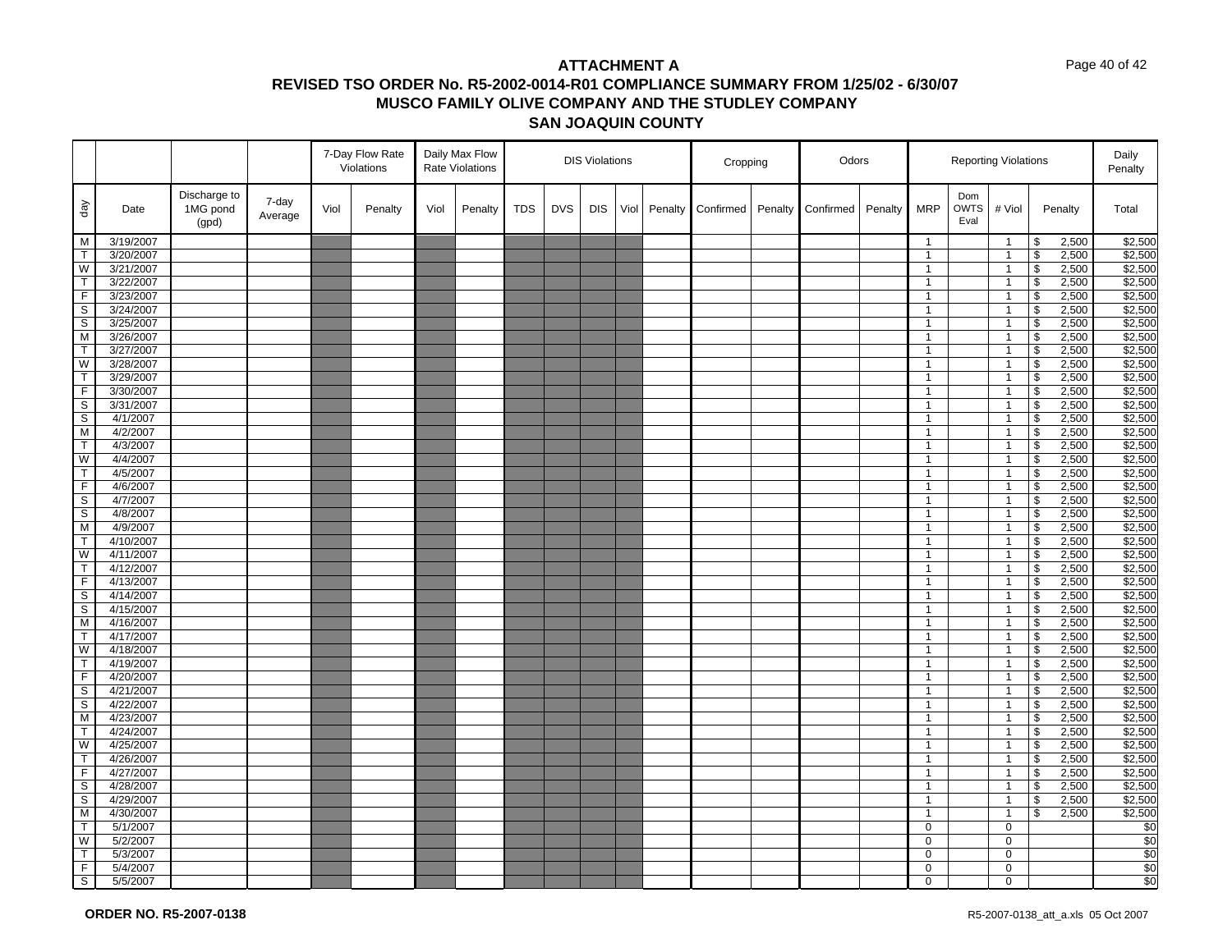# ATTACHMENT A

## REVISED TSO ORDER No. R5-2002-0014-R01 COMPLIANCE SUMMARY FROM 1/25/02 - 6/30/07

## MUSCO FAMILY OLIVE COMPANY AND THE STUDLEY COMPANY

## SAN JOAQUIN COUNTY

| | | | | 7-Day Flow Rate Violations | | Daily Max Flow Rate Violations | | DIS Violations | | | | | Cropping | | Odors | | Reporting Violations | | | | Daily Penalty |
|---|---|---|---|---|---|---|---|---|---|---|---|---|---|---|---|---|---|---|---|---|---|
| day | Date | Discharge to 1MG pond (gpd) | 7-day Average | Viol | Penalty | Viol | Penalty | TDS | DVS | DIS | Viol | Penalty | Confirmed | Penalty | Confirmed | Penalty | MRP | Dom OWTS Eval | # Viol | Penalty | Total |
| M | 3/19/2007 | | | | | | | | | | | | | | | | 1 | | 1 | $ 2,500 | $2,500 |
| T | 3/20/2007 | | | | | | | | | | | | | | | | 1 | | 1 | $ 2,500 | $2,500 |
| W | 3/21/2007 | | | | | | | | | | | | | | | | 1 | | 1 | $ 2,500 | $2,500 |
| T | 3/22/2007 | | | | | | | | | | | | | | | | 1 | | 1 | $ 2,500 | $2,500 |
| F | 3/23/2007 | | | | | | | | | | | | | | | | 1 | | 1 | $ 2,500 | $2,500 |
| S | 3/24/2007 | | | | | | | | | | | | | | | | 1 | | 1 | $ 2,500 | $2,500 |
| S | 3/25/2007 | | | | | | | | | | | | | | | | 1 | | 1 | $ 2,500 | $2,500 |
| M | 3/26/2007 | | | | | | | | | | | | | | | | 1 | | 1 | $ 2,500 | $2,500 |
| T | 3/27/2007 | | | | | | | | | | | | | | | | 1 | | 1 | $ 2,500 | $2,500 |
| W | 3/28/2007 | | | | | | | | | | | | | | | | 1 | | 1 | $ 2,500 | $2,500 |
| T | 3/29/2007 | | | | | | | | | | | | | | | | 1 | | 1 | $ 2,500 | $2,500 |
| F | 3/30/2007 | | | | | | | | | | | | | | | | 1 | | 1 | $ 2,500 | $2,500 |
| S | 3/31/2007 | | | | | | | | | | | | | | | | 1 | | 1 | $ 2,500 | $2,500 |
| S | 4/1/2007 | | | | | | | | | | | | | | | | 1 | | 1 | $ 2,500 | $2,500 |
| M | 4/2/2007 | | | | | | | | | | | | | | | | 1 | | 1 | $ 2,500 | $2,500 |
| T | 4/3/2007 | | | | | | | | | | | | | | | | 1 | | 1 | $ 2,500 | $2,500 |
| W | 4/4/2007 | | | | | | | | | | | | | | | | 1 | | 1 | $ 2,500 | $2,500 |
| T | 4/5/2007 | | | | | | | | | | | | | | | | 1 | | 1 | $ 2,500 | $2,500 |
| F | 4/6/2007 | | | | | | | | | | | | | | | | 1 | | 1 | $ 2,500 | $2,500 |
| S | 4/7/2007 | | | | | | | | | | | | | | | | 1 | | 1 | $ 2,500 | $2,500 |
| S | 4/8/2007 | | | | | | | | | | | | | | | | 1 | | 1 | $ 2,500 | $2,500 |
| M | 4/9/2007 | | | | | | | | | | | | | | | | 1 | | 1 | $ 2,500 | $2,500 |
| T | 4/10/2007 | | | | | | | | | | | | | | | | 1 | | 1 | $ 2,500 | $2,500 |
| W | 4/11/2007 | | | | | | | | | | | | | | | | 1 | | 1 | $ 2,500 | $2,500 |
| T | 4/12/2007 | | | | | | | | | | | | | | | | 1 | | 1 | $ 2,500 | $2,500 |
| F | 4/13/2007 | | | | | | | | | | | | | | | | 1 | | 1 | $ 2,500 | $2,500 |
| S | 4/14/2007 | | | | | | | | | | | | | | | | 1 | | 1 | $ 2,500 | $2,500 |
| S | 4/15/2007 | | | | | | | | | | | | | | | | 1 | | 1 | $ 2,500 | $2,500 |
| M | 4/16/2007 | | | | | | | | | | | | | | | | 1 | | 1 | $ 2,500 | $2,500 |
| T | 4/17/2007 | | | | | | | | | | | | | | | | 1 | | 1 | $ 2,500 | $2,500 |
| W | 4/18/2007 | | | | | | | | | | | | | | | | 1 | | 1 | $ 2,500 | $2,500 |
| T | 4/19/2007 | | | | | | | | | | | | | | | | 1 | | 1 | $ 2,500 | $2,500 |
| F | 4/20/2007 | | | | | | | | | | | | | | | | 1 | | 1 | $ 2,500 | $2,500 |
| S | 4/21/2007 | | | | | | | | | | | | | | | | 1 | | 1 | $ 2,500 | $2,500 |
| S | 4/22/2007 | | | | | | | | | | | | | | | | 1 | | 1 | $ 2,500 | $2,500 |
| M | 4/23/2007 | | | | | | | | | | | | | | | | 1 | | 1 | $ 2,500 | $2,500 |
| T | 4/24/2007 | | | | | | | | | | | | | | | | 1 | | 1 | $ 2,500 | $2,500 |
| W | 4/25/2007 | | | | | | | | | | | | | | | | 1 | | 1 | $ 2,500 | $2,500 |
| T | 4/26/2007 | | | | | | | | | | | | | | | | 1 | | 1 | $ 2,500 | $2,500 |
| F | 4/27/2007 | | | | | | | | | | | | | | | | 1 | | 1 | $ 2,500 | $2,500 |
| S | 4/28/2007 | | | | | | | | | | | | | | | | 1 | | 1 | $ 2,500 | $2,500 |
| S | 4/29/2007 | | | | | | | | | | | | | | | | 1 | | 1 | $ 2,500 | $2,500 |
| M | 4/30/2007 | | | | | | | | | | | | | | | | 1 | | 1 | $ 2,500 | $2,500 |
| T | 5/1/2007 | | | | | | | | | | | | | | | | 0 | | 0 | | $0 |
| W | 5/2/2007 | | | | | | | | | | | | | | | | 0 | | 0 | | $0 |
| T | 5/3/2007 | | | | | | | | | | | | | | | | 0 | | 0 | | $0 |
| F | 5/4/2007 | | | | | | | | | | | | | | | | 0 | | 0 | | $0 |
| S | 5/5/2007 | | | | | | | | | | | | | | | | 0 | | 0 | | $0 |

**ORDER NO. R5-2007-0138** R5-2007-0138_att_a.xls 05 Oct 2007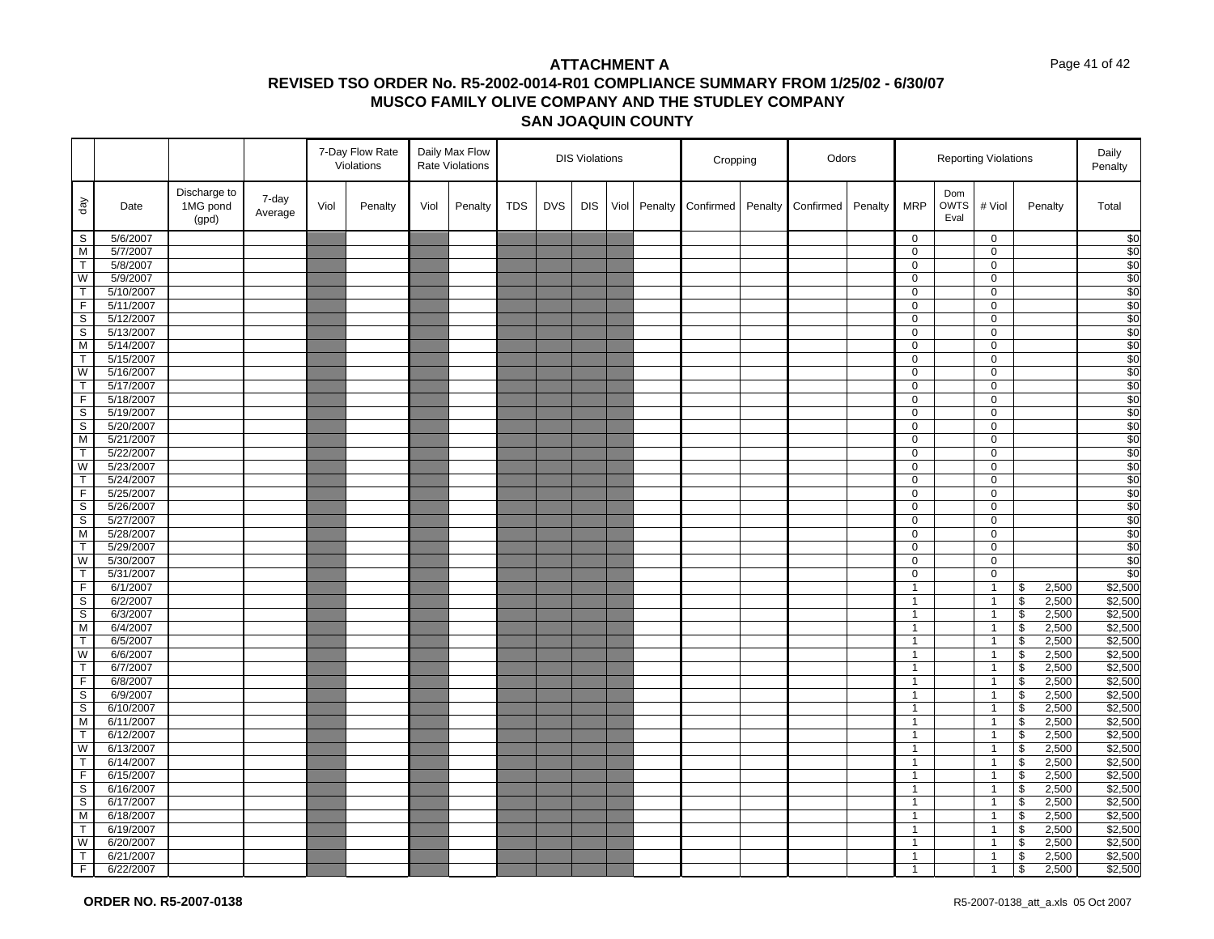# ATTACHMENT A
## REVISED TSO ORDER No. R5-2002-0014-R01 COMPLIANCE SUMMARY FROM 1/25/02 - 6/30/07
## MUSCO FAMILY OLIVE COMPANY AND THE STUDLEY COMPANY
## SAN JOAQUIN COUNTY

| | | | | 7-Day Flow Rate Violations | | Daily Max Flow Rate Violations | | DIS Violations | | | | | Cropping | | Odors | | Reporting Violations | | | | Daily Penalty |
|---|---|---|---|---|---|---|---|---|---|---|---|---|---|---|---|---|---|---|---|---|---|
| day | Date | Discharge to 1MG pond (gpd) | 7-day Average | Viol | Penalty | Viol | Penalty | TDS | DVS | DIS | Viol | Penalty | Confirmed | Penalty | Confirmed | Penalty | MRP | Dom OWTS Eval | # Viol | Penalty | Total |
| S | 5/6/2007 | | | | | | | | | | | | | | | | 0 | | 0 | | $0 |
| M | 5/7/2007 | | | | | | | | | | | | | | | | 0 | | 0 | | $0 |
| T | 5/8/2007 | | | | | | | | | | | | | | | | 0 | | 0 | | $0 |
| W | 5/9/2007 | | | | | | | | | | | | | | | | 0 | | 0 | | $0 |
| T | 5/10/2007 | | | | | | | | | | | | | | | | 0 | | 0 | | $0 |
| F | 5/11/2007 | | | | | | | | | | | | | | | | 0 | | 0 | | $0 |
| S | 5/12/2007 | | | | | | | | | | | | | | | | 0 | | 0 | | $0 |
| S | 5/13/2007 | | | | | | | | | | | | | | | | 0 | | 0 | | $0 |
| M | 5/14/2007 | | | | | | | | | | | | | | | | 0 | | 0 | | $0 |
| T | 5/15/2007 | | | | | | | | | | | | | | | | 0 | | 0 | | $0 |
| W | 5/16/2007 | | | | | | | | | | | | | | | | 0 | | 0 | | $0 |
| T | 5/17/2007 | | | | | | | | | | | | | | | | 0 | | 0 | | $0 |
| F | 5/18/2007 | | | | | | | | | | | | | | | | 0 | | 0 | | $0 |
| S | 5/19/2007 | | | | | | | | | | | | | | | | 0 | | 0 | | $0 |
| S | 5/20/2007 | | | | | | | | | | | | | | | | 0 | | 0 | | $0 |
| M | 5/21/2007 | | | | | | | | | | | | | | | | 0 | | 0 | | $0 |
| T | 5/22/2007 | | | | | | | | | | | | | | | | 0 | | 0 | | $0 |
| W | 5/23/2007 | | | | | | | | | | | | | | | | 0 | | 0 | | $0 |
| T | 5/24/2007 | | | | | | | | | | | | | | | | 0 | | 0 | | $0 |
| F | 5/25/2007 | | | | | | | | | | | | | | | | 0 | | 0 | | $0 |
| S | 5/26/2007 | | | | | | | | | | | | | | | | 0 | | 0 | | $0 |
| S | 5/27/2007 | | | | | | | | | | | | | | | | 0 | | 0 | | $0 |
| M | 5/28/2007 | | | | | | | | | | | | | | | | 0 | | 0 | | $0 |
| T | 5/29/2007 | | | | | | | | | | | | | | | | 0 | | 0 | | $0 |
| W | 5/30/2007 | | | | | | | | | | | | | | | | 0 | | 0 | | $0 |
| T | 5/31/2007 | | | | | | | | | | | | | | | | 0 | | 0 | | $0 |
| F | 6/1/2007 | | | | | | | | | | | | | | | | 1 | | 1 | $ 2,500 | $2,500 |
| S | 6/2/2007 | | | | | | | | | | | | | | | | 1 | | 1 | $ 2,500 | $2,500 |
| S | 6/3/2007 | | | | | | | | | | | | | | | | 1 | | 1 | $ 2,500 | $2,500 |
| M | 6/4/2007 | | | | | | | | | | | | | | | | 1 | | 1 | $ 2,500 | $2,500 |
| T | 6/5/2007 | | | | | | | | | | | | | | | | 1 | | 1 | $ 2,500 | $2,500 |
| W | 6/6/2007 | | | | | | | | | | | | | | | | 1 | | 1 | $ 2,500 | $2,500 |
| T | 6/7/2007 | | | | | | | | | | | | | | | | 1 | | 1 | $ 2,500 | $2,500 |
| F | 6/8/2007 | | | | | | | | | | | | | | | | 1 | | 1 | $ 2,500 | $2,500 |
| S | 6/9/2007 | | | | | | | | | | | | | | | | 1 | | 1 | $ 2,500 | $2,500 |
| S | 6/10/2007 | | | | | | | | | | | | | | | | 1 | | 1 | $ 2,500 | $2,500 |
| M | 6/11/2007 | | | | | | | | | | | | | | | | 1 | | 1 | $ 2,500 | $2,500 |
| T | 6/12/2007 | | | | | | | | | | | | | | | | 1 | | 1 | $ 2,500 | $2,500 |
| W | 6/13/2007 | | | | | | | | | | | | | | | | 1 | | 1 | $ 2,500 | $2,500 |
| T | 6/14/2007 | | | | | | | | | | | | | | | | 1 | | 1 | $ 2,500 | $2,500 |
| F | 6/15/2007 | | | | | | | | | | | | | | | | 1 | | 1 | $ 2,500 | $2,500 |
| S | 6/16/2007 | | | | | | | | | | | | | | | | 1 | | 1 | $ 2,500 | $2,500 |
| S | 6/17/2007 | | | | | | | | | | | | | | | | 1 | | 1 | $ 2,500 | $2,500 |
| M | 6/18/2007 | | | | | | | | | | | | | | | | 1 | | 1 | $ 2,500 | $2,500 |
| T | 6/19/2007 | | | | | | | | | | | | | | | | 1 | | 1 | $ 2,500 | $2,500 |
| W | 6/20/2007 | | | | | | | | | | | | | | | | 1 | | 1 | $ 2,500 | $2,500 |
| T | 6/21/2007 | | | | | | | | | | | | | | | | 1 | | 1 | $ 2,500 | $2,500 |
| F | 6/22/2007 | | | | | | | | | | | | | | | | 1 | | 1 | $ 2,500 | $2,500 |

**ORDER NO. R5-2007-0138**

R5-2007-0138_att_a.xls 05 Oct 2007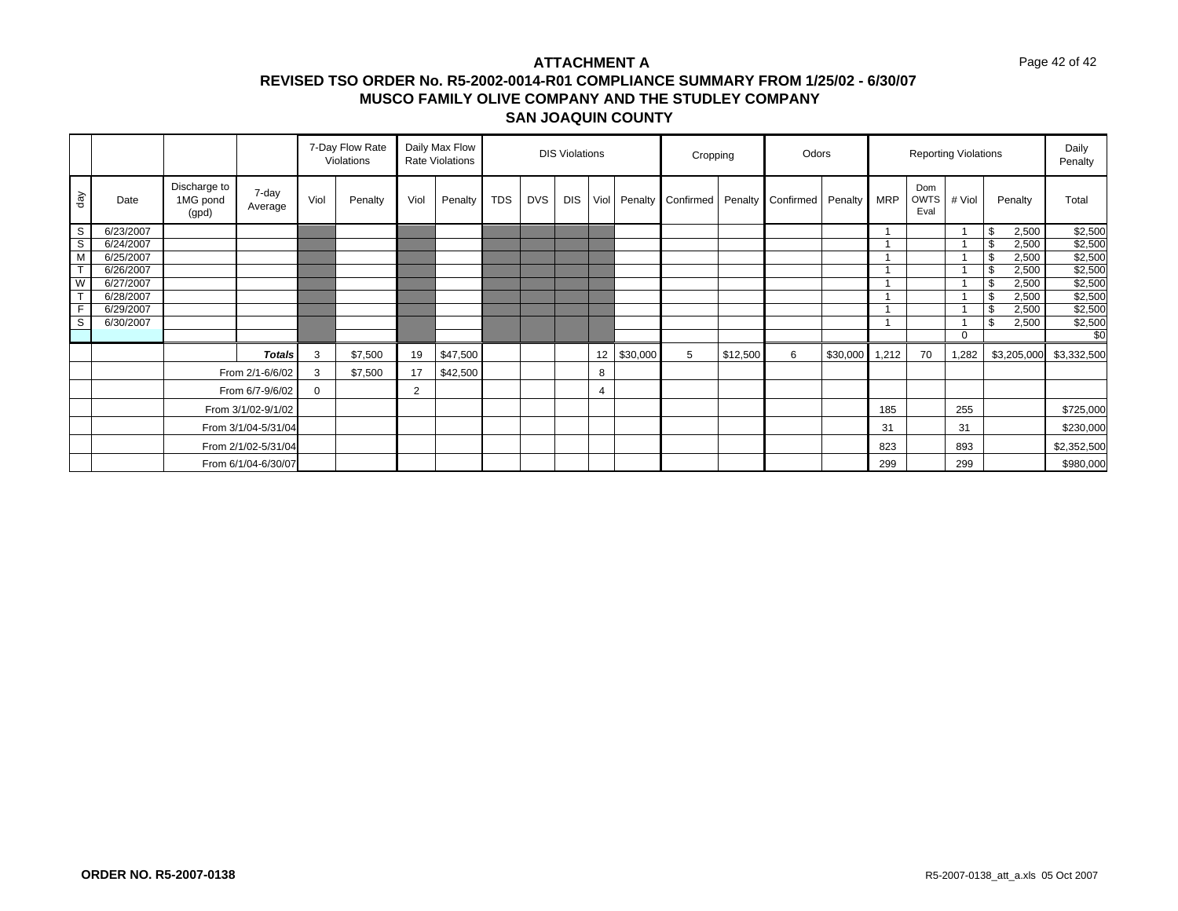# ATTACHMENT A
## REVISED TSO ORDER No. R5-2002-0014-R01 COMPLIANCE SUMMARY FROM 1/25/02 - 6/30/07
## MUSCO FAMILY OLIVE COMPANY AND THE STUDLEY COMPANY
## SAN JOAQUIN COUNTY

| | | | | 7-Day Flow Rate Violations | | Daily Max Flow Rate Violations | | DIS Violations | | | | | Cropping | | Odors | | Reporting Violations | | | | Daily Penalty |
|---|---|---|---|---|---|---|---|---|---|---|---|---|---|---|---|---|---|---|---|---|---|
| day | Date | Discharge to 1MG pond (gpd) | 7-day Average | Viol | Penalty | Viol | Penalty | TDS | DVS | DIS | Viol | Penalty | Confirmed | Penalty | Confirmed | Penalty | MRP | Dom OWTS Eval | # Viol | Penalty | Total |
| S | 6/23/2007 | | | | | | | | | | | | | | | | 1 | | 1 | $ 2,500 | $2,500 |
| S | 6/24/2007 | | | | | | | | | | | | | | | | 1 | | 1 | $ 2,500 | $2,500 |
| M | 6/25/2007 | | | | | | | | | | | | | | | | 1 | | 1 | $ 2,500 | $2,500 |
| T | 6/26/2007 | | | | | | | | | | | | | | | | 1 | | 1 | $ 2,500 | $2,500 |
| W | 6/27/2007 | | | | | | | | | | | | | | | | 1 | | 1 | $ 2,500 | $2,500 |
| T | 6/28/2007 | | | | | | | | | | | | | | | | 1 | | 1 | $ 2,500 | $2,500 |
| F | 6/29/2007 | | | | | | | | | | | | | | | | 1 | | 1 | $ 2,500 | $2,500 |
| S | 6/30/2007 | | | | | | | | | | | | | | | | 1 | | 1 | $ 2,500 | $2,500 |
| | | | | | | | | | | | | | | | | | | | 0 | | $0 |
| | | | ***Totals*** | 3 | $7,500 | 19 | $47,500 | | | | 12 | $30,000 | 5 | $12,500 | 6 | $30,000 | 1,212 | 70 | 1,282 | $3,205,000 | $3,332,500 |
| | | | From 2/1-6/6/02 | 3 | $7,500 | 17 | $42,500 | | | | 8 | | | | | | | | | | |
| | | | From 6/7-9/6/02 | 0 | | 2 | | | | | 4 | | | | | | | | | | |
| | | | From 3/1/02-9/1/02 | | | | | | | | | | | | | | 185 | | 255 | | $725,000 |
| | | | From 3/1/04-5/31/04 | | | | | | | | | | | | | | 31 | | 31 | | $230,000 |
| | | | From 2/1/02-5/31/04 | | | | | | | | | | | | | | 823 | | 893 | | $2,352,500 |
| | | | From 6/1/04-6/30/07 | | | | | | | | | | | | | | 299 | | 299 | | $980,000 |

**ORDER NO. R5-2007-0138**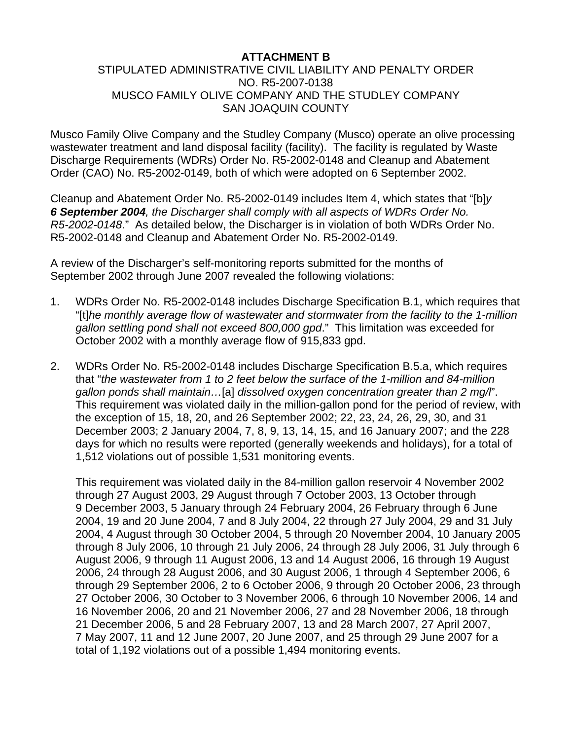**ATTACHMENT B**

STIPULATED ADMINISTRATIVE CIVIL LIABILITY AND PENALTY ORDER
NO. R5-2007-0138
MUSCO FAMILY OLIVE COMPANY AND THE STUDLEY COMPANY
SAN JOAQUIN COUNTY

Musco Family Olive Company and the Studley Company (Musco) operate an olive processing wastewater treatment and land disposal facility (facility). The facility is regulated by Waste Discharge Requirements (WDRs) Order No. R5-2002-0148 and Cleanup and Abatement Order (CAO) No. R5-2002-0149, both of which were adopted on 6 September 2002.

Cleanup and Abatement Order No. R5-2002-0149 includes Item 4, which states that "[b]*y **6 September 2004**, the Discharger shall comply with all aspects of WDRs Order No. R5-2002-0148*." As detailed below, the Discharger is in violation of both WDRs Order No. R5-2002-0148 and Cleanup and Abatement Order No. R5-2002-0149.

A review of the Discharger's self-monitoring reports submitted for the months of September 2002 through June 2007 revealed the following violations:

1. WDRs Order No. R5-2002-0148 includes Discharge Specification B.1, which requires that "[t]*he monthly average flow of wastewater and stormwater from the facility to the 1-million gallon settling pond shall not exceed 800,000 gpd*." This limitation was exceeded for October 2002 with a monthly average flow of 915,833 gpd.

2. WDRs Order No. R5-2002-0148 includes Discharge Specification B.5.a, which requires that "*the wastewater from 1 to 2 feet below the surface of the 1-million and 84-million gallon ponds shall maintain…*[a] *dissolved oxygen concentration greater than 2 mg/l*". This requirement was violated daily in the million-gallon pond for the period of review, with the exception of 15, 18, 20, and 26 September 2002; 22, 23, 24, 26, 29, 30, and 31 December 2003; 2 January 2004, 7, 8, 9, 13, 14, 15, and 16 January 2007; and the 228 days for which no results were reported (generally weekends and holidays), for a total of 1,512 violations out of possible 1,531 monitoring events.

   This requirement was violated daily in the 84-million gallon reservoir 4 November 2002 through 27 August 2003, 29 August through 7 October 2003, 13 October through 9 December 2003, 5 January through 24 February 2004, 26 February through 6 June 2004, 19 and 20 June 2004, 7 and 8 July 2004, 22 through 27 July 2004, 29 and 31 July 2004, 4 August through 30 October 2004, 5 through 20 November 2004, 10 January 2005 through 8 July 2006, 10 through 21 July 2006, 24 through 28 July 2006, 31 July through 6 August 2006, 9 through 11 August 2006, 13 and 14 August 2006, 16 through 19 August 2006, 24 through 28 August 2006, and 30 August 2006, 1 through 4 September 2006, 6 through 29 September 2006, 2 to 6 October 2006, 9 through 20 October 2006, 23 through 27 October 2006, 30 October to 3 November 2006, 6 through 10 November 2006, 14 and 16 November 2006, 20 and 21 November 2006, 27 and 28 November 2006, 18 through 21 December 2006, 5 and 28 February 2007, 13 and 28 March 2007, 27 April 2007, 7 May 2007, 11 and 12 June 2007, 20 June 2007, and 25 through 29 June 2007 for a total of 1,192 violations out of a possible 1,494 monitoring events.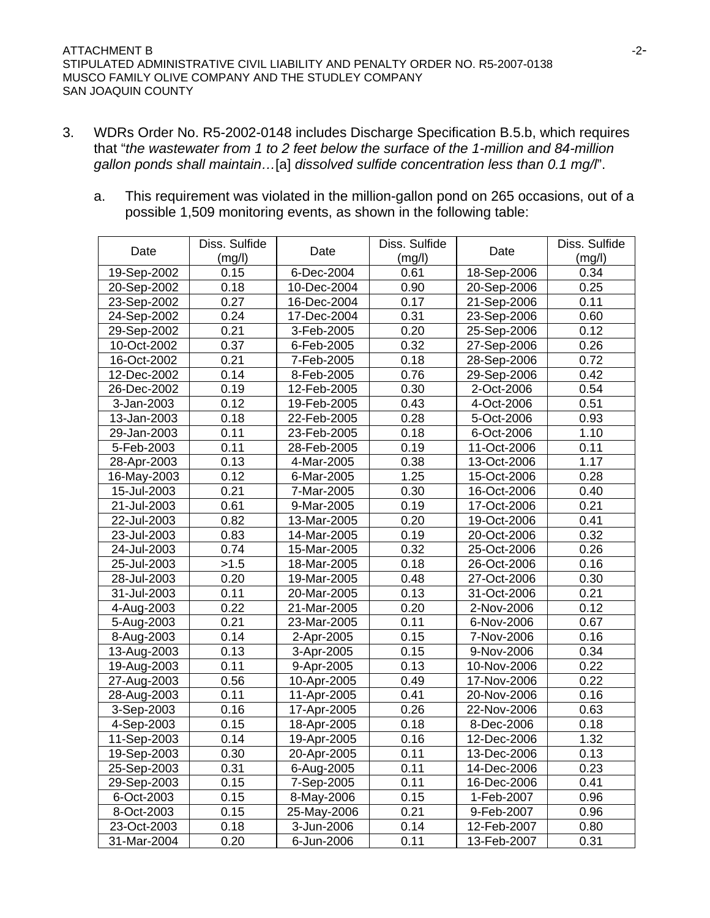3. WDRs Order No. R5-2002-0148 includes Discharge Specification B.5.b, which requires that "*the wastewater from 1 to 2 feet below the surface of the 1-million and 84-million gallon ponds shall maintain…*[a] *dissolved sulfide concentration less than 0.1 mg/l*".

   a. This requirement was violated in the million-gallon pond on 265 occasions, out of a possible 1,509 monitoring events, as shown in the following table:

| Date | Diss. Sulfide (mg/l) | Date | Diss. Sulfide (mg/l) | Date | Diss. Sulfide (mg/l) |
|---|---|---|---|---|---|
| 19-Sep-2002 | 0.15 | 6-Dec-2004 | 0.61 | 18-Sep-2006 | 0.34 |
| 20-Sep-2002 | 0.18 | 10-Dec-2004 | 0.90 | 20-Sep-2006 | 0.25 |
| 23-Sep-2002 | 0.27 | 16-Dec-2004 | 0.17 | 21-Sep-2006 | 0.11 |
| 24-Sep-2002 | 0.24 | 17-Dec-2004 | 0.31 | 23-Sep-2006 | 0.60 |
| 29-Sep-2002 | 0.21 | 3-Feb-2005 | 0.20 | 25-Sep-2006 | 0.12 |
| 10-Oct-2002 | 0.37 | 6-Feb-2005 | 0.32 | 27-Sep-2006 | 0.26 |
| 16-Oct-2002 | 0.21 | 7-Feb-2005 | 0.18 | 28-Sep-2006 | 0.72 |
| 12-Dec-2002 | 0.14 | 8-Feb-2005 | 0.76 | 29-Sep-2006 | 0.42 |
| 26-Dec-2002 | 0.19 | 12-Feb-2005 | 0.30 | 2-Oct-2006 | 0.54 |
| 3-Jan-2003 | 0.12 | 19-Feb-2005 | 0.43 | 4-Oct-2006 | 0.51 |
| 13-Jan-2003 | 0.18 | 22-Feb-2005 | 0.28 | 5-Oct-2006 | 0.93 |
| 29-Jan-2003 | 0.11 | 23-Feb-2005 | 0.18 | 6-Oct-2006 | 1.10 |
| 5-Feb-2003 | 0.11 | 28-Feb-2005 | 0.19 | 11-Oct-2006 | 0.11 |
| 28-Apr-2003 | 0.13 | 4-Mar-2005 | 0.38 | 13-Oct-2006 | 1.17 |
| 16-May-2003 | 0.12 | 6-Mar-2005 | 1.25 | 15-Oct-2006 | 0.28 |
| 15-Jul-2003 | 0.21 | 7-Mar-2005 | 0.30 | 16-Oct-2006 | 0.40 |
| 21-Jul-2003 | 0.61 | 9-Mar-2005 | 0.19 | 17-Oct-2006 | 0.21 |
| 22-Jul-2003 | 0.82 | 13-Mar-2005 | 0.20 | 19-Oct-2006 | 0.41 |
| 23-Jul-2003 | 0.83 | 14-Mar-2005 | 0.19 | 20-Oct-2006 | 0.32 |
| 24-Jul-2003 | 0.74 | 15-Mar-2005 | 0.32 | 25-Oct-2006 | 0.26 |
| 25-Jul-2003 | >1.5 | 18-Mar-2005 | 0.18 | 26-Oct-2006 | 0.16 |
| 28-Jul-2003 | 0.20 | 19-Mar-2005 | 0.48 | 27-Oct-2006 | 0.30 |
| 31-Jul-2003 | 0.11 | 20-Mar-2005 | 0.13 | 31-Oct-2006 | 0.21 |
| 4-Aug-2003 | 0.22 | 21-Mar-2005 | 0.20 | 2-Nov-2006 | 0.12 |
| 5-Aug-2003 | 0.21 | 23-Mar-2005 | 0.11 | 6-Nov-2006 | 0.67 |
| 8-Aug-2003 | 0.14 | 2-Apr-2005 | 0.15 | 7-Nov-2006 | 0.16 |
| 13-Aug-2003 | 0.13 | 3-Apr-2005 | 0.15 | 9-Nov-2006 | 0.34 |
| 19-Aug-2003 | 0.11 | 9-Apr-2005 | 0.13 | 10-Nov-2006 | 0.22 |
| 27-Aug-2003 | 0.56 | 10-Apr-2005 | 0.49 | 17-Nov-2006 | 0.22 |
| 28-Aug-2003 | 0.11 | 11-Apr-2005 | 0.41 | 20-Nov-2006 | 0.16 |
| 3-Sep-2003 | 0.16 | 17-Apr-2005 | 0.26 | 22-Nov-2006 | 0.63 |
| 4-Sep-2003 | 0.15 | 18-Apr-2005 | 0.18 | 8-Dec-2006 | 0.18 |
| 11-Sep-2003 | 0.14 | 19-Apr-2005 | 0.16 | 12-Dec-2006 | 1.32 |
| 19-Sep-2003 | 0.30 | 20-Apr-2005 | 0.11 | 13-Dec-2006 | 0.13 |
| 25-Sep-2003 | 0.31 | 6-Aug-2005 | 0.11 | 14-Dec-2006 | 0.23 |
| 29-Sep-2003 | 0.15 | 7-Sep-2005 | 0.11 | 16-Dec-2006 | 0.41 |
| 6-Oct-2003 | 0.15 | 8-May-2006 | 0.15 | 1-Feb-2007 | 0.96 |
| 8-Oct-2003 | 0.15 | 25-May-2006 | 0.21 | 9-Feb-2007 | 0.96 |
| 23-Oct-2003 | 0.18 | 3-Jun-2006 | 0.14 | 12-Feb-2007 | 0.80 |
| 31-Mar-2004 | 0.20 | 6-Jun-2006 | 0.11 | 13-Feb-2007 | 0.31 |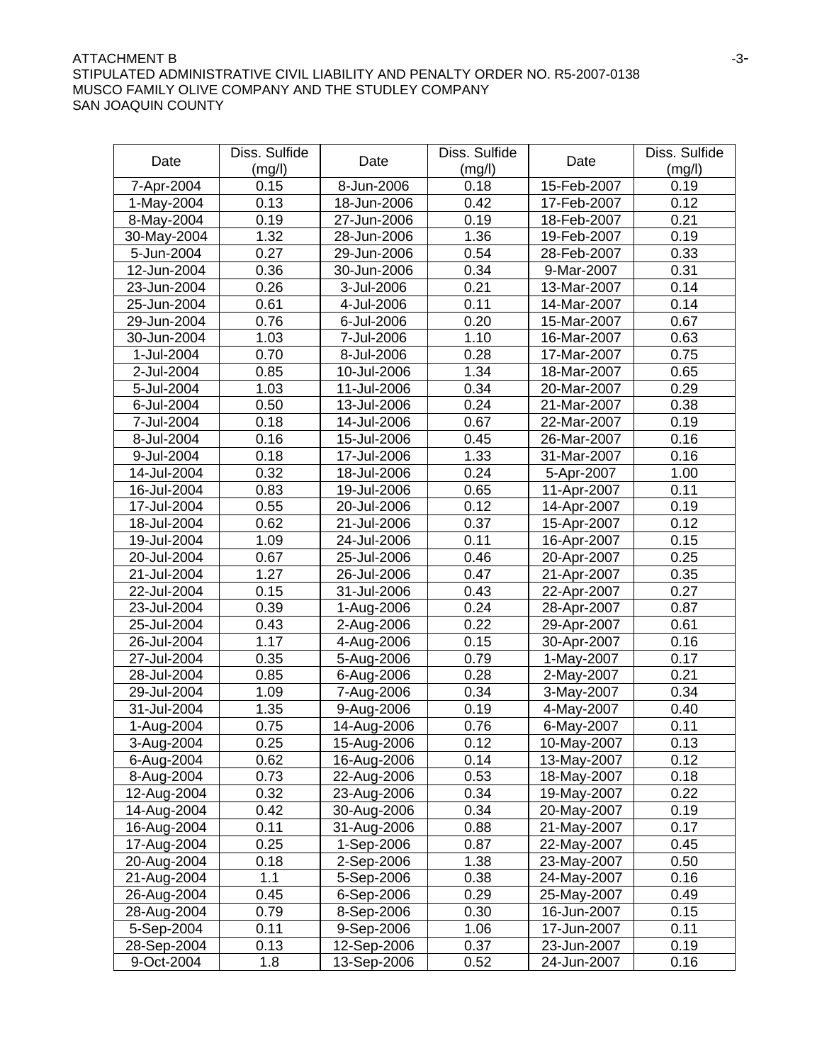| Date | Diss. Sulfide (mg/l) | Date | Diss. Sulfide (mg/l) | Date | Diss. Sulfide (mg/l) |
|---|---|---|---|---|---|
| 7-Apr-2004 | 0.15 | 8-Jun-2006 | 0.18 | 15-Feb-2007 | 0.19 |
| 1-May-2004 | 0.13 | 18-Jun-2006 | 0.42 | 17-Feb-2007 | 0.12 |
| 8-May-2004 | 0.19 | 27-Jun-2006 | 0.19 | 18-Feb-2007 | 0.21 |
| 30-May-2004 | 1.32 | 28-Jun-2006 | 1.36 | 19-Feb-2007 | 0.19 |
| 5-Jun-2004 | 0.27 | 29-Jun-2006 | 0.54 | 28-Feb-2007 | 0.33 |
| 12-Jun-2004 | 0.36 | 30-Jun-2006 | 0.34 | 9-Mar-2007 | 0.31 |
| 23-Jun-2004 | 0.26 | 3-Jul-2006 | 0.21 | 13-Mar-2007 | 0.14 |
| 25-Jun-2004 | 0.61 | 4-Jul-2006 | 0.11 | 14-Mar-2007 | 0.14 |
| 29-Jun-2004 | 0.76 | 6-Jul-2006 | 0.20 | 15-Mar-2007 | 0.67 |
| 30-Jun-2004 | 1.03 | 7-Jul-2006 | 1.10 | 16-Mar-2007 | 0.63 |
| 1-Jul-2004 | 0.70 | 8-Jul-2006 | 0.28 | 17-Mar-2007 | 0.75 |
| 2-Jul-2004 | 0.85 | 10-Jul-2006 | 1.34 | 18-Mar-2007 | 0.65 |
| 5-Jul-2004 | 1.03 | 11-Jul-2006 | 0.34 | 20-Mar-2007 | 0.29 |
| 6-Jul-2004 | 0.50 | 13-Jul-2006 | 0.24 | 21-Mar-2007 | 0.38 |
| 7-Jul-2004 | 0.18 | 14-Jul-2006 | 0.67 | 22-Mar-2007 | 0.19 |
| 8-Jul-2004 | 0.16 | 15-Jul-2006 | 0.45 | 26-Mar-2007 | 0.16 |
| 9-Jul-2004 | 0.18 | 17-Jul-2006 | 1.33 | 31-Mar-2007 | 0.16 |
| 14-Jul-2004 | 0.32 | 18-Jul-2006 | 0.24 | 5-Apr-2007 | 1.00 |
| 16-Jul-2004 | 0.83 | 19-Jul-2006 | 0.65 | 11-Apr-2007 | 0.11 |
| 17-Jul-2004 | 0.55 | 20-Jul-2006 | 0.12 | 14-Apr-2007 | 0.19 |
| 18-Jul-2004 | 0.62 | 21-Jul-2006 | 0.37 | 15-Apr-2007 | 0.12 |
| 19-Jul-2004 | 1.09 | 24-Jul-2006 | 0.11 | 16-Apr-2007 | 0.15 |
| 20-Jul-2004 | 0.67 | 25-Jul-2006 | 0.46 | 20-Apr-2007 | 0.25 |
| 21-Jul-2004 | 1.27 | 26-Jul-2006 | 0.47 | 21-Apr-2007 | 0.35 |
| 22-Jul-2004 | 0.15 | 31-Jul-2006 | 0.43 | 22-Apr-2007 | 0.27 |
| 23-Jul-2004 | 0.39 | 1-Aug-2006 | 0.24 | 28-Apr-2007 | 0.87 |
| 25-Jul-2004 | 0.43 | 2-Aug-2006 | 0.22 | 29-Apr-2007 | 0.61 |
| 26-Jul-2004 | 1.17 | 4-Aug-2006 | 0.15 | 30-Apr-2007 | 0.16 |
| 27-Jul-2004 | 0.35 | 5-Aug-2006 | 0.79 | 1-May-2007 | 0.17 |
| 28-Jul-2004 | 0.85 | 6-Aug-2006 | 0.28 | 2-May-2007 | 0.21 |
| 29-Jul-2004 | 1.09 | 7-Aug-2006 | 0.34 | 3-May-2007 | 0.34 |
| 31-Jul-2004 | 1.35 | 9-Aug-2006 | 0.19 | 4-May-2007 | 0.40 |
| 1-Aug-2004 | 0.75 | 14-Aug-2006 | 0.76 | 6-May-2007 | 0.11 |
| 3-Aug-2004 | 0.25 | 15-Aug-2006 | 0.12 | 10-May-2007 | 0.13 |
| 6-Aug-2004 | 0.62 | 16-Aug-2006 | 0.14 | 13-May-2007 | 0.12 |
| 8-Aug-2004 | 0.73 | 22-Aug-2006 | 0.53 | 18-May-2007 | 0.18 |
| 12-Aug-2004 | 0.32 | 23-Aug-2006 | 0.34 | 19-May-2007 | 0.22 |
| 14-Aug-2004 | 0.42 | 30-Aug-2006 | 0.34 | 20-May-2007 | 0.19 |
| 16-Aug-2004 | 0.11 | 31-Aug-2006 | 0.88 | 21-May-2007 | 0.17 |
| 17-Aug-2004 | 0.25 | 1-Sep-2006 | 0.87 | 22-May-2007 | 0.45 |
| 20-Aug-2004 | 0.18 | 2-Sep-2006 | 1.38 | 23-May-2007 | 0.50 |
| 21-Aug-2004 | 1.1 | 5-Sep-2006 | 0.38 | 24-May-2007 | 0.16 |
| 26-Aug-2004 | 0.45 | 6-Sep-2006 | 0.29 | 25-May-2007 | 0.49 |
| 28-Aug-2004 | 0.79 | 8-Sep-2006 | 0.30 | 16-Jun-2007 | 0.15 |
| 5-Sep-2004 | 0.11 | 9-Sep-2006 | 1.06 | 17-Jun-2007 | 0.11 |
| 28-Sep-2004 | 0.13 | 12-Sep-2006 | 0.37 | 23-Jun-2007 | 0.19 |
| 9-Oct-2004 | 1.8 | 13-Sep-2006 | 0.52 | 24-Jun-2007 | 0.16 |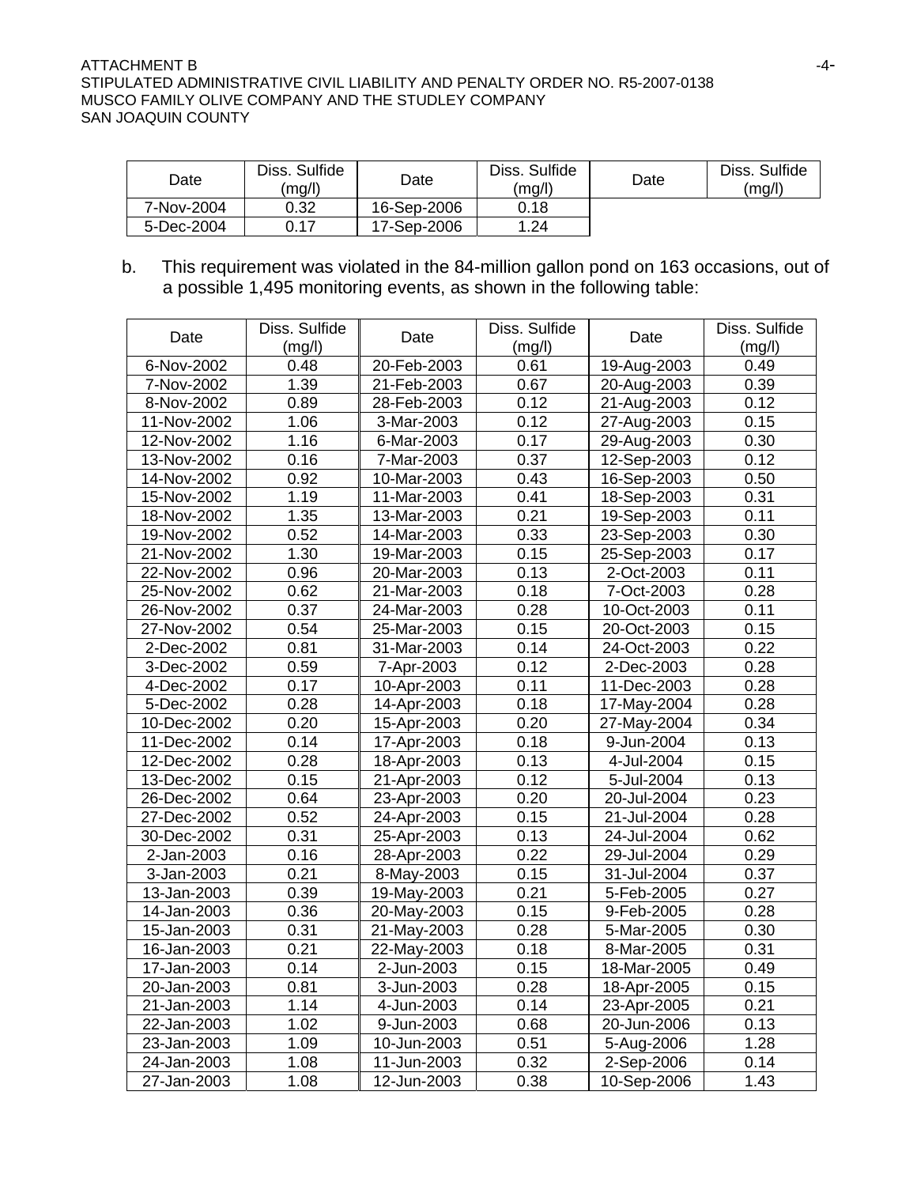| Date | Diss. Sulfide (mg/l) | Date | Diss. Sulfide (mg/l) | Date | Diss. Sulfide (mg/l) |
|---|---|---|---|---|---|
| 7-Nov-2004 | 0.32 | 16-Sep-2006 | 0.18 | | |
| 5-Dec-2004 | 0.17 | 17-Sep-2006 | 1.24 | | |

b. This requirement was violated in the 84-million gallon pond on 163 occasions, out of a possible 1,495 monitoring events, as shown in the following table:

| Date | Diss. Sulfide (mg/l) | Date | Diss. Sulfide (mg/l) | Date | Diss. Sulfide (mg/l) |
|---|---|---|---|---|---|
| 6-Nov-2002 | 0.48 | 20-Feb-2003 | 0.61 | 19-Aug-2003 | 0.49 |
| 7-Nov-2002 | 1.39 | 21-Feb-2003 | 0.67 | 20-Aug-2003 | 0.39 |
| 8-Nov-2002 | 0.89 | 28-Feb-2003 | 0.12 | 21-Aug-2003 | 0.12 |
| 11-Nov-2002 | 1.06 | 3-Mar-2003 | 0.12 | 27-Aug-2003 | 0.15 |
| 12-Nov-2002 | 1.16 | 6-Mar-2003 | 0.17 | 29-Aug-2003 | 0.30 |
| 13-Nov-2002 | 0.16 | 7-Mar-2003 | 0.37 | 12-Sep-2003 | 0.12 |
| 14-Nov-2002 | 0.92 | 10-Mar-2003 | 0.43 | 16-Sep-2003 | 0.50 |
| 15-Nov-2002 | 1.19 | 11-Mar-2003 | 0.41 | 18-Sep-2003 | 0.31 |
| 18-Nov-2002 | 1.35 | 13-Mar-2003 | 0.21 | 19-Sep-2003 | 0.11 |
| 19-Nov-2002 | 0.52 | 14-Mar-2003 | 0.33 | 23-Sep-2003 | 0.30 |
| 21-Nov-2002 | 1.30 | 19-Mar-2003 | 0.15 | 25-Sep-2003 | 0.17 |
| 22-Nov-2002 | 0.96 | 20-Mar-2003 | 0.13 | 2-Oct-2003 | 0.11 |
| 25-Nov-2002 | 0.62 | 21-Mar-2003 | 0.18 | 7-Oct-2003 | 0.28 |
| 26-Nov-2002 | 0.37 | 24-Mar-2003 | 0.28 | 10-Oct-2003 | 0.11 |
| 27-Nov-2002 | 0.54 | 25-Mar-2003 | 0.15 | 20-Oct-2003 | 0.15 |
| 2-Dec-2002 | 0.81 | 31-Mar-2003 | 0.14 | 24-Oct-2003 | 0.22 |
| 3-Dec-2002 | 0.59 | 7-Apr-2003 | 0.12 | 2-Dec-2003 | 0.28 |
| 4-Dec-2002 | 0.17 | 10-Apr-2003 | 0.11 | 11-Dec-2003 | 0.28 |
| 5-Dec-2002 | 0.28 | 14-Apr-2003 | 0.18 | 17-May-2004 | 0.28 |
| 10-Dec-2002 | 0.20 | 15-Apr-2003 | 0.20 | 27-May-2004 | 0.34 |
| 11-Dec-2002 | 0.14 | 17-Apr-2003 | 0.18 | 9-Jun-2004 | 0.13 |
| 12-Dec-2002 | 0.28 | 18-Apr-2003 | 0.13 | 4-Jul-2004 | 0.15 |
| 13-Dec-2002 | 0.15 | 21-Apr-2003 | 0.12 | 5-Jul-2004 | 0.13 |
| 26-Dec-2002 | 0.64 | 23-Apr-2003 | 0.20 | 20-Jul-2004 | 0.23 |
| 27-Dec-2002 | 0.52 | 24-Apr-2003 | 0.15 | 21-Jul-2004 | 0.28 |
| 30-Dec-2002 | 0.31 | 25-Apr-2003 | 0.13 | 24-Jul-2004 | 0.62 |
| 2-Jan-2003 | 0.16 | 28-Apr-2003 | 0.22 | 29-Jul-2004 | 0.29 |
| 3-Jan-2003 | 0.21 | 8-May-2003 | 0.15 | 31-Jul-2004 | 0.37 |
| 13-Jan-2003 | 0.39 | 19-May-2003 | 0.21 | 5-Feb-2005 | 0.27 |
| 14-Jan-2003 | 0.36 | 20-May-2003 | 0.15 | 9-Feb-2005 | 0.28 |
| 15-Jan-2003 | 0.31 | 21-May-2003 | 0.28 | 5-Mar-2005 | 0.30 |
| 16-Jan-2003 | 0.21 | 22-May-2003 | 0.18 | 8-Mar-2005 | 0.31 |
| 17-Jan-2003 | 0.14 | 2-Jun-2003 | 0.15 | 18-Mar-2005 | 0.49 |
| 20-Jan-2003 | 0.81 | 3-Jun-2003 | 0.28 | 18-Apr-2005 | 0.15 |
| 21-Jan-2003 | 1.14 | 4-Jun-2003 | 0.14 | 23-Apr-2005 | 0.21 |
| 22-Jan-2003 | 1.02 | 9-Jun-2003 | 0.68 | 20-Jun-2006 | 0.13 |
| 23-Jan-2003 | 1.09 | 10-Jun-2003 | 0.51 | 5-Aug-2006 | 1.28 |
| 24-Jan-2003 | 1.08 | 11-Jun-2003 | 0.32 | 2-Sep-2006 | 0.14 |
| 27-Jan-2003 | 1.08 | 12-Jun-2003 | 0.38 | 10-Sep-2006 | 1.43 |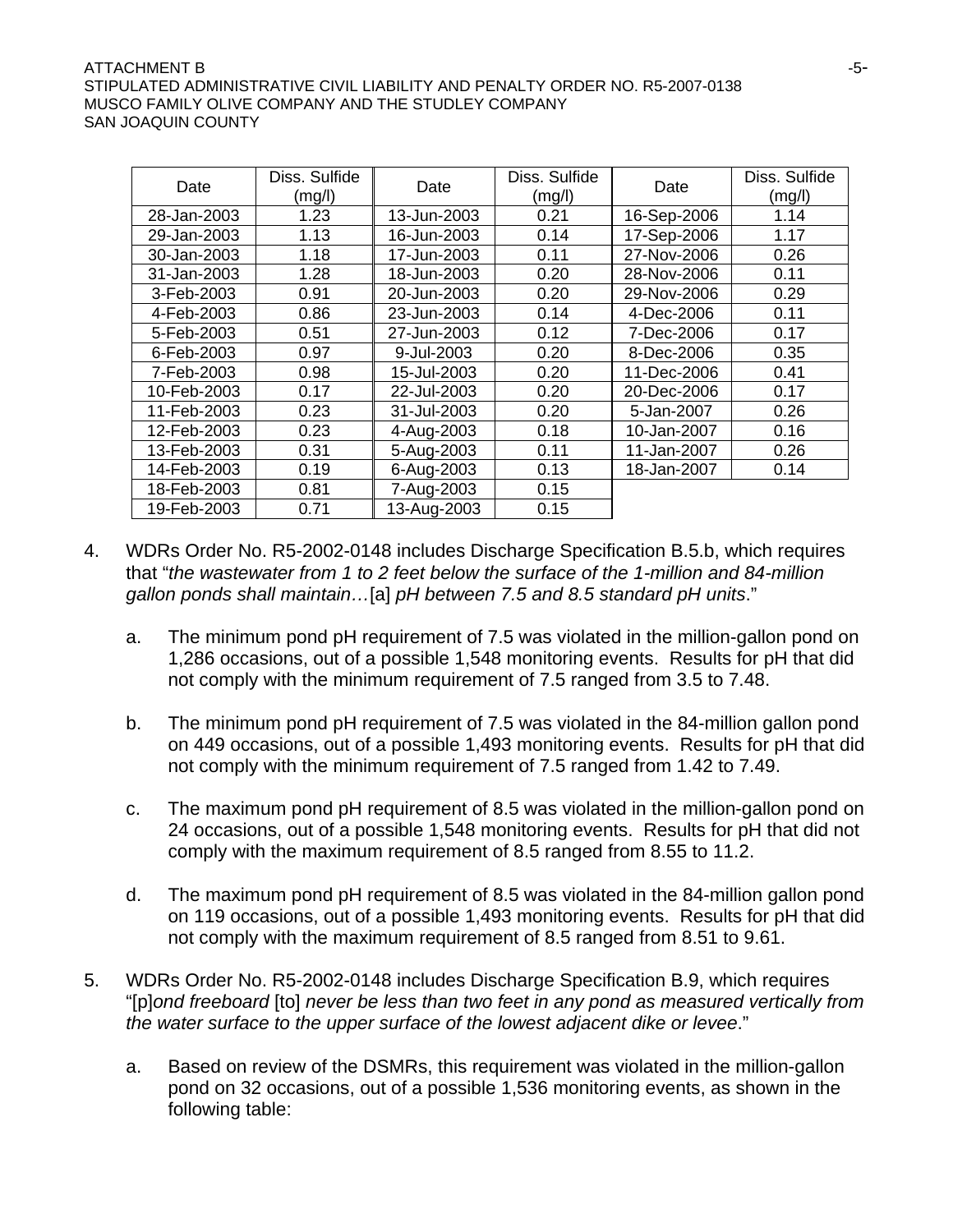| Date | Diss. Sulfide (mg/l) | Date | Diss. Sulfide (mg/l) | Date | Diss. Sulfide (mg/l) |
|---|---|---|---|---|---|
| 28-Jan-2003 | 1.23 | 13-Jun-2003 | 0.21 | 16-Sep-2006 | 1.14 |
| 29-Jan-2003 | 1.13 | 16-Jun-2003 | 0.14 | 17-Sep-2006 | 1.17 |
| 30-Jan-2003 | 1.18 | 17-Jun-2003 | 0.11 | 27-Nov-2006 | 0.26 |
| 31-Jan-2003 | 1.28 | 18-Jun-2003 | 0.20 | 28-Nov-2006 | 0.11 |
| 3-Feb-2003 | 0.91 | 20-Jun-2003 | 0.20 | 29-Nov-2006 | 0.29 |
| 4-Feb-2003 | 0.86 | 23-Jun-2003 | 0.14 | 4-Dec-2006 | 0.11 |
| 5-Feb-2003 | 0.51 | 27-Jun-2003 | 0.12 | 7-Dec-2006 | 0.17 |
| 6-Feb-2003 | 0.97 | 9-Jul-2003 | 0.20 | 8-Dec-2006 | 0.35 |
| 7-Feb-2003 | 0.98 | 15-Jul-2003 | 0.20 | 11-Dec-2006 | 0.41 |
| 10-Feb-2003 | 0.17 | 22-Jul-2003 | 0.20 | 20-Dec-2006 | 0.17 |
| 11-Feb-2003 | 0.23 | 31-Jul-2003 | 0.20 | 5-Jan-2007 | 0.26 |
| 12-Feb-2003 | 0.23 | 4-Aug-2003 | 0.18 | 10-Jan-2007 | 0.16 |
| 13-Feb-2003 | 0.31 | 5-Aug-2003 | 0.11 | 11-Jan-2007 | 0.26 |
| 14-Feb-2003 | 0.19 | 6-Aug-2003 | 0.13 | 18-Jan-2007 | 0.14 |
| 18-Feb-2003 | 0.81 | 7-Aug-2003 | 0.15 | | |
| 19-Feb-2003 | 0.71 | 13-Aug-2003 | 0.15 | | |

4. WDRs Order No. R5-2002-0148 includes Discharge Specification B.5.b, which requires that "*the wastewater from 1 to 2 feet below the surface of the 1-million and 84-million gallon ponds shall maintain…*[a] *pH between 7.5 and 8.5 standard pH units*."

   a. The minimum pond pH requirement of 7.5 was violated in the million-gallon pond on 1,286 occasions, out of a possible 1,548 monitoring events. Results for pH that did not comply with the minimum requirement of 7.5 ranged from 3.5 to 7.48.

   b. The minimum pond pH requirement of 7.5 was violated in the 84-million gallon pond on 449 occasions, out of a possible 1,493 monitoring events. Results for pH that did not comply with the minimum requirement of 7.5 ranged from 1.42 to 7.49.

   c. The maximum pond pH requirement of 8.5 was violated in the million-gallon pond on 24 occasions, out of a possible 1,548 monitoring events. Results for pH that did not comply with the maximum requirement of 8.5 ranged from 8.55 to 11.2.

   d. The maximum pond pH requirement of 8.5 was violated in the 84-million gallon pond on 119 occasions, out of a possible 1,493 monitoring events. Results for pH that did not comply with the maximum requirement of 8.5 ranged from 8.51 to 9.61.

5. WDRs Order No. R5-2002-0148 includes Discharge Specification B.9, which requires "[p]*ond freeboard* [to] *never be less than two feet in any pond as measured vertically from the water surface to the upper surface of the lowest adjacent dike or levee*."

   a. Based on review of the DSMRs, this requirement was violated in the million-gallon pond on 32 occasions, out of a possible 1,536 monitoring events, as shown in the following table: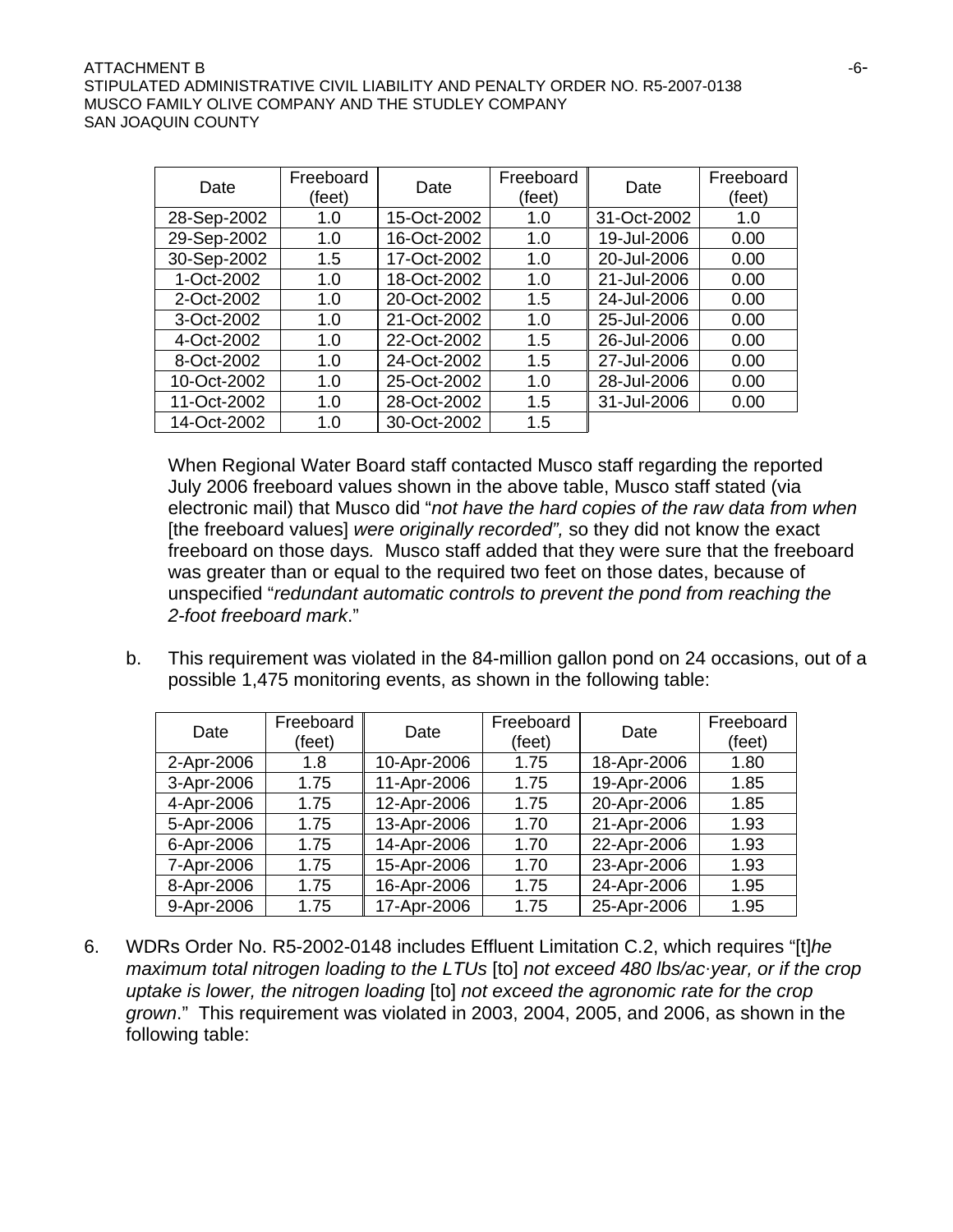| Date | Freeboard (feet) | Date | Freeboard (feet) | Date | Freeboard (feet) |
|---|---|---|---|---|---|
| 28-Sep-2002 | 1.0 | 15-Oct-2002 | 1.0 | 31-Oct-2002 | 1.0 |
| 29-Sep-2002 | 1.0 | 16-Oct-2002 | 1.0 | 19-Jul-2006 | 0.00 |
| 30-Sep-2002 | 1.5 | 17-Oct-2002 | 1.0 | 20-Jul-2006 | 0.00 |
| 1-Oct-2002 | 1.0 | 18-Oct-2002 | 1.0 | 21-Jul-2006 | 0.00 |
| 2-Oct-2002 | 1.0 | 20-Oct-2002 | 1.5 | 24-Jul-2006 | 0.00 |
| 3-Oct-2002 | 1.0 | 21-Oct-2002 | 1.0 | 25-Jul-2006 | 0.00 |
| 4-Oct-2002 | 1.0 | 22-Oct-2002 | 1.5 | 26-Jul-2006 | 0.00 |
| 8-Oct-2002 | 1.0 | 24-Oct-2002 | 1.5 | 27-Jul-2006 | 0.00 |
| 10-Oct-2002 | 1.0 | 25-Oct-2002 | 1.0 | 28-Jul-2006 | 0.00 |
| 11-Oct-2002 | 1.0 | 28-Oct-2002 | 1.5 | 31-Jul-2006 | 0.00 |
| 14-Oct-2002 | 1.0 | 30-Oct-2002 | 1.5 | | |

When Regional Water Board staff contacted Musco staff regarding the reported July 2006 freeboard values shown in the above table, Musco staff stated (via electronic mail) that Musco did "*not have the hard copies of the raw data from when* [the freeboard values] *were originally recorded",* so they did not know the exact freeboard on those days*.* Musco staff added that they were sure that the freeboard was greater than or equal to the required two feet on those dates, because of unspecified "*redundant automatic controls to prevent the pond from reaching the 2-foot freeboard mark*."

b. This requirement was violated in the 84-million gallon pond on 24 occasions, out of a possible 1,475 monitoring events, as shown in the following table:

| Date | Freeboard (feet) | Date | Freeboard (feet) | Date | Freeboard (feet) |
|---|---|---|---|---|---|
| 2-Apr-2006 | 1.8 | 10-Apr-2006 | 1.75 | 18-Apr-2006 | 1.80 |
| 3-Apr-2006 | 1.75 | 11-Apr-2006 | 1.75 | 19-Apr-2006 | 1.85 |
| 4-Apr-2006 | 1.75 | 12-Apr-2006 | 1.75 | 20-Apr-2006 | 1.85 |
| 5-Apr-2006 | 1.75 | 13-Apr-2006 | 1.70 | 21-Apr-2006 | 1.93 |
| 6-Apr-2006 | 1.75 | 14-Apr-2006 | 1.70 | 22-Apr-2006 | 1.93 |
| 7-Apr-2006 | 1.75 | 15-Apr-2006 | 1.70 | 23-Apr-2006 | 1.93 |
| 8-Apr-2006 | 1.75 | 16-Apr-2006 | 1.75 | 24-Apr-2006 | 1.95 |
| 9-Apr-2006 | 1.75 | 17-Apr-2006 | 1.75 | 25-Apr-2006 | 1.95 |

6. WDRs Order No. R5-2002-0148 includes Effluent Limitation C.2, which requires "[t]*he maximum total nitrogen loading to the LTUs* [to] *not exceed 480 lbs/ac·year, or if the crop uptake is lower, the nitrogen loading* [to] *not exceed the agronomic rate for the crop grown*." This requirement was violated in 2003, 2004, 2005, and 2006, as shown in the following table: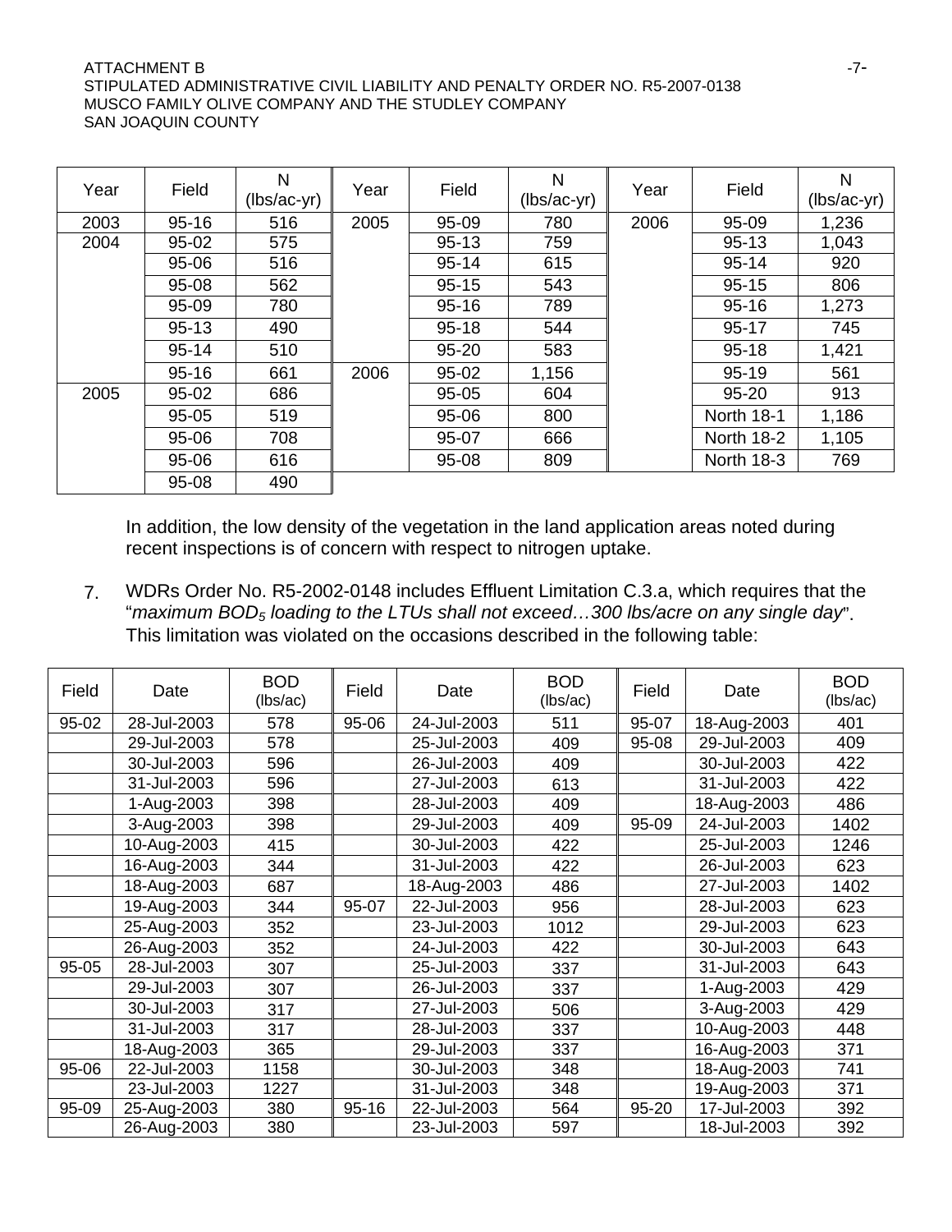| Year | Field | N (lbs/ac-yr) | Year | Field | N (lbs/ac-yr) | Year | Field | N (lbs/ac-yr) |
|---|---|---|---|---|---|---|---|---|
| 2003 | 95-16 | 516 | 2005 | 95-09 | 780 | 2006 | 95-09 | 1,236 |
| 2004 | 95-02 | 575 | | 95-13 | 759 | | 95-13 | 1,043 |
| | 95-06 | 516 | | 95-14 | 615 | | 95-14 | 920 |
| | 95-08 | 562 | | 95-15 | 543 | | 95-15 | 806 |
| | 95-09 | 780 | | 95-16 | 789 | | 95-16 | 1,273 |
| | 95-13 | 490 | | 95-18 | 544 | | 95-17 | 745 |
| | 95-14 | 510 | | 95-20 | 583 | | 95-18 | 1,421 |
| | 95-16 | 661 | 2006 | 95-02 | 1,156 | | 95-19 | 561 |
| 2005 | 95-02 | 686 | | 95-05 | 604 | | 95-20 | 913 |
| | 95-05 | 519 | | 95-06 | 800 | | North 18-1 | 1,186 |
| | 95-06 | 708 | | 95-07 | 666 | | North 18-2 | 1,105 |
| | 95-06 | 616 | | 95-08 | 809 | | North 18-3 | 769 |
| | 95-08 | 490 | | | | | | |

In addition, the low density of the vegetation in the land application areas noted during recent inspections is of concern with respect to nitrogen uptake.

7. WDRs Order No. R5-2002-0148 includes Effluent Limitation C.3.a, which requires that the "*maximum $BOD_5$ loading to the LTUs shall not exceed…300 lbs/acre on any single day*". This limitation was violated on the occasions described in the following table:

| Field | Date | BOD (lbs/ac) | Field | Date | BOD (lbs/ac) | Field | Date | BOD (lbs/ac) |
|---|---|---|---|---|---|---|---|---|
| 95-02 | 28-Jul-2003 | 578 | 95-06 | 24-Jul-2003 | 511 | 95-07 | 18-Aug-2003 | 401 |
| | 29-Jul-2003 | 578 | | 25-Jul-2003 | 409 | 95-08 | 29-Jul-2003 | 409 |
| | 30-Jul-2003 | 596 | | 26-Jul-2003 | 409 | | 30-Jul-2003 | 422 |
| | 31-Jul-2003 | 596 | | 27-Jul-2003 | 613 | | 31-Jul-2003 | 422 |
| | 1-Aug-2003 | 398 | | 28-Jul-2003 | 409 | | 18-Aug-2003 | 486 |
| | 3-Aug-2003 | 398 | | 29-Jul-2003 | 409 | 95-09 | 24-Jul-2003 | 1402 |
| | 10-Aug-2003 | 415 | | 30-Jul-2003 | 422 | | 25-Jul-2003 | 1246 |
| | 16-Aug-2003 | 344 | | 31-Jul-2003 | 422 | | 26-Jul-2003 | 623 |
| | 18-Aug-2003 | 687 | | 18-Aug-2003 | 486 | | 27-Jul-2003 | 1402 |
| | 19-Aug-2003 | 344 | 95-07 | 22-Jul-2003 | 956 | | 28-Jul-2003 | 623 |
| | 25-Aug-2003 | 352 | | 23-Jul-2003 | 1012 | | 29-Jul-2003 | 623 |
| | 26-Aug-2003 | 352 | | 24-Jul-2003 | 422 | | 30-Jul-2003 | 643 |
| 95-05 | 28-Jul-2003 | 307 | | 25-Jul-2003 | 337 | | 31-Jul-2003 | 643 |
| | 29-Jul-2003 | 307 | | 26-Jul-2003 | 337 | | 1-Aug-2003 | 429 |
| | 30-Jul-2003 | 317 | | 27-Jul-2003 | 506 | | 3-Aug-2003 | 429 |
| | 31-Jul-2003 | 317 | | 28-Jul-2003 | 337 | | 10-Aug-2003 | 448 |
| | 18-Aug-2003 | 365 | | 29-Jul-2003 | 337 | | 16-Aug-2003 | 371 |
| 95-06 | 22-Jul-2003 | 1158 | | 30-Jul-2003 | 348 | | 18-Aug-2003 | 741 |
| | 23-Jul-2003 | 1227 | | 31-Jul-2003 | 348 | | 19-Aug-2003 | 371 |
| 95-09 | 25-Aug-2003 | 380 | 95-16 | 22-Jul-2003 | 564 | 95-20 | 17-Jul-2003 | 392 |
| | 26-Aug-2003 | 380 | | 23-Jul-2003 | 597 | | 18-Jul-2003 | 392 |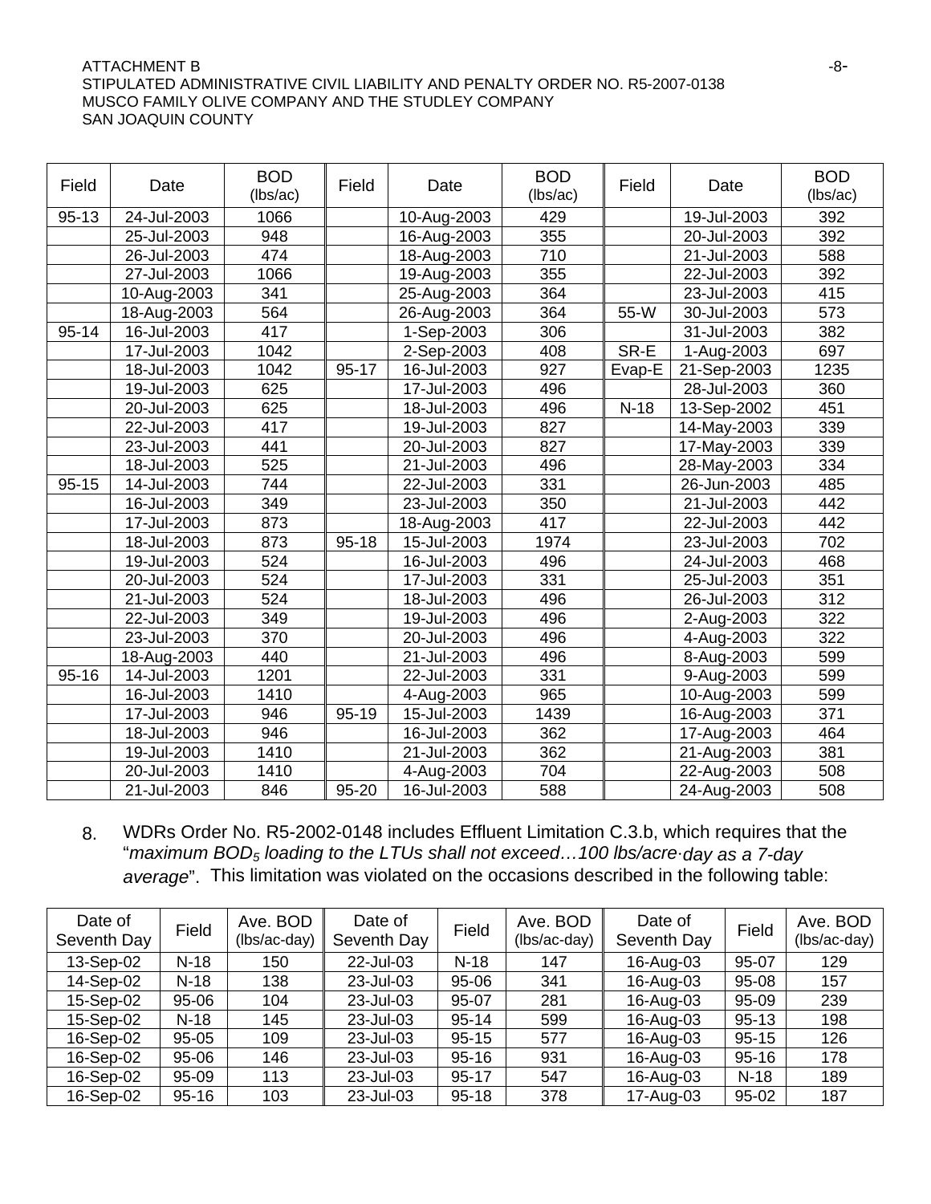| Field | Date | BOD (lbs/ac) | Field | Date | BOD (lbs/ac) | Field | Date | BOD (lbs/ac) |
|---|---|---|---|---|---|---|---|---|
| 95-13 | 24-Jul-2003 | 1066 | | 10-Aug-2003 | 429 | | 19-Jul-2003 | 392 |
| | 25-Jul-2003 | 948 | | 16-Aug-2003 | 355 | | 20-Jul-2003 | 392 |
| | 26-Jul-2003 | 474 | | 18-Aug-2003 | 710 | | 21-Jul-2003 | 588 |
| | 27-Jul-2003 | 1066 | | 19-Aug-2003 | 355 | | 22-Jul-2003 | 392 |
| | 10-Aug-2003 | 341 | | 25-Aug-2003 | 364 | | 23-Jul-2003 | 415 |
| | 18-Aug-2003 | 564 | | 26-Aug-2003 | 364 | 55-W | 30-Jul-2003 | 573 |
| 95-14 | 16-Jul-2003 | 417 | | 1-Sep-2003 | 306 | | 31-Jul-2003 | 382 |
| | 17-Jul-2003 | 1042 | | 2-Sep-2003 | 408 | SR-E | 1-Aug-2003 | 697 |
| | 18-Jul-2003 | 1042 | 95-17 | 16-Jul-2003 | 927 | Evap-E | 21-Sep-2003 | 1235 |
| | 19-Jul-2003 | 625 | | 17-Jul-2003 | 496 | | 28-Jul-2003 | 360 |
| | 20-Jul-2003 | 625 | | 18-Jul-2003 | 496 | N-18 | 13-Sep-2002 | 451 |
| | 22-Jul-2003 | 417 | | 19-Jul-2003 | 827 | | 14-May-2003 | 339 |
| | 23-Jul-2003 | 441 | | 20-Jul-2003 | 827 | | 17-May-2003 | 339 |
| | 18-Jul-2003 | 525 | | 21-Jul-2003 | 496 | | 28-May-2003 | 334 |
| 95-15 | 14-Jul-2003 | 744 | | 22-Jul-2003 | 331 | | 26-Jun-2003 | 485 |
| | 16-Jul-2003 | 349 | | 23-Jul-2003 | 350 | | 21-Jul-2003 | 442 |
| | 17-Jul-2003 | 873 | | 18-Aug-2003 | 417 | | 22-Jul-2003 | 442 |
| | 18-Jul-2003 | 873 | 95-18 | 15-Jul-2003 | 1974 | | 23-Jul-2003 | 702 |
| | 19-Jul-2003 | 524 | | 16-Jul-2003 | 496 | | 24-Jul-2003 | 468 |
| | 20-Jul-2003 | 524 | | 17-Jul-2003 | 331 | | 25-Jul-2003 | 351 |
| | 21-Jul-2003 | 524 | | 18-Jul-2003 | 496 | | 26-Jul-2003 | 312 |
| | 22-Jul-2003 | 349 | | 19-Jul-2003 | 496 | | 2-Aug-2003 | 322 |
| | 23-Jul-2003 | 370 | | 20-Jul-2003 | 496 | | 4-Aug-2003 | 322 |
| | 18-Aug-2003 | 440 | | 21-Jul-2003 | 496 | | 8-Aug-2003 | 599 |
| 95-16 | 14-Jul-2003 | 1201 | | 22-Jul-2003 | 331 | | 9-Aug-2003 | 599 |
| | 16-Jul-2003 | 1410 | | 4-Aug-2003 | 965 | | 10-Aug-2003 | 599 |
| | 17-Jul-2003 | 946 | 95-19 | 15-Jul-2003 | 1439 | | 16-Aug-2003 | 371 |
| | 18-Jul-2003 | 946 | | 16-Jul-2003 | 362 | | 17-Aug-2003 | 464 |
| | 19-Jul-2003 | 1410 | | 21-Jul-2003 | 362 | | 21-Aug-2003 | 381 |
| | 20-Jul-2003 | 1410 | | 4-Aug-2003 | 704 | | 22-Aug-2003 | 508 |
| | 21-Jul-2003 | 846 | 95-20 | 16-Jul-2003 | 588 | | 24-Aug-2003 | 508 |

8. WDRs Order No. R5-2002-0148 includes Effluent Limitation C.3.b, which requires that the "*maximum $BOD_5$ loading to the LTUs shall not exceed…100 lbs/acre·day as a 7-day average*". This limitation was violated on the occasions described in the following table:

| Date of Seventh Day | Field | Ave. BOD (lbs/ac-day) | Date of Seventh Day | Field | Ave. BOD (lbs/ac-day) | Date of Seventh Day | Field | Ave. BOD (lbs/ac-day) |
|---|---|---|---|---|---|---|---|---|
| 13-Sep-02 | N-18 | 150 | 22-Jul-03 | N-18 | 147 | 16-Aug-03 | 95-07 | 129 |
| 14-Sep-02 | N-18 | 138 | 23-Jul-03 | 95-06 | 341 | 16-Aug-03 | 95-08 | 157 |
| 15-Sep-02 | 95-06 | 104 | 23-Jul-03 | 95-07 | 281 | 16-Aug-03 | 95-09 | 239 |
| 15-Sep-02 | N-18 | 145 | 23-Jul-03 | 95-14 | 599 | 16-Aug-03 | 95-13 | 198 |
| 16-Sep-02 | 95-05 | 109 | 23-Jul-03 | 95-15 | 577 | 16-Aug-03 | 95-15 | 126 |
| 16-Sep-02 | 95-06 | 146 | 23-Jul-03 | 95-16 | 931 | 16-Aug-03 | 95-16 | 178 |
| 16-Sep-02 | 95-09 | 113 | 23-Jul-03 | 95-17 | 547 | 16-Aug-03 | N-18 | 189 |
| 16-Sep-02 | 95-16 | 103 | 23-Jul-03 | 95-18 | 378 | 17-Aug-03 | 95-02 | 187 |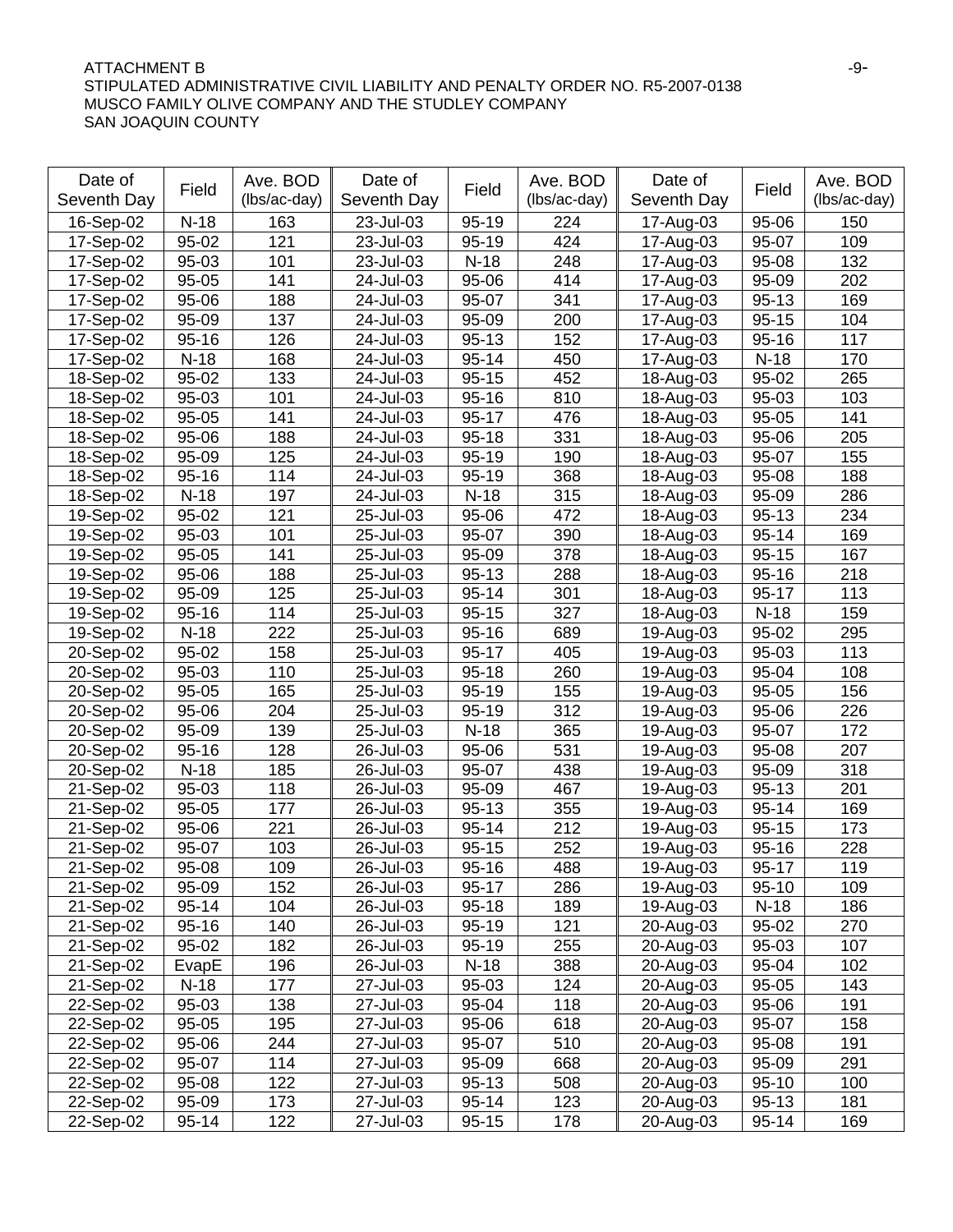ATTACHMENT B
STIPULATED ADMINISTRATIVE CIVIL LIABILITY AND PENALTY ORDER NO. R5-2007-0138
MUSCO FAMILY OLIVE COMPANY AND THE STUDLEY COMPANY
SAN JOAQUIN COUNTY

| Date of Seventh Day | Field | Ave. BOD (lbs/ac-day) | Date of Seventh Day | Field | Ave. BOD (lbs/ac-day) | Date of Seventh Day | Field | Ave. BOD (lbs/ac-day) |
|---|---|---|---|---|---|---|---|---|
| 16-Sep-02 | N-18 | 163 | 23-Jul-03 | 95-19 | 224 | 17-Aug-03 | 95-06 | 150 |
| 17-Sep-02 | 95-02 | 121 | 23-Jul-03 | 95-19 | 424 | 17-Aug-03 | 95-07 | 109 |
| 17-Sep-02 | 95-03 | 101 | 23-Jul-03 | N-18 | 248 | 17-Aug-03 | 95-08 | 132 |
| 17-Sep-02 | 95-05 | 141 | 24-Jul-03 | 95-06 | 414 | 17-Aug-03 | 95-09 | 202 |
| 17-Sep-02 | 95-06 | 188 | 24-Jul-03 | 95-07 | 341 | 17-Aug-03 | 95-13 | 169 |
| 17-Sep-02 | 95-09 | 137 | 24-Jul-03 | 95-09 | 200 | 17-Aug-03 | 95-15 | 104 |
| 17-Sep-02 | 95-16 | 126 | 24-Jul-03 | 95-13 | 152 | 17-Aug-03 | 95-16 | 117 |
| 17-Sep-02 | N-18 | 168 | 24-Jul-03 | 95-14 | 450 | 17-Aug-03 | N-18 | 170 |
| 18-Sep-02 | 95-02 | 133 | 24-Jul-03 | 95-15 | 452 | 18-Aug-03 | 95-02 | 265 |
| 18-Sep-02 | 95-03 | 101 | 24-Jul-03 | 95-16 | 810 | 18-Aug-03 | 95-03 | 103 |
| 18-Sep-02 | 95-05 | 141 | 24-Jul-03 | 95-17 | 476 | 18-Aug-03 | 95-05 | 141 |
| 18-Sep-02 | 95-06 | 188 | 24-Jul-03 | 95-18 | 331 | 18-Aug-03 | 95-06 | 205 |
| 18-Sep-02 | 95-09 | 125 | 24-Jul-03 | 95-19 | 190 | 18-Aug-03 | 95-07 | 155 |
| 18-Sep-02 | 95-16 | 114 | 24-Jul-03 | 95-19 | 368 | 18-Aug-03 | 95-08 | 188 |
| 18-Sep-02 | N-18 | 197 | 24-Jul-03 | N-18 | 315 | 18-Aug-03 | 95-09 | 286 |
| 19-Sep-02 | 95-02 | 121 | 25-Jul-03 | 95-06 | 472 | 18-Aug-03 | 95-13 | 234 |
| 19-Sep-02 | 95-03 | 101 | 25-Jul-03 | 95-07 | 390 | 18-Aug-03 | 95-14 | 169 |
| 19-Sep-02 | 95-05 | 141 | 25-Jul-03 | 95-09 | 378 | 18-Aug-03 | 95-15 | 167 |
| 19-Sep-02 | 95-06 | 188 | 25-Jul-03 | 95-13 | 288 | 18-Aug-03 | 95-16 | 218 |
| 19-Sep-02 | 95-09 | 125 | 25-Jul-03 | 95-14 | 301 | 18-Aug-03 | 95-17 | 113 |
| 19-Sep-02 | 95-16 | 114 | 25-Jul-03 | 95-15 | 327 | 18-Aug-03 | N-18 | 159 |
| 19-Sep-02 | N-18 | 222 | 25-Jul-03 | 95-16 | 689 | 19-Aug-03 | 95-02 | 295 |
| 20-Sep-02 | 95-02 | 158 | 25-Jul-03 | 95-17 | 405 | 19-Aug-03 | 95-03 | 113 |
| 20-Sep-02 | 95-03 | 110 | 25-Jul-03 | 95-18 | 260 | 19-Aug-03 | 95-04 | 108 |
| 20-Sep-02 | 95-05 | 165 | 25-Jul-03 | 95-19 | 155 | 19-Aug-03 | 95-05 | 156 |
| 20-Sep-02 | 95-06 | 204 | 25-Jul-03 | 95-19 | 312 | 19-Aug-03 | 95-06 | 226 |
| 20-Sep-02 | 95-09 | 139 | 25-Jul-03 | N-18 | 365 | 19-Aug-03 | 95-07 | 172 |
| 20-Sep-02 | 95-16 | 128 | 26-Jul-03 | 95-06 | 531 | 19-Aug-03 | 95-08 | 207 |
| 20-Sep-02 | N-18 | 185 | 26-Jul-03 | 95-07 | 438 | 19-Aug-03 | 95-09 | 318 |
| 21-Sep-02 | 95-03 | 118 | 26-Jul-03 | 95-09 | 467 | 19-Aug-03 | 95-13 | 201 |
| 21-Sep-02 | 95-05 | 177 | 26-Jul-03 | 95-13 | 355 | 19-Aug-03 | 95-14 | 169 |
| 21-Sep-02 | 95-06 | 221 | 26-Jul-03 | 95-14 | 212 | 19-Aug-03 | 95-15 | 173 |
| 21-Sep-02 | 95-07 | 103 | 26-Jul-03 | 95-15 | 252 | 19-Aug-03 | 95-16 | 228 |
| 21-Sep-02 | 95-08 | 109 | 26-Jul-03 | 95-16 | 488 | 19-Aug-03 | 95-17 | 119 |
| 21-Sep-02 | 95-09 | 152 | 26-Jul-03 | 95-17 | 286 | 19-Aug-03 | 95-10 | 109 |
| 21-Sep-02 | 95-14 | 104 | 26-Jul-03 | 95-18 | 189 | 19-Aug-03 | N-18 | 186 |
| 21-Sep-02 | 95-16 | 140 | 26-Jul-03 | 95-19 | 121 | 20-Aug-03 | 95-02 | 270 |
| 21-Sep-02 | 95-02 | 182 | 26-Jul-03 | 95-19 | 255 | 20-Aug-03 | 95-03 | 107 |
| 21-Sep-02 | EvapE | 196 | 26-Jul-03 | N-18 | 388 | 20-Aug-03 | 95-04 | 102 |
| 21-Sep-02 | N-18 | 177 | 27-Jul-03 | 95-03 | 124 | 20-Aug-03 | 95-05 | 143 |
| 22-Sep-02 | 95-03 | 138 | 27-Jul-03 | 95-04 | 118 | 20-Aug-03 | 95-06 | 191 |
| 22-Sep-02 | 95-05 | 195 | 27-Jul-03 | 95-06 | 618 | 20-Aug-03 | 95-07 | 158 |
| 22-Sep-02 | 95-06 | 244 | 27-Jul-03 | 95-07 | 510 | 20-Aug-03 | 95-08 | 191 |
| 22-Sep-02 | 95-07 | 114 | 27-Jul-03 | 95-09 | 668 | 20-Aug-03 | 95-09 | 291 |
| 22-Sep-02 | 95-08 | 122 | 27-Jul-03 | 95-13 | 508 | 20-Aug-03 | 95-10 | 100 |
| 22-Sep-02 | 95-09 | 173 | 27-Jul-03 | 95-14 | 123 | 20-Aug-03 | 95-13 | 181 |
| 22-Sep-02 | 95-14 | 122 | 27-Jul-03 | 95-15 | 178 | 20-Aug-03 | 95-14 | 169 |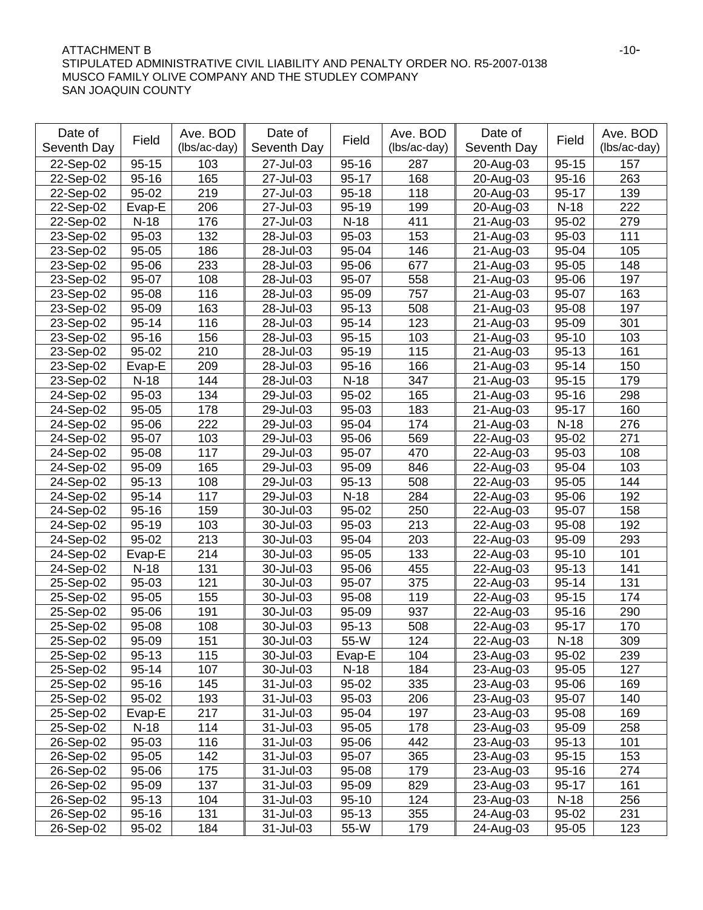ATTACHMENT B

STIPULATED ADMINISTRATIVE CIVIL LIABILITY AND PENALTY ORDER NO. R5-2007-0138
MUSCO FAMILY OLIVE COMPANY AND THE STUDLEY COMPANY
SAN JOAQUIN COUNTY

| Date of Seventh Day | Field | Ave. BOD (lbs/ac-day) | Date of Seventh Day | Field | Ave. BOD (lbs/ac-day) | Date of Seventh Day | Field | Ave. BOD (lbs/ac-day) |
|---|---|---|---|---|---|---|---|---|
| 22-Sep-02 | 95-15 | 103 | 27-Jul-03 | 95-16 | 287 | 20-Aug-03 | 95-15 | 157 |
| 22-Sep-02 | 95-16 | 165 | 27-Jul-03 | 95-17 | 168 | 20-Aug-03 | 95-16 | 263 |
| 22-Sep-02 | 95-02 | 219 | 27-Jul-03 | 95-18 | 118 | 20-Aug-03 | 95-17 | 139 |
| 22-Sep-02 | Evap-E | 206 | 27-Jul-03 | 95-19 | 199 | 20-Aug-03 | N-18 | 222 |
| 22-Sep-02 | N-18 | 176 | 27-Jul-03 | N-18 | 411 | 21-Aug-03 | 95-02 | 279 |
| 23-Sep-02 | 95-03 | 132 | 28-Jul-03 | 95-03 | 153 | 21-Aug-03 | 95-03 | 111 |
| 23-Sep-02 | 95-05 | 186 | 28-Jul-03 | 95-04 | 146 | 21-Aug-03 | 95-04 | 105 |
| 23-Sep-02 | 95-06 | 233 | 28-Jul-03 | 95-06 | 677 | 21-Aug-03 | 95-05 | 148 |
| 23-Sep-02 | 95-07 | 108 | 28-Jul-03 | 95-07 | 558 | 21-Aug-03 | 95-06 | 197 |
| 23-Sep-02 | 95-08 | 116 | 28-Jul-03 | 95-09 | 757 | 21-Aug-03 | 95-07 | 163 |
| 23-Sep-02 | 95-09 | 163 | 28-Jul-03 | 95-13 | 508 | 21-Aug-03 | 95-08 | 197 |
| 23-Sep-02 | 95-14 | 116 | 28-Jul-03 | 95-14 | 123 | 21-Aug-03 | 95-09 | 301 |
| 23-Sep-02 | 95-16 | 156 | 28-Jul-03 | 95-15 | 103 | 21-Aug-03 | 95-10 | 103 |
| 23-Sep-02 | 95-02 | 210 | 28-Jul-03 | 95-19 | 115 | 21-Aug-03 | 95-13 | 161 |
| 23-Sep-02 | Evap-E | 209 | 28-Jul-03 | 95-16 | 166 | 21-Aug-03 | 95-14 | 150 |
| 23-Sep-02 | N-18 | 144 | 28-Jul-03 | N-18 | 347 | 21-Aug-03 | 95-15 | 179 |
| 24-Sep-02 | 95-03 | 134 | 29-Jul-03 | 95-02 | 165 | 21-Aug-03 | 95-16 | 298 |
| 24-Sep-02 | 95-05 | 178 | 29-Jul-03 | 95-03 | 183 | 21-Aug-03 | 95-17 | 160 |
| 24-Sep-02 | 95-06 | 222 | 29-Jul-03 | 95-04 | 174 | 21-Aug-03 | N-18 | 276 |
| 24-Sep-02 | 95-07 | 103 | 29-Jul-03 | 95-06 | 569 | 22-Aug-03 | 95-02 | 271 |
| 24-Sep-02 | 95-08 | 117 | 29-Jul-03 | 95-07 | 470 | 22-Aug-03 | 95-03 | 108 |
| 24-Sep-02 | 95-09 | 165 | 29-Jul-03 | 95-09 | 846 | 22-Aug-03 | 95-04 | 103 |
| 24-Sep-02 | 95-13 | 108 | 29-Jul-03 | 95-13 | 508 | 22-Aug-03 | 95-05 | 144 |
| 24-Sep-02 | 95-14 | 117 | 29-Jul-03 | N-18 | 284 | 22-Aug-03 | 95-06 | 192 |
| 24-Sep-02 | 95-16 | 159 | 30-Jul-03 | 95-02 | 250 | 22-Aug-03 | 95-07 | 158 |
| 24-Sep-02 | 95-19 | 103 | 30-Jul-03 | 95-03 | 213 | 22-Aug-03 | 95-08 | 192 |
| 24-Sep-02 | 95-02 | 213 | 30-Jul-03 | 95-04 | 203 | 22-Aug-03 | 95-09 | 293 |
| 24-Sep-02 | Evap-E | 214 | 30-Jul-03 | 95-05 | 133 | 22-Aug-03 | 95-10 | 101 |
| 24-Sep-02 | N-18 | 131 | 30-Jul-03 | 95-06 | 455 | 22-Aug-03 | 95-13 | 141 |
| 25-Sep-02 | 95-03 | 121 | 30-Jul-03 | 95-07 | 375 | 22-Aug-03 | 95-14 | 131 |
| 25-Sep-02 | 95-05 | 155 | 30-Jul-03 | 95-08 | 119 | 22-Aug-03 | 95-15 | 174 |
| 25-Sep-02 | 95-06 | 191 | 30-Jul-03 | 95-09 | 937 | 22-Aug-03 | 95-16 | 290 |
| 25-Sep-02 | 95-08 | 108 | 30-Jul-03 | 95-13 | 508 | 22-Aug-03 | 95-17 | 170 |
| 25-Sep-02 | 95-09 | 151 | 30-Jul-03 | 55-W | 124 | 22-Aug-03 | N-18 | 309 |
| 25-Sep-02 | 95-13 | 115 | 30-Jul-03 | Evap-E | 104 | 23-Aug-03 | 95-02 | 239 |
| 25-Sep-02 | 95-14 | 107 | 30-Jul-03 | N-18 | 184 | 23-Aug-03 | 95-05 | 127 |
| 25-Sep-02 | 95-16 | 145 | 31-Jul-03 | 95-02 | 335 | 23-Aug-03 | 95-06 | 169 |
| 25-Sep-02 | 95-02 | 193 | 31-Jul-03 | 95-03 | 206 | 23-Aug-03 | 95-07 | 140 |
| 25-Sep-02 | Evap-E | 217 | 31-Jul-03 | 95-04 | 197 | 23-Aug-03 | 95-08 | 169 |
| 25-Sep-02 | N-18 | 114 | 31-Jul-03 | 95-05 | 178 | 23-Aug-03 | 95-09 | 258 |
| 26-Sep-02 | 95-03 | 116 | 31-Jul-03 | 95-06 | 442 | 23-Aug-03 | 95-13 | 101 |
| 26-Sep-02 | 95-05 | 142 | 31-Jul-03 | 95-07 | 365 | 23-Aug-03 | 95-15 | 153 |
| 26-Sep-02 | 95-06 | 175 | 31-Jul-03 | 95-08 | 179 | 23-Aug-03 | 95-16 | 274 |
| 26-Sep-02 | 95-09 | 137 | 31-Jul-03 | 95-09 | 829 | 23-Aug-03 | 95-17 | 161 |
| 26-Sep-02 | 95-13 | 104 | 31-Jul-03 | 95-10 | 124 | 23-Aug-03 | N-18 | 256 |
| 26-Sep-02 | 95-16 | 131 | 31-Jul-03 | 95-13 | 355 | 24-Aug-03 | 95-02 | 231 |
| 26-Sep-02 | 95-02 | 184 | 31-Jul-03 | 55-W | 179 | 24-Aug-03 | 95-05 | 123 |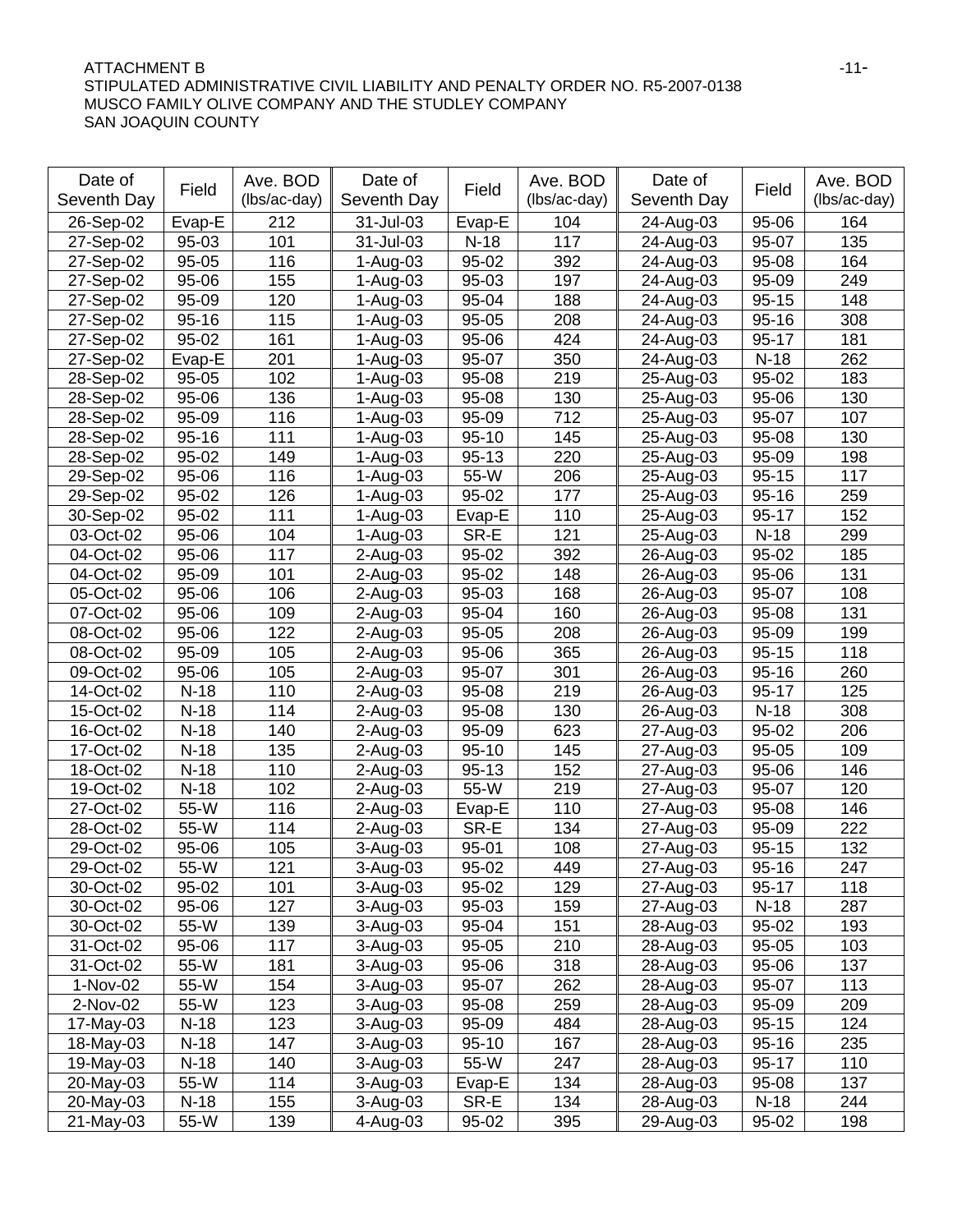ATTACHMENT B
STIPULATED ADMINISTRATIVE CIVIL LIABILITY AND PENALTY ORDER NO. R5-2007-0138
MUSCO FAMILY OLIVE COMPANY AND THE STUDLEY COMPANY
SAN JOAQUIN COUNTY

| Date of Seventh Day | Field | Ave. BOD (lbs/ac-day) | Date of Seventh Day | Field | Ave. BOD (lbs/ac-day) | Date of Seventh Day | Field | Ave. BOD (lbs/ac-day) |
|---|---|---|---|---|---|---|---|---|
| 26-Sep-02 | Evap-E | 212 | 31-Jul-03 | Evap-E | 104 | 24-Aug-03 | 95-06 | 164 |
| 27-Sep-02 | 95-03 | 101 | 31-Jul-03 | N-18 | 117 | 24-Aug-03 | 95-07 | 135 |
| 27-Sep-02 | 95-05 | 116 | 1-Aug-03 | 95-02 | 392 | 24-Aug-03 | 95-08 | 164 |
| 27-Sep-02 | 95-06 | 155 | 1-Aug-03 | 95-03 | 197 | 24-Aug-03 | 95-09 | 249 |
| 27-Sep-02 | 95-09 | 120 | 1-Aug-03 | 95-04 | 188 | 24-Aug-03 | 95-15 | 148 |
| 27-Sep-02 | 95-16 | 115 | 1-Aug-03 | 95-05 | 208 | 24-Aug-03 | 95-16 | 308 |
| 27-Sep-02 | 95-02 | 161 | 1-Aug-03 | 95-06 | 424 | 24-Aug-03 | 95-17 | 181 |
| 27-Sep-02 | Evap-E | 201 | 1-Aug-03 | 95-07 | 350 | 24-Aug-03 | N-18 | 262 |
| 28-Sep-02 | 95-05 | 102 | 1-Aug-03 | 95-08 | 219 | 25-Aug-03 | 95-02 | 183 |
| 28-Sep-02 | 95-06 | 136 | 1-Aug-03 | 95-08 | 130 | 25-Aug-03 | 95-06 | 130 |
| 28-Sep-02 | 95-09 | 116 | 1-Aug-03 | 95-09 | 712 | 25-Aug-03 | 95-07 | 107 |
| 28-Sep-02 | 95-16 | 111 | 1-Aug-03 | 95-10 | 145 | 25-Aug-03 | 95-08 | 130 |
| 28-Sep-02 | 95-02 | 149 | 1-Aug-03 | 95-13 | 220 | 25-Aug-03 | 95-09 | 198 |
| 29-Sep-02 | 95-06 | 116 | 1-Aug-03 | 55-W | 206 | 25-Aug-03 | 95-15 | 117 |
| 29-Sep-02 | 95-02 | 126 | 1-Aug-03 | 95-02 | 177 | 25-Aug-03 | 95-16 | 259 |
| 30-Sep-02 | 95-02 | 111 | 1-Aug-03 | Evap-E | 110 | 25-Aug-03 | 95-17 | 152 |
| 03-Oct-02 | 95-06 | 104 | 1-Aug-03 | SR-E | 121 | 25-Aug-03 | N-18 | 299 |
| 04-Oct-02 | 95-06 | 117 | 2-Aug-03 | 95-02 | 392 | 26-Aug-03 | 95-02 | 185 |
| 04-Oct-02 | 95-09 | 101 | 2-Aug-03 | 95-02 | 148 | 26-Aug-03 | 95-06 | 131 |
| 05-Oct-02 | 95-06 | 106 | 2-Aug-03 | 95-03 | 168 | 26-Aug-03 | 95-07 | 108 |
| 07-Oct-02 | 95-06 | 109 | 2-Aug-03 | 95-04 | 160 | 26-Aug-03 | 95-08 | 131 |
| 08-Oct-02 | 95-06 | 122 | 2-Aug-03 | 95-05 | 208 | 26-Aug-03 | 95-09 | 199 |
| 08-Oct-02 | 95-09 | 105 | 2-Aug-03 | 95-06 | 365 | 26-Aug-03 | 95-15 | 118 |
| 09-Oct-02 | 95-06 | 105 | 2-Aug-03 | 95-07 | 301 | 26-Aug-03 | 95-16 | 260 |
| 14-Oct-02 | N-18 | 110 | 2-Aug-03 | 95-08 | 219 | 26-Aug-03 | 95-17 | 125 |
| 15-Oct-02 | N-18 | 114 | 2-Aug-03 | 95-08 | 130 | 26-Aug-03 | N-18 | 308 |
| 16-Oct-02 | N-18 | 140 | 2-Aug-03 | 95-09 | 623 | 27-Aug-03 | 95-02 | 206 |
| 17-Oct-02 | N-18 | 135 | 2-Aug-03 | 95-10 | 145 | 27-Aug-03 | 95-05 | 109 |
| 18-Oct-02 | N-18 | 110 | 2-Aug-03 | 95-13 | 152 | 27-Aug-03 | 95-06 | 146 |
| 19-Oct-02 | N-18 | 102 | 2-Aug-03 | 55-W | 219 | 27-Aug-03 | 95-07 | 120 |
| 27-Oct-02 | 55-W | 116 | 2-Aug-03 | Evap-E | 110 | 27-Aug-03 | 95-08 | 146 |
| 28-Oct-02 | 55-W | 114 | 2-Aug-03 | SR-E | 134 | 27-Aug-03 | 95-09 | 222 |
| 29-Oct-02 | 95-06 | 105 | 3-Aug-03 | 95-01 | 108 | 27-Aug-03 | 95-15 | 132 |
| 29-Oct-02 | 55-W | 121 | 3-Aug-03 | 95-02 | 449 | 27-Aug-03 | 95-16 | 247 |
| 30-Oct-02 | 95-02 | 101 | 3-Aug-03 | 95-02 | 129 | 27-Aug-03 | 95-17 | 118 |
| 30-Oct-02 | 95-06 | 127 | 3-Aug-03 | 95-03 | 159 | 27-Aug-03 | N-18 | 287 |
| 30-Oct-02 | 55-W | 139 | 3-Aug-03 | 95-04 | 151 | 28-Aug-03 | 95-02 | 193 |
| 31-Oct-02 | 95-06 | 117 | 3-Aug-03 | 95-05 | 210 | 28-Aug-03 | 95-05 | 103 |
| 31-Oct-02 | 55-W | 181 | 3-Aug-03 | 95-06 | 318 | 28-Aug-03 | 95-06 | 137 |
| 1-Nov-02 | 55-W | 154 | 3-Aug-03 | 95-07 | 262 | 28-Aug-03 | 95-07 | 113 |
| 2-Nov-02 | 55-W | 123 | 3-Aug-03 | 95-08 | 259 | 28-Aug-03 | 95-09 | 209 |
| 17-May-03 | N-18 | 123 | 3-Aug-03 | 95-09 | 484 | 28-Aug-03 | 95-15 | 124 |
| 18-May-03 | N-18 | 147 | 3-Aug-03 | 95-10 | 167 | 28-Aug-03 | 95-16 | 235 |
| 19-May-03 | N-18 | 140 | 3-Aug-03 | 55-W | 247 | 28-Aug-03 | 95-17 | 110 |
| 20-May-03 | 55-W | 114 | 3-Aug-03 | Evap-E | 134 | 28-Aug-03 | 95-08 | 137 |
| 20-May-03 | N-18 | 155 | 3-Aug-03 | SR-E | 134 | 28-Aug-03 | N-18 | 244 |
| 21-May-03 | 55-W | 139 | 4-Aug-03 | 95-02 | 395 | 29-Aug-03 | 95-02 | 198 |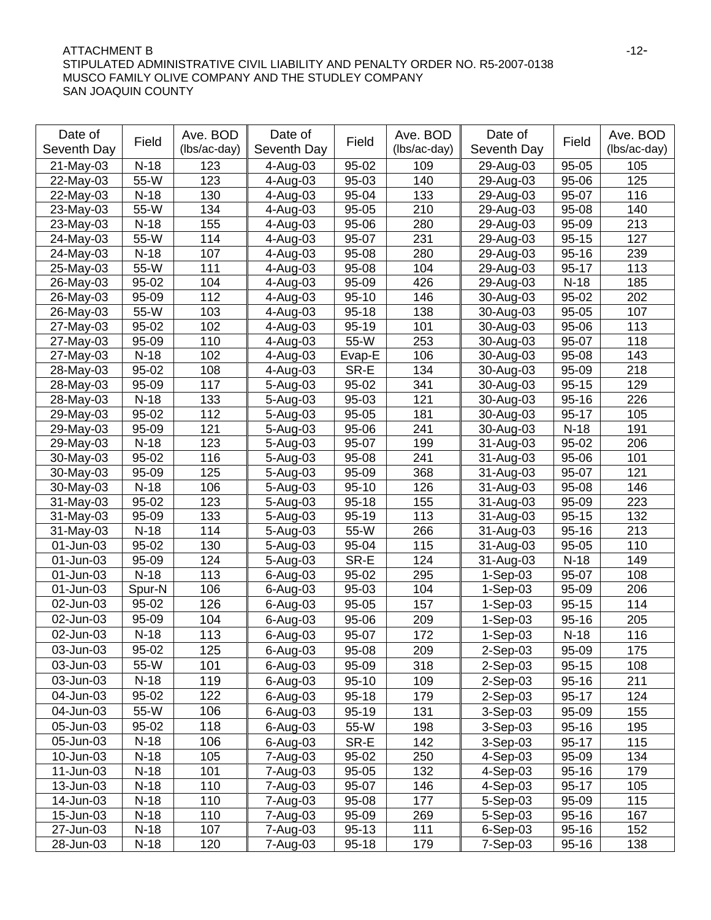ATTACHMENT B
STIPULATED ADMINISTRATIVE CIVIL LIABILITY AND PENALTY ORDER NO. R5-2007-0138
MUSCO FAMILY OLIVE COMPANY AND THE STUDLEY COMPANY
SAN JOAQUIN COUNTY

| Date of Seventh Day | Field | Ave. BOD (lbs/ac-day) | Date of Seventh Day | Field | Ave. BOD (lbs/ac-day) | Date of Seventh Day | Field | Ave. BOD (lbs/ac-day) |
|---|---|---|---|---|---|---|---|---|
| 21-May-03 | N-18 | 123 | 4-Aug-03 | 95-02 | 109 | 29-Aug-03 | 95-05 | 105 |
| 22-May-03 | 55-W | 123 | 4-Aug-03 | 95-03 | 140 | 29-Aug-03 | 95-06 | 125 |
| 22-May-03 | N-18 | 130 | 4-Aug-03 | 95-04 | 133 | 29-Aug-03 | 95-07 | 116 |
| 23-May-03 | 55-W | 134 | 4-Aug-03 | 95-05 | 210 | 29-Aug-03 | 95-08 | 140 |
| 23-May-03 | N-18 | 155 | 4-Aug-03 | 95-06 | 280 | 29-Aug-03 | 95-09 | 213 |
| 24-May-03 | 55-W | 114 | 4-Aug-03 | 95-07 | 231 | 29-Aug-03 | 95-15 | 127 |
| 24-May-03 | N-18 | 107 | 4-Aug-03 | 95-08 | 280 | 29-Aug-03 | 95-16 | 239 |
| 25-May-03 | 55-W | 111 | 4-Aug-03 | 95-08 | 104 | 29-Aug-03 | 95-17 | 113 |
| 26-May-03 | 95-02 | 104 | 4-Aug-03 | 95-09 | 426 | 29-Aug-03 | N-18 | 185 |
| 26-May-03 | 95-09 | 112 | 4-Aug-03 | 95-10 | 146 | 30-Aug-03 | 95-02 | 202 |
| 26-May-03 | 55-W | 103 | 4-Aug-03 | 95-18 | 138 | 30-Aug-03 | 95-05 | 107 |
| 27-May-03 | 95-02 | 102 | 4-Aug-03 | 95-19 | 101 | 30-Aug-03 | 95-06 | 113 |
| 27-May-03 | 95-09 | 110 | 4-Aug-03 | 55-W | 253 | 30-Aug-03 | 95-07 | 118 |
| 27-May-03 | N-18 | 102 | 4-Aug-03 | Evap-E | 106 | 30-Aug-03 | 95-08 | 143 |
| 28-May-03 | 95-02 | 108 | 4-Aug-03 | SR-E | 134 | 30-Aug-03 | 95-09 | 218 |
| 28-May-03 | 95-09 | 117 | 5-Aug-03 | 95-02 | 341 | 30-Aug-03 | 95-15 | 129 |
| 28-May-03 | N-18 | 133 | 5-Aug-03 | 95-03 | 121 | 30-Aug-03 | 95-16 | 226 |
| 29-May-03 | 95-02 | 112 | 5-Aug-03 | 95-05 | 181 | 30-Aug-03 | 95-17 | 105 |
| 29-May-03 | 95-09 | 121 | 5-Aug-03 | 95-06 | 241 | 30-Aug-03 | N-18 | 191 |
| 29-May-03 | N-18 | 123 | 5-Aug-03 | 95-07 | 199 | 31-Aug-03 | 95-02 | 206 |
| 30-May-03 | 95-02 | 116 | 5-Aug-03 | 95-08 | 241 | 31-Aug-03 | 95-06 | 101 |
| 30-May-03 | 95-09 | 125 | 5-Aug-03 | 95-09 | 368 | 31-Aug-03 | 95-07 | 121 |
| 30-May-03 | N-18 | 106 | 5-Aug-03 | 95-10 | 126 | 31-Aug-03 | 95-08 | 146 |
| 31-May-03 | 95-02 | 123 | 5-Aug-03 | 95-18 | 155 | 31-Aug-03 | 95-09 | 223 |
| 31-May-03 | 95-09 | 133 | 5-Aug-03 | 95-19 | 113 | 31-Aug-03 | 95-15 | 132 |
| 31-May-03 | N-18 | 114 | 5-Aug-03 | 55-W | 266 | 31-Aug-03 | 95-16 | 213 |
| 01-Jun-03 | 95-02 | 130 | 5-Aug-03 | 95-04 | 115 | 31-Aug-03 | 95-05 | 110 |
| 01-Jun-03 | 95-09 | 124 | 5-Aug-03 | SR-E | 124 | 31-Aug-03 | N-18 | 149 |
| 01-Jun-03 | N-18 | 113 | 6-Aug-03 | 95-02 | 295 | 1-Sep-03 | 95-07 | 108 |
| 01-Jun-03 | Spur-N | 106 | 6-Aug-03 | 95-03 | 104 | 1-Sep-03 | 95-09 | 206 |
| 02-Jun-03 | 95-02 | 126 | 6-Aug-03 | 95-05 | 157 | 1-Sep-03 | 95-15 | 114 |
| 02-Jun-03 | 95-09 | 104 | 6-Aug-03 | 95-06 | 209 | 1-Sep-03 | 95-16 | 205 |
| 02-Jun-03 | N-18 | 113 | 6-Aug-03 | 95-07 | 172 | 1-Sep-03 | N-18 | 116 |
| 03-Jun-03 | 95-02 | 125 | 6-Aug-03 | 95-08 | 209 | 2-Sep-03 | 95-09 | 175 |
| 03-Jun-03 | 55-W | 101 | 6-Aug-03 | 95-09 | 318 | 2-Sep-03 | 95-15 | 108 |
| 03-Jun-03 | N-18 | 119 | 6-Aug-03 | 95-10 | 109 | 2-Sep-03 | 95-16 | 211 |
| 04-Jun-03 | 95-02 | 122 | 6-Aug-03 | 95-18 | 179 | 2-Sep-03 | 95-17 | 124 |
| 04-Jun-03 | 55-W | 106 | 6-Aug-03 | 95-19 | 131 | 3-Sep-03 | 95-09 | 155 |
| 05-Jun-03 | 95-02 | 118 | 6-Aug-03 | 55-W | 198 | 3-Sep-03 | 95-16 | 195 |
| 05-Jun-03 | N-18 | 106 | 6-Aug-03 | SR-E | 142 | 3-Sep-03 | 95-17 | 115 |
| 10-Jun-03 | N-18 | 105 | 7-Aug-03 | 95-02 | 250 | 4-Sep-03 | 95-09 | 134 |
| 11-Jun-03 | N-18 | 101 | 7-Aug-03 | 95-05 | 132 | 4-Sep-03 | 95-16 | 179 |
| 13-Jun-03 | N-18 | 110 | 7-Aug-03 | 95-07 | 146 | 4-Sep-03 | 95-17 | 105 |
| 14-Jun-03 | N-18 | 110 | 7-Aug-03 | 95-08 | 177 | 5-Sep-03 | 95-09 | 115 |
| 15-Jun-03 | N-18 | 110 | 7-Aug-03 | 95-09 | 269 | 5-Sep-03 | 95-16 | 167 |
| 27-Jun-03 | N-18 | 107 | 7-Aug-03 | 95-13 | 111 | 6-Sep-03 | 95-16 | 152 |
| 28-Jun-03 | N-18 | 120 | 7-Aug-03 | 95-18 | 179 | 7-Sep-03 | 95-16 | 138 |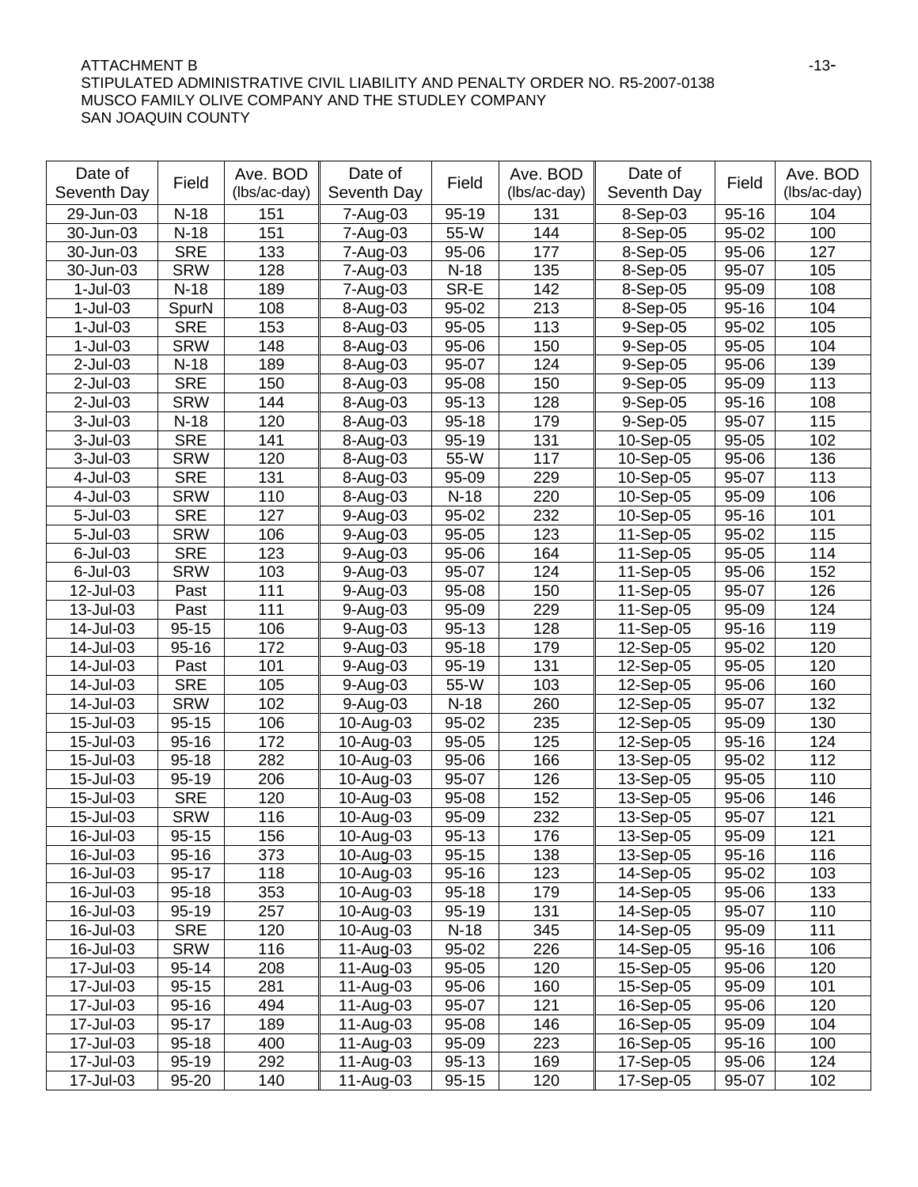ATTACHMENT B
STIPULATED ADMINISTRATIVE CIVIL LIABILITY AND PENALTY ORDER NO. R5-2007-0138
MUSCO FAMILY OLIVE COMPANY AND THE STUDLEY COMPANY
SAN JOAQUIN COUNTY

| Date of Seventh Day | Field | Ave. BOD (lbs/ac-day) | Date of Seventh Day | Field | Ave. BOD (lbs/ac-day) | Date of Seventh Day | Field | Ave. BOD (lbs/ac-day) |
|---|---|---|---|---|---|---|---|---|
| 29-Jun-03 | N-18 | 151 | 7-Aug-03 | 95-19 | 131 | 8-Sep-03 | 95-16 | 104 |
| 30-Jun-03 | N-18 | 151 | 7-Aug-03 | 55-W | 144 | 8-Sep-05 | 95-02 | 100 |
| 30-Jun-03 | SRE | 133 | 7-Aug-03 | 95-06 | 177 | 8-Sep-05 | 95-06 | 127 |
| 30-Jun-03 | SRW | 128 | 7-Aug-03 | N-18 | 135 | 8-Sep-05 | 95-07 | 105 |
| 1-Jul-03 | N-18 | 189 | 7-Aug-03 | SR-E | 142 | 8-Sep-05 | 95-09 | 108 |
| 1-Jul-03 | SpurN | 108 | 8-Aug-03 | 95-02 | 213 | 8-Sep-05 | 95-16 | 104 |
| 1-Jul-03 | SRE | 153 | 8-Aug-03 | 95-05 | 113 | 9-Sep-05 | 95-02 | 105 |
| 1-Jul-03 | SRW | 148 | 8-Aug-03 | 95-06 | 150 | 9-Sep-05 | 95-05 | 104 |
| 2-Jul-03 | N-18 | 189 | 8-Aug-03 | 95-07 | 124 | 9-Sep-05 | 95-06 | 139 |
| 2-Jul-03 | SRE | 150 | 8-Aug-03 | 95-08 | 150 | 9-Sep-05 | 95-09 | 113 |
| 2-Jul-03 | SRW | 144 | 8-Aug-03 | 95-13 | 128 | 9-Sep-05 | 95-16 | 108 |
| 3-Jul-03 | N-18 | 120 | 8-Aug-03 | 95-18 | 179 | 9-Sep-05 | 95-07 | 115 |
| 3-Jul-03 | SRE | 141 | 8-Aug-03 | 95-19 | 131 | 10-Sep-05 | 95-05 | 102 |
| 3-Jul-03 | SRW | 120 | 8-Aug-03 | 55-W | 117 | 10-Sep-05 | 95-06 | 136 |
| 4-Jul-03 | SRE | 131 | 8-Aug-03 | 95-09 | 229 | 10-Sep-05 | 95-07 | 113 |
| 4-Jul-03 | SRW | 110 | 8-Aug-03 | N-18 | 220 | 10-Sep-05 | 95-09 | 106 |
| 5-Jul-03 | SRE | 127 | 9-Aug-03 | 95-02 | 232 | 10-Sep-05 | 95-16 | 101 |
| 5-Jul-03 | SRW | 106 | 9-Aug-03 | 95-05 | 123 | 11-Sep-05 | 95-02 | 115 |
| 6-Jul-03 | SRE | 123 | 9-Aug-03 | 95-06 | 164 | 11-Sep-05 | 95-05 | 114 |
| 6-Jul-03 | SRW | 103 | 9-Aug-03 | 95-07 | 124 | 11-Sep-05 | 95-06 | 152 |
| 12-Jul-03 | Past | 111 | 9-Aug-03 | 95-08 | 150 | 11-Sep-05 | 95-07 | 126 |
| 13-Jul-03 | Past | 111 | 9-Aug-03 | 95-09 | 229 | 11-Sep-05 | 95-09 | 124 |
| 14-Jul-03 | 95-15 | 106 | 9-Aug-03 | 95-13 | 128 | 11-Sep-05 | 95-16 | 119 |
| 14-Jul-03 | 95-16 | 172 | 9-Aug-03 | 95-18 | 179 | 12-Sep-05 | 95-02 | 120 |
| 14-Jul-03 | Past | 101 | 9-Aug-03 | 95-19 | 131 | 12-Sep-05 | 95-05 | 120 |
| 14-Jul-03 | SRE | 105 | 9-Aug-03 | 55-W | 103 | 12-Sep-05 | 95-06 | 160 |
| 14-Jul-03 | SRW | 102 | 9-Aug-03 | N-18 | 260 | 12-Sep-05 | 95-07 | 132 |
| 15-Jul-03 | 95-15 | 106 | 10-Aug-03 | 95-02 | 235 | 12-Sep-05 | 95-09 | 130 |
| 15-Jul-03 | 95-16 | 172 | 10-Aug-03 | 95-05 | 125 | 12-Sep-05 | 95-16 | 124 |
| 15-Jul-03 | 95-18 | 282 | 10-Aug-03 | 95-06 | 166 | 13-Sep-05 | 95-02 | 112 |
| 15-Jul-03 | 95-19 | 206 | 10-Aug-03 | 95-07 | 126 | 13-Sep-05 | 95-05 | 110 |
| 15-Jul-03 | SRE | 120 | 10-Aug-03 | 95-08 | 152 | 13-Sep-05 | 95-06 | 146 |
| 15-Jul-03 | SRW | 116 | 10-Aug-03 | 95-09 | 232 | 13-Sep-05 | 95-07 | 121 |
| 16-Jul-03 | 95-15 | 156 | 10-Aug-03 | 95-13 | 176 | 13-Sep-05 | 95-09 | 121 |
| 16-Jul-03 | 95-16 | 373 | 10-Aug-03 | 95-15 | 138 | 13-Sep-05 | 95-16 | 116 |
| 16-Jul-03 | 95-17 | 118 | 10-Aug-03 | 95-16 | 123 | 14-Sep-05 | 95-02 | 103 |
| 16-Jul-03 | 95-18 | 353 | 10-Aug-03 | 95-18 | 179 | 14-Sep-05 | 95-06 | 133 |
| 16-Jul-03 | 95-19 | 257 | 10-Aug-03 | 95-19 | 131 | 14-Sep-05 | 95-07 | 110 |
| 16-Jul-03 | SRE | 120 | 10-Aug-03 | N-18 | 345 | 14-Sep-05 | 95-09 | 111 |
| 16-Jul-03 | SRW | 116 | 11-Aug-03 | 95-02 | 226 | 14-Sep-05 | 95-16 | 106 |
| 17-Jul-03 | 95-14 | 208 | 11-Aug-03 | 95-05 | 120 | 15-Sep-05 | 95-06 | 120 |
| 17-Jul-03 | 95-15 | 281 | 11-Aug-03 | 95-06 | 160 | 15-Sep-05 | 95-09 | 101 |
| 17-Jul-03 | 95-16 | 494 | 11-Aug-03 | 95-07 | 121 | 16-Sep-05 | 95-06 | 120 |
| 17-Jul-03 | 95-17 | 189 | 11-Aug-03 | 95-08 | 146 | 16-Sep-05 | 95-09 | 104 |
| 17-Jul-03 | 95-18 | 400 | 11-Aug-03 | 95-09 | 223 | 16-Sep-05 | 95-16 | 100 |
| 17-Jul-03 | 95-19 | 292 | 11-Aug-03 | 95-13 | 169 | 17-Sep-05 | 95-06 | 124 |
| 17-Jul-03 | 95-20 | 140 | 11-Aug-03 | 95-15 | 120 | 17-Sep-05 | 95-07 | 102 |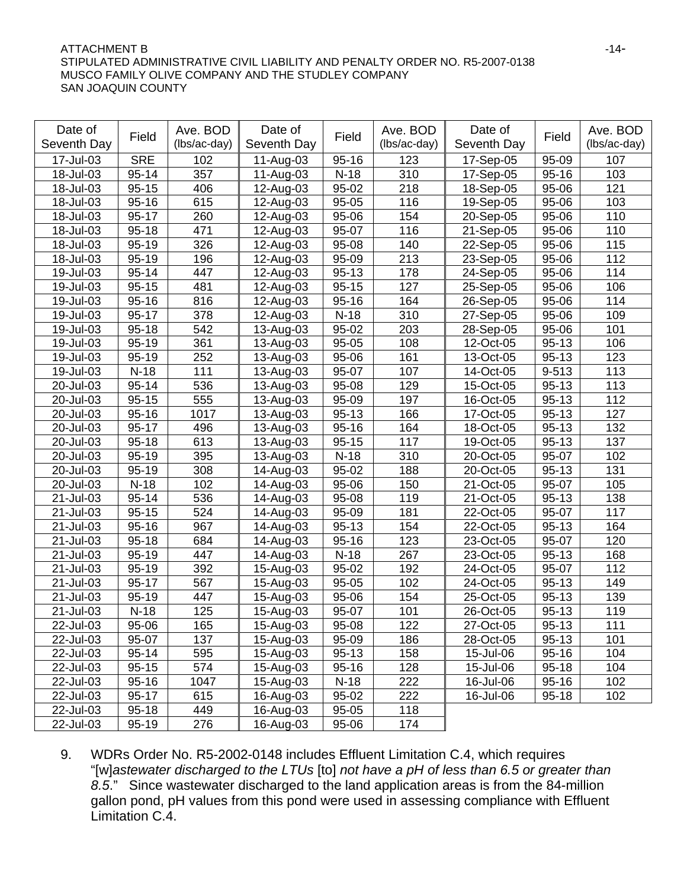| Date of Seventh Day | Field | Ave. BOD (lbs/ac-day) | Date of Seventh Day | Field | Ave. BOD (lbs/ac-day) | Date of Seventh Day | Field | Ave. BOD (lbs/ac-day) |
|---|---|---|---|---|---|---|---|---|
| 17-Jul-03 | SRE | 102 | 11-Aug-03 | 95-16 | 123 | 17-Sep-05 | 95-09 | 107 |
| 18-Jul-03 | 95-14 | 357 | 11-Aug-03 | N-18 | 310 | 17-Sep-05 | 95-16 | 103 |
| 18-Jul-03 | 95-15 | 406 | 12-Aug-03 | 95-02 | 218 | 18-Sep-05 | 95-06 | 121 |
| 18-Jul-03 | 95-16 | 615 | 12-Aug-03 | 95-05 | 116 | 19-Sep-05 | 95-06 | 103 |
| 18-Jul-03 | 95-17 | 260 | 12-Aug-03 | 95-06 | 154 | 20-Sep-05 | 95-06 | 110 |
| 18-Jul-03 | 95-18 | 471 | 12-Aug-03 | 95-07 | 116 | 21-Sep-05 | 95-06 | 110 |
| 18-Jul-03 | 95-19 | 326 | 12-Aug-03 | 95-08 | 140 | 22-Sep-05 | 95-06 | 115 |
| 18-Jul-03 | 95-19 | 196 | 12-Aug-03 | 95-09 | 213 | 23-Sep-05 | 95-06 | 112 |
| 19-Jul-03 | 95-14 | 447 | 12-Aug-03 | 95-13 | 178 | 24-Sep-05 | 95-06 | 114 |
| 19-Jul-03 | 95-15 | 481 | 12-Aug-03 | 95-15 | 127 | 25-Sep-05 | 95-06 | 106 |
| 19-Jul-03 | 95-16 | 816 | 12-Aug-03 | 95-16 | 164 | 26-Sep-05 | 95-06 | 114 |
| 19-Jul-03 | 95-17 | 378 | 12-Aug-03 | N-18 | 310 | 27-Sep-05 | 95-06 | 109 |
| 19-Jul-03 | 95-18 | 542 | 13-Aug-03 | 95-02 | 203 | 28-Sep-05 | 95-06 | 101 |
| 19-Jul-03 | 95-19 | 361 | 13-Aug-03 | 95-05 | 108 | 12-Oct-05 | 95-13 | 106 |
| 19-Jul-03 | 95-19 | 252 | 13-Aug-03 | 95-06 | 161 | 13-Oct-05 | 95-13 | 123 |
| 19-Jul-03 | N-18 | 111 | 13-Aug-03 | 95-07 | 107 | 14-Oct-05 | 9-513 | 113 |
| 20-Jul-03 | 95-14 | 536 | 13-Aug-03 | 95-08 | 129 | 15-Oct-05 | 95-13 | 113 |
| 20-Jul-03 | 95-15 | 555 | 13-Aug-03 | 95-09 | 197 | 16-Oct-05 | 95-13 | 112 |
| 20-Jul-03 | 95-16 | 1017 | 13-Aug-03 | 95-13 | 166 | 17-Oct-05 | 95-13 | 127 |
| 20-Jul-03 | 95-17 | 496 | 13-Aug-03 | 95-16 | 164 | 18-Oct-05 | 95-13 | 132 |
| 20-Jul-03 | 95-18 | 613 | 13-Aug-03 | 95-15 | 117 | 19-Oct-05 | 95-13 | 137 |
| 20-Jul-03 | 95-19 | 395 | 13-Aug-03 | N-18 | 310 | 20-Oct-05 | 95-07 | 102 |
| 20-Jul-03 | 95-19 | 308 | 14-Aug-03 | 95-02 | 188 | 20-Oct-05 | 95-13 | 131 |
| 20-Jul-03 | N-18 | 102 | 14-Aug-03 | 95-06 | 150 | 21-Oct-05 | 95-07 | 105 |
| 21-Jul-03 | 95-14 | 536 | 14-Aug-03 | 95-08 | 119 | 21-Oct-05 | 95-13 | 138 |
| 21-Jul-03 | 95-15 | 524 | 14-Aug-03 | 95-09 | 181 | 22-Oct-05 | 95-07 | 117 |
| 21-Jul-03 | 95-16 | 967 | 14-Aug-03 | 95-13 | 154 | 22-Oct-05 | 95-13 | 164 |
| 21-Jul-03 | 95-18 | 684 | 14-Aug-03 | 95-16 | 123 | 23-Oct-05 | 95-07 | 120 |
| 21-Jul-03 | 95-19 | 447 | 14-Aug-03 | N-18 | 267 | 23-Oct-05 | 95-13 | 168 |
| 21-Jul-03 | 95-19 | 392 | 15-Aug-03 | 95-02 | 192 | 24-Oct-05 | 95-07 | 112 |
| 21-Jul-03 | 95-17 | 567 | 15-Aug-03 | 95-05 | 102 | 24-Oct-05 | 95-13 | 149 |
| 21-Jul-03 | 95-19 | 447 | 15-Aug-03 | 95-06 | 154 | 25-Oct-05 | 95-13 | 139 |
| 21-Jul-03 | N-18 | 125 | 15-Aug-03 | 95-07 | 101 | 26-Oct-05 | 95-13 | 119 |
| 22-Jul-03 | 95-06 | 165 | 15-Aug-03 | 95-08 | 122 | 27-Oct-05 | 95-13 | 111 |
| 22-Jul-03 | 95-07 | 137 | 15-Aug-03 | 95-09 | 186 | 28-Oct-05 | 95-13 | 101 |
| 22-Jul-03 | 95-14 | 595 | 15-Aug-03 | 95-13 | 158 | 15-Jul-06 | 95-16 | 104 |
| 22-Jul-03 | 95-15 | 574 | 15-Aug-03 | 95-16 | 128 | 15-Jul-06 | 95-18 | 104 |
| 22-Jul-03 | 95-16 | 1047 | 15-Aug-03 | N-18 | 222 | 16-Jul-06 | 95-16 | 102 |
| 22-Jul-03 | 95-17 | 615 | 16-Aug-03 | 95-02 | 222 | 16-Jul-06 | 95-18 | 102 |
| 22-Jul-03 | 95-18 | 449 | 16-Aug-03 | 95-05 | 118 | | | |
| 22-Jul-03 | 95-19 | 276 | 16-Aug-03 | 95-06 | 174 | | | |

9. WDRs Order No. R5-2002-0148 includes Effluent Limitation C.4, which requires "[w]*astewater discharged to the LTUs* [to] *not have a pH of less than 6.5 or greater than 8.5*." Since wastewater discharged to the land application areas is from the 84-million gallon pond, pH values from this pond were used in assessing compliance with Effluent Limitation C.4.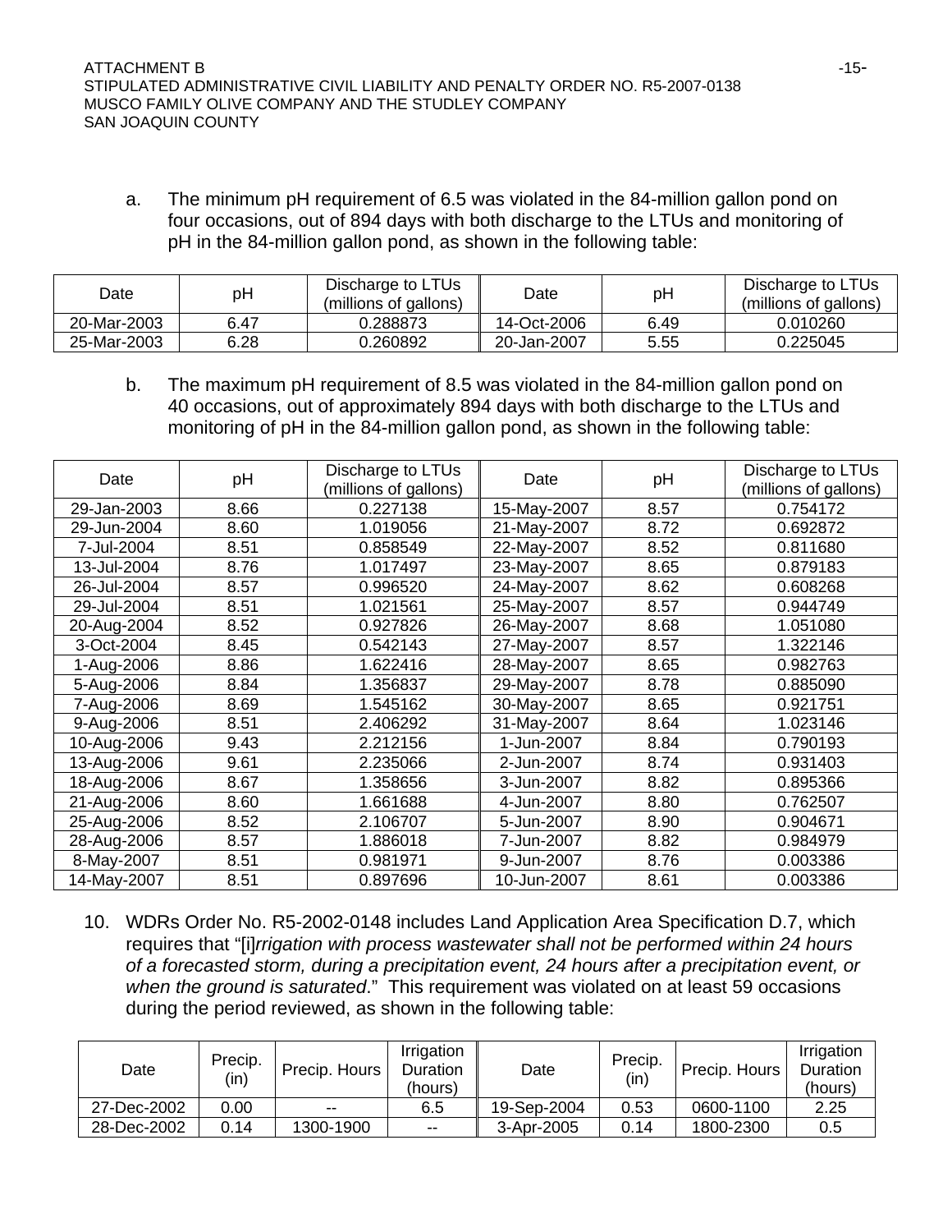a. The minimum pH requirement of 6.5 was violated in the 84-million gallon pond on four occasions, out of 894 days with both discharge to the LTUs and monitoring of pH in the 84-million gallon pond, as shown in the following table:

| Date | pH | Discharge to LTUs (millions of gallons) | Date | pH | Discharge to LTUs (millions of gallons) |
|---|---|---|---|---|---|
| 20-Mar-2003 | 6.47 | 0.288873 | 14-Oct-2006 | 6.49 | 0.010260 |
| 25-Mar-2003 | 6.28 | 0.260892 | 20-Jan-2007 | 5.55 | 0.225045 |

b. The maximum pH requirement of 8.5 was violated in the 84-million gallon pond on 40 occasions, out of approximately 894 days with both discharge to the LTUs and monitoring of pH in the 84-million gallon pond, as shown in the following table:

| Date | pH | Discharge to LTUs (millions of gallons) | Date | pH | Discharge to LTUs (millions of gallons) |
|---|---|---|---|---|---|
| 29-Jan-2003 | 8.66 | 0.227138 | 15-May-2007 | 8.57 | 0.754172 |
| 29-Jun-2004 | 8.60 | 1.019056 | 21-May-2007 | 8.72 | 0.692872 |
| 7-Jul-2004 | 8.51 | 0.858549 | 22-May-2007 | 8.52 | 0.811680 |
| 13-Jul-2004 | 8.76 | 1.017497 | 23-May-2007 | 8.65 | 0.879183 |
| 26-Jul-2004 | 8.57 | 0.996520 | 24-May-2007 | 8.62 | 0.608268 |
| 29-Jul-2004 | 8.51 | 1.021561 | 25-May-2007 | 8.57 | 0.944749 |
| 20-Aug-2004 | 8.52 | 0.927826 | 26-May-2007 | 8.68 | 1.051080 |
| 3-Oct-2004 | 8.45 | 0.542143 | 27-May-2007 | 8.57 | 1.322146 |
| 1-Aug-2006 | 8.86 | 1.622416 | 28-May-2007 | 8.65 | 0.982763 |
| 5-Aug-2006 | 8.84 | 1.356837 | 29-May-2007 | 8.78 | 0.885090 |
| 7-Aug-2006 | 8.69 | 1.545162 | 30-May-2007 | 8.65 | 0.921751 |
| 9-Aug-2006 | 8.51 | 2.406292 | 31-May-2007 | 8.64 | 1.023146 |
| 10-Aug-2006 | 9.43 | 2.212156 | 1-Jun-2007 | 8.84 | 0.790193 |
| 13-Aug-2006 | 9.61 | 2.235066 | 2-Jun-2007 | 8.74 | 0.931403 |
| 18-Aug-2006 | 8.67 | 1.358656 | 3-Jun-2007 | 8.82 | 0.895366 |
| 21-Aug-2006 | 8.60 | 1.661688 | 4-Jun-2007 | 8.80 | 0.762507 |
| 25-Aug-2006 | 8.52 | 2.106707 | 5-Jun-2007 | 8.90 | 0.904671 |
| 28-Aug-2006 | 8.57 | 1.886018 | 7-Jun-2007 | 8.82 | 0.984979 |
| 8-May-2007 | 8.51 | 0.981971 | 9-Jun-2007 | 8.76 | 0.003386 |
| 14-May-2007 | 8.51 | 0.897696 | 10-Jun-2007 | 8.61 | 0.003386 |

10. WDRs Order No. R5-2002-0148 includes Land Application Area Specification D.7, which requires that "[i]*rrigation with process wastewater shall not be performed within 24 hours of a forecasted storm, during a precipitation event, 24 hours after a precipitation event, or when the ground is saturated*." This requirement was violated on at least 59 occasions during the period reviewed, as shown in the following table:

| Date | Precip. (in) | Precip. Hours | Irrigation Duration (hours) | Date | Precip. (in) | Precip. Hours | Irrigation Duration (hours) |
|---|---|---|---|---|---|---|---|
| 27-Dec-2002 | 0.00 | -- | 6.5 | 19-Sep-2004 | 0.53 | 0600-1100 | 2.25 |
| 28-Dec-2002 | 0.14 | 1300-1900 | -- | 3-Apr-2005 | 0.14 | 1800-2300 | 0.5 |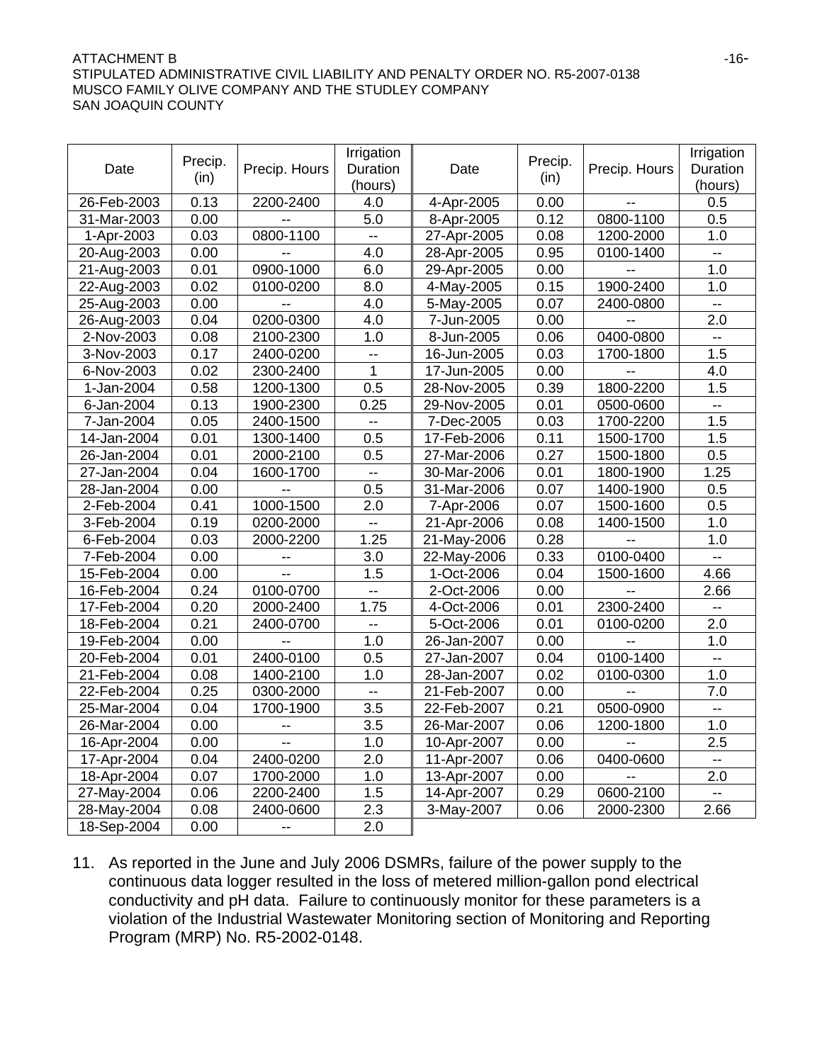| Date | Precip. (in) | Precip. Hours | Irrigation Duration (hours) | Date | Precip. (in) | Precip. Hours | Irrigation Duration (hours) |
|---|---|---|---|---|---|---|---|
| 26-Feb-2003 | 0.13 | 2200-2400 | 4.0 | 4-Apr-2005 | 0.00 | -- | 0.5 |
| 31-Mar-2003 | 0.00 | -- | 5.0 | 8-Apr-2005 | 0.12 | 0800-1100 | 0.5 |
| 1-Apr-2003 | 0.03 | 0800-1100 | -- | 27-Apr-2005 | 0.08 | 1200-2000 | 1.0 |
| 20-Aug-2003 | 0.00 | -- | 4.0 | 28-Apr-2005 | 0.95 | 0100-1400 | -- |
| 21-Aug-2003 | 0.01 | 0900-1000 | 6.0 | 29-Apr-2005 | 0.00 | -- | 1.0 |
| 22-Aug-2003 | 0.02 | 0100-0200 | 8.0 | 4-May-2005 | 0.15 | 1900-2400 | 1.0 |
| 25-Aug-2003 | 0.00 | -- | 4.0 | 5-May-2005 | 0.07 | 2400-0800 | -- |
| 26-Aug-2003 | 0.04 | 0200-0300 | 4.0 | 7-Jun-2005 | 0.00 | -- | 2.0 |
| 2-Nov-2003 | 0.08 | 2100-2300 | 1.0 | 8-Jun-2005 | 0.06 | 0400-0800 | -- |
| 3-Nov-2003 | 0.17 | 2400-0200 | -- | 16-Jun-2005 | 0.03 | 1700-1800 | 1.5 |
| 6-Nov-2003 | 0.02 | 2300-2400 | 1 | 17-Jun-2005 | 0.00 | -- | 4.0 |
| 1-Jan-2004 | 0.58 | 1200-1300 | 0.5 | 28-Nov-2005 | 0.39 | 1800-2200 | 1.5 |
| 6-Jan-2004 | 0.13 | 1900-2300 | 0.25 | 29-Nov-2005 | 0.01 | 0500-0600 | -- |
| 7-Jan-2004 | 0.05 | 2400-1500 | -- | 7-Dec-2005 | 0.03 | 1700-2200 | 1.5 |
| 14-Jan-2004 | 0.01 | 1300-1400 | 0.5 | 17-Feb-2006 | 0.11 | 1500-1700 | 1.5 |
| 26-Jan-2004 | 0.01 | 2000-2100 | 0.5 | 27-Mar-2006 | 0.27 | 1500-1800 | 0.5 |
| 27-Jan-2004 | 0.04 | 1600-1700 | -- | 30-Mar-2006 | 0.01 | 1800-1900 | 1.25 |
| 28-Jan-2004 | 0.00 | -- | 0.5 | 31-Mar-2006 | 0.07 | 1400-1900 | 0.5 |
| 2-Feb-2004 | 0.41 | 1000-1500 | 2.0 | 7-Apr-2006 | 0.07 | 1500-1600 | 0.5 |
| 3-Feb-2004 | 0.19 | 0200-2000 | -- | 21-Apr-2006 | 0.08 | 1400-1500 | 1.0 |
| 6-Feb-2004 | 0.03 | 2000-2200 | 1.25 | 21-May-2006 | 0.28 | -- | 1.0 |
| 7-Feb-2004 | 0.00 | -- | 3.0 | 22-May-2006 | 0.33 | 0100-0400 | -- |
| 15-Feb-2004 | 0.00 | -- | 1.5 | 1-Oct-2006 | 0.04 | 1500-1600 | 4.66 |
| 16-Feb-2004 | 0.24 | 0100-0700 | -- | 2-Oct-2006 | 0.00 | -- | 2.66 |
| 17-Feb-2004 | 0.20 | 2000-2400 | 1.75 | 4-Oct-2006 | 0.01 | 2300-2400 | -- |
| 18-Feb-2004 | 0.21 | 2400-0700 | -- | 5-Oct-2006 | 0.01 | 0100-0200 | 2.0 |
| 19-Feb-2004 | 0.00 | -- | 1.0 | 26-Jan-2007 | 0.00 | -- | 1.0 |
| 20-Feb-2004 | 0.01 | 2400-0100 | 0.5 | 27-Jan-2007 | 0.04 | 0100-1400 | -- |
| 21-Feb-2004 | 0.08 | 1400-2100 | 1.0 | 28-Jan-2007 | 0.02 | 0100-0300 | 1.0 |
| 22-Feb-2004 | 0.25 | 0300-2000 | -- | 21-Feb-2007 | 0.00 | -- | 7.0 |
| 25-Mar-2004 | 0.04 | 1700-1900 | 3.5 | 22-Feb-2007 | 0.21 | 0500-0900 | -- |
| 26-Mar-2004 | 0.00 | -- | 3.5 | 26-Mar-2007 | 0.06 | 1200-1800 | 1.0 |
| 16-Apr-2004 | 0.00 | -- | 1.0 | 10-Apr-2007 | 0.00 | -- | 2.5 |
| 17-Apr-2004 | 0.04 | 2400-0200 | 2.0 | 11-Apr-2007 | 0.06 | 0400-0600 | -- |
| 18-Apr-2004 | 0.07 | 1700-2000 | 1.0 | 13-Apr-2007 | 0.00 | -- | 2.0 |
| 27-May-2004 | 0.06 | 2200-2400 | 1.5 | 14-Apr-2007 | 0.29 | 0600-2100 | -- |
| 28-May-2004 | 0.08 | 2400-0600 | 2.3 | 3-May-2007 | 0.06 | 2000-2300 | 2.66 |
| 18-Sep-2004 | 0.00 | -- | 2.0 | | | | |

11. As reported in the June and July 2006 DSMRs, failure of the power supply to the continuous data logger resulted in the loss of metered million-gallon pond electrical conductivity and pH data. Failure to continuously monitor for these parameters is a violation of the Industrial Wastewater Monitoring section of Monitoring and Reporting Program (MRP) No. R5-2002-0148.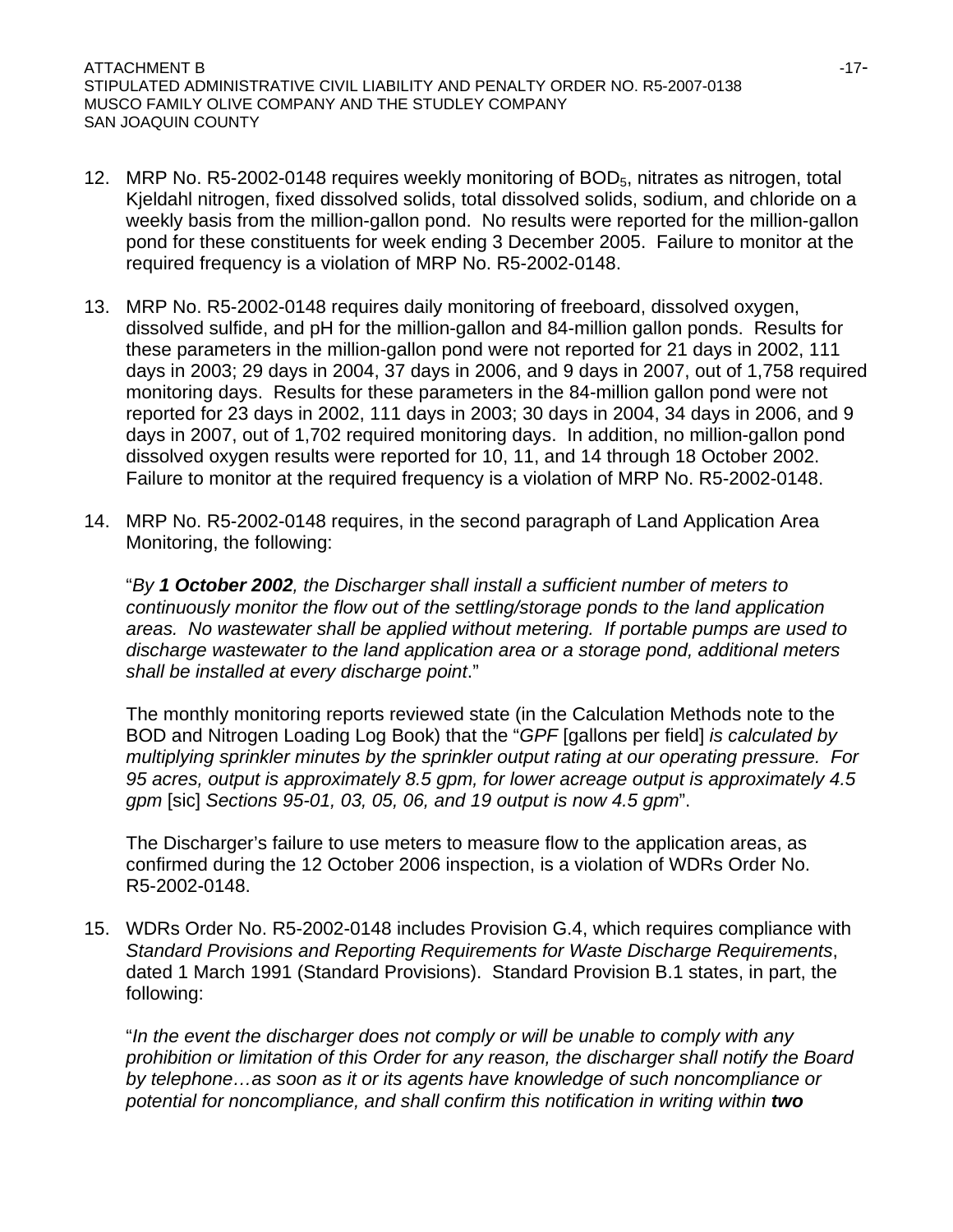12. MRP No. R5-2002-0148 requires weekly monitoring of $BOD_5$, nitrates as nitrogen, total Kjeldahl nitrogen, fixed dissolved solids, total dissolved solids, sodium, and chloride on a weekly basis from the million-gallon pond. No results were reported for the million-gallon pond for these constituents for week ending 3 December 2005. Failure to monitor at the required frequency is a violation of MRP No. R5-2002-0148.

13. MRP No. R5-2002-0148 requires daily monitoring of freeboard, dissolved oxygen, dissolved sulfide, and pH for the million-gallon and 84-million gallon ponds. Results for these parameters in the million-gallon pond were not reported for 21 days in 2002, 111 days in 2003; 29 days in 2004, 37 days in 2006, and 9 days in 2007, out of 1,758 required monitoring days. Results for these parameters in the 84-million gallon pond were not reported for 23 days in 2002, 111 days in 2003; 30 days in 2004, 34 days in 2006, and 9 days in 2007, out of 1,702 required monitoring days. In addition, no million-gallon pond dissolved oxygen results were reported for 10, 11, and 14 through 18 October 2002. Failure to monitor at the required frequency is a violation of MRP No. R5-2002-0148.

14. MRP No. R5-2002-0148 requires, in the second paragraph of Land Application Area Monitoring, the following:

   "*By **1 October 2002**, the Discharger shall install a sufficient number of meters to continuously monitor the flow out of the settling/storage ponds to the land application areas. No wastewater shall be applied without metering. If portable pumps are used to discharge wastewater to the land application area or a storage pond, additional meters shall be installed at every discharge point*."

   The monthly monitoring reports reviewed state (in the Calculation Methods note to the BOD and Nitrogen Loading Log Book) that the "*GPF* [gallons per field] *is calculated by multiplying sprinkler minutes by the sprinkler output rating at our operating pressure. For 95 acres, output is approximately 8.5 gpm, for lower acreage output is approximately 4.5 gpm* [sic] *Sections 95-01, 03, 05, 06, and 19 output is now 4.5 gpm*".

   The Discharger's failure to use meters to measure flow to the application areas, as confirmed during the 12 October 2006 inspection, is a violation of WDRs Order No. R5-2002-0148.

15. WDRs Order No. R5-2002-0148 includes Provision G.4, which requires compliance with *Standard Provisions and Reporting Requirements for Waste Discharge Requirements*, dated 1 March 1991 (Standard Provisions). Standard Provision B.1 states, in part, the following:

   "*In the event the discharger does not comply or will be unable to comply with any prohibition or limitation of this Order for any reason, the discharger shall notify the Board by telephone…as soon as it or its agents have knowledge of such noncompliance or potential for noncompliance, and shall confirm this notification in writing within **two***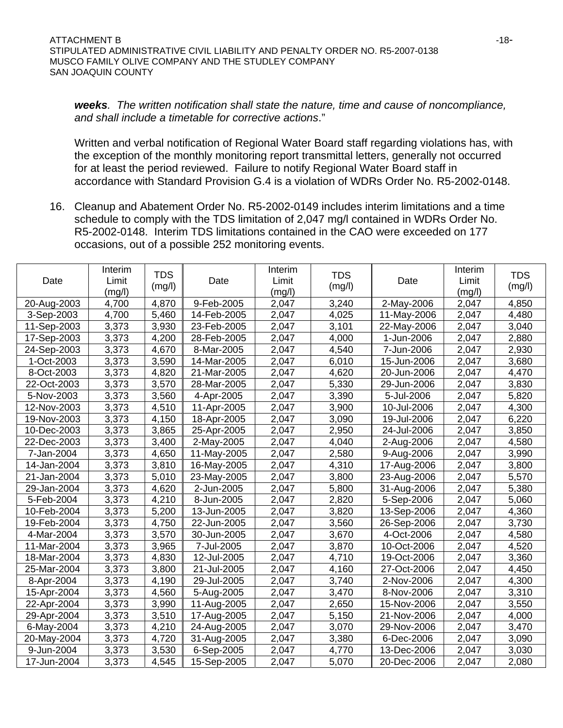*weeks*. *The written notification shall state the nature, time and cause of noncompliance, and shall include a timetable for corrective actions*."

Written and verbal notification of Regional Water Board staff regarding violations has, with the exception of the monthly monitoring report transmittal letters, generally not occurred for at least the period reviewed. Failure to notify Regional Water Board staff in accordance with Standard Provision G.4 is a violation of WDRs Order No. R5-2002-0148.

16. Cleanup and Abatement Order No. R5-2002-0149 includes interim limitations and a time schedule to comply with the TDS limitation of 2,047 mg/l contained in WDRs Order No. R5-2002-0148. Interim TDS limitations contained in the CAO were exceeded on 177 occasions, out of a possible 252 monitoring events.

| Date | Interim Limit (mg/l) | TDS (mg/l) | Date | Interim Limit (mg/l) | TDS (mg/l) | Date | Interim Limit (mg/l) | TDS (mg/l) |
|---|---|---|---|---|---|---|---|---|
| 20-Aug-2003 | 4,700 | 4,870 | 9-Feb-2005 | 2,047 | 3,240 | 2-May-2006 | 2,047 | 4,850 |
| 3-Sep-2003 | 4,700 | 5,460 | 14-Feb-2005 | 2,047 | 4,025 | 11-May-2006 | 2,047 | 4,480 |
| 11-Sep-2003 | 3,373 | 3,930 | 23-Feb-2005 | 2,047 | 3,101 | 22-May-2006 | 2,047 | 3,040 |
| 17-Sep-2003 | 3,373 | 4,200 | 28-Feb-2005 | 2,047 | 4,000 | 1-Jun-2006 | 2,047 | 2,880 |
| 24-Sep-2003 | 3,373 | 4,670 | 8-Mar-2005 | 2,047 | 4,540 | 7-Jun-2006 | 2,047 | 2,930 |
| 1-Oct-2003 | 3,373 | 3,590 | 14-Mar-2005 | 2,047 | 6,010 | 15-Jun-2006 | 2,047 | 3,680 |
| 8-Oct-2003 | 3,373 | 4,820 | 21-Mar-2005 | 2,047 | 4,620 | 20-Jun-2006 | 2,047 | 4,470 |
| 22-Oct-2003 | 3,373 | 3,570 | 28-Mar-2005 | 2,047 | 5,330 | 29-Jun-2006 | 2,047 | 3,830 |
| 5-Nov-2003 | 3,373 | 3,560 | 4-Apr-2005 | 2,047 | 3,390 | 5-Jul-2006 | 2,047 | 5,820 |
| 12-Nov-2003 | 3,373 | 4,510 | 11-Apr-2005 | 2,047 | 3,900 | 10-Jul-2006 | 2,047 | 4,300 |
| 19-Nov-2003 | 3,373 | 4,150 | 18-Apr-2005 | 2,047 | 3,090 | 19-Jul-2006 | 2,047 | 6,220 |
| 10-Dec-2003 | 3,373 | 3,865 | 25-Apr-2005 | 2,047 | 2,950 | 24-Jul-2006 | 2,047 | 3,850 |
| 22-Dec-2003 | 3,373 | 3,400 | 2-May-2005 | 2,047 | 4,040 | 2-Aug-2006 | 2,047 | 4,580 |
| 7-Jan-2004 | 3,373 | 4,650 | 11-May-2005 | 2,047 | 2,580 | 9-Aug-2006 | 2,047 | 3,990 |
| 14-Jan-2004 | 3,373 | 3,810 | 16-May-2005 | 2,047 | 4,310 | 17-Aug-2006 | 2,047 | 3,800 |
| 21-Jan-2004 | 3,373 | 5,010 | 23-May-2005 | 2,047 | 3,800 | 23-Aug-2006 | 2,047 | 5,570 |
| 29-Jan-2004 | 3,373 | 4,620 | 2-Jun-2005 | 2,047 | 5,800 | 31-Aug-2006 | 2,047 | 5,380 |
| 5-Feb-2004 | 3,373 | 4,210 | 8-Jun-2005 | 2,047 | 2,820 | 5-Sep-2006 | 2,047 | 5,060 |
| 10-Feb-2004 | 3,373 | 5,200 | 13-Jun-2005 | 2,047 | 3,820 | 13-Sep-2006 | 2,047 | 4,360 |
| 19-Feb-2004 | 3,373 | 4,750 | 22-Jun-2005 | 2,047 | 3,560 | 26-Sep-2006 | 2,047 | 3,730 |
| 4-Mar-2004 | 3,373 | 3,570 | 30-Jun-2005 | 2,047 | 3,670 | 4-Oct-2006 | 2,047 | 4,580 |
| 11-Mar-2004 | 3,373 | 3,965 | 7-Jul-2005 | 2,047 | 3,870 | 10-Oct-2006 | 2,047 | 4,520 |
| 18-Mar-2004 | 3,373 | 4,830 | 12-Jul-2005 | 2,047 | 4,710 | 19-Oct-2006 | 2,047 | 3,360 |
| 25-Mar-2004 | 3,373 | 3,800 | 21-Jul-2005 | 2,047 | 4,160 | 27-Oct-2006 | 2,047 | 4,450 |
| 8-Apr-2004 | 3,373 | 4,190 | 29-Jul-2005 | 2,047 | 3,740 | 2-Nov-2006 | 2,047 | 4,300 |
| 15-Apr-2004 | 3,373 | 4,560 | 5-Aug-2005 | 2,047 | 3,470 | 8-Nov-2006 | 2,047 | 3,310 |
| 22-Apr-2004 | 3,373 | 3,990 | 11-Aug-2005 | 2,047 | 2,650 | 15-Nov-2006 | 2,047 | 3,550 |
| 29-Apr-2004 | 3,373 | 3,510 | 17-Aug-2005 | 2,047 | 5,150 | 21-Nov-2006 | 2,047 | 4,000 |
| 6-May-2004 | 3,373 | 4,210 | 24-Aug-2005 | 2,047 | 3,070 | 29-Nov-2006 | 2,047 | 3,470 |
| 20-May-2004 | 3,373 | 4,720 | 31-Aug-2005 | 2,047 | 3,380 | 6-Dec-2006 | 2,047 | 3,090 |
| 9-Jun-2004 | 3,373 | 3,530 | 6-Sep-2005 | 2,047 | 4,770 | 13-Dec-2006 | 2,047 | 3,030 |
| 17-Jun-2004 | 3,373 | 4,545 | 15-Sep-2005 | 2,047 | 5,070 | 20-Dec-2006 | 2,047 | 2,080 |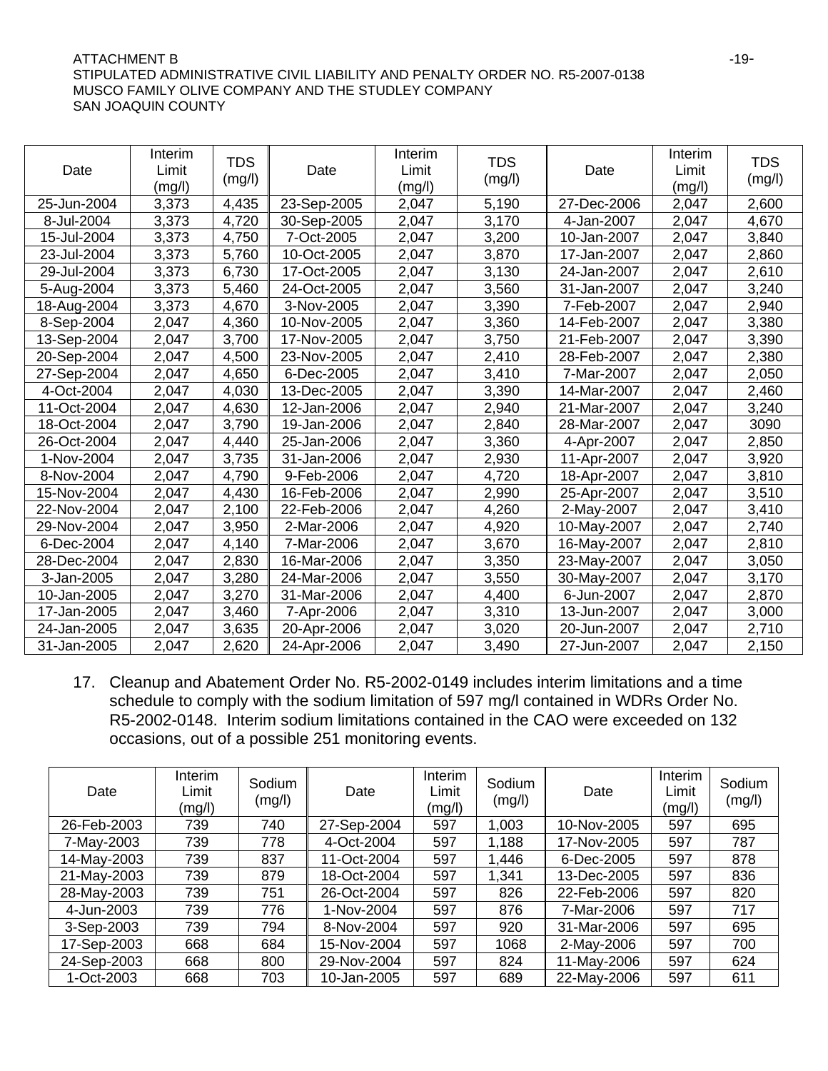ATTACHMENT B

STIPULATED ADMINISTRATIVE CIVIL LIABILITY AND PENALTY ORDER NO. R5-2007-0138

MUSCO FAMILY OLIVE COMPANY AND THE STUDLEY COMPANY

SAN JOAQUIN COUNTY

| Date | Interim Limit (mg/l) | TDS (mg/l) | Date | Interim Limit (mg/l) | TDS (mg/l) | Date | Interim Limit (mg/l) | TDS (mg/l) |
|---|---|---|---|---|---|---|---|---|
| 25-Jun-2004 | 3,373 | 4,435 | 23-Sep-2005 | 2,047 | 5,190 | 27-Dec-2006 | 2,047 | 2,600 |
| 8-Jul-2004 | 3,373 | 4,720 | 30-Sep-2005 | 2,047 | 3,170 | 4-Jan-2007 | 2,047 | 4,670 |
| 15-Jul-2004 | 3,373 | 4,750 | 7-Oct-2005 | 2,047 | 3,200 | 10-Jan-2007 | 2,047 | 3,840 |
| 23-Jul-2004 | 3,373 | 5,760 | 10-Oct-2005 | 2,047 | 3,870 | 17-Jan-2007 | 2,047 | 2,860 |
| 29-Jul-2004 | 3,373 | 6,730 | 17-Oct-2005 | 2,047 | 3,130 | 24-Jan-2007 | 2,047 | 2,610 |
| 5-Aug-2004 | 3,373 | 5,460 | 24-Oct-2005 | 2,047 | 3,560 | 31-Jan-2007 | 2,047 | 3,240 |
| 18-Aug-2004 | 3,373 | 4,670 | 3-Nov-2005 | 2,047 | 3,390 | 7-Feb-2007 | 2,047 | 2,940 |
| 8-Sep-2004 | 2,047 | 4,360 | 10-Nov-2005 | 2,047 | 3,360 | 14-Feb-2007 | 2,047 | 3,380 |
| 13-Sep-2004 | 2,047 | 3,700 | 17-Nov-2005 | 2,047 | 3,750 | 21-Feb-2007 | 2,047 | 3,390 |
| 20-Sep-2004 | 2,047 | 4,500 | 23-Nov-2005 | 2,047 | 2,410 | 28-Feb-2007 | 2,047 | 2,380 |
| 27-Sep-2004 | 2,047 | 4,650 | 6-Dec-2005 | 2,047 | 3,410 | 7-Mar-2007 | 2,047 | 2,050 |
| 4-Oct-2004 | 2,047 | 4,030 | 13-Dec-2005 | 2,047 | 3,390 | 14-Mar-2007 | 2,047 | 2,460 |
| 11-Oct-2004 | 2,047 | 4,630 | 12-Jan-2006 | 2,047 | 2,940 | 21-Mar-2007 | 2,047 | 3,240 |
| 18-Oct-2004 | 2,047 | 3,790 | 19-Jan-2006 | 2,047 | 2,840 | 28-Mar-2007 | 2,047 | 3090 |
| 26-Oct-2004 | 2,047 | 4,440 | 25-Jan-2006 | 2,047 | 3,360 | 4-Apr-2007 | 2,047 | 2,850 |
| 1-Nov-2004 | 2,047 | 3,735 | 31-Jan-2006 | 2,047 | 2,930 | 11-Apr-2007 | 2,047 | 3,920 |
| 8-Nov-2004 | 2,047 | 4,790 | 9-Feb-2006 | 2,047 | 4,720 | 18-Apr-2007 | 2,047 | 3,810 |
| 15-Nov-2004 | 2,047 | 4,430 | 16-Feb-2006 | 2,047 | 2,990 | 25-Apr-2007 | 2,047 | 3,510 |
| 22-Nov-2004 | 2,047 | 2,100 | 22-Feb-2006 | 2,047 | 4,260 | 2-May-2007 | 2,047 | 3,410 |
| 29-Nov-2004 | 2,047 | 3,950 | 2-Mar-2006 | 2,047 | 4,920 | 10-May-2007 | 2,047 | 2,740 |
| 6-Dec-2004 | 2,047 | 4,140 | 7-Mar-2006 | 2,047 | 3,670 | 16-May-2007 | 2,047 | 2,810 |
| 28-Dec-2004 | 2,047 | 2,830 | 16-Mar-2006 | 2,047 | 3,350 | 23-May-2007 | 2,047 | 3,050 |
| 3-Jan-2005 | 2,047 | 3,280 | 24-Mar-2006 | 2,047 | 3,550 | 30-May-2007 | 2,047 | 3,170 |
| 10-Jan-2005 | 2,047 | 3,270 | 31-Mar-2006 | 2,047 | 4,400 | 6-Jun-2007 | 2,047 | 2,870 |
| 17-Jan-2005 | 2,047 | 3,460 | 7-Apr-2006 | 2,047 | 3,310 | 13-Jun-2007 | 2,047 | 3,000 |
| 24-Jan-2005 | 2,047 | 3,635 | 20-Apr-2006 | 2,047 | 3,020 | 20-Jun-2007 | 2,047 | 2,710 |
| 31-Jan-2005 | 2,047 | 2,620 | 24-Apr-2006 | 2,047 | 3,490 | 27-Jun-2007 | 2,047 | 2,150 |

17. Cleanup and Abatement Order No. R5-2002-0149 includes interim limitations and a time schedule to comply with the sodium limitation of 597 mg/l contained in WDRs Order No. R5-2002-0148. Interim sodium limitations contained in the CAO were exceeded on 132 occasions, out of a possible 251 monitoring events.

| Date | Interim Limit (mg/l) | Sodium (mg/l) | Date | Interim Limit (mg/l) | Sodium (mg/l) | Date | Interim Limit (mg/l) | Sodium (mg/l) |
|---|---|---|---|---|---|---|---|---|
| 26-Feb-2003 | 739 | 740 | 27-Sep-2004 | 597 | 1,003 | 10-Nov-2005 | 597 | 695 |
| 7-May-2003 | 739 | 778 | 4-Oct-2004 | 597 | 1,188 | 17-Nov-2005 | 597 | 787 |
| 14-May-2003 | 739 | 837 | 11-Oct-2004 | 597 | 1,446 | 6-Dec-2005 | 597 | 878 |
| 21-May-2003 | 739 | 879 | 18-Oct-2004 | 597 | 1,341 | 13-Dec-2005 | 597 | 836 |
| 28-May-2003 | 739 | 751 | 26-Oct-2004 | 597 | 826 | 22-Feb-2006 | 597 | 820 |
| 4-Jun-2003 | 739 | 776 | 1-Nov-2004 | 597 | 876 | 7-Mar-2006 | 597 | 717 |
| 3-Sep-2003 | 739 | 794 | 8-Nov-2004 | 597 | 920 | 31-Mar-2006 | 597 | 695 |
| 17-Sep-2003 | 668 | 684 | 15-Nov-2004 | 597 | 1068 | 2-May-2006 | 597 | 700 |
| 24-Sep-2003 | 668 | 800 | 29-Nov-2004 | 597 | 824 | 11-May-2006 | 597 | 624 |
| 1-Oct-2003 | 668 | 703 | 10-Jan-2005 | 597 | 689 | 22-May-2006 | 597 | 611 |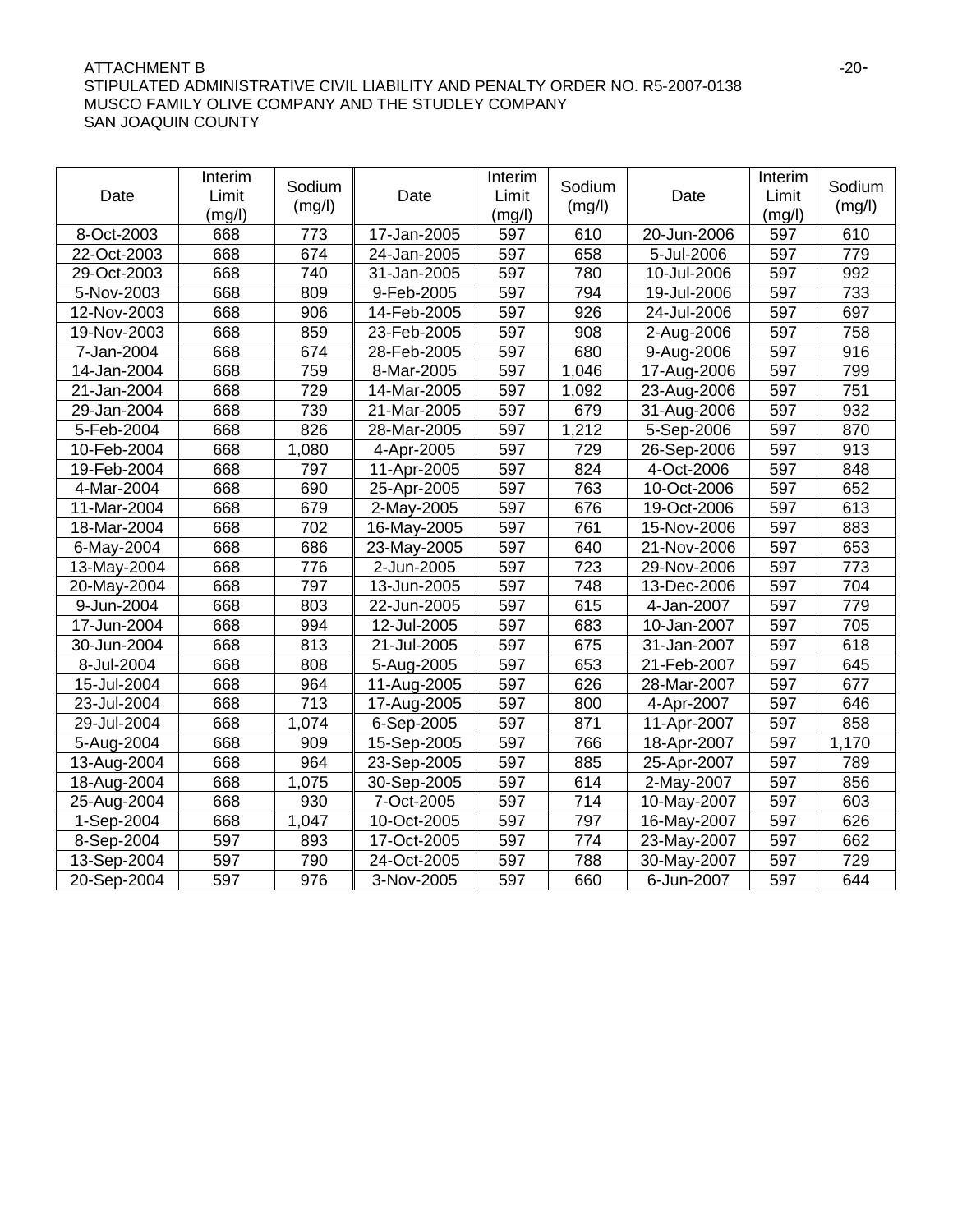ATTACHMENT B
STIPULATED ADMINISTRATIVE CIVIL LIABILITY AND PENALTY ORDER NO. R5-2007-0138
MUSCO FAMILY OLIVE COMPANY AND THE STUDLEY COMPANY
SAN JOAQUIN COUNTY

| Date | Interim Limit (mg/l) | Sodium (mg/l) | Date | Interim Limit (mg/l) | Sodium (mg/l) | Date | Interim Limit (mg/l) | Sodium (mg/l) |
|---|---|---|---|---|---|---|---|---|
| 8-Oct-2003 | 668 | 773 | 17-Jan-2005 | 597 | 610 | 20-Jun-2006 | 597 | 610 |
| 22-Oct-2003 | 668 | 674 | 24-Jan-2005 | 597 | 658 | 5-Jul-2006 | 597 | 779 |
| 29-Oct-2003 | 668 | 740 | 31-Jan-2005 | 597 | 780 | 10-Jul-2006 | 597 | 992 |
| 5-Nov-2003 | 668 | 809 | 9-Feb-2005 | 597 | 794 | 19-Jul-2006 | 597 | 733 |
| 12-Nov-2003 | 668 | 906 | 14-Feb-2005 | 597 | 926 | 24-Jul-2006 | 597 | 697 |
| 19-Nov-2003 | 668 | 859 | 23-Feb-2005 | 597 | 908 | 2-Aug-2006 | 597 | 758 |
| 7-Jan-2004 | 668 | 674 | 28-Feb-2005 | 597 | 680 | 9-Aug-2006 | 597 | 916 |
| 14-Jan-2004 | 668 | 759 | 8-Mar-2005 | 597 | 1,046 | 17-Aug-2006 | 597 | 799 |
| 21-Jan-2004 | 668 | 729 | 14-Mar-2005 | 597 | 1,092 | 23-Aug-2006 | 597 | 751 |
| 29-Jan-2004 | 668 | 739 | 21-Mar-2005 | 597 | 679 | 31-Aug-2006 | 597 | 932 |
| 5-Feb-2004 | 668 | 826 | 28-Mar-2005 | 597 | 1,212 | 5-Sep-2006 | 597 | 870 |
| 10-Feb-2004 | 668 | 1,080 | 4-Apr-2005 | 597 | 729 | 26-Sep-2006 | 597 | 913 |
| 19-Feb-2004 | 668 | 797 | 11-Apr-2005 | 597 | 824 | 4-Oct-2006 | 597 | 848 |
| 4-Mar-2004 | 668 | 690 | 25-Apr-2005 | 597 | 763 | 10-Oct-2006 | 597 | 652 |
| 11-Mar-2004 | 668 | 679 | 2-May-2005 | 597 | 676 | 19-Oct-2006 | 597 | 613 |
| 18-Mar-2004 | 668 | 702 | 16-May-2005 | 597 | 761 | 15-Nov-2006 | 597 | 883 |
| 6-May-2004 | 668 | 686 | 23-May-2005 | 597 | 640 | 21-Nov-2006 | 597 | 653 |
| 13-May-2004 | 668 | 776 | 2-Jun-2005 | 597 | 723 | 29-Nov-2006 | 597 | 773 |
| 20-May-2004 | 668 | 797 | 13-Jun-2005 | 597 | 748 | 13-Dec-2006 | 597 | 704 |
| 9-Jun-2004 | 668 | 803 | 22-Jun-2005 | 597 | 615 | 4-Jan-2007 | 597 | 779 |
| 17-Jun-2004 | 668 | 994 | 12-Jul-2005 | 597 | 683 | 10-Jan-2007 | 597 | 705 |
| 30-Jun-2004 | 668 | 813 | 21-Jul-2005 | 597 | 675 | 31-Jan-2007 | 597 | 618 |
| 8-Jul-2004 | 668 | 808 | 5-Aug-2005 | 597 | 653 | 21-Feb-2007 | 597 | 645 |
| 15-Jul-2004 | 668 | 964 | 11-Aug-2005 | 597 | 626 | 28-Mar-2007 | 597 | 677 |
| 23-Jul-2004 | 668 | 713 | 17-Aug-2005 | 597 | 800 | 4-Apr-2007 | 597 | 646 |
| 29-Jul-2004 | 668 | 1,074 | 6-Sep-2005 | 597 | 871 | 11-Apr-2007 | 597 | 858 |
| 5-Aug-2004 | 668 | 909 | 15-Sep-2005 | 597 | 766 | 18-Apr-2007 | 597 | 1,170 |
| 13-Aug-2004 | 668 | 964 | 23-Sep-2005 | 597 | 885 | 25-Apr-2007 | 597 | 789 |
| 18-Aug-2004 | 668 | 1,075 | 30-Sep-2005 | 597 | 614 | 2-May-2007 | 597 | 856 |
| 25-Aug-2004 | 668 | 930 | 7-Oct-2005 | 597 | 714 | 10-May-2007 | 597 | 603 |
| 1-Sep-2004 | 668 | 1,047 | 10-Oct-2005 | 597 | 797 | 16-May-2007 | 597 | 626 |
| 8-Sep-2004 | 597 | 893 | 17-Oct-2005 | 597 | 774 | 23-May-2007 | 597 | 662 |
| 13-Sep-2004 | 597 | 790 | 24-Oct-2005 | 597 | 788 | 30-May-2007 | 597 | 729 |
| 20-Sep-2004 | 597 | 976 | 3-Nov-2005 | 597 | 660 | 6-Jun-2007 | 597 | 644 |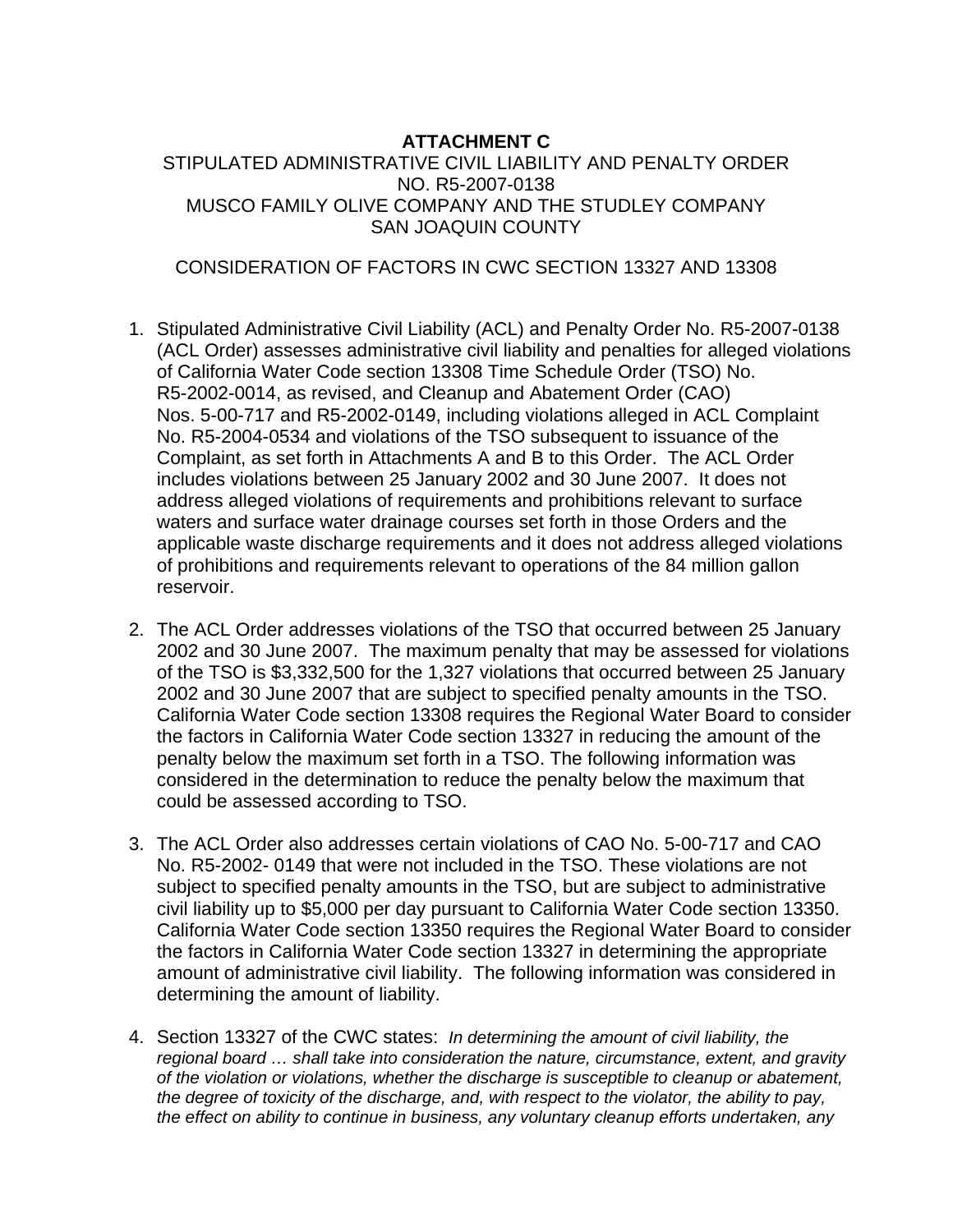**ATTACHMENT C**

STIPULATED ADMINISTRATIVE CIVIL LIABILITY AND PENALTY ORDER NO. R5-2007-0138
MUSCO FAMILY OLIVE COMPANY AND THE STUDLEY COMPANY
SAN JOAQUIN COUNTY

CONSIDERATION OF FACTORS IN CWC SECTION 13327 AND 13308

1. Stipulated Administrative Civil Liability (ACL) and Penalty Order No. R5-2007-0138 (ACL Order) assesses administrative civil liability and penalties for alleged violations of California Water Code section 13308 Time Schedule Order (TSO) No. R5-2002-0014, as revised, and Cleanup and Abatement Order (CAO) Nos. 5-00-717 and R5-2002-0149, including violations alleged in ACL Complaint No. R5-2004-0534 and violations of the TSO subsequent to issuance of the Complaint, as set forth in Attachments A and B to this Order. The ACL Order includes violations between 25 January 2002 and 30 June 2007. It does not address alleged violations of requirements and prohibitions relevant to surface waters and surface water drainage courses set forth in those Orders and the applicable waste discharge requirements and it does not address alleged violations of prohibitions and requirements relevant to operations of the 84 million gallon reservoir.

2. The ACL Order addresses violations of the TSO that occurred between 25 January 2002 and 30 June 2007. The maximum penalty that may be assessed for violations of the TSO is $3,332,500 for the 1,327 violations that occurred between 25 January 2002 and 30 June 2007 that are subject to specified penalty amounts in the TSO. California Water Code section 13308 requires the Regional Water Board to consider the factors in California Water Code section 13327 in reducing the amount of the penalty below the maximum set forth in a TSO. The following information was considered in the determination to reduce the penalty below the maximum that could be assessed according to TSO.

3. The ACL Order also addresses certain violations of CAO No. 5-00-717 and CAO No. R5-2002- 0149 that were not included in the TSO. These violations are not subject to specified penalty amounts in the TSO, but are subject to administrative civil liability up to $5,000 per day pursuant to California Water Code section 13350. California Water Code section 13350 requires the Regional Water Board to consider the factors in California Water Code section 13327 in determining the appropriate amount of administrative civil liability. The following information was considered in determining the amount of liability.

4. Section 13327 of the CWC states: *In determining the amount of civil liability, the regional board … shall take into consideration the nature, circumstance, extent, and gravity of the violation or violations, whether the discharge is susceptible to cleanup or abatement, the degree of toxicity of the discharge, and, with respect to the violator, the ability to pay, the effect on ability to continue in business, any voluntary cleanup efforts undertaken, any*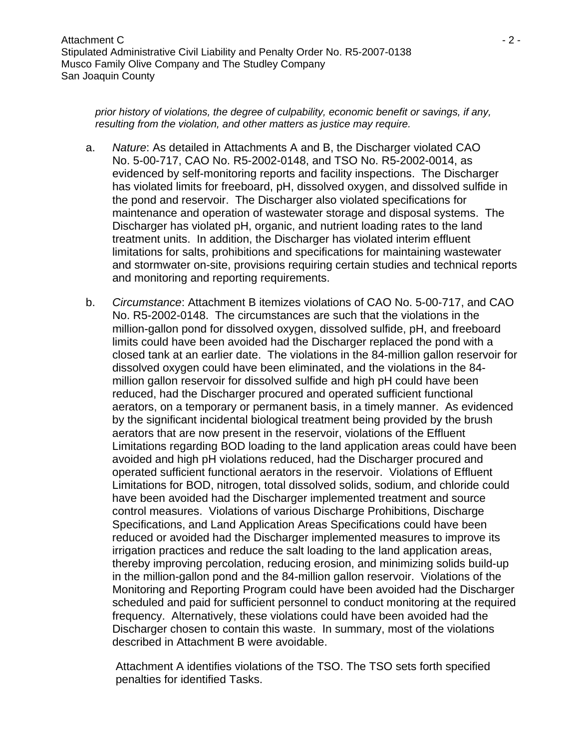*prior history of violations, the degree of culpability, economic benefit or savings, if any, resulting from the violation, and other matters as justice may require.*

a. *Nature*: As detailed in Attachments A and B, the Discharger violated CAO No. 5-00-717, CAO No. R5-2002-0148, and TSO No. R5-2002-0014, as evidenced by self-monitoring reports and facility inspections. The Discharger has violated limits for freeboard, pH, dissolved oxygen, and dissolved sulfide in the pond and reservoir. The Discharger also violated specifications for maintenance and operation of wastewater storage and disposal systems. The Discharger has violated pH, organic, and nutrient loading rates to the land treatment units. In addition, the Discharger has violated interim effluent limitations for salts, prohibitions and specifications for maintaining wastewater and stormwater on-site, provisions requiring certain studies and technical reports and monitoring and reporting requirements.

b. *Circumstance*: Attachment B itemizes violations of CAO No. 5-00-717, and CAO No. R5-2002-0148. The circumstances are such that the violations in the million-gallon pond for dissolved oxygen, dissolved sulfide, pH, and freeboard limits could have been avoided had the Discharger replaced the pond with a closed tank at an earlier date. The violations in the 84-million gallon reservoir for dissolved oxygen could have been eliminated, and the violations in the 84-million gallon reservoir for dissolved sulfide and high pH could have been reduced, had the Discharger procured and operated sufficient functional aerators, on a temporary or permanent basis, in a timely manner. As evidenced by the significant incidental biological treatment being provided by the brush aerators that are now present in the reservoir, violations of the Effluent Limitations regarding BOD loading to the land application areas could have been avoided and high pH violations reduced, had the Discharger procured and operated sufficient functional aerators in the reservoir. Violations of Effluent Limitations for BOD, nitrogen, total dissolved solids, sodium, and chloride could have been avoided had the Discharger implemented treatment and source control measures. Violations of various Discharge Prohibitions, Discharge Specifications, and Land Application Areas Specifications could have been reduced or avoided had the Discharger implemented measures to improve its irrigation practices and reduce the salt loading to the land application areas, thereby improving percolation, reducing erosion, and minimizing solids build-up in the million-gallon pond and the 84-million gallon reservoir. Violations of the Monitoring and Reporting Program could have been avoided had the Discharger scheduled and paid for sufficient personnel to conduct monitoring at the required frequency. Alternatively, these violations could have been avoided had the Discharger chosen to contain this waste. In summary, most of the violations described in Attachment B were avoidable.

   Attachment A identifies violations of the TSO. The TSO sets forth specified penalties for identified Tasks.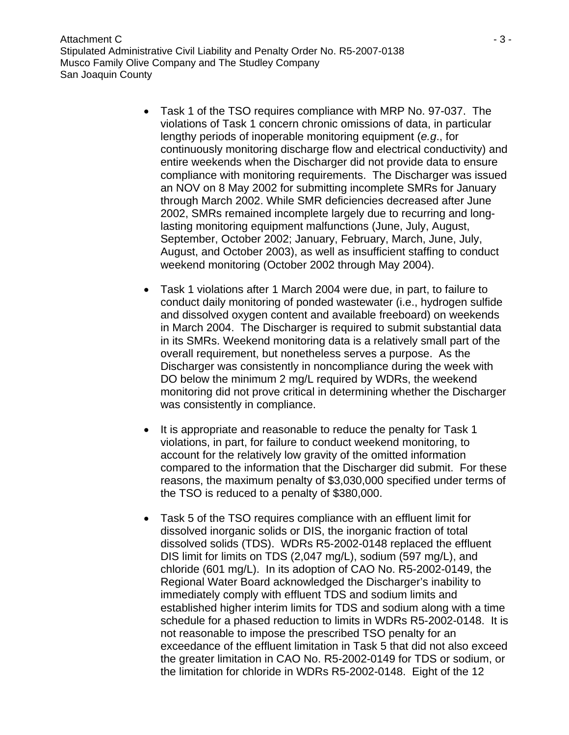- Task 1 of the TSO requires compliance with MRP No. 97-037. The violations of Task 1 concern chronic omissions of data, in particular lengthy periods of inoperable monitoring equipment (*e.g*., for continuously monitoring discharge flow and electrical conductivity) and entire weekends when the Discharger did not provide data to ensure compliance with monitoring requirements. The Discharger was issued an NOV on 8 May 2002 for submitting incomplete SMRs for January through March 2002. While SMR deficiencies decreased after June 2002, SMRs remained incomplete largely due to recurring and long-lasting monitoring equipment malfunctions (June, July, August, September, October 2002; January, February, March, June, July, August, and October 2003), as well as insufficient staffing to conduct weekend monitoring (October 2002 through May 2004).

- Task 1 violations after 1 March 2004 were due, in part, to failure to conduct daily monitoring of ponded wastewater (i.e., hydrogen sulfide and dissolved oxygen content and available freeboard) on weekends in March 2004. The Discharger is required to submit substantial data in its SMRs. Weekend monitoring data is a relatively small part of the overall requirement, but nonetheless serves a purpose. As the Discharger was consistently in noncompliance during the week with DO below the minimum 2 mg/L required by WDRs, the weekend monitoring did not prove critical in determining whether the Discharger was consistently in compliance.

- It is appropriate and reasonable to reduce the penalty for Task 1 violations, in part, for failure to conduct weekend monitoring, to account for the relatively low gravity of the omitted information compared to the information that the Discharger did submit. For these reasons, the maximum penalty of $3,030,000 specified under terms of the TSO is reduced to a penalty of $380,000.

- Task 5 of the TSO requires compliance with an effluent limit for dissolved inorganic solids or DIS, the inorganic fraction of total dissolved solids (TDS). WDRs R5-2002-0148 replaced the effluent DIS limit for limits on TDS (2,047 mg/L), sodium (597 mg/L), and chloride (601 mg/L). In its adoption of CAO No. R5-2002-0149, the Regional Water Board acknowledged the Discharger's inability to immediately comply with effluent TDS and sodium limits and established higher interim limits for TDS and sodium along with a time schedule for a phased reduction to limits in WDRs R5-2002-0148. It is not reasonable to impose the prescribed TSO penalty for an exceedance of the effluent limitation in Task 5 that did not also exceed the greater limitation in CAO No. R5-2002-0149 for TDS or sodium, or the limitation for chloride in WDRs R5-2002-0148. Eight of the 12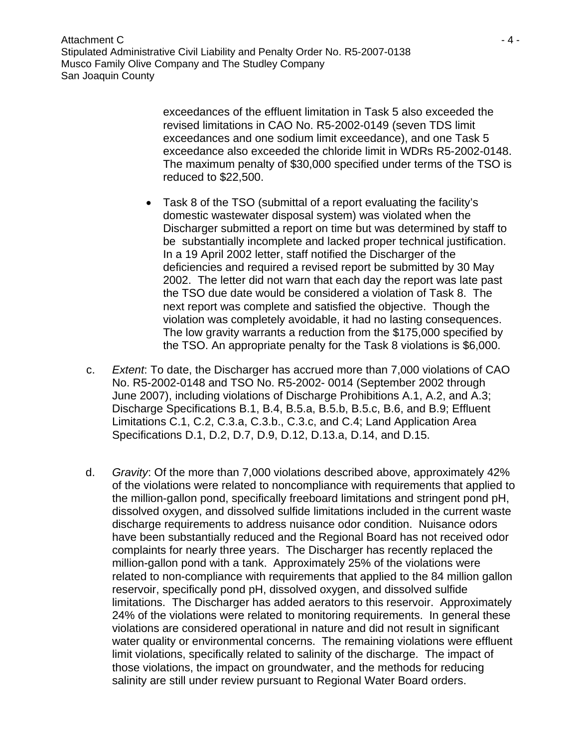exceedances of the effluent limitation in Task 5 also exceeded the revised limitations in CAO No. R5-2002-0149 (seven TDS limit exceedances and one sodium limit exceedance), and one Task 5 exceedance also exceeded the chloride limit in WDRs R5-2002-0148. The maximum penalty of $30,000 specified under terms of the TSO is reduced to $22,500.

- Task 8 of the TSO (submittal of a report evaluating the facility's domestic wastewater disposal system) was violated when the Discharger submitted a report on time but was determined by staff to be substantially incomplete and lacked proper technical justification. In a 19 April 2002 letter, staff notified the Discharger of the deficiencies and required a revised report be submitted by 30 May 2002. The letter did not warn that each day the report was late past the TSO due date would be considered a violation of Task 8. The next report was complete and satisfied the objective. Though the violation was completely avoidable, it had no lasting consequences. The low gravity warrants a reduction from the $175,000 specified by the TSO. An appropriate penalty for the Task 8 violations is $6,000.

c. *Extent*: To date, the Discharger has accrued more than 7,000 violations of CAO No. R5-2002-0148 and TSO No. R5-2002- 0014 (September 2002 through June 2007), including violations of Discharge Prohibitions A.1, A.2, and A.3; Discharge Specifications B.1, B.4, B.5.a, B.5.b, B.5.c, B.6, and B.9; Effluent Limitations C.1, C.2, C.3.a, C.3.b., C.3.c, and C.4; Land Application Area Specifications D.1, D.2, D.7, D.9, D.12, D.13.a, D.14, and D.15.

d. *Gravity*: Of the more than 7,000 violations described above, approximately 42% of the violations were related to noncompliance with requirements that applied to the million-gallon pond, specifically freeboard limitations and stringent pond pH, dissolved oxygen, and dissolved sulfide limitations included in the current waste discharge requirements to address nuisance odor condition. Nuisance odors have been substantially reduced and the Regional Board has not received odor complaints for nearly three years. The Discharger has recently replaced the million-gallon pond with a tank. Approximately 25% of the violations were related to non-compliance with requirements that applied to the 84 million gallon reservoir, specifically pond pH, dissolved oxygen, and dissolved sulfide limitations. The Discharger has added aerators to this reservoir. Approximately 24% of the violations were related to monitoring requirements. In general these violations are considered operational in nature and did not result in significant water quality or environmental concerns. The remaining violations were effluent limit violations, specifically related to salinity of the discharge. The impact of those violations, the impact on groundwater, and the methods for reducing salinity are still under review pursuant to Regional Water Board orders.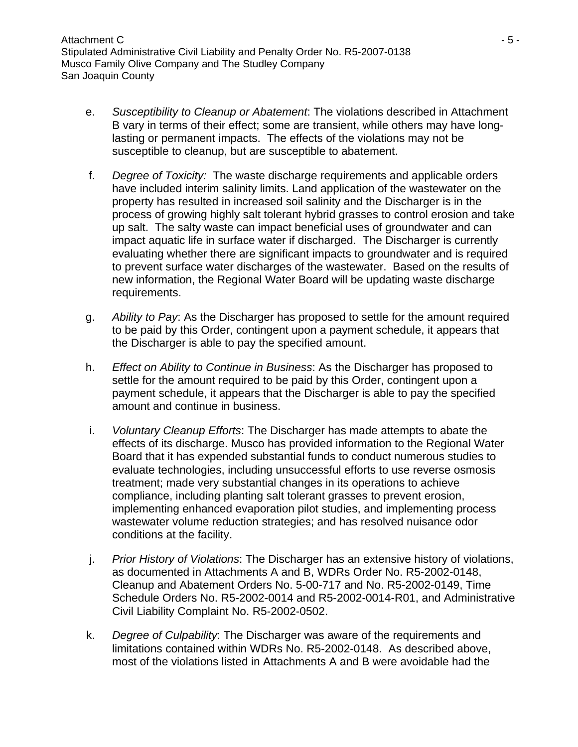e. *Susceptibility to Cleanup or Abatement*: The violations described in Attachment B vary in terms of their effect; some are transient, while others may have long-lasting or permanent impacts. The effects of the violations may not be susceptible to cleanup, but are susceptible to abatement.

f. *Degree of Toxicity:* The waste discharge requirements and applicable orders have included interim salinity limits. Land application of the wastewater on the property has resulted in increased soil salinity and the Discharger is in the process of growing highly salt tolerant hybrid grasses to control erosion and take up salt. The salty waste can impact beneficial uses of groundwater and can impact aquatic life in surface water if discharged. The Discharger is currently evaluating whether there are significant impacts to groundwater and is required to prevent surface water discharges of the wastewater. Based on the results of new information, the Regional Water Board will be updating waste discharge requirements.

g. *Ability to Pay*: As the Discharger has proposed to settle for the amount required to be paid by this Order, contingent upon a payment schedule, it appears that the Discharger is able to pay the specified amount.

h. *Effect on Ability to Continue in Business*: As the Discharger has proposed to settle for the amount required to be paid by this Order, contingent upon a payment schedule, it appears that the Discharger is able to pay the specified amount and continue in business.

i. *Voluntary Cleanup Efforts*: The Discharger has made attempts to abate the effects of its discharge. Musco has provided information to the Regional Water Board that it has expended substantial funds to conduct numerous studies to evaluate technologies, including unsuccessful efforts to use reverse osmosis treatment; made very substantial changes in its operations to achieve compliance, including planting salt tolerant grasses to prevent erosion, implementing enhanced evaporation pilot studies, and implementing process wastewater volume reduction strategies; and has resolved nuisance odor conditions at the facility.

j. *Prior History of Violations*: The Discharger has an extensive history of violations, as documented in Attachments A and B, WDRs Order No. R5-2002-0148, Cleanup and Abatement Orders No. 5-00-717 and No. R5-2002-0149, Time Schedule Orders No. R5-2002-0014 and R5-2002-0014-R01, and Administrative Civil Liability Complaint No. R5-2002-0502.

k. *Degree of Culpability*: The Discharger was aware of the requirements and limitations contained within WDRs No. R5-2002-0148. As described above, most of the violations listed in Attachments A and B were avoidable had the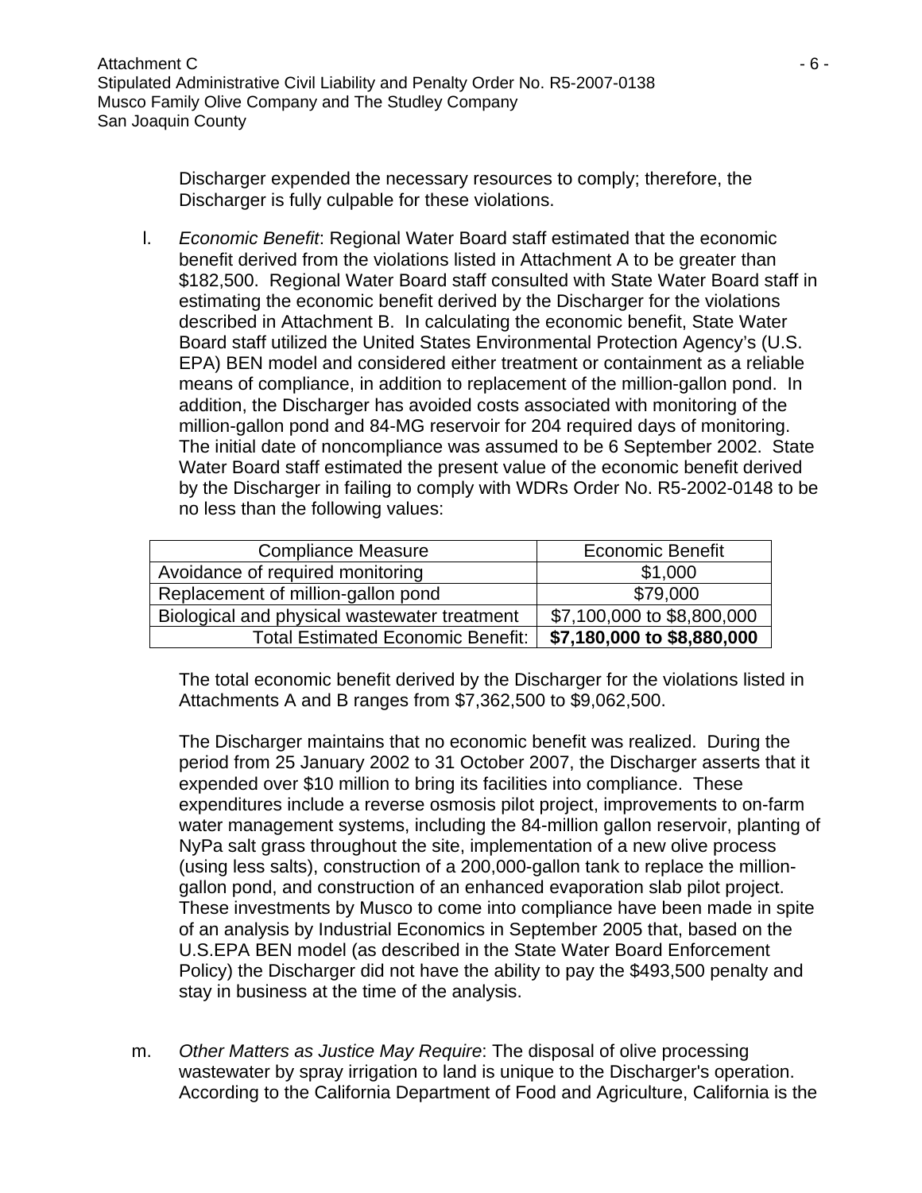Discharger expended the necessary resources to comply; therefore, the Discharger is fully culpable for these violations.

l. *Economic Benefit*: Regional Water Board staff estimated that the economic benefit derived from the violations listed in Attachment A to be greater than $182,500. Regional Water Board staff consulted with State Water Board staff in estimating the economic benefit derived by the Discharger for the violations described in Attachment B. In calculating the economic benefit, State Water Board staff utilized the United States Environmental Protection Agency's (U.S. EPA) BEN model and considered either treatment or containment as a reliable means of compliance, in addition to replacement of the million-gallon pond. In addition, the Discharger has avoided costs associated with monitoring of the million-gallon pond and 84-MG reservoir for 204 required days of monitoring. The initial date of noncompliance was assumed to be 6 September 2002. State Water Board staff estimated the present value of the economic benefit derived by the Discharger in failing to comply with WDRs Order No. R5-2002-0148 to be no less than the following values:

| Compliance Measure | Economic Benefit |
|---|---|
| Avoidance of required monitoring | $1,000 |
| Replacement of million-gallon pond | $79,000 |
| Biological and physical wastewater treatment | $7,100,000 to $8,800,000 |
| Total Estimated Economic Benefit: | **$7,180,000 to $8,880,000** |

The total economic benefit derived by the Discharger for the violations listed in Attachments A and B ranges from $7,362,500 to $9,062,500.

The Discharger maintains that no economic benefit was realized. During the period from 25 January 2002 to 31 October 2007, the Discharger asserts that it expended over $10 million to bring its facilities into compliance. These expenditures include a reverse osmosis pilot project, improvements to on-farm water management systems, including the 84-million gallon reservoir, planting of NyPa salt grass throughout the site, implementation of a new olive process (using less salts), construction of a 200,000-gallon tank to replace the million-gallon pond, and construction of an enhanced evaporation slab pilot project. These investments by Musco to come into compliance have been made in spite of an analysis by Industrial Economics in September 2005 that, based on the U.S.EPA BEN model (as described in the State Water Board Enforcement Policy) the Discharger did not have the ability to pay the $493,500 penalty and stay in business at the time of the analysis.

m. *Other Matters as Justice May Require*: The disposal of olive processing wastewater by spray irrigation to land is unique to the Discharger's operation. According to the California Department of Food and Agriculture, California is the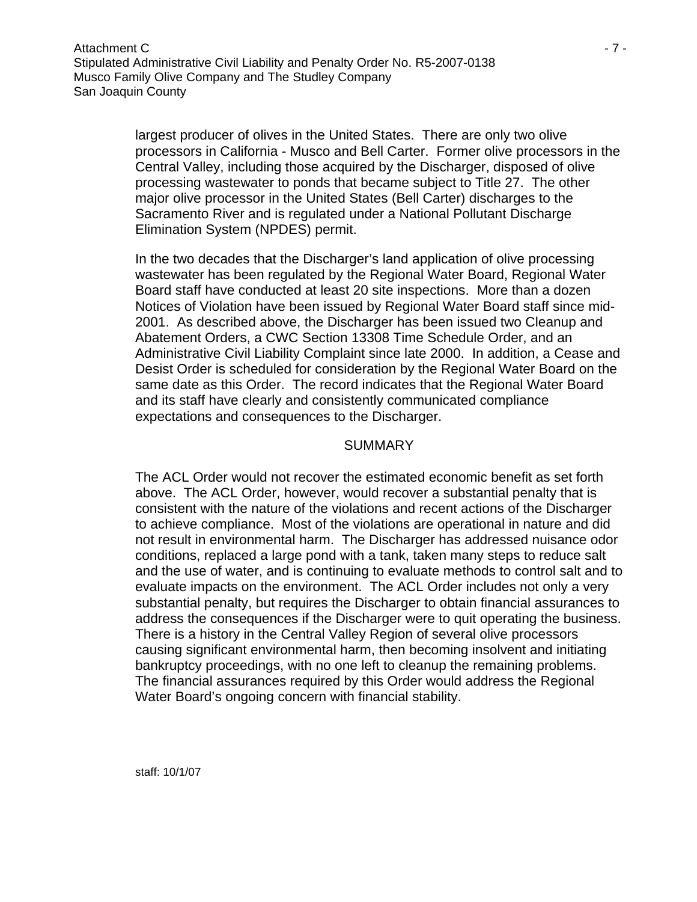largest producer of olives in the United States. There are only two olive processors in California - Musco and Bell Carter. Former olive processors in the Central Valley, including those acquired by the Discharger, disposed of olive processing wastewater to ponds that became subject to Title 27. The other major olive processor in the United States (Bell Carter) discharges to the Sacramento River and is regulated under a National Pollutant Discharge Elimination System (NPDES) permit.

In the two decades that the Discharger's land application of olive processing wastewater has been regulated by the Regional Water Board, Regional Water Board staff have conducted at least 20 site inspections. More than a dozen Notices of Violation have been issued by Regional Water Board staff since mid-2001. As described above, the Discharger has been issued two Cleanup and Abatement Orders, a CWC Section 13308 Time Schedule Order, and an Administrative Civil Liability Complaint since late 2000. In addition, a Cease and Desist Order is scheduled for consideration by the Regional Water Board on the same date as this Order. The record indicates that the Regional Water Board and its staff have clearly and consistently communicated compliance expectations and consequences to the Discharger.

## SUMMARY

The ACL Order would not recover the estimated economic benefit as set forth above. The ACL Order, however, would recover a substantial penalty that is consistent with the nature of the violations and recent actions of the Discharger to achieve compliance. Most of the violations are operational in nature and did not result in environmental harm. The Discharger has addressed nuisance odor conditions, replaced a large pond with a tank, taken many steps to reduce salt and the use of water, and is continuing to evaluate methods to control salt and to evaluate impacts on the environment. The ACL Order includes not only a very substantial penalty, but requires the Discharger to obtain financial assurances to address the consequences if the Discharger were to quit operating the business. There is a history in the Central Valley Region of several olive processors causing significant environmental harm, then becoming insolvent and initiating bankruptcy proceedings, with no one left to cleanup the remaining problems. The financial assurances required by this Order would address the Regional Water Board's ongoing concern with financial stability.

staff: 10/1/07